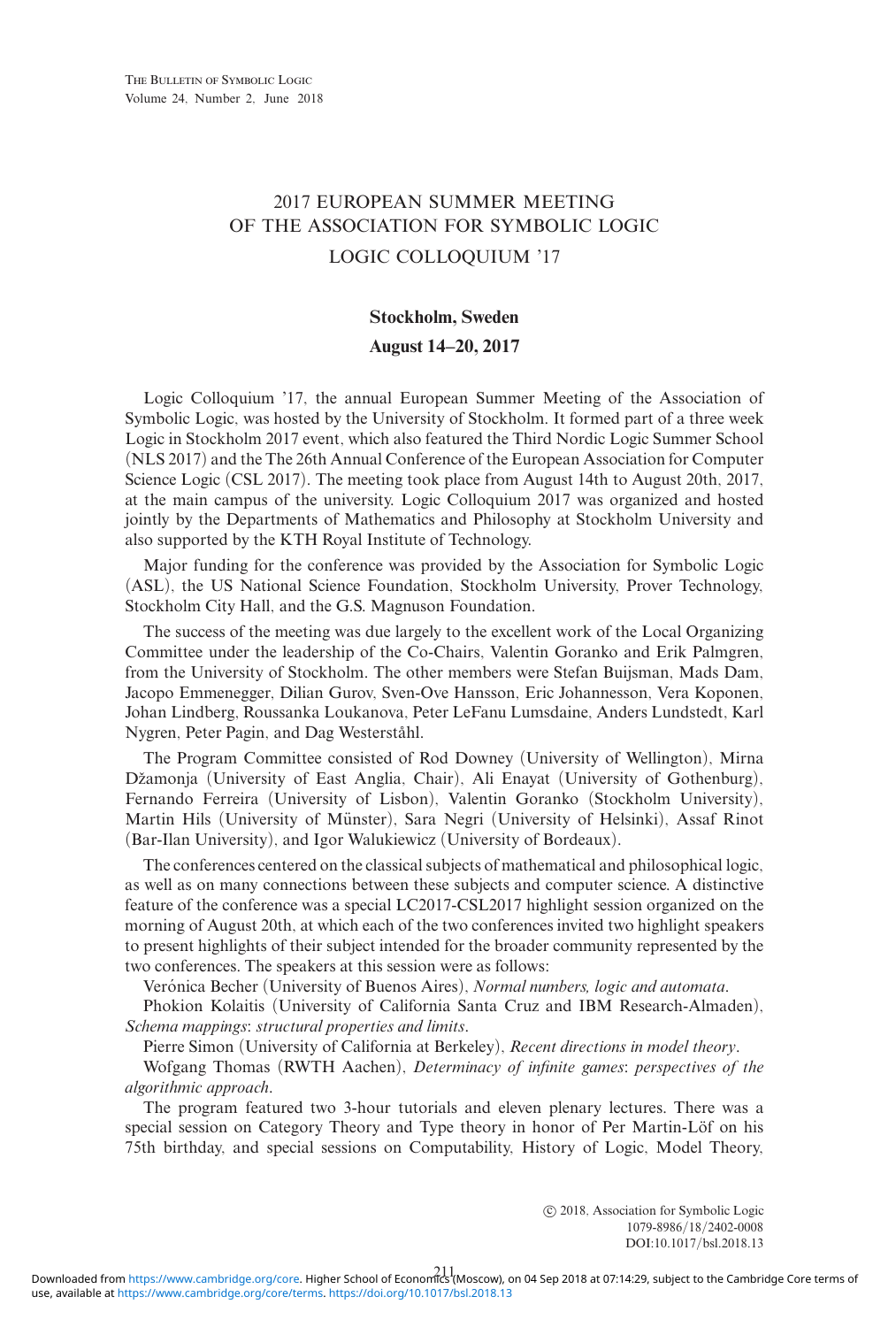# 2017 EUROPEAN SUMMER MEETING OF THE ASSOCIATION FOR SYMBOLIC LOGIC

## LOGIC COLLOQUIUM '17

**Stockholm, Sweden**

**August 14–20, 2017**

Logic Colloquium '17, the annual European Summer Meeting of the Association of Symbolic Logic, was hosted by the University of Stockholm. It formed part of a three week Logic in Stockholm 2017 event, which also featured the Third Nordic Logic Summer School (NLS 2017) and the The 26th Annual Conference of the European Association for Computer Science Logic (CSL 2017). The meeting took place from August 14th to August 20th, 2017, at the main campus of the university. Logic Colloquium 2017 was organized and hosted jointly by the Departments of Mathematics and Philosophy at Stockholm University and also supported by the KTH Royal Institute of Technology.

Major funding for the conference was provided by the Association for Symbolic Logic (ASL), the US National Science Foundation, Stockholm University, Prover Technology, Stockholm City Hall, and the G.S. Magnuson Foundation.

The success of the meeting was due largely to the excellent work of the Local Organizing Committee under the leadership of the Co-Chairs, Valentin Goranko and Erik Palmgren, from the University of Stockholm. The other members were Stefan Buijsman, Mads Dam, Jacopo Emmenegger, Dilian Gurov, Sven-Ove Hansson, Eric Johannesson, Vera Koponen, Johan Lindberg, Roussanka Loukanova, Peter LeFanu Lumsdaine, Anders Lundstedt, Karl Nygren, Peter Pagin, and Dag Westerståhl.

The Program Committee consisted of Rod Downey (University of Wellington), Mirna Džamonja (University of East Anglia, Chair), Ali Enayat (University of Gothenburg), Fernando Ferreira (University of Lisbon), Valentin Goranko (Stockholm University), Martin Hils (University of Münster), Sara Negri (University of Helsinki), Assaf Rinot (Bar-Ilan University), and Igor Walukiewicz (University of Bordeaux).

The conferences centered on the classical subjects of mathematical and philosophical logic, as well as on many connections between these subjects and computer science. A distinctive feature of the conference was a special LC2017-CSL2017 highlight session organized on the morning of August 20th, at which each of the two conferences invited two highlight speakers to present highlights of their subject intended for the broader community represented by the two conferences. The speakers at this session were as follows:

Verónica Becher (University of Buenos Aires), *Normal numbers, logic and automata*.

Phokion Kolaitis (University of California Santa Cruz and IBM Research-Almaden), *Schema mappings*: *structural properties and limits*.

Pierre Simon (University of California at Berkeley), *Recent directions in model theory*.

Wolfgang Thomas (RWTH Aachen), *Determinacy of infinite games*: *perspectives of the algorithmic approach*.

The program featured two 3-hour tutorials and eleven plenary lectures. There was a special session on Category Theory and Type theory in honor of Per Martin-Löf on his 75th birthday, and special sessions on Computability, History of Logic, Model Theory,

© 2018, Association for Symbolic Logic
1079-8986/18/2402-0008
DOI:10.1017/bsl.2018.13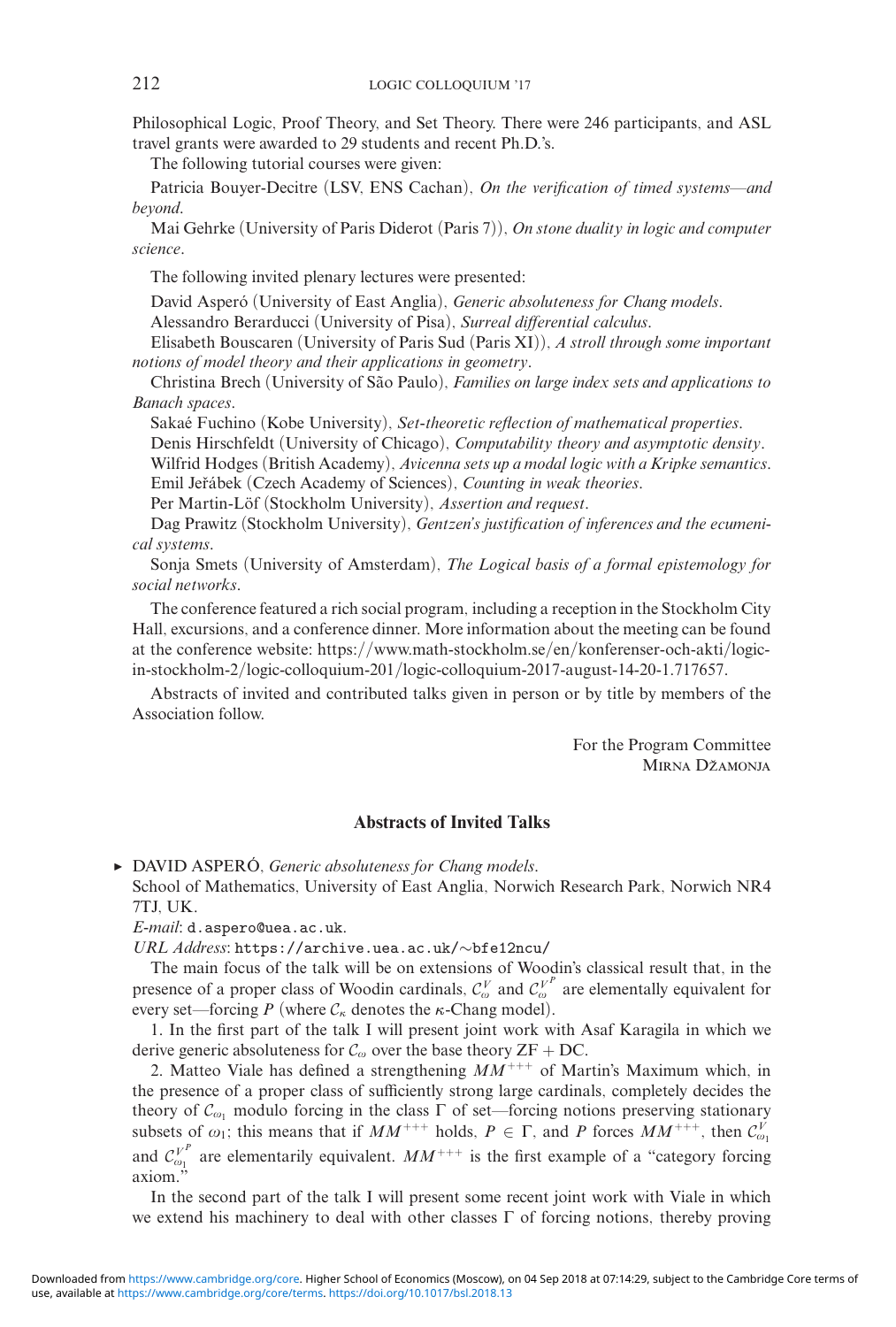Philosophical Logic, Proof Theory, and Set Theory. There were 246 participants, and ASL travel grants were awarded to 29 students and recent Ph.D.'s.

The following tutorial courses were given:

Patricia Bouyer-Decitre (LSV, ENS Cachan), *On the verification of timed systems—and beyond*.

Mai Gehrke (University of Paris Diderot (Paris 7)), *On stone duality in logic and computer science*.

The following invited plenary lectures were presented:

David Asperó (University of East Anglia), *Generic absoluteness for Chang models*.

Alessandro Berarducci (University of Pisa), *Surreal differential calculus*.

Elisabeth Bouscaren (University of Paris Sud (Paris XI)), *A stroll through some important notions of model theory and their applications in geometry*.

Christina Brech (University of São Paulo), *Families on large index sets and applications to Banach spaces*.

Sakaé Fuchino (Kobe University), *Set-theoretic reflection of mathematical properties*.

Denis Hirschfeldt (University of Chicago), *Computability theory and asymptotic density*.

Wilfrid Hodges (British Academy), *Avicenna sets up a modal logic with a Kripke semantics*.

Emil Jeřábek (Czech Academy of Sciences), *Counting in weak theories*.

Per Martin-Löf (Stockholm University), *Assertion and request*.

Dag Prawitz (Stockholm University), *Gentzen's justification of inferences and the ecumenical systems*.

Sonja Smets (University of Amsterdam), *The Logical basis of a formal epistemology for social networks*.

The conference featured a rich social program, including a reception in the Stockholm City Hall, excursions, and a conference dinner. More information about the meeting can be found at the conference website: https://www.math-stockholm.se/en/konferenser-och-akti/logic-in-stockholm-2/logic-colloquium-201/logic-colloquium-2017-august-14-20-1.717657.

Abstracts of invited and contributed talks given in person or by title by members of the Association follow.

For the Program Committee
MIRNA DŽAMONJA

## Abstracts of Invited Talks

► DAVID ASPERÓ, *Generic absoluteness for Chang models*.
School of Mathematics, University of East Anglia, Norwich Research Park, Norwich NR4 7TJ, UK.
*E-mail*: d.aspero@uea.ac.uk.
*URL Address*: https://archive.uea.ac.uk/~bfe12ncu/

The main focus of the talk will be on extensions of Woodin's classical result that, in the presence of a proper class of Woodin cardinals, $\mathcal{C}_\omega^V$ and $\mathcal{C}_\omega^{V^P}$ are elementally equivalent for every set—forcing $P$ (where $\mathcal{C}_\kappa$ denotes the $\kappa$-Chang model).

1. In the first part of the talk I will present joint work with Asaf Karagila in which we derive generic absoluteness for $\mathcal{C}_\omega$ over the base theory ZF + DC.

2. Matteo Viale has defined a strengthening $MM^{+++}$ of Martin's Maximum which, in the presence of a proper class of sufficiently strong large cardinals, completely decides the theory of $\mathcal{C}_{\omega_1}$ modulo forcing in the class $\Gamma$ of set—forcing notions preserving stationary subsets of $\omega_1$; this means that if $MM^{+++}$ holds, $P \in \Gamma$, and $P$ forces $MM^{+++}$, then $\mathcal{C}_{\omega_1}^V$ and $\mathcal{C}_{\omega_1}^{V^P}$ are elementarily equivalent. $MM^{+++}$ is the first example of a "category forcing axiom."

In the second part of the talk I will present some recent joint work with Viale in which we extend his machinery to deal with other classes $\Gamma$ of forcing notions, thereby proving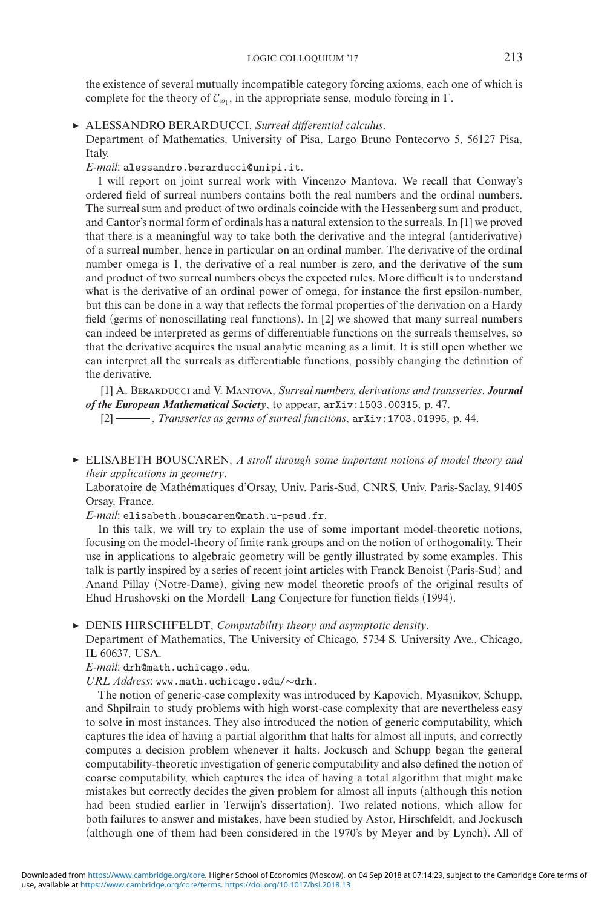the existence of several mutually incompatible category forcing axioms, each one of which is complete for the theory of $\mathcal{C}_{\omega_1}$, in the appropriate sense, modulo forcing in Γ.

▸ ALESSANDRO BERARDUCCI, *Surreal differential calculus*.
Department of Mathematics, University of Pisa, Largo Bruno Pontecorvo 5, 56127 Pisa, Italy.
*E-mail*: alessandro.berarducci@unipi.it.

I will report on joint surreal work with Vincenzo Mantova. We recall that Conway's ordered field of surreal numbers contains both the real numbers and the ordinal numbers. The surreal sum and product of two ordinals coincide with the Hessenberg sum and product, and Cantor's normal form of ordinals has a natural extension to the surreals. In [1] we proved that there is a meaningful way to take both the derivative and the integral (antiderivative) of a surreal number, hence in particular on an ordinal number. The derivative of the ordinal number omega is 1, the derivative of a real number is zero, and the derivative of the sum and product of two surreal numbers obeys the expected rules. More difficult is to understand what is the derivative of an ordinal power of omega, for instance the first epsilon-number, but this can be done in a way that reflects the formal properties of the derivation on a Hardy field (germs of nonoscillating real functions). In [2] we showed that many surreal numbers can indeed be interpreted as germs of differentiable functions on the surreals themselves, so that the derivative acquires the usual analytic meaning as a limit. It is still open whether we can interpret all the surreals as differentiable functions, possibly changing the definition of the derivative.

[1] A. Berarducci and V. Mantova, *Surreal numbers, derivations and transseries*. ***Journal of the European Mathematical Society***, to appear, arXiv:1503.00315, p. 47.

[2] ———, *Transseries as germs of surreal functions*, arXiv:1703.01995, p. 44.

▸ ELISABETH BOUSCAREN, *A stroll through some important notions of model theory and their applications in geometry*.
Laboratoire de Mathématiques d'Orsay, Univ. Paris-Sud, CNRS, Univ. Paris-Saclay, 91405 Orsay, France.
*E-mail*: elisabeth.bouscaren@math.u-psud.fr.

In this talk, we will try to explain the use of some important model-theoretic notions, focusing on the model-theory of finite rank groups and on the notion of orthogonality. Their use in applications to algebraic geometry will be gently illustrated by some examples. This talk is partly inspired by a series of recent joint articles with Franck Benoist (Paris-Sud) and Anand Pillay (Notre-Dame), giving new model theoretic proofs of the original results of Ehud Hrushovski on the Mordell–Lang Conjecture for function fields (1994).

▸ DENIS HIRSCHFELDT, *Computability theory and asymptotic density*.
Department of Mathematics, The University of Chicago, 5734 S. University Ave., Chicago, IL 60637, USA.
*E-mail*: drh@math.uchicago.edu.
*URL Address*: www.math.uchicago.edu/∼drh.

The notion of generic-case complexity was introduced by Kapovich, Myasnikov, Schupp, and Shpilrain to study problems with high worst-case complexity that are nevertheless easy to solve in most instances. They also introduced the notion of generic computability, which captures the idea of having a partial algorithm that halts for almost all inputs, and correctly computes a decision problem whenever it halts. Jockusch and Schupp began the general computability-theoretic investigation of generic computability and also defined the notion of coarse computability, which captures the idea of having a total algorithm that might make mistakes but correctly decides the given problem for almost all inputs (although this notion had been studied earlier in Terwijn's dissertation). Two related notions, which allow for both failures to answer and mistakes, have been studied by Astor, Hirschfeldt, and Jockusch (although one of them had been considered in the 1970's by Meyer and by Lynch). All of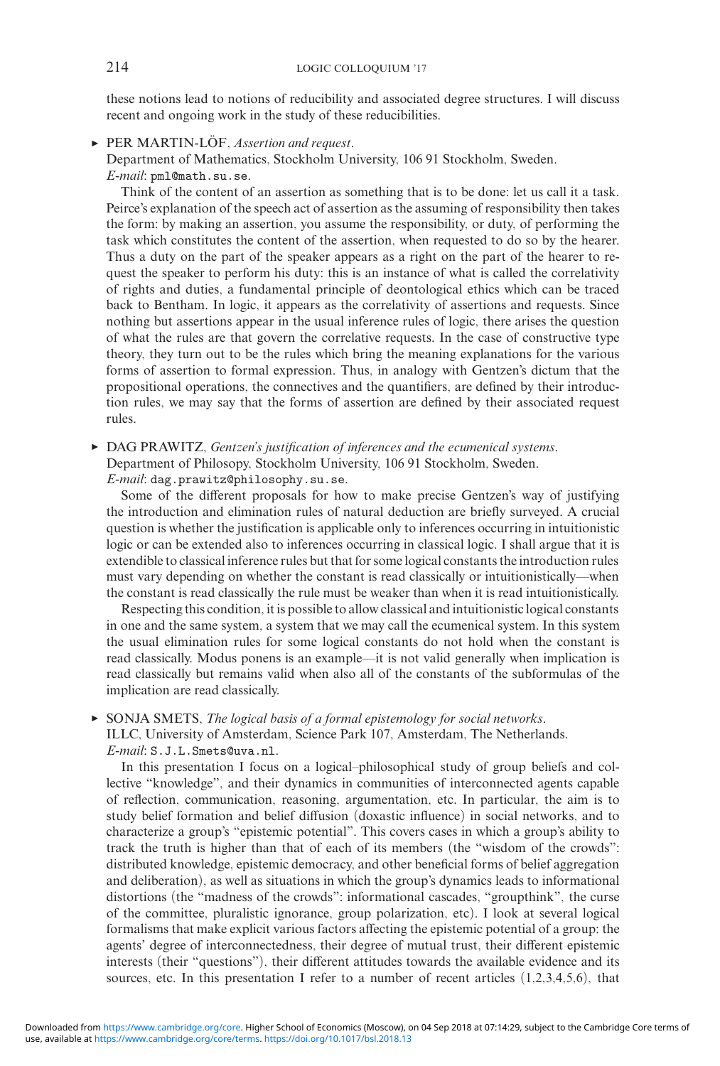these notions lead to notions of reducibility and associated degree structures. I will discuss recent and ongoing work in the study of these reducibilities.

► PER MARTIN-LÖF, *Assertion and request*.
Department of Mathematics, Stockholm University, 106 91 Stockholm, Sweden.
*E-mail*: pml@math.su.se.

Think of the content of an assertion as something that is to be done: let us call it a task. Peirce's explanation of the speech act of assertion as the assuming of responsibility then takes the form: by making an assertion, you assume the responsibility, or duty, of performing the task which constitutes the content of the assertion, when requested to do so by the hearer. Thus a duty on the part of the speaker appears as a right on the part of the hearer to request the speaker to perform his duty: this is an instance of what is called the correlativity of rights and duties, a fundamental principle of deontological ethics which can be traced back to Bentham. In logic, it appears as the correlativity of assertions and requests. Since nothing but assertions appear in the usual inference rules of logic, there arises the question of what the rules are that govern the correlative requests. In the case of constructive type theory, they turn out to be the rules which bring the meaning explanations for the various forms of assertion to formal expression. Thus, in analogy with Gentzen's dictum that the propositional operations, the connectives and the quantifiers, are defined by their introduction rules, we may say that the forms of assertion are defined by their associated request rules.

► DAG PRAWITZ, *Gentzen's justification of inferences and the ecumenical systems*.
Department of Philosophy, Stockholm University, 106 91 Stockholm, Sweden.
*E-mail*: dag.prawitz@philosophy.su.se.

Some of the different proposals for how to make precise Gentzen's way of justifying the introduction and elimination rules of natural deduction are briefly surveyed. A crucial question is whether the justification is applicable only to inferences occurring in intuitionistic logic or can be extended also to inferences occurring in classical logic. I shall argue that it is extendible to classical inference rules but that for some logical constants the introduction rules must vary depending on whether the constant is read classically or intuitionistically—when the constant is read classically the rule must be weaker than when it is read intuitionistically.

Respecting this condition, it is possible to allow classical and intuitionistic logical constants in one and the same system, a system that we may call the ecumenical system. In this system the usual elimination rules for some logical constants do not hold when the constant is read classically. Modus ponens is an example—it is not valid generally when implication is read classically but remains valid when also all of the constants of the subformulas of the implication are read classically.

► SONJA SMETS, *The logical basis of a formal epistemology for social networks*.
ILLC, University of Amsterdam, Science Park 107, Amsterdam, The Netherlands.
*E-mail*: S.J.L.Smets@uva.nl.

In this presentation I focus on a logical–philosophical study of group beliefs and collective "knowledge", and their dynamics in communities of interconnected agents capable of reflection, communication, reasoning, argumentation, etc. In particular, the aim is to study belief formation and belief diffusion (doxastic influence) in social networks, and to characterize a group's "epistemic potential". This covers cases in which a group's ability to track the truth is higher than that of each of its members (the "wisdom of the crowds": distributed knowledge, epistemic democracy, and other beneficial forms of belief aggregation and deliberation), as well as situations in which the group's dynamics leads to informational distortions (the "madness of the crowds": informational cascades, "groupthink", the curse of the committee, pluralistic ignorance, group polarization, etc). I look at several logical formalisms that make explicit various factors affecting the epistemic potential of a group: the agents' degree of interconnectedness, their degree of mutual trust, their different epistemic interests (their "questions"), their different attitudes towards the available evidence and its sources, etc. In this presentation I refer to a number of recent articles (1,2,3,4,5,6), that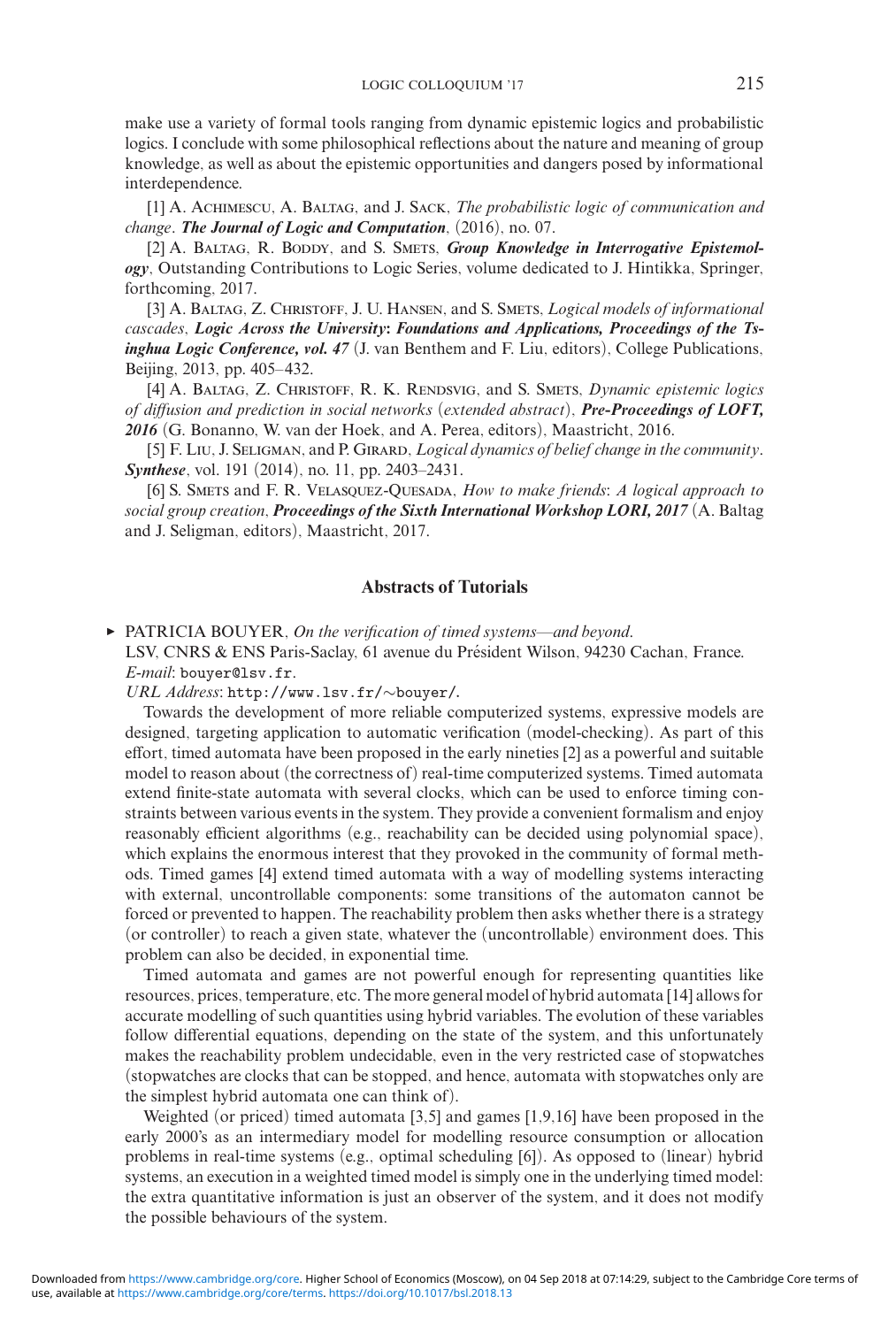make use a variety of formal tools ranging from dynamic epistemic logics and probabilistic logics. I conclude with some philosophical reflections about the nature and meaning of group knowledge, as well as about the epistemic opportunities and dangers posed by informational interdependence.

[1] A. Achimescu, A. Baltag, and J. Sack, *The probabilistic logic of communication and change*. ***The Journal of Logic and Computation***, (2016), no. 07.

[2] A. Baltag, R. Boddy, and S. Smets, ***Group Knowledge in Interrogative Epistemology***, Outstanding Contributions to Logic Series, volume dedicated to J. Hintikka, Springer, forthcoming, 2017.

[3] A. Baltag, Z. Christoff, J. U. Hansen, and S. Smets, *Logical models of informational cascades*, ***Logic Across the University: Foundations and Applications, Proceedings of the Tsinghua Logic Conference, vol. 47*** (J. van Benthem and F. Liu, editors), College Publications, Beijing, 2013, pp. 405–432.

[4] A. Baltag, Z. Christoff, R. K. Rendsvig, and S. Smets, *Dynamic epistemic logics of diffusion and prediction in social networks (extended abstract)*, ***Pre-Proceedings of LOFT, 2016*** (G. Bonanno, W. van der Hoek, and A. Perea, editors), Maastricht, 2016.

[5] F. Liu, J. Seligman, and P. Girard, *Logical dynamics of belief change in the community*. ***Synthese***, vol. 191 (2014), no. 11, pp. 2403–2431.

[6] S. Smets and F. R. Velasquez-Quesada, *How to make friends: A logical approach to social group creation*, ***Proceedings of the Sixth International Workshop LORI, 2017*** (A. Baltag and J. Seligman, editors), Maastricht, 2017.

## Abstracts of Tutorials

▸ PATRICIA BOUYER, *On the verification of timed systems—and beyond*.
LSV, CNRS & ENS Paris-Saclay, 61 avenue du Président Wilson, 94230 Cachan, France.
*E-mail*: bouyer@lsv.fr.
*URL Address*: http://www.lsv.fr/~bouyer/.

Towards the development of more reliable computerized systems, expressive models are designed, targeting application to automatic verification (model-checking). As part of this effort, timed automata have been proposed in the early nineties [2] as a powerful and suitable model to reason about (the correctness of) real-time computerized systems. Timed automata extend finite-state automata with several clocks, which can be used to enforce timing constraints between various events in the system. They provide a convenient formalism and enjoy reasonably efficient algorithms (e.g., reachability can be decided using polynomial space), which explains the enormous interest that they provoked in the community of formal methods. Timed games [4] extend timed automata with a way of modelling systems interacting with external, uncontrollable components: some transitions of the automaton cannot be forced or prevented to happen. The reachability problem then asks whether there is a strategy (or controller) to reach a given state, whatever the (uncontrollable) environment does. This problem can also be decided, in exponential time.

Timed automata and games are not powerful enough for representing quantities like resources, prices, temperature, etc. The more general model of hybrid automata [14] allows for accurate modelling of such quantities using hybrid variables. The evolution of these variables follow differential equations, depending on the state of the system, and this unfortunately makes the reachability problem undecidable, even in the very restricted case of stopwatches (stopwatches are clocks that can be stopped, and hence, automata with stopwatches only are the simplest hybrid automata one can think of).

Weighted (or priced) timed automata [3,5] and games [1,9,16] have been proposed in the early 2000's as an intermediary model for modelling resource consumption or allocation problems in real-time systems (e.g., optimal scheduling [6]). As opposed to (linear) hybrid systems, an execution in a weighted timed model is simply one in the underlying timed model: the extra quantitative information is just an observer of the system, and it does not modify the possible behaviours of the system.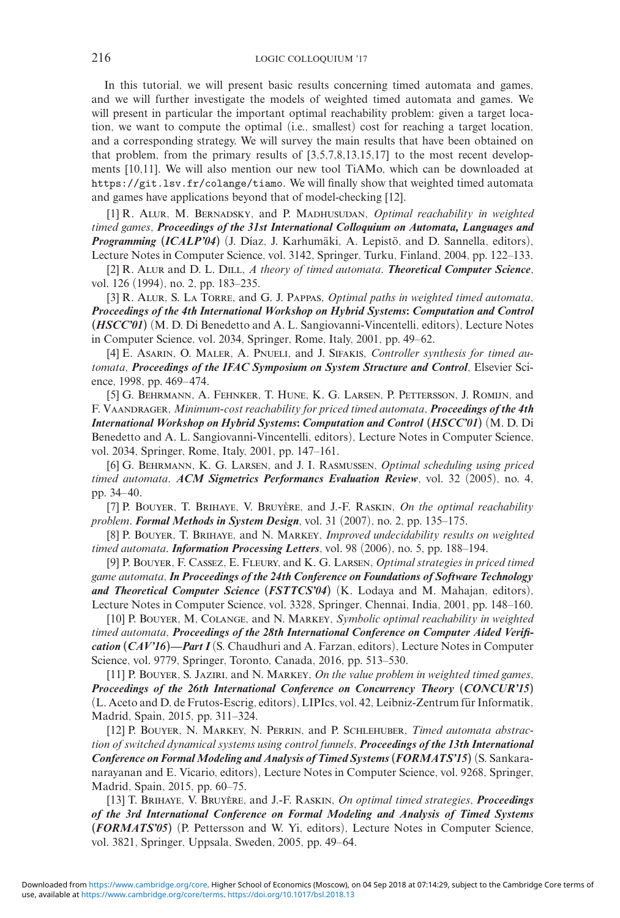In this tutorial, we will present basic results concerning timed automata and games, and we will further investigate the models of weighted timed automata and games. We will present in particular the important optimal reachability problem: given a target location, we want to compute the optimal (i.e., smallest) cost for reaching a target location, and a corresponding strategy. We will survey the main results that have been obtained on that problem, from the primary results of [3,5,7,8,13,15,17] to the most recent developments [10,11]. We will also mention our new tool TiAMo, which can be downloaded at https://git.lsv.fr/colange/tiamo. We will finally show that weighted timed automata and games have applications beyond that of model-checking [12].

[1] R. Alur, M. Bernadsky, and P. Madhusudan, *Optimal reachability in weighted timed games*, ***Proceedings of the 31st International Colloquium on Automata, Languages and Programming (ICALP'04)*** (J. Díaz, J. Karhumäki, A. Lepistö, and D. Sannella, editors), Lecture Notes in Computer Science, vol. 3142, Springer, Turku, Finland, 2004, pp. 122–133.

[2] R. Alur and D. L. Dill, *A theory of timed automata*. ***Theoretical Computer Science***, vol. 126 (1994), no. 2, pp. 183–235.

[3] R. Alur, S. La Torre, and G. J. Pappas, *Optimal paths in weighted timed automata*, ***Proceedings of the 4th International Workshop on Hybrid Systems: Computation and Control (HSCC'01)*** (M. D. Di Benedetto and A. L. Sangiovanni-Vincentelli, editors), Lecture Notes in Computer Science, vol. 2034, Springer, Rome, Italy, 2001, pp. 49–62.

[4] E. Asarin, O. Maler, A. Pnueli, and J. Sifakis, *Controller synthesis for timed automata*, ***Proceedings of the IFAC Symposium on System Structure and Control***, Elsevier Science, 1998, pp. 469–474.

[5] G. Behrmann, A. Fehnker, T. Hune, K. G. Larsen, P. Pettersson, J. Romijn, and F. Vaandrager, *Minimum-cost reachability for priced timed automata*, ***Proceedings of the 4th International Workshop on Hybrid Systems: Computation and Control (HSCC'01)*** (M. D. Di Benedetto and A. L. Sangiovanni-Vincentelli, editors), Lecture Notes in Computer Science, vol. 2034, Springer, Rome, Italy, 2001, pp. 147–161.

[6] G. Behrmann, K. G. Larsen, and J. I. Rasmussen, *Optimal scheduling using priced timed automata*. ***ACM Sigmetrics Performances Evaluation Review***, vol. 32 (2005), no. 4, pp. 34–40.

[7] P. Bouyer, T. Brihaye, V. Bruyère, and J.-F. Raskin, *On the optimal reachability problem*. ***Formal Methods in System Design***, vol. 31 (2007), no. 2, pp. 135–175.

[8] P. Bouyer, T. Brihaye, and N. Markey, *Improved undecidability results on weighted timed automata*. ***Information Processing Letters***, vol. 98 (2006), no. 5, pp. 188–194.

[9] P. Bouyer, F. Cassez, E. Fleury, and K. G. Larsen, *Optimal strategies in priced timed game automata*, ***In Proceedings of the 24th Conference on Foundations of Software Technology and Theoretical Computer Science (FSTTCS'04)*** (K. Lodaya and M. Mahajan, editors), Lecture Notes in Computer Science, vol. 3328, Springer, Chennai, India, 2001, pp. 148–160.

[10] P. Bouyer, M. Colange, and N. Markey, *Symbolic optimal reachability in weighted timed automata*, ***Proceedings of the 28th International Conference on Computer Aided Verification (CAV'16)—Part I*** (S. Chaudhuri and A. Farzan, editors), Lecture Notes in Computer Science, vol. 9779, Springer, Toronto, Canada, 2016, pp. 513–530.

[11] P. Bouyer, S. Jaziri, and N. Markey, *On the value problem in weighted timed games*, ***Proceedings of the 26th International Conference on Concurrency Theory (CONCUR'15)*** (L. Aceto and D. de Frutos-Escrig, editors), LIPIcs, vol. 42, Leibniz-Zentrum für Informatik, Madrid, Spain, 2015, pp. 311–324.

[12] P. Bouyer, N. Markey, N. Perrin, and P. Schlehuber, *Timed automata abstraction of switched dynamical systems using control funnels*, ***Proceedings of the 13th International Conference on Formal Modeling and Analysis of Timed Systems (FORMATS'15)*** (S. Sankaranarayanan and E. Vicario, editors), Lecture Notes in Computer Science, vol. 9268, Springer, Madrid, Spain, 2015, pp. 60–75.

[13] T. Brihaye, V. Bruyère, and J.-F. Raskin, *On optimal timed strategies*, ***Proceedings of the 3rd International Conference on Formal Modeling and Analysis of Timed Systems (FORMATS'05)*** (P. Pettersson and W. Yi, editors), Lecture Notes in Computer Science, vol. 3821, Springer, Uppsala, Sweden, 2005, pp. 49–64.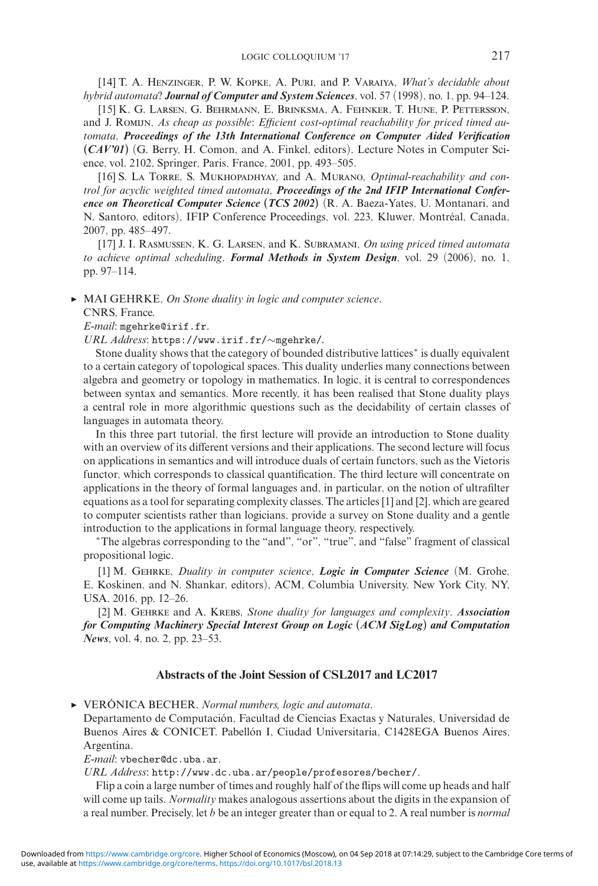[14] T. A. Henzinger, P. W. Kopke, A. Puri, and P. Varaiya, *What's decidable about hybrid automata*? ***Journal of Computer and System Sciences***, vol. 57 (1998), no. 1, pp. 94–124.

[15] K. G. Larsen, G. Behrmann, E. Brinksma, A. Fehnker, T. Hune, P. Pettersson, and J. Romijn, *As cheap as possible*: *Efficient cost-optimal reachability for priced timed automata*, ***Proceedings of the 13th International Conference on Computer Aided Verification (CAV'01)*** (G. Berry, H. Comon, and A. Finkel, editors), Lecture Notes in Computer Science, vol. 2102, Springer, Paris, France, 2001, pp. 493–505.

[16] S. La Torre, S. Mukhopadhyay, and A. Murano, *Optimal-reachability and control for acyclic weighted timed automata*, ***Proceedings of the 2nd IFIP International Conference on Theoretical Computer Science (TCS 2002)*** (R. A. Baeza-Yates, U. Montanari, and N. Santoro, editors), IFIP Conference Proceedings, vol. 223, Kluwer, Montréal, Canada, 2007, pp. 485–497.

[17] J. I. Rasmussen, K. G. Larsen, and K. Subramani, *On using priced timed automata to achieve optimal scheduling*. ***Formal Methods in System Design***, vol. 29 (2006), no. 1, pp. 97–114.

► MAI GEHRKE, *On Stone duality in logic and computer science*.
CNRS, France.
*E-mail*: mgehrke@irif.fr.
*URL Address*: https://www.irif.fr/~mgehrke/.

Stone duality shows that the category of bounded distributive lattices* is dually equivalent to a certain category of topological spaces. This duality underlies many connections between algebra and geometry or topology in mathematics. In logic, it is central to correspondences between syntax and semantics. More recently, it has been realised that Stone duality plays a central role in more algorithmic questions such as the decidability of certain classes of languages in automata theory.

In this three part tutorial, the first lecture will provide an introduction to Stone duality with an overview of its different versions and their applications. The second lecture will focus on applications in semantics and will introduce duals of certain functors, such as the Vietoris functor, which corresponds to classical quantification. The third lecture will concentrate on applications in the theory of formal languages and, in particular, on the notion of ultrafilter equations as a tool for separating complexity classes. The articles [1] and [2], which are geared to computer scientists rather than logicians, provide a survey on Stone duality and a gentle introduction to the applications in formal language theory, respectively.

*The algebras corresponding to the "and", "or", "true", and "false" fragment of classical propositional logic.

[1] M. Gehrke, *Duality in computer science*, ***Logic in Computer Science*** (M. Grohe, E. Koskinen, and N. Shankar, editors), ACM, Columbia University, New York City, NY, USA, 2016, pp. 12–26.

[2] M. Gehrke and A. Krebs, *Stone duality for languages and complexity*. ***Association for Computing Machinery Special Interest Group on Logic (ACM SigLog) and Computation News***, vol. 4, no. 2, pp. 23–53.

## Abstracts of the Joint Session of CSL2017 and LC2017

► VERÓNICA BECHER, *Normal numbers, logic and automata*.
Departamento de Computación, Facultad de Ciencias Exactas y Naturales, Universidad de Buenos Aires & CONICET. Pabellón I, Ciudad Universitaria, C1428EGA Buenos Aires, Argentina.
*E-mail*: vbecher@dc.uba.ar.
*URL Address*: http://www.dc.uba.ar/people/profesores/becher/.

Flip a coin a large number of times and roughly half of the flips will come up heads and half will come up tails. *Normality* makes analogous assertions about the digits in the expansion of a real number. Precisely, let $b$ be an integer greater than or equal to 2. A real number is *normal*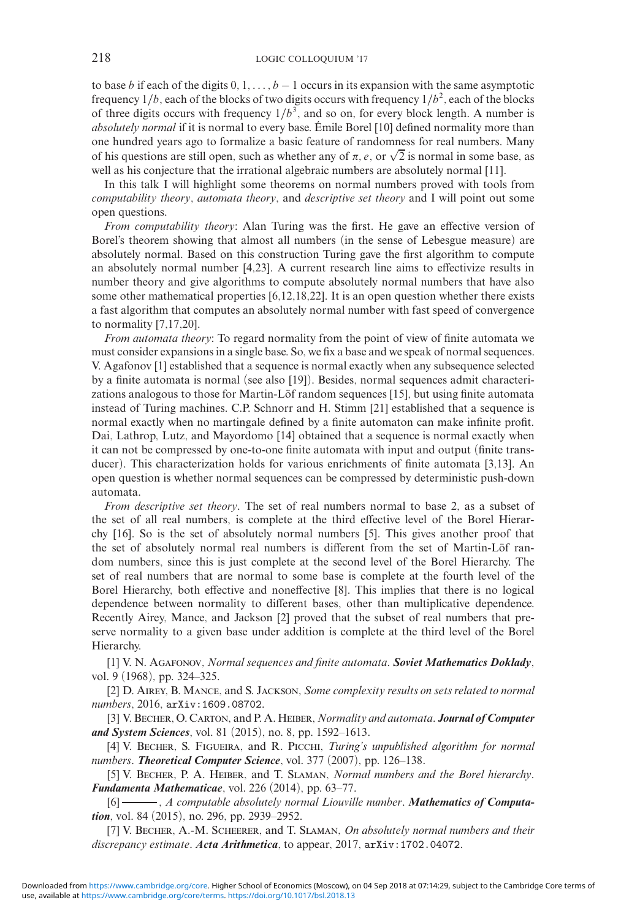to base $b$ if each of the digits $0, 1, \ldots, b-1$ occurs in its expansion with the same asymptotic frequency $1/b$, each of the blocks of two digits occurs with frequency $1/b^2$, each of the blocks of three digits occurs with frequency $1/b^3$, and so on, for every block length. A number is *absolutely normal* if it is normal to every base. Émile Borel [10] defined normality more than one hundred years ago to formalize a basic feature of randomness for real numbers. Many of his questions are still open, such as whether any of $\pi$, $e$, or $\sqrt{2}$ is normal in some base, as well as his conjecture that the irrational algebraic numbers are absolutely normal [11].

In this talk I will highlight some theorems on normal numbers proved with tools from *computability theory*, *automata theory*, and *descriptive set theory* and I will point out some open questions.

*From computability theory*: Alan Turing was the first. He gave an effective version of Borel's theorem showing that almost all numbers (in the sense of Lebesgue measure) are absolutely normal. Based on this construction Turing gave the first algorithm to compute an absolutely normal number [4,23]. A current research line aims to effectivize results in number theory and give algorithms to compute absolutely normal numbers that have also some other mathematical properties [6,12,18,22]. It is an open question whether there exists a fast algorithm that computes an absolutely normal number with fast speed of convergence to normality [7,17,20].

*From automata theory*: To regard normality from the point of view of finite automata we must consider expansions in a single base. So, we fix a base and we speak of normal sequences. V. Agafonov [1] established that a sequence is normal exactly when any subsequence selected by a finite automata is normal (see also [19]). Besides, normal sequences admit characterizations analogous to those for Martin-Löf random sequences [15], but using finite automata instead of Turing machines. C.P. Schnorr and H. Stimm [21] established that a sequence is normal exactly when no martingale defined by a finite automaton can make infinite profit. Dai, Lathrop, Lutz, and Mayordomo [14] obtained that a sequence is normal exactly when it can not be compressed by one-to-one finite automata with input and output (finite transducer). This characterization holds for various enrichments of finite automata [3,13]. An open question is whether normal sequences can be compressed by deterministic push-down automata.

*From descriptive set theory*. The set of real numbers normal to base 2, as a subset of the set of all real numbers, is complete at the third effective level of the Borel Hierarchy [16]. So is the set of absolutely normal numbers [5]. This gives another proof that the set of absolutely normal real numbers is different from the set of Martin-Löf random numbers, since this is just complete at the second level of the Borel Hierarchy. The set of real numbers that are normal to some base is complete at the fourth level of the Borel Hierarchy, both effective and noneffective [8]. This implies that there is no logical dependence between normality to different bases, other than multiplicative dependence. Recently Airey, Mance, and Jackson [2] proved that the subset of real numbers that preserve normality to a given base under addition is complete at the third level of the Borel Hierarchy.

[1] V. N. Agafonov, *Normal sequences and finite automata*. ***Soviet Mathematics Doklady***, vol. 9 (1968), pp. 324–325.

[2] D. Airey, B. Mance, and S. Jackson, *Some complexity results on sets related to normal numbers*, 2016, arXiv:1609.08702.

[3] V. Becher, O. Carton, and P. A. Heiber, *Normality and automata*. ***Journal of Computer and System Sciences***, vol. 81 (2015), no. 8, pp. 1592–1613.

[4] V. Becher, S. Figueira, and R. Picchi, *Turing's unpublished algorithm for normal numbers*. ***Theoretical Computer Science***, vol. 377 (2007), pp. 126–138.

[5] V. Becher, P. A. Heiber, and T. Slaman, *Normal numbers and the Borel hierarchy*. ***Fundamenta Mathematicae***, vol. 226 (2014), pp. 63–77.

[6] ———, *A computable absolutely normal Liouville number*. ***Mathematics of Computation***, vol. 84 (2015), no. 296, pp. 2939–2952.

[7] V. Becher, A.-M. Scheerer, and T. Slaman, *On absolutely normal numbers and their discrepancy estimate*. ***Acta Arithmetica***, to appear, 2017, arXiv:1702.04072.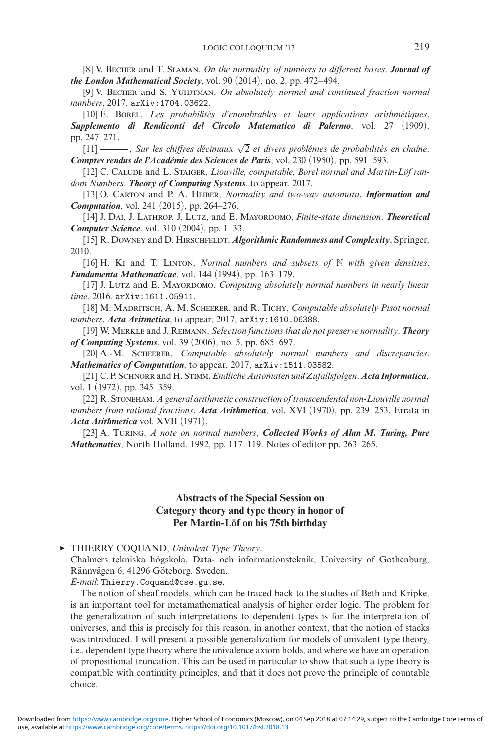[8] V. Becher and T. Slaman, *On the normality of numbers to different bases*. ***Journal of the London Mathematical Society***, vol. 90 (2014), no. 2, pp. 472–494.

[9] V. Becher and S. Yuhjtman, *On absolutely normal and continued fraction normal numbers*, 2017, arXiv:1704.03622.

[10] É. Borel, *Les probabilités d'enombrables et leurs applications arithmétiques*. ***Supplemento di Rendiconti del Circolo Matematico di Palermo***, vol. 27 (1909), pp. 247–271.

[11] ———, *Sur les chiffres décimaux* $\sqrt{2}$ *et divers problémes de probabilités en chaîne*. ***Comptes rendus de l'Académie des Sciences de Paris***, vol. 230 (1950), pp. 591–593.

[12] C. Calude and L. Staiger, *Liouville, computable, Borel normal and Martin-Löf random Numbers*. ***Theory of Computing Systems***, to appear, 2017.

[13] O. Carton and P. A. Heiber, *Normality and two-way automata*. ***Information and Computation***, vol. 241 (2015), pp. 264–276.

[14] J. Dai, J. Lathrop, J. Lutz, and E. Mayordomo, *Finite-state dimension*. ***Theoretical Computer Science***, vol. 310 (2004), pp. 1–33.

[15] R. Downey and D. Hirschfeldt, ***Algorithmic Randomness and Complexity***, Springer, 2010.

[16] H. Ki and T. Linton, *Normal numbers and subsets of* $\mathbb{N}$ *with given densities*. ***Fundamenta Mathematicae***, vol. 144 (1994), pp. 163–179.

[17] J. Lutz and E. Mayordomo. *Computing absolutely normal numbers in nearly linear time*, 2016, arXiv:1611.05911.

[18] M. Madritsch, A. M. Scheerer, and R. Tichy, *Computable absolutely Pisot normal numbers*. ***Acta Aritmetica***, to appear, 2017, arXiv:1610.06388.

[19] W. Merkle and J. Reimann, *Selection functions that do not preserve normality*. ***Theory of Computing Systems***, vol. 39 (2006), no. 5, pp. 685–697.

[20] A.-M. Scheerer, *Computable absolutely normal numbers and discrepancies*. ***Mathematics of Computation***, to appear, 2017, arXiv:1511.03582.

[21] C. P. Schnorr and H. Stimm, *Endliche Automaten und Zufallsfolgen*. ***Acta Informatica***, vol. 1 (1972), pp. 345–359.

[22] R. Stoneham, *A general arithmetic construction of transcendental non-Liouville normal numbers from rational fractions*. ***Acta Arithmetica***, vol. XVI (1970), pp. 239–253. Errata in ***Acta Arithmetica*** vol. XVII (1971).

[23] A. Turing, *A note on normal numbers*, ***Collected Works of Alan M. Turing, Pure Mathematics***, North Holland, 1992, pp. 117–119. Notes of editor pp. 263–265.

## Abstracts of the Special Session on Category theory and type theory in honor of Per Martin-Löf on his 75th birthday

▸ THIERRY COQUAND, *Univalent Type Theory*.
Chalmers tekniska högskola, Data- och informationsteknik, University of Gothenburg, Rännvägen 6, 41296 Göteborg, Sweden.
*E-mail*: Thierry.Coquand@cse.gu.se.

The notion of sheaf models, which can be traced back to the studies of Beth and Kripke, is an important tool for metamathematical analysis of higher order logic. The problem for the generalization of such interpretations to dependent types is for the interpretation of universes, and this is precisely for this reason, in another context, that the notion of stacks was introduced. I will present a possible generalization for models of univalent type theory, i.e., dependent type theory where the univalence axiom holds, and where we have an operation of propositional truncation. This can be used in particular to show that such a type theory is compatible with continuity principles, and that it does not prove the principle of countable choice.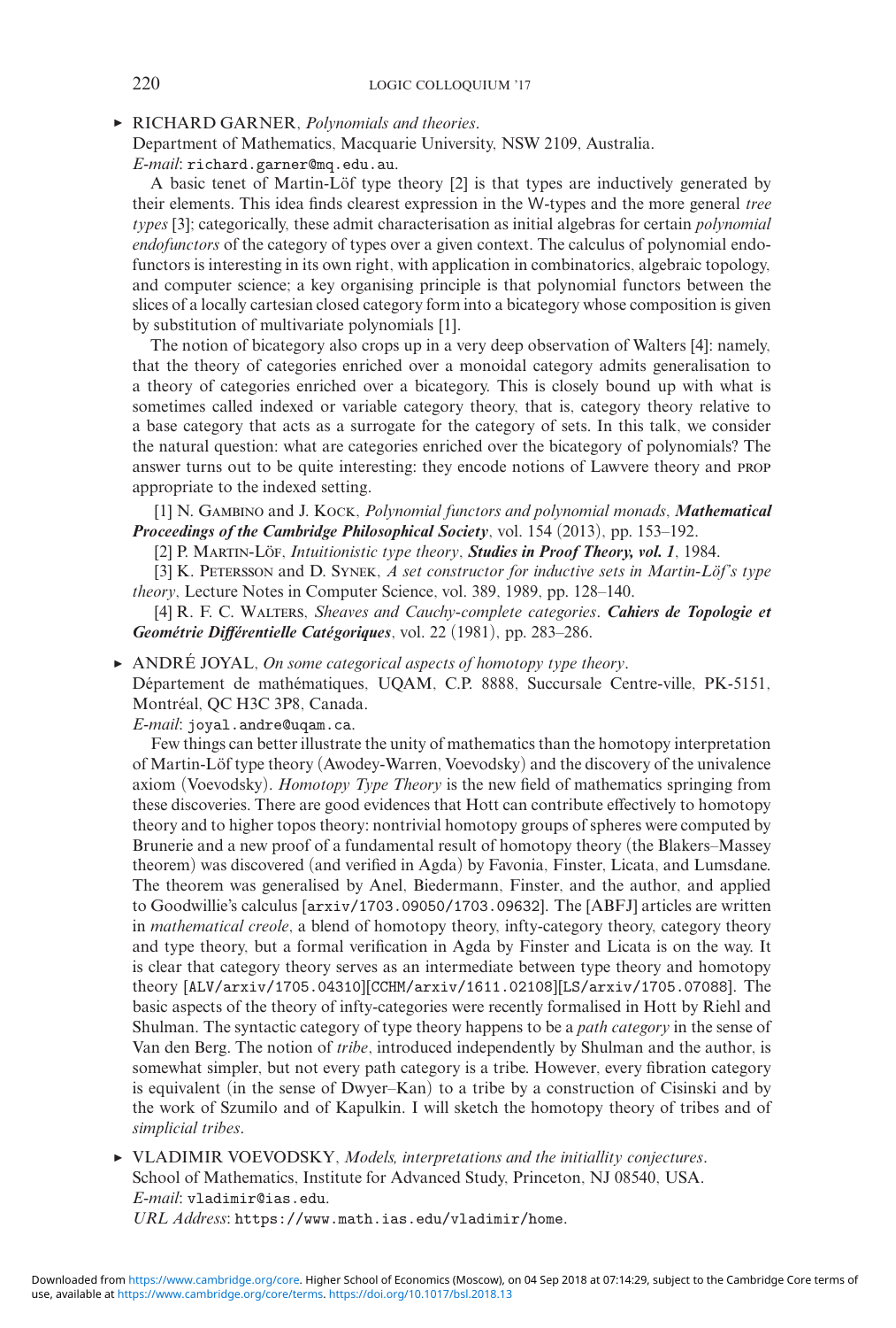► RICHARD GARNER, *Polynomials and theories*.
Department of Mathematics, Macquarie University, NSW 2109, Australia.
*E-mail*: richard.garner@mq.edu.au.

A basic tenet of Martin-Löf type theory [2] is that types are inductively generated by their elements. This idea finds clearest expression in the W-types and the more general *tree types* [3]; categorically, these admit characterisation as initial algebras for certain *polynomial endofunctors* of the category of types over a given context. The calculus of polynomial endofunctors is interesting in its own right, with application in combinatorics, algebraic topology, and computer science; a key organising principle is that polynomial functors between the slices of a locally cartesian closed category form into a bicategory whose composition is given by substitution of multivariate polynomials [1].

The notion of bicategory also crops up in a very deep observation of Walters [4]: namely, that the theory of categories enriched over a monoidal category admits generalisation to a theory of categories enriched over a bicategory. This is closely bound up with what is sometimes called indexed or variable category theory, that is, category theory relative to a base category that acts as a surrogate for the category of sets. In this talk, we consider the natural question: what are categories enriched over the bicategory of polynomials? The answer turns out to be quite interesting: they encode notions of Lawvere theory and PROP appropriate to the indexed setting.

[1] N. Gambino and J. Kock, *Polynomial functors and polynomial monads*, ***Mathematical Proceedings of the Cambridge Philosophical Society***, vol. 154 (2013), pp. 153–192.

[2] P. Martin-Löf, *Intuitionistic type theory*, ***Studies in Proof Theory, vol. 1***, 1984.

[3] K. Petersson and D. Synek, *A set constructor for inductive sets in Martin-Löf's type theory*, Lecture Notes in Computer Science, vol. 389, 1989, pp. 128–140.

[4] R. F. C. Walters, *Sheaves and Cauchy-complete categories*. ***Cahiers de Topologie et Geométrie Différentielle Catégoriques***, vol. 22 (1981), pp. 283–286.

► ANDRÉ JOYAL, *On some categorical aspects of homotopy type theory*.
Département de mathématiques, UQAM, C.P. 8888, Succursale Centre-ville, PK-5151, Montréal, QC H3C 3P8, Canada.
*E-mail*: joyal.andre@uqam.ca.

Few things can better illustrate the unity of mathematics than the homotopy interpretation of Martin-Löf type theory (Awodey-Warren, Voevodsky) and the discovery of the univalence axiom (Voevodsky). *Homotopy Type Theory* is the new field of mathematics springing from these discoveries. There are good evidences that Hott can contribute effectively to homotopy theory and to higher topos theory: nontrivial homotopy groups of spheres were computed by Brunerie and a new proof of a fundamental result of homotopy theory (the Blakers–Massey theorem) was discovered (and verified in Agda) by Favonia, Finster, Licata, and Lumsdane. The theorem was generalised by Anel, Biedermann, Finster, and the author, and applied to Goodwillie's calculus [arxiv/1703.09050/1703.09632]. The [ABFJ] articles are written in *mathematical creole*, a blend of homotopy theory, infty-category theory, category theory and type theory, but a formal verification in Agda by Finster and Licata is on the way. It is clear that category theory serves as an intermediate between type theory and homotopy theory [ALV/arxiv/1705.04310][CCHM/arxiv/1611.02108][LS/arxiv/1705.07088]. The basic aspects of the theory of infty-categories were recently formalised in Hott by Riehl and Shulman. The syntactic category of type theory happens to be a *path category* in the sense of Van den Berg. The notion of *tribe*, introduced independently by Shulman and the author, is somewhat simpler, but not every path category is a tribe. However, every fibration category is equivalent (in the sense of Dwyer–Kan) to a tribe by a construction of Cisinski and by the work of Szumilo and of Kapulkin. I will sketch the homotopy theory of tribes and of *simplicial tribes*.

► VLADIMIR VOEVODSKY, *Models, interpretations and the initiallity conjectures*.
School of Mathematics, Institute for Advanced Study, Princeton, NJ 08540, USA.
*E-mail*: vladimir@ias.edu.
*URL Address*: https://www.math.ias.edu/vladimir/home.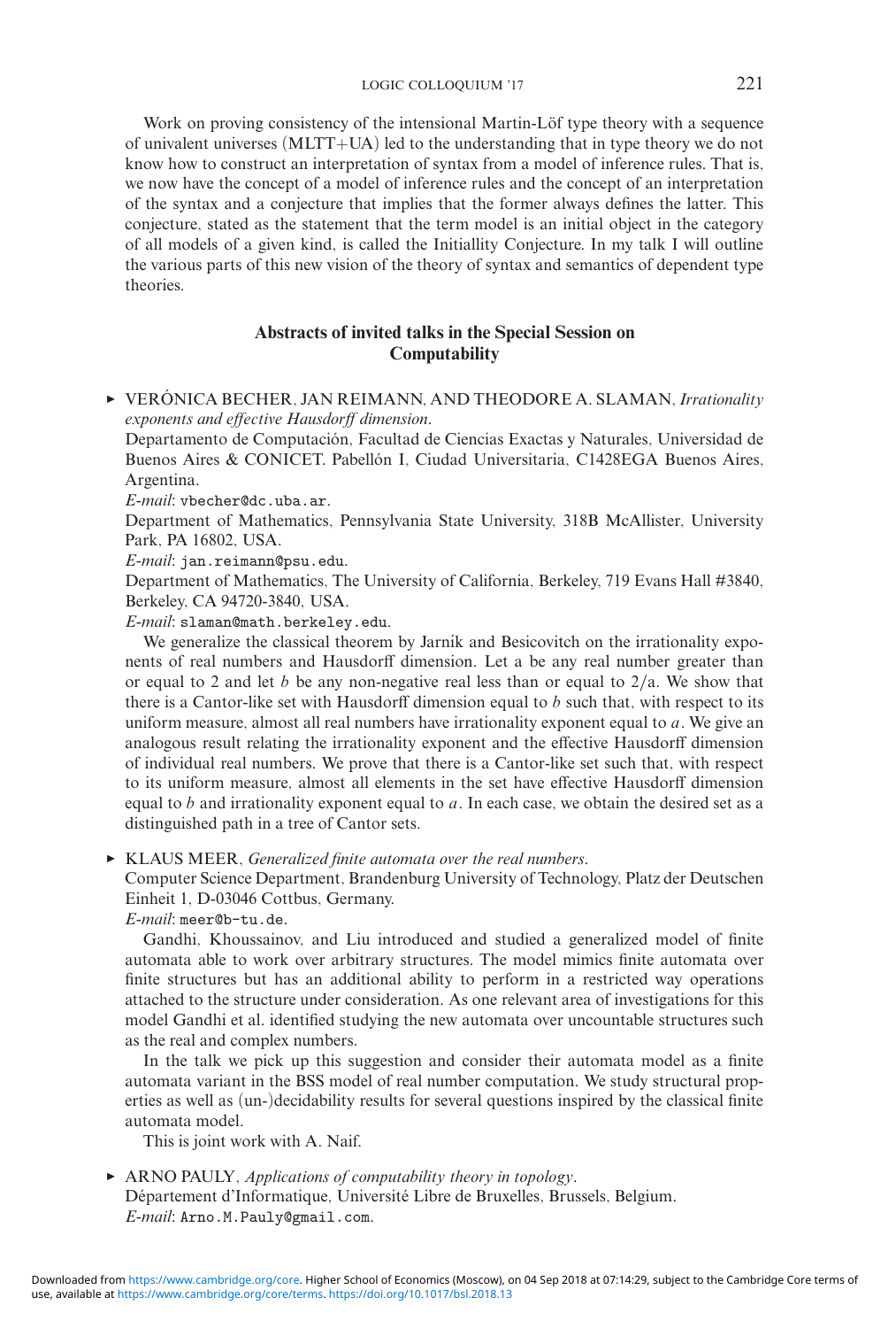Work on proving consistency of the intensional Martin-Löf type theory with a sequence of univalent universes (MLTT+UA) led to the understanding that in type theory we do not know how to construct an interpretation of syntax from a model of inference rules. That is, we now have the concept of a model of inference rules and the concept of an interpretation of the syntax and a conjecture that implies that the former always defines the latter. This conjecture, stated as the statement that the term model is an initial object in the category of all models of a given kind, is called the Initiallity Conjecture. In my talk I will outline the various parts of this new vision of the theory of syntax and semantics of dependent type theories.

## Abstracts of invited talks in the Special Session on Computability

▶ VERÓNICA BECHER, JAN REIMANN, AND THEODORE A. SLAMAN, *Irrationality exponents and effective Hausdorff dimension*.
Departamento de Computación, Facultad de Ciencias Exactas y Naturales, Universidad de Buenos Aires & CONICET. Pabellón I, Ciudad Universitaria, C1428EGA Buenos Aires, Argentina.
*E-mail*: vbecher@dc.uba.ar.
Department of Mathematics, Pennsylvania State University, 318B McAllister, University Park, PA 16802, USA.
*E-mail*: jan.reimann@psu.edu.
Department of Mathematics, The University of California, Berkeley, 719 Evans Hall #3840, Berkeley, CA 94720-3840, USA.
*E-mail*: slaman@math.berkeley.edu.

We generalize the classical theorem by Jarník and Besicovitch on the irrationality exponents of real numbers and Hausdorff dimension. Let $a$ be any real number greater than or equal to 2 and let $b$ be any non-negative real less than or equal to $2/a$. We show that there is a Cantor-like set with Hausdorff dimension equal to $b$ such that, with respect to its uniform measure, almost all real numbers have irrationality exponent equal to $a$. We give an analogous result relating the irrationality exponent and the effective Hausdorff dimension of individual real numbers. We prove that there is a Cantor-like set such that, with respect to its uniform measure, almost all elements in the set have effective Hausdorff dimension equal to $b$ and irrationality exponent equal to $a$. In each case, we obtain the desired set as a distinguished path in a tree of Cantor sets.

▶ KLAUS MEER, *Generalized finite automata over the real numbers*.
Computer Science Department, Brandenburg University of Technology, Platz der Deutschen Einheit 1, D-03046 Cottbus, Germany.
*E-mail*: meer@b-tu.de.

Gandhi, Khoussainov, and Liu introduced and studied a generalized model of finite automata able to work over arbitrary structures. The model mimics finite automata over finite structures but has an additional ability to perform in a restricted way operations attached to the structure under consideration. As one relevant area of investigations for this model Gandhi et al. identified studying the new automata over uncountable structures such as the real and complex numbers.

In the talk we pick up this suggestion and consider their automata model as a finite automata variant in the BSS model of real number computation. We study structural properties as well as (un-)decidability results for several questions inspired by the classical finite automata model.

This is joint work with A. Naif.

▶ ARNO PAULY, *Applications of computability theory in topology*.
Département d'Informatique, Université Libre de Bruxelles, Brussels, Belgium.
*E-mail*: Arno.M.Pauly@gmail.com.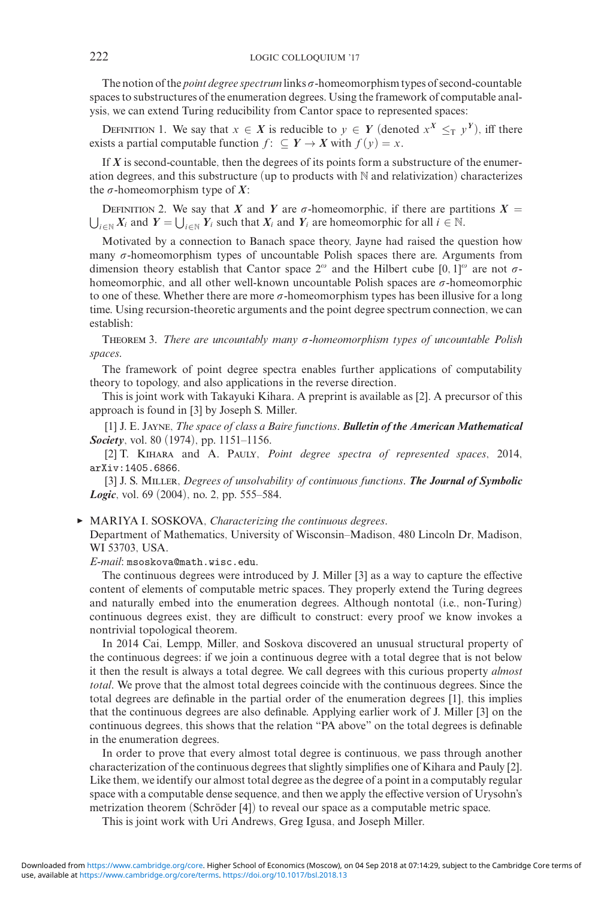The notion of the *point degree spectrum* links $\sigma$-homeomorphism types of second-countable spaces to substructures of the enumeration degrees. Using the framework of computable analysis, we can extend Turing reducibility from Cantor space to represented spaces:

Definition 1. We say that $x \in \mathbf{X}$ is reducible to $y \in \mathbf{Y}$ (denoted $x^{\mathbf{X}} \leq_{\mathrm{T}} y^{\mathbf{Y}}$), iff there exists a partial computable function $f\colon \subseteq \mathbf{Y} \to \mathbf{X}$ with $f(y) = x$.

If $\mathbf{X}$ is second-countable, then the degrees of its points form a substructure of the enumeration degrees, and this substructure (up to products with $\mathbb{N}$ and relativization) characterizes the $\sigma$-homeomorphism type of $\mathbf{X}$:

Definition 2. We say that $\mathbf{X}$ and $\mathbf{Y}$ are $\sigma$-homeomorphic, if there are partitions $\mathbf{X} = \bigcup_{i \in \mathbb{N}} \mathbf{X}_i$ and $\mathbf{Y} = \bigcup_{i \in \mathbb{N}} \mathbf{Y}_i$ such that $\mathbf{X}_i$ and $\mathbf{Y}_i$ are homeomorphic for all $i \in \mathbb{N}$.

Motivated by a connection to Banach space theory, Jayne had raised the question how many $\sigma$-homeomorphism types of uncountable Polish spaces there are. Arguments from dimension theory establish that Cantor space $2^\omega$ and the Hilbert cube $[0, 1]^\omega$ are not $\sigma$-homeomorphic, and all other well-known uncountable Polish spaces are $\sigma$-homeomorphic to one of these. Whether there are more $\sigma$-homeomorphism types has been illusive for a long time. Using recursion-theoretic arguments and the point degree spectrum connection, we can establish:

Theorem 3. *There are uncountably many $\sigma$-homeomorphism types of uncountable Polish spaces.*

The framework of point degree spectra enables further applications of computability theory to topology, and also applications in the reverse direction.

This is joint work with Takayuki Kihara. A preprint is available as [2]. A precursor of this approach is found in [3] by Joseph S. Miller.

[1] J. E. Jayne, *The space of class a Baire functions*. ***Bulletin of the American Mathematical Society***, vol. 80 (1974), pp. 1151–1156.

[2] T. Kihara and A. Pauly, *Point degree spectra of represented spaces*, 2014, arXiv:1405.6866.

[3] J. S. Miller, *Degrees of unsolvability of continuous functions*. ***The Journal of Symbolic Logic***, vol. 69 (2004), no. 2, pp. 555–584.

▸ MARIYA I. SOSKOVA, *Characterizing the continuous degrees*.
Department of Mathematics, University of Wisconsin–Madison, 480 Lincoln Dr, Madison, WI 53703, USA.
*E-mail*: msoskova@math.wisc.edu.

The continuous degrees were introduced by J. Miller [3] as a way to capture the effective content of elements of computable metric spaces. They properly extend the Turing degrees and naturally embed into the enumeration degrees. Although nontotal (i.e., non-Turing) continuous degrees exist, they are difficult to construct: every proof we know invokes a nontrivial topological theorem.

In 2014 Cai, Lempp, Miller, and Soskova discovered an unusual structural property of the continuous degrees: if we join a continuous degree with a total degree that is not below it then the result is always a total degree. We call degrees with this curious property *almost total*. We prove that the almost total degrees coincide with the continuous degrees. Since the total degrees are definable in the partial order of the enumeration degrees [1], this implies that the continuous degrees are also definable. Applying earlier work of J. Miller [3] on the continuous degrees, this shows that the relation "PA above" on the total degrees is definable in the enumeration degrees.

In order to prove that every almost total degree is continuous, we pass through another characterization of the continuous degrees that slightly simplifies one of Kihara and Pauly [2]. Like them, we identify our almost total degree as the degree of a point in a computably regular space with a computable dense sequence, and then we apply the effective version of Urysohn's metrization theorem (Schröder [4]) to reveal our space as a computable metric space.

This is joint work with Uri Andrews, Greg Igusa, and Joseph Miller.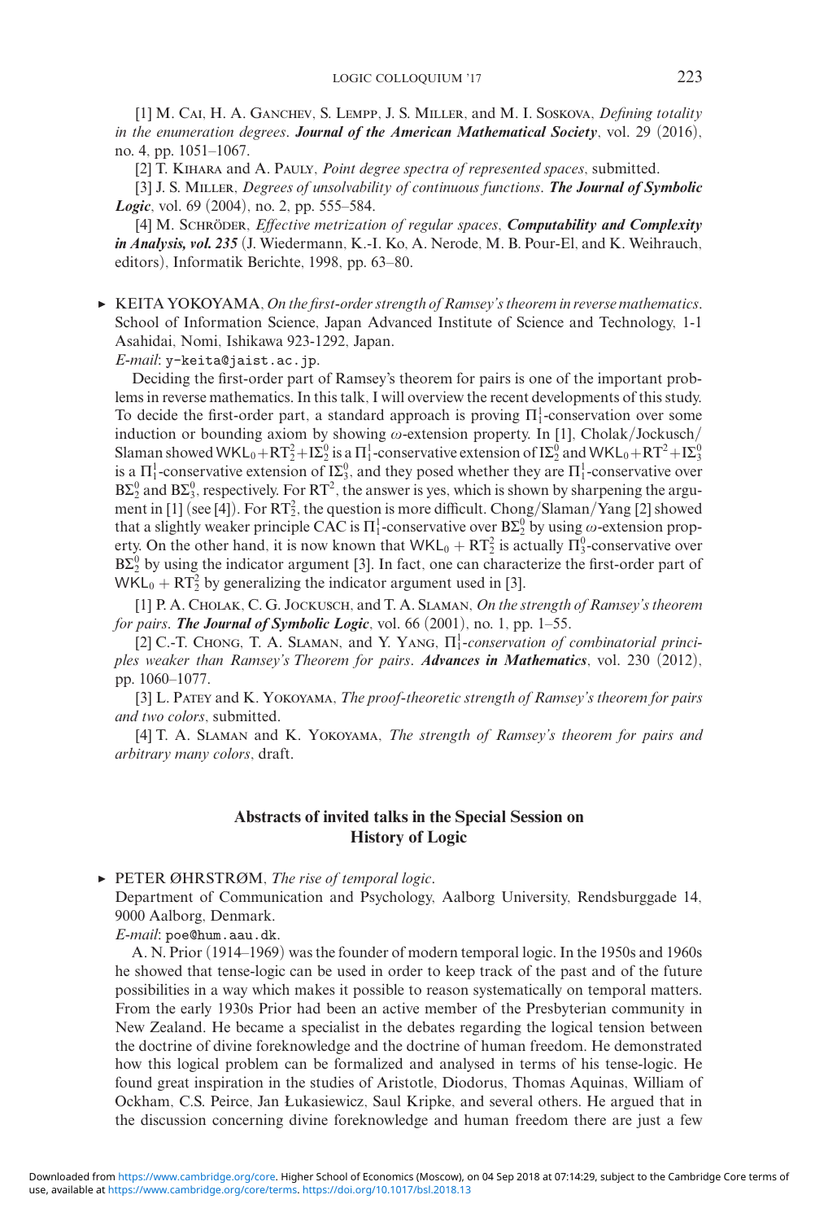[1] M. Cai, H. A. Ganchev, S. Lempp, J. S. Miller, and M. I. Soskova, *Defining totality in the enumeration degrees*. ***Journal of the American Mathematical Society***, vol. 29 (2016), no. 4, pp. 1051–1067.

[2] T. Kihara and A. Pauly, *Point degree spectra of represented spaces*, submitted.

[3] J. S. Miller, *Degrees of unsolvability of continuous functions*. ***The Journal of Symbolic Logic***, vol. 69 (2004), no. 2, pp. 555–584.

[4] M. Schröder, *Effective metrization of regular spaces*, ***Computability and Complexity in Analysis, vol. 235*** (J. Wiedermann, K.-I. Ko, A. Nerode, M. B. Pour-El, and K. Weihrauch, editors), Informatik Berichte, 1998, pp. 63–80.

► KEITA YOKOYAMA, *On the first-order strength of Ramsey's theorem in reverse mathematics*.
School of Information Science, Japan Advanced Institute of Science and Technology, 1-1 Asahidai, Nomi, Ishikawa 923-1292, Japan.
*E-mail*: y-keita@jaist.ac.jp.

Deciding the first-order part of Ramsey's theorem for pairs is one of the important problems in reverse mathematics. In this talk, I will overview the recent developments of this study. To decide the first-order part, a standard approach is proving $\Pi^1_1$-conservation over some induction or bounding axiom by showing $\omega$-extension property. In [1], Cholak/Jockusch/Slaman showed $\mathsf{WKL}_0+\mathrm{RT}^2_2+\mathrm{I}\Sigma^0_2$ is a $\Pi^1_1$-conservative extension of $\mathrm{I}\Sigma^0_2$ and $\mathsf{WKL}_0+\mathrm{RT}^2+\mathrm{I}\Sigma^0_3$ is a $\Pi^1_1$-conservative extension of $\mathrm{I}\Sigma^0_3$, and they posed whether they are $\Pi^1_1$-conservative over $\mathrm{B}\Sigma^0_2$ and $\mathrm{B}\Sigma^0_3$, respectively. For $\mathrm{RT}^2$, the answer is yes, which is shown by sharpening the argument in [1] (see [4]). For $\mathrm{RT}^2_2$, the question is more difficult. Chong/Slaman/Yang [2] showed that a slightly weaker principle CAC is $\Pi^1_1$-conservative over $\mathrm{B}\Sigma^0_2$ by using $\omega$-extension property. On the other hand, it is now known that $\mathsf{WKL}_0+\mathrm{RT}^2_2$ is actually $\Pi^0_3$-conservative over $\mathrm{B}\Sigma^0_2$ by using the indicator argument [3]. In fact, one can characterize the first-order part of $\mathsf{WKL}_0+\mathrm{RT}^2_2$ by generalizing the indicator argument used in [3].

[1] P. A. Cholak, C. G. Jockusch, and T. A. Slaman, *On the strength of Ramsey's theorem for pairs*. ***The Journal of Symbolic Logic***, vol. 66 (2001), no. 1, pp. 1–55.

[2] C.-T. Chong, T. A. Slaman, and Y. Yang, *$\Pi^1_1$-conservation of combinatorial principles weaker than Ramsey's Theorem for pairs*. ***Advances in Mathematics***, vol. 230 (2012), pp. 1060–1077.

[3] L. Patey and K. Yokoyama, *The proof-theoretic strength of Ramsey's theorem for pairs and two colors*, submitted.

[4] T. A. Slaman and K. Yokoyama, *The strength of Ramsey's theorem for pairs and arbitrary many colors*, draft.

## Abstracts of invited talks in the Special Session on History of Logic

► PETER ØHRSTRØM, *The rise of temporal logic*.
Department of Communication and Psychology, Aalborg University, Rendsburggade 14, 9000 Aalborg, Denmark.
*E-mail*: poe@hum.aau.dk.

A. N. Prior (1914–1969) was the founder of modern temporal logic. In the 1950s and 1960s he showed that tense-logic can be used in order to keep track of the past and of the future possibilities in a way which makes it possible to reason systematically on temporal matters. From the early 1930s Prior had been an active member of the Presbyterian community in New Zealand. He became a specialist in the debates regarding the logical tension between the doctrine of divine foreknowledge and the doctrine of human freedom. He demonstrated how this logical problem can be formalized and analysed in terms of his tense-logic. He found great inspiration in the studies of Aristotle, Diodorus, Thomas Aquinas, William of Ockham, C.S. Peirce, Jan Łukasiewicz, Saul Kripke, and several others. He argued that in the discussion concerning divine foreknowledge and human freedom there are just a few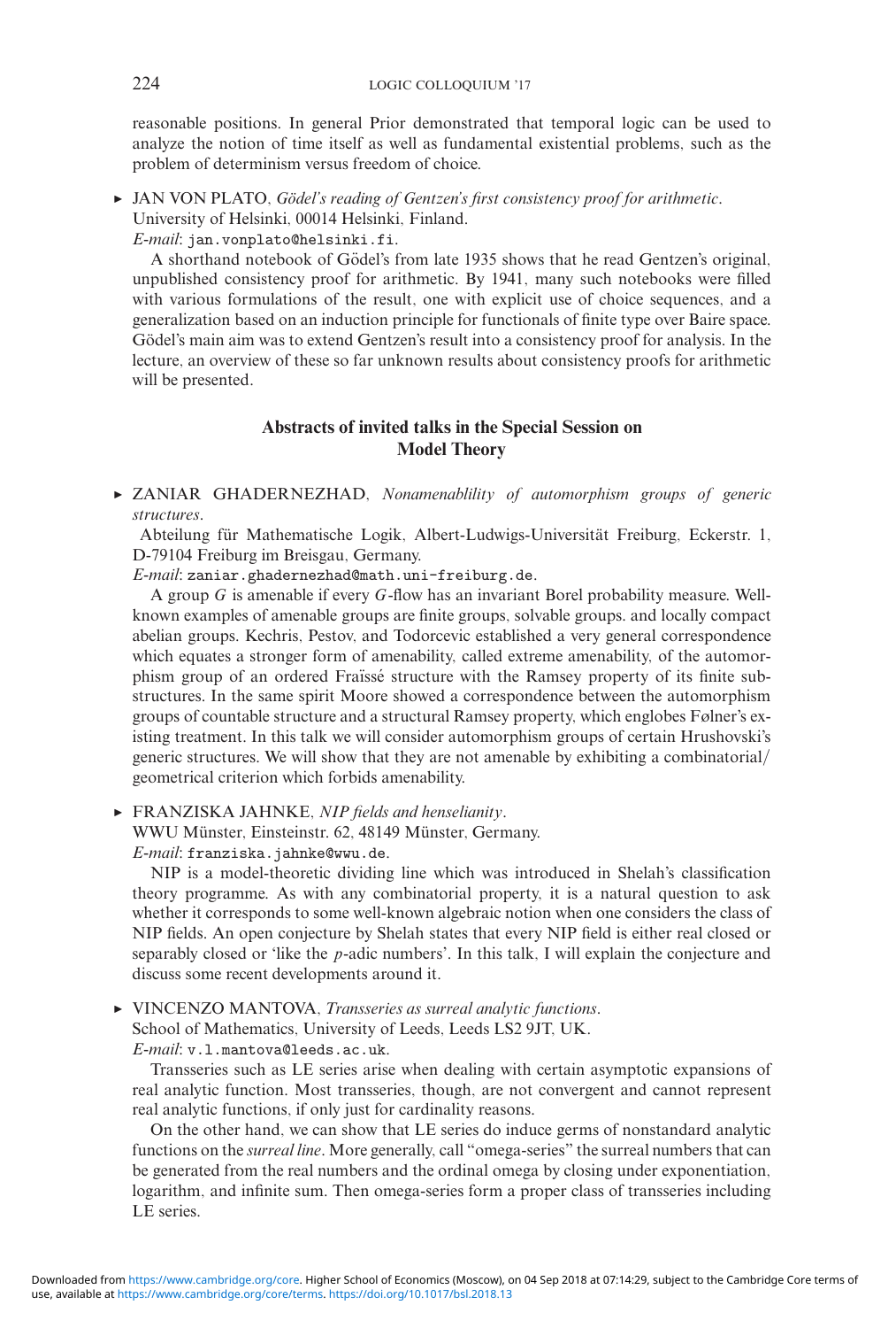reasonable positions. In general Prior demonstrated that temporal logic can be used to analyze the notion of time itself as well as fundamental existential problems, such as the problem of determinism versus freedom of choice.

► JAN VON PLATO, *Gödel's reading of Gentzen's first consistency proof for arithmetic*.
University of Helsinki, 00014 Helsinki, Finland.
*E-mail*: jan.vonplato@helsinki.fi.

A shorthand notebook of Gödel's from late 1935 shows that he read Gentzen's original, unpublished consistency proof for arithmetic. By 1941, many such notebooks were filled with various formulations of the result, one with explicit use of choice sequences, and a generalization based on an induction principle for functionals of finite type over Baire space. Gödel's main aim was to extend Gentzen's result into a consistency proof for analysis. In the lecture, an overview of these so far unknown results about consistency proofs for arithmetic will be presented.

## Abstracts of invited talks in the Special Session on Model Theory

► ZANIAR GHADERNEZHAD, *Nonamenablility of automorphism groups of generic structures*.
Abteilung für Mathematische Logik, Albert-Ludwigs-Universität Freiburg, Eckerstr. 1, D-79104 Freiburg im Breisgau, Germany.
*E-mail*: zaniar.ghadernezhad@math.uni-freiburg.de.

A group $G$ is amenable if every $G$-flow has an invariant Borel probability measure. Well-known examples of amenable groups are finite groups, solvable groups. and locally compact abelian groups. Kechris, Pestov, and Todorcevic established a very general correspondence which equates a stronger form of amenability, called extreme amenability, of the automorphism group of an ordered Fraïssé structure with the Ramsey property of its finite substructures. In the same spirit Moore showed a correspondence between the automorphism groups of countable structure and a structural Ramsey property, which englobes Følner's existing treatment. In this talk we will consider automorphism groups of certain Hrushovski's generic structures. We will show that they are not amenable by exhibiting a combinatorial/geometrical criterion which forbids amenability.

► FRANZISKA JAHNKE, *NIP fields and henselianity*.
WWU Münster, Einsteinstr. 62, 48149 Münster, Germany.
*E-mail*: franziska.jahnke@wwu.de.

NIP is a model-theoretic dividing line which was introduced in Shelah's classification theory programme. As with any combinatorial property, it is a natural question to ask whether it corresponds to some well-known algebraic notion when one considers the class of NIP fields. An open conjecture by Shelah states that every NIP field is either real closed or separably closed or 'like the $p$-adic numbers'. In this talk, I will explain the conjecture and discuss some recent developments around it.

► VINCENZO MANTOVA, *Transseries as surreal analytic functions*.
School of Mathematics, University of Leeds, Leeds LS2 9JT, UK.
*E-mail*: v.l.mantova@leeds.ac.uk.

Transseries such as LE series arise when dealing with certain asymptotic expansions of real analytic function. Most transseries, though, are not convergent and cannot represent real analytic functions, if only just for cardinality reasons.

On the other hand, we can show that LE series do induce germs of nonstandard analytic functions on the *surreal line*. More generally, call "omega-series" the surreal numbers that can be generated from the real numbers and the ordinal omega by closing under exponentiation, logarithm, and infinite sum. Then omega-series form a proper class of transseries including LE series.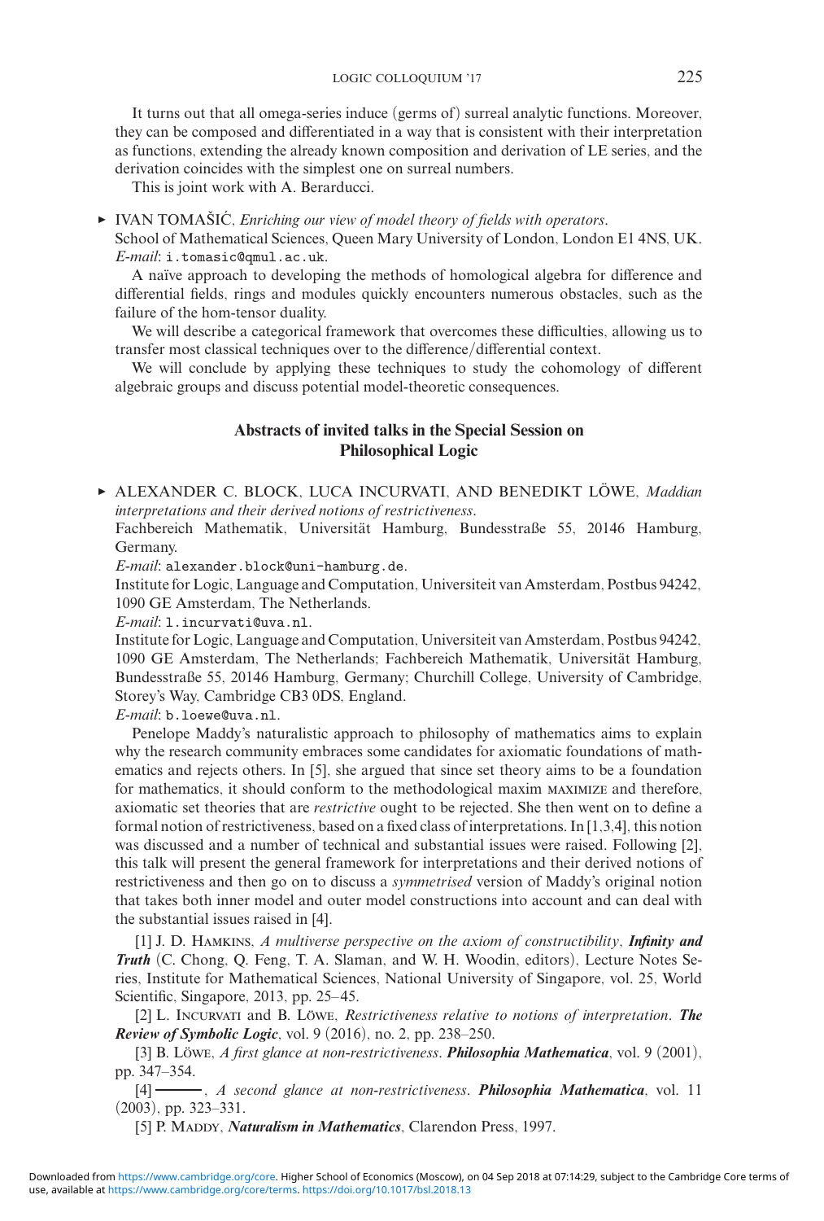It turns out that all omega-series induce (germs of) surreal analytic functions. Moreover, they can be composed and differentiated in a way that is consistent with their interpretation as functions, extending the already known composition and derivation of LE series, and the derivation coincides with the simplest one on surreal numbers.

This is joint work with A. Berarducci.

▸ IVAN TOMAŠIĆ, *Enriching our view of model theory of fields with operators*.
School of Mathematical Sciences, Queen Mary University of London, London E1 4NS, UK.
*E-mail*: i.tomasic@qmul.ac.uk.

A naïve approach to developing the methods of homological algebra for difference and differential fields, rings and modules quickly encounters numerous obstacles, such as the failure of the hom-tensor duality.

We will describe a categorical framework that overcomes these difficulties, allowing us to transfer most classical techniques over to the difference/differential context.

We will conclude by applying these techniques to study the cohomology of different algebraic groups and discuss potential model-theoretic consequences.

## Abstracts of invited talks in the Special Session on Philosophical Logic

▸ ALEXANDER C. BLOCK, LUCA INCURVATI, AND BENEDIKT LÖWE, *Maddian interpretations and their derived notions of restrictiveness*.
Fachbereich Mathematik, Universität Hamburg, Bundesstraße 55, 20146 Hamburg, Germany.
*E-mail*: alexander.block@uni-hamburg.de.
Institute for Logic, Language and Computation, Universiteit van Amsterdam, Postbus 94242, 1090 GE Amsterdam, The Netherlands.
*E-mail*: l.incurvati@uva.nl.
Institute for Logic, Language and Computation, Universiteit van Amsterdam, Postbus 94242, 1090 GE Amsterdam, The Netherlands; Fachbereich Mathematik, Universität Hamburg, Bundesstraße 55, 20146 Hamburg, Germany; Churchill College, University of Cambridge, Storey's Way, Cambridge CB3 0DS, England.
*E-mail*: b.loewe@uva.nl.

Penelope Maddy's naturalistic approach to philosophy of mathematics aims to explain why the research community embraces some candidates for axiomatic foundations of mathematics and rejects others. In [5], she argued that since set theory aims to be a foundation for mathematics, it should conform to the methodological maxim MAXIMIZE and therefore, axiomatic set theories that are *restrictive* ought to be rejected. She then went on to define a formal notion of restrictiveness, based on a fixed class of interpretations. In [1,3,4], this notion was discussed and a number of technical and substantial issues were raised. Following [2], this talk will present the general framework for interpretations and their derived notions of restrictiveness and then go on to discuss a *symmetrised* version of Maddy's original notion that takes both inner model and outer model constructions into account and can deal with the substantial issues raised in [4].

[1] J. D. Hamkins, *A multiverse perspective on the axiom of constructibility*, ***Infinity and Truth*** (C. Chong, Q. Feng, T. A. Slaman, and W. H. Woodin, editors), Lecture Notes Series, Institute for Mathematical Sciences, National University of Singapore, vol. 25, World Scientific, Singapore, 2013, pp. 25–45.

[2] L. Incurvati and B. Löwe, *Restrictiveness relative to notions of interpretation*. ***The Review of Symbolic Logic***, vol. 9 (2016), no. 2, pp. 238–250.

[3] B. Löwe, *A first glance at non-restrictiveness*. ***Philosophia Mathematica***, vol. 9 (2001), pp. 347–354.

[4] ———, *A second glance at non-restrictiveness*. ***Philosophia Mathematica***, vol. 11 (2003), pp. 323–331.

[5] P. Maddy, ***Naturalism in Mathematics***, Clarendon Press, 1997.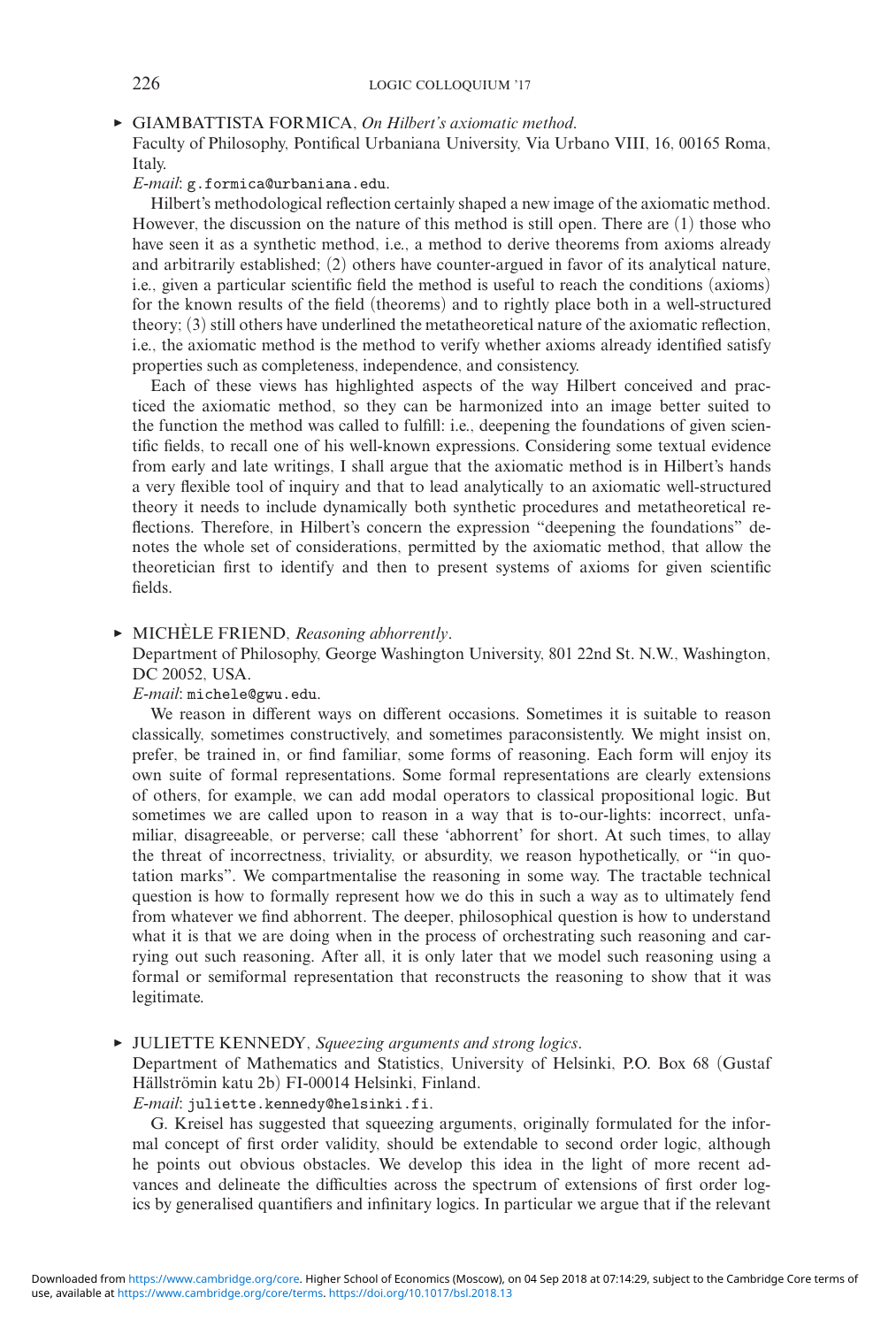► GIAMBATTISTA FORMICA, *On Hilbert's axiomatic method*.
Faculty of Philosophy, Pontifical Urbaniana University, Via Urbano VIII, 16, 00165 Roma, Italy.
*E-mail*: g.formica@urbaniana.edu.

Hilbert's methodological reflection certainly shaped a new image of the axiomatic method. However, the discussion on the nature of this method is still open. There are (1) those who have seen it as a synthetic method, i.e., a method to derive theorems from axioms already and arbitrarily established; (2) others have counter-argued in favor of its analytical nature, i.e., given a particular scientific field the method is useful to reach the conditions (axioms) for the known results of the field (theorems) and to rightly place both in a well-structured theory; (3) still others have underlined the metatheoretical nature of the axiomatic reflection, i.e., the axiomatic method is the method to verify whether axioms already identified satisfy properties such as completeness, independence, and consistency.

Each of these views has highlighted aspects of the way Hilbert conceived and practiced the axiomatic method, so they can be harmonized into an image better suited to the function the method was called to fulfill: i.e., deepening the foundations of given scientific fields, to recall one of his well-known expressions. Considering some textual evidence from early and late writings, I shall argue that the axiomatic method is in Hilbert's hands a very flexible tool of inquiry and that to lead analytically to an axiomatic well-structured theory it needs to include dynamically both synthetic procedures and metatheoretical reflections. Therefore, in Hilbert's concern the expression "deepening the foundations" denotes the whole set of considerations, permitted by the axiomatic method, that allow the theoretician first to identify and then to present systems of axioms for given scientific fields.

► MICHÈLE FRIEND, *Reasoning abhorrently*.
Department of Philosophy, George Washington University, 801 22nd St. N.W., Washington, DC 20052, USA.
*E-mail*: michele@gwu.edu.

We reason in different ways on different occasions. Sometimes it is suitable to reason classically, sometimes constructively, and sometimes paraconsistently. We might insist on, prefer, be trained in, or find familiar, some forms of reasoning. Each form will enjoy its own suite of formal representations. Some formal representations are clearly extensions of others, for example, we can add modal operators to classical propositional logic. But sometimes we are called upon to reason in a way that is to-our-lights: incorrect, unfamiliar, disagreeable, or perverse; call these 'abhorrent' for short. At such times, to allay the threat of incorrectness, triviality, or absurdity, we reason hypothetically, or "in quotation marks". We compartmentalise the reasoning in some way. The tractable technical question is how to formally represent how we do this in such a way as to ultimately fend from whatever we find abhorrent. The deeper, philosophical question is how to understand what it is that we are doing when in the process of orchestrating such reasoning and carrying out such reasoning. After all, it is only later that we model such reasoning using a formal or semiformal representation that reconstructs the reasoning to show that it was legitimate.

► JULIETTE KENNEDY, *Squeezing arguments and strong logics*.
Department of Mathematics and Statistics, University of Helsinki, P.O. Box 68 (Gustaf Hällströmin katu 2b) FI-00014 Helsinki, Finland.
*E-mail*: juliette.kennedy@helsinki.fi.

G. Kreisel has suggested that squeezing arguments, originally formulated for the informal concept of first order validity, should be extendable to second order logic, although he points out obvious obstacles. We develop this idea in the light of more recent advances and delineate the difficulties across the spectrum of extensions of first order logics by generalised quantifiers and infinitary logics. In particular we argue that if the relevant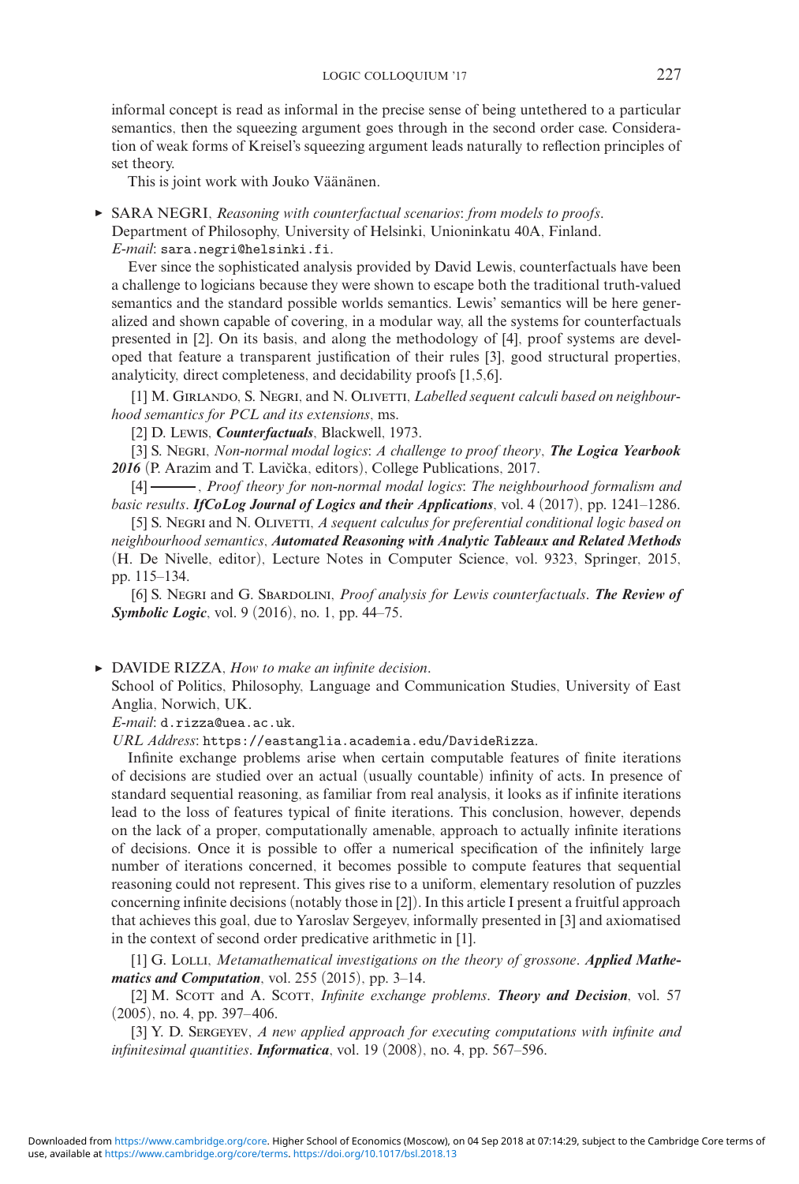informal concept is read as informal in the precise sense of being untethered to a particular semantics, then the squeezing argument goes through in the second order case. Consideration of weak forms of Kreisel's squeezing argument leads naturally to reflection principles of set theory.

This is joint work with Jouko Väänänen.

▶ SARA NEGRI, *Reasoning with counterfactual scenarios: from models to proofs*.
Department of Philosophy, University of Helsinki, Unioninkatu 40A, Finland.
*E-mail*: sara.negri@helsinki.fi.

Ever since the sophisticated analysis provided by David Lewis, counterfactuals have been a challenge to logicians because they were shown to escape both the traditional truth-valued semantics and the standard possible worlds semantics. Lewis' semantics will be here generalized and shown capable of covering, in a modular way, all the systems for counterfactuals presented in [2]. On its basis, and along the methodology of [4], proof systems are developed that feature a transparent justification of their rules [3], good structural properties, analyticity, direct completeness, and decidability proofs [1,5,6].

[1] M. Girlando, S. Negri, and N. Olivetti, *Labelled sequent calculi based on neighbourhood semantics for PCL and its extensions*, ms.

[2] D. Lewis, ***Counterfactuals***, Blackwell, 1973.

[3] S. Negri, *Non-normal modal logics: A challenge to proof theory*, ***The Logica Yearbook 2016*** (P. Arazim and T. Lavička, editors), College Publications, 2017.

[4] ———, *Proof theory for non-normal modal logics: The neighbourhood formalism and basic results*. ***IfCoLog Journal of Logics and their Applications***, vol. 4 (2017), pp. 1241–1286.

[5] S. Negri and N. Olivetti, *A sequent calculus for preferential conditional logic based on neighbourhood semantics*, ***Automated Reasoning with Analytic Tableaux and Related Methods*** (H. De Nivelle, editor), Lecture Notes in Computer Science, vol. 9323, Springer, 2015, pp. 115–134.

[6] S. Negri and G. Sbardolini, *Proof analysis for Lewis counterfactuals*. ***The Review of Symbolic Logic***, vol. 9 (2016), no. 1, pp. 44–75.

▶ DAVIDE RIZZA, *How to make an infinite decision*.
School of Politics, Philosophy, Language and Communication Studies, University of East Anglia, Norwich, UK.
*E-mail*: d.rizza@uea.ac.uk.
*URL Address*: https://eastanglia.academia.edu/DavideRizza.

Infinite exchange problems arise when certain computable features of finite iterations of decisions are studied over an actual (usually countable) infinity of acts. In presence of standard sequential reasoning, as familiar from real analysis, it looks as if infinite iterations lead to the loss of features typical of finite iterations. This conclusion, however, depends on the lack of a proper, computationally amenable, approach to actually infinite iterations of decisions. Once it is possible to offer a numerical specification of the infinitely large number of iterations concerned, it becomes possible to compute features that sequential reasoning could not represent. This gives rise to a uniform, elementary resolution of puzzles concerning infinite decisions (notably those in [2]). In this article I present a fruitful approach that achieves this goal, due to Yaroslav Sergeyev, informally presented in [3] and axiomatised in the context of second order predicative arithmetic in [1].

[1] G. Lolli, *Metamathematical investigations on the theory of grossone*. ***Applied Mathematics and Computation***, vol. 255 (2015), pp. 3–14.

[2] M. Scott and A. Scott, *Infinite exchange problems*. ***Theory and Decision***, vol. 57 (2005), no. 4, pp. 397–406.

[3] Y. D. Sergeyev, *A new applied approach for executing computations with infinite and infinitesimal quantities*. ***Informatica***, vol. 19 (2008), no. 4, pp. 567–596.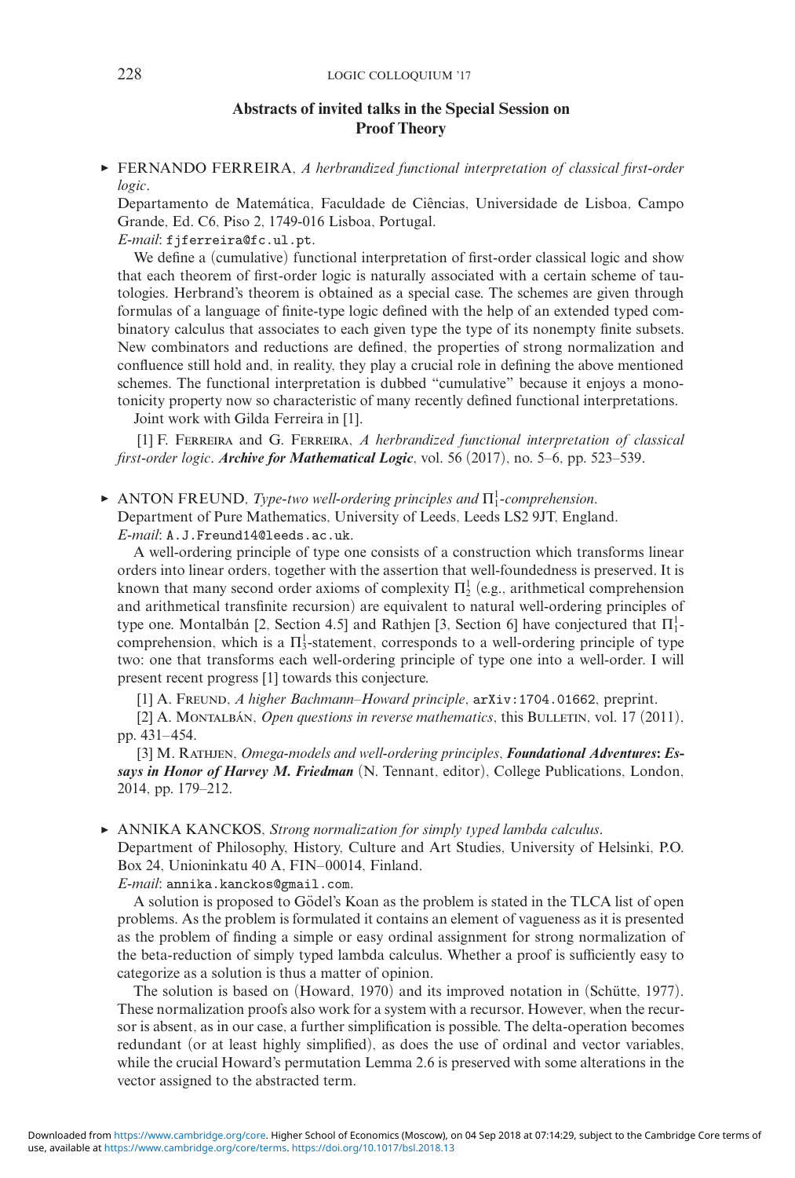## Abstracts of invited talks in the Special Session on Proof Theory

► FERNANDO FERREIRA, *A herbrandized functional interpretation of classical first-order logic*.

Departamento de Matemática, Faculdade de Ciências, Universidade de Lisboa, Campo Grande, Ed. C6, Piso 2, 1749-016 Lisboa, Portugal.

*E-mail*: fjferreira@fc.ul.pt.

We define a (cumulative) functional interpretation of first-order classical logic and show that each theorem of first-order logic is naturally associated with a certain scheme of tautologies. Herbrand's theorem is obtained as a special case. The schemes are given through formulas of a language of finite-type logic defined with the help of an extended typed combinatory calculus that associates to each given type the type of its nonempty finite subsets. New combinators and reductions are defined, the properties of strong normalization and confluence still hold and, in reality, they play a crucial role in defining the above mentioned schemes. The functional interpretation is dubbed "cumulative" because it enjoys a monotonicity property now so characteristic of many recently defined functional interpretations.

Joint work with Gilda Ferreira in [1].

[1] F. Ferreira and G. Ferreira, *A herbrandized functional interpretation of classical first-order logic*. ***Archive for Mathematical Logic***, vol. 56 (2017), no. 5–6, pp. 523–539.

► ANTON FREUND, *Type-two well-ordering principles and $\Pi^1_1$-comprehension*.

Department of Pure Mathematics, University of Leeds, Leeds LS2 9JT, England.

*E-mail*: A.J.Freund14@leeds.ac.uk.

A well-ordering principle of type one consists of a construction which transforms linear orders into linear orders, together with the assertion that well-foundedness is preserved. It is known that many second order axioms of complexity $\Pi^1_2$ (e.g., arithmetical comprehension and arithmetical transfinite recursion) are equivalent to natural well-ordering principles of type one. Montalbán [2, Section 4.5] and Rathjen [3, Section 6] have conjectured that $\Pi^1_1$-comprehension, which is a $\Pi^1_3$-statement, corresponds to a well-ordering principle of type two: one that transforms each well-ordering principle of type one into a well-order. I will present recent progress [1] towards this conjecture.

[1] A. Freund, *A higher Bachmann–Howard principle*, arXiv:1704.01662, preprint.

[2] A. Montalbán, *Open questions in reverse mathematics*, this Bulletin, vol. 17 (2011), pp. 431–454.

[3] M. Rathjen, *Omega-models and well-ordering principles*, ***Foundational Adventures: Essays in Honor of Harvey M. Friedman*** (N. Tennant, editor), College Publications, London, 2014, pp. 179–212.

► ANNIKA KANCKOS, *Strong normalization for simply typed lambda calculus*.

Department of Philosophy, History, Culture and Art Studies, University of Helsinki, P.O. Box 24, Unioninkatu 40 A, FIN–00014, Finland.

*E-mail*: annika.kanckos@gmail.com.

A solution is proposed to Gödel's Koan as the problem is stated in the TLCA list of open problems. As the problem is formulated it contains an element of vagueness as it is presented as the problem of finding a simple or easy ordinal assignment for strong normalization of the beta-reduction of simply typed lambda calculus. Whether a proof is sufficiently easy to categorize as a solution is thus a matter of opinion.

The solution is based on (Howard, 1970) and its improved notation in (Schütte, 1977). These normalization proofs also work for a system with a recursor. However, when the recursor is absent, as in our case, a further simplification is possible. The delta-operation becomes redundant (or at least highly simplified), as does the use of ordinal and vector variables, while the crucial Howard's permutation Lemma 2.6 is preserved with some alterations in the vector assigned to the abstracted term.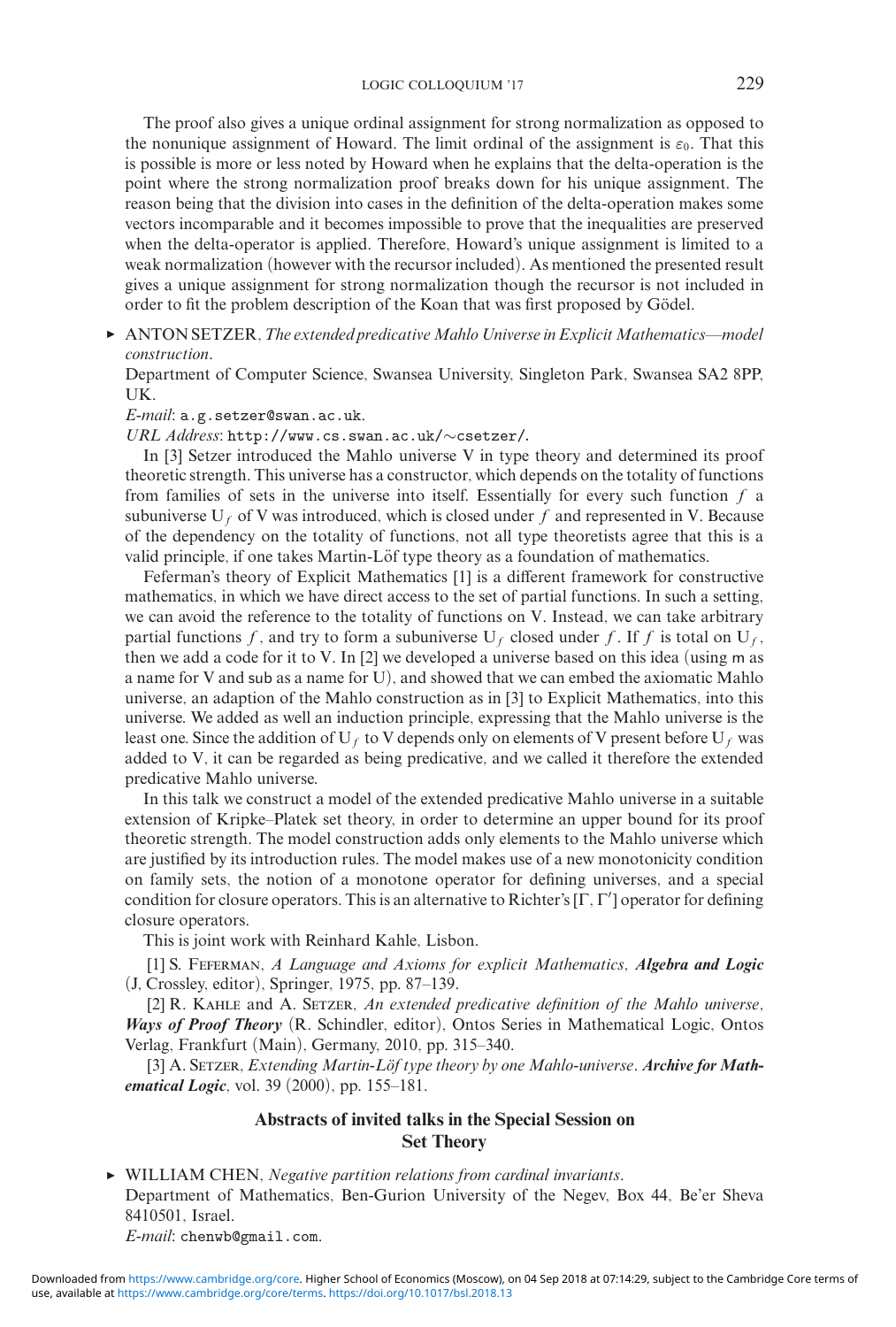The proof also gives a unique ordinal assignment for strong normalization as opposed to the nonunique assignment of Howard. The limit ordinal of the assignment is $\varepsilon_0$. That this is possible is more or less noted by Howard when he explains that the delta-operation is the point where the strong normalization proof breaks down for his unique assignment. The reason being that the division into cases in the definition of the delta-operation makes some vectors incomparable and it becomes impossible to prove that the inequalities are preserved when the delta-operator is applied. Therefore, Howard's unique assignment is limited to a weak normalization (however with the recursor included). As mentioned the presented result gives a unique assignment for strong normalization though the recursor is not included in order to fit the problem description of the Koan that was first proposed by Gödel.

▶ ANTON SETZER, *The extended predicative Mahlo Universe in Explicit Mathematics—model construction*.

Department of Computer Science, Swansea University, Singleton Park, Swansea SA2 8PP, UK.

*E-mail*: a.g.setzer@swan.ac.uk.

*URL Address*: http://www.cs.swan.ac.uk/∼csetzer/.

In [3] Setzer introduced the Mahlo universe V in type theory and determined its proof theoretic strength. This universe has a constructor, which depends on the totality of functions from families of sets in the universe into itself. Essentially for every such function $f$ a subuniverse $\mathrm{U}_f$ of V was introduced, which is closed under $f$ and represented in V. Because of the dependency on the totality of functions, not all type theoretists agree that this is a valid principle, if one takes Martin-Löf type theory as a foundation of mathematics.

Feferman's theory of Explicit Mathematics [1] is a different framework for constructive mathematics, in which we have direct access to the set of partial functions. In such a setting, we can avoid the reference to the totality of functions on V. Instead, we can take arbitrary partial functions $f$, and try to form a subuniverse $\mathrm{U}_f$ closed under $f$. If $f$ is total on $\mathrm{U}_f$, then we add a code for it to V. In [2] we developed a universe based on this idea (using $\mathsf{m}$ as a name for V and $\mathsf{sub}$ as a name for U), and showed that we can embed the axiomatic Mahlo universe, an adaption of the Mahlo construction as in [3] to Explicit Mathematics, into this universe. We added as well an induction principle, expressing that the Mahlo universe is the least one. Since the addition of $\mathrm{U}_f$ to V depends only on elements of V present before $\mathrm{U}_f$ was added to V, it can be regarded as being predicative, and we called it therefore the extended predicative Mahlo universe.

In this talk we construct a model of the extended predicative Mahlo universe in a suitable extension of Kripke–Platek set theory, in order to determine an upper bound for its proof theoretic strength. The model construction adds only elements to the Mahlo universe which are justified by its introduction rules. The model makes use of a new monotonicity condition on family sets, the notion of a monotone operator for defining universes, and a special condition for closure operators. This is an alternative to Richter's $[\Gamma, \Gamma']$ operator for defining closure operators.

This is joint work with Reinhard Kahle, Lisbon.

[1] S. Feferman, *A Language and Axioms for explicit Mathematics*, ***Algebra and Logic*** (J, Crossley, editor), Springer, 1975, pp. 87–139.

[2] R. Kahle and A. Setzer, *An extended predicative definition of the Mahlo universe*, ***Ways of Proof Theory*** (R. Schindler, editor), Ontos Series in Mathematical Logic, Ontos Verlag, Frankfurt (Main), Germany, 2010, pp. 315–340.

[3] A. Setzer, *Extending Martin-Löf type theory by one Mahlo-universe*. ***Archive for Mathematical Logic***, vol. 39 (2000), pp. 155–181.

## Abstracts of invited talks in the Special Session on Set Theory

▶ WILLIAM CHEN, *Negative partition relations from cardinal invariants*.

Department of Mathematics, Ben-Gurion University of the Negev, Box 44, Be'er Sheva 8410501, Israel.

*E-mail*: chenwb@gmail.com.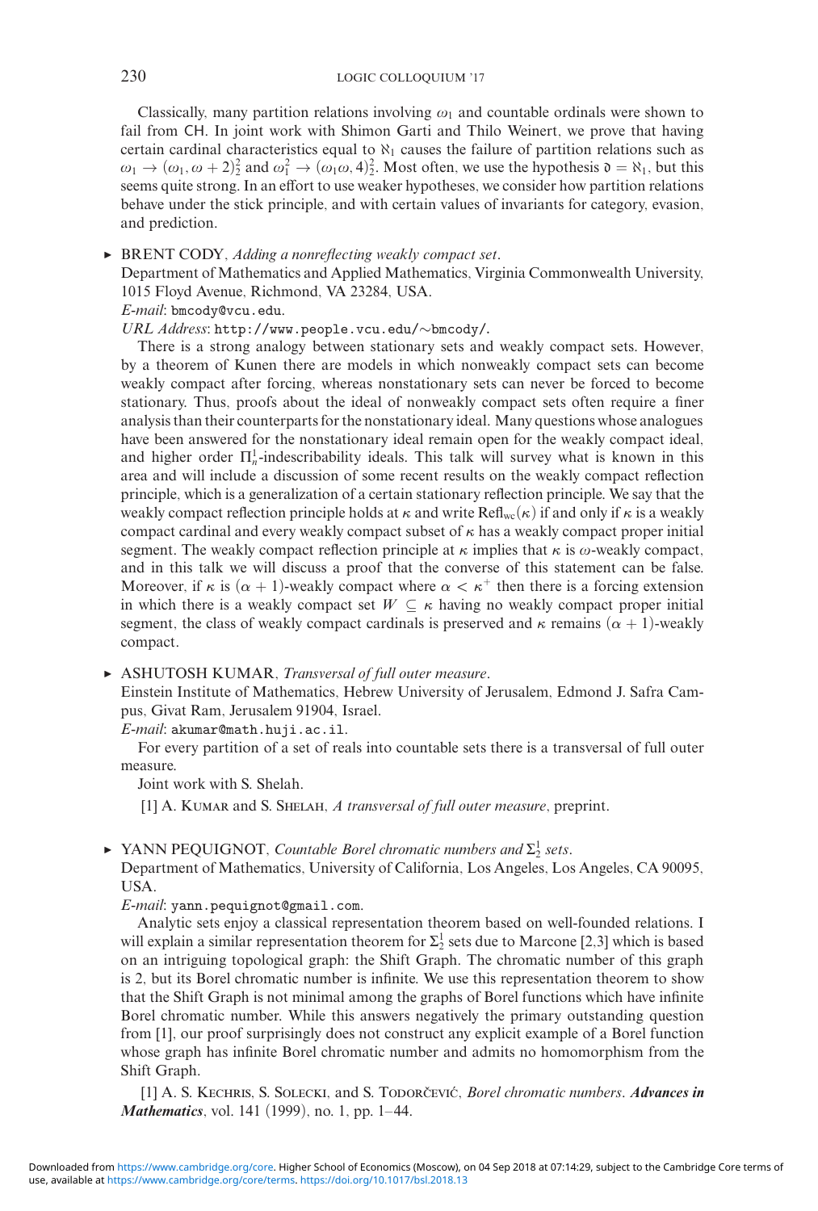Classically, many partition relations involving $\omega_1$ and countable ordinals were shown to fail from CH. In joint work with Shimon Garti and Thilo Weinert, we prove that having certain cardinal characteristics equal to $\aleph_1$ causes the failure of partition relations such as $\omega_1 \to (\omega_1, \omega+2)^2_2$ and $\omega_1^2 \to (\omega_1\omega, 4)^2_2$. Most often, we use the hypothesis $\mathfrak{d} = \aleph_1$, but this seems quite strong. In an effort to use weaker hypotheses, we consider how partition relations behave under the stick principle, and with certain values of invariants for category, evasion, and prediction.

► BRENT CODY, *Adding a nonreflecting weakly compact set*.
Department of Mathematics and Applied Mathematics, Virginia Commonwealth University, 1015 Floyd Avenue, Richmond, VA 23284, USA.
*E-mail*: bmcody@vcu.edu.
*URL Address*: http://www.people.vcu.edu/~bmcody/.

There is a strong analogy between stationary sets and weakly compact sets. However, by a theorem of Kunen there are models in which nonweakly compact sets can become weakly compact after forcing, whereas nonstationary sets can never be forced to become stationary. Thus, proofs about the ideal of nonweakly compact sets often require a finer analysis than their counterparts for the nonstationary ideal. Many questions whose analogues have been answered for the nonstationary ideal remain open for the weakly compact ideal, and higher order $\Pi^1_n$-indescribability ideals. This talk will survey what is known in this area and will include a discussion of some recent results on the weakly compact reflection principle, which is a generalization of a certain stationary reflection principle. We say that the weakly compact reflection principle holds at $\kappa$ and write $\mathrm{Refl}_{\mathrm{wc}}(\kappa)$ if and only if $\kappa$ is a weakly compact cardinal and every weakly compact subset of $\kappa$ has a weakly compact proper initial segment. The weakly compact reflection principle at $\kappa$ implies that $\kappa$ is $\omega$-weakly compact, and in this talk we will discuss a proof that the converse of this statement can be false. Moreover, if $\kappa$ is $(\alpha+1)$-weakly compact where $\alpha < \kappa^+$ then there is a forcing extension in which there is a weakly compact set $W \subseteq \kappa$ having no weakly compact proper initial segment, the class of weakly compact cardinals is preserved and $\kappa$ remains $(\alpha+1)$-weakly compact.

► ASHUTOSH KUMAR, *Transversal of full outer measure*.
Einstein Institute of Mathematics, Hebrew University of Jerusalem, Edmond J. Safra Campus, Givat Ram, Jerusalem 91904, Israel.
*E-mail*: akumar@math.huji.ac.il.

For every partition of a set of reals into countable sets there is a transversal of full outer measure.

Joint work with S. Shelah.

[1] A. Kumar and S. Shelah, *A transversal of full outer measure*, preprint.

► YANN PEQUIGNOT, *Countable Borel chromatic numbers and $\Sigma^1_2$ sets*.
Department of Mathematics, University of California, Los Angeles, Los Angeles, CA 90095, USA.
*E-mail*: yann.pequignot@gmail.com.

Analytic sets enjoy a classical representation theorem based on well-founded relations. I will explain a similar representation theorem for $\Sigma^1_2$ sets due to Marcone [2,3] which is based on an intriguing topological graph: the Shift Graph. The chromatic number of this graph is 2, but its Borel chromatic number is infinite. We use this representation theorem to show that the Shift Graph is not minimal among the graphs of Borel functions which have infinite Borel chromatic number. While this answers negatively the primary outstanding question from [1], our proof surprisingly does not construct any explicit example of a Borel function whose graph has infinite Borel chromatic number and admits no homomorphism from the Shift Graph.

[1] A. S. Kechris, S. Solecki, and S. Todorčević, *Borel chromatic numbers*. ***Advances in Mathematics***, vol. 141 (1999), no. 1, pp. 1–44.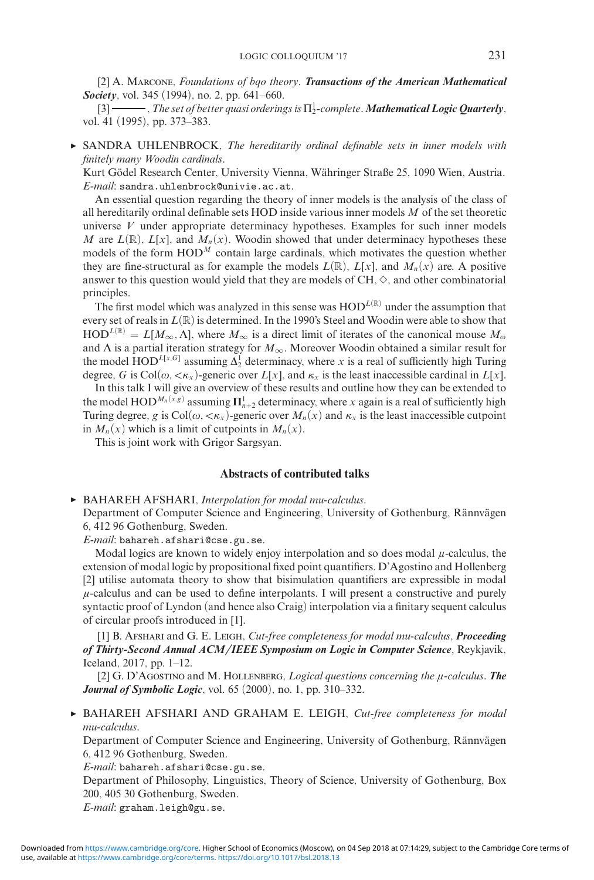[2] A. Marcone, *Foundations of bqo theory*. ***Transactions of the American Mathematical Society***, vol. 345 (1994), no. 2, pp. 641–660.

[3] ———, *The set of better quasi orderings is $\Pi^1_2$-complete*. ***Mathematical Logic Quarterly***, vol. 41 (1995), pp. 373–383.

► SANDRA UHLENBROCK, *The hereditarily ordinal definable sets in inner models with finitely many Woodin cardinals*.

Kurt Gödel Research Center, University Vienna, Währinger Straße 25, 1090 Wien, Austria.
*E-mail*: sandra.uhlenbrock@univie.ac.at.

An essential question regarding the theory of inner models is the analysis of the class of all hereditarily ordinal definable sets HOD inside various inner models $M$ of the set theoretic universe $V$ under appropriate determinacy hypotheses. Examples for such inner models $M$ are $L(\mathbb{R})$, $L[x]$, and $M_n(x)$. Woodin showed that under determinacy hypotheses these models of the form $\mathrm{HOD}^M$ contain large cardinals, which motivates the question whether they are fine-structural as for example the models $L(\mathbb{R})$, $L[x]$, and $M_n(x)$ are. A positive answer to this question would yield that they are models of CH, $\diamond$, and other combinatorial principles.

The first model which was analyzed in this sense was $\mathrm{HOD}^{L(\mathbb{R})}$ under the assumption that every set of reals in $L(\mathbb{R})$ is determined. In the 1990's Steel and Woodin were able to show that $\mathrm{HOD}^{L(\mathbb{R})} = L[M_\infty, \Lambda]$, where $M_\infty$ is a direct limit of iterates of the canonical mouse $M_\omega$ and $\Lambda$ is a partial iteration strategy for $M_\infty$. Moreover Woodin obtained a similar result for the model $\mathrm{HOD}^{L[x,G]}$ assuming $\Delta^1_2$ determinacy, where $x$ is a real of sufficiently high Turing degree, $G$ is $\mathrm{Col}(\omega, {<}\kappa_x)$-generic over $L[x]$, and $\kappa_x$ is the least inaccessible cardinal in $L[x]$.

In this talk I will give an overview of these results and outline how they can be extended to the model $\mathrm{HOD}^{M_n(x,g)}$ assuming $\boldsymbol{\Pi}^1_{n+2}$ determinacy, where $x$ again is a real of sufficiently high Turing degree, $g$ is $\mathrm{Col}(\omega, {<}\kappa_x)$-generic over $M_n(x)$ and $\kappa_x$ is the least inaccessible cutpoint in $M_n(x)$ which is a limit of cutpoints in $M_n(x)$.

This is joint work with Grigor Sargsyan.

## Abstracts of contributed talks

► BAHAREH AFSHARI, *Interpolation for modal mu-calculus*.

Department of Computer Science and Engineering, University of Gothenburg, Rännvägen 6, 412 96 Gothenburg, Sweden.
*E-mail*: bahareh.afshari@cse.gu.se.

Modal logics are known to widely enjoy interpolation and so does modal $\mu$-calculus, the extension of modal logic by propositional fixed point quantifiers. D'Agostino and Hollenberg [2] utilise automata theory to show that bisimulation quantifiers are expressible in modal $\mu$-calculus and can be used to define interpolants. I will present a constructive and purely syntactic proof of Lyndon (and hence also Craig) interpolation via a finitary sequent calculus of circular proofs introduced in [1].

[1] B. Afshari and G. E. Leigh, *Cut-free completeness for modal mu-calculus*, ***Proceeding of Thirty-Second Annual ACM/IEEE Symposium on Logic in Computer Science***, Reykjavik, Iceland, 2017, pp. 1–12.

[2] G. D'Agostino and M. Hollenberg, *Logical questions concerning the $\mu$-calculus*. ***The Journal of Symbolic Logic***, vol. 65 (2000), no. 1, pp. 310–332.

► BAHAREH AFSHARI AND GRAHAM E. LEIGH, *Cut-free completeness for modal mu-calculus*.

Department of Computer Science and Engineering, University of Gothenburg, Rännvägen 6, 412 96 Gothenburg, Sweden.
*E-mail*: bahareh.afshari@cse.gu.se.

Department of Philosophy, Linguistics, Theory of Science, University of Gothenburg, Box 200, 405 30 Gothenburg, Sweden.
*E-mail*: graham.leigh@gu.se.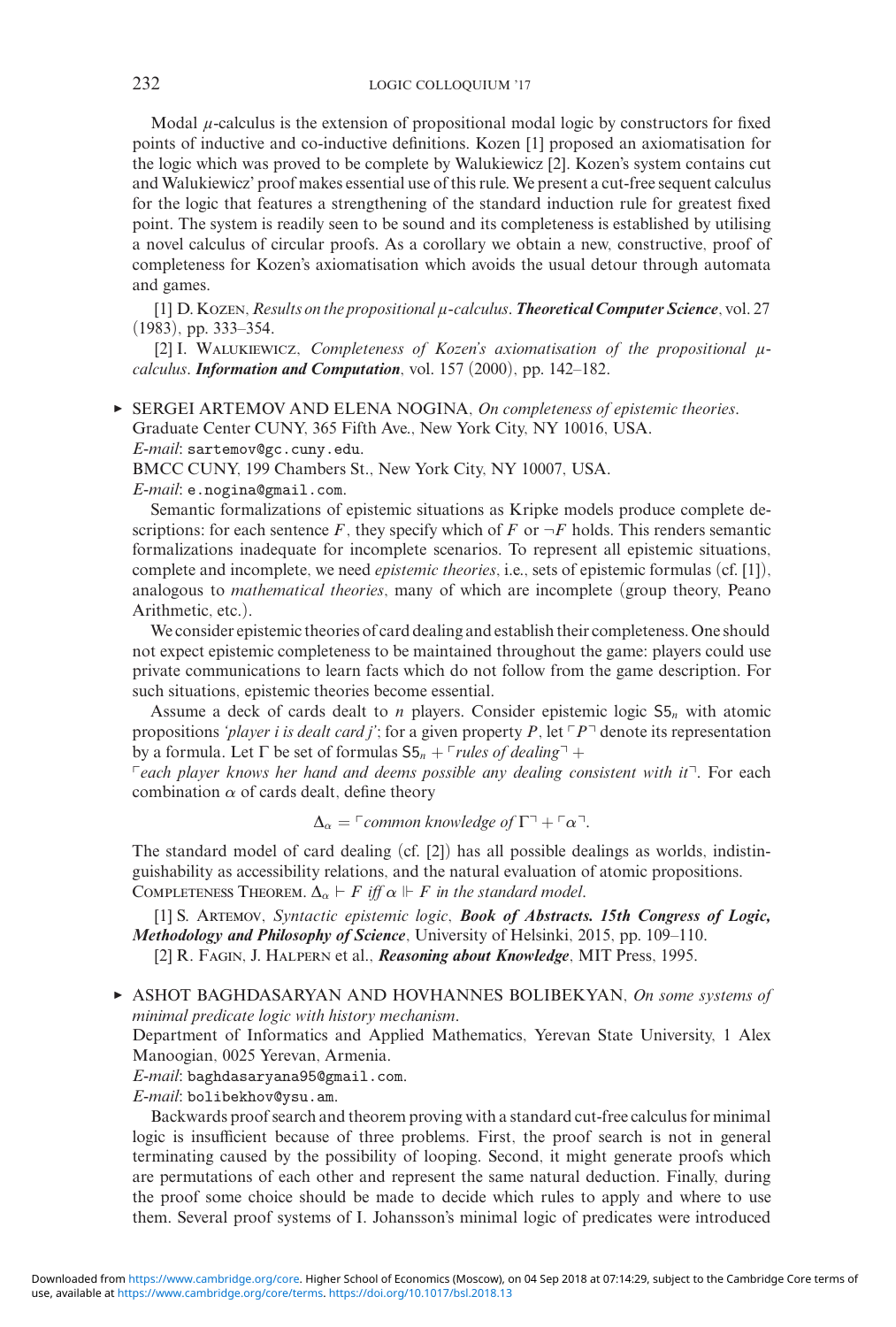Modal $\mu$-calculus is the extension of propositional modal logic by constructors for fixed points of inductive and co-inductive definitions. Kozen [1] proposed an axiomatisation for the logic which was proved to be complete by Walukiewicz [2]. Kozen's system contains cut and Walukiewicz' proof makes essential use of this rule. We present a cut-free sequent calculus for the logic that features a strengthening of the standard induction rule for greatest fixed point. The system is readily seen to be sound and its completeness is established by utilising a novel calculus of circular proofs. As a corollary we obtain a new, constructive, proof of completeness for Kozen's axiomatisation which avoids the usual detour through automata and games.

[1] D. Kozen, *Results on the propositional $\mu$-calculus*. ***Theoretical Computer Science***, vol. 27 (1983), pp. 333–354.

[2] I. Walukiewicz, *Completeness of Kozen's axiomatisation of the propositional $\mu$-calculus*. ***Information and Computation***, vol. 157 (2000), pp. 142–182.

► SERGEI ARTEMOV AND ELENA NOGINA, *On completeness of epistemic theories*.
Graduate Center CUNY, 365 Fifth Ave., New York City, NY 10016, USA.
*E-mail*: sartemov@gc.cuny.edu.
BMCC CUNY, 199 Chambers St., New York City, NY 10007, USA.
*E-mail*: e.nogina@gmail.com.

Semantic formalizations of epistemic situations as Kripke models produce complete descriptions: for each sentence $F$, they specify which of $F$ or $\neg F$ holds. This renders semantic formalizations inadequate for incomplete scenarios. To represent all epistemic situations, complete and incomplete, we need *epistemic theories*, i.e., sets of epistemic formulas (cf. [1]), analogous to *mathematical theories*, many of which are incomplete (group theory, Peano Arithmetic, etc.).

We consider epistemic theories of card dealing and establish their completeness. One should not expect epistemic completeness to be maintained throughout the game: players could use private communications to learn facts which do not follow from the game description. For such situations, epistemic theories become essential.

Assume a deck of cards dealt to $n$ players. Consider epistemic logic $\mathsf{S5}_n$ with atomic propositions *'player i is dealt card j'*; for a given property $P$, let $\ulcorner P \urcorner$ denote its representation by a formula. Let $\Gamma$ be set of formulas $\mathsf{S5}_n + \ulcorner$*rules of dealing*$\urcorner$ + $\ulcorner$*each player knows her hand and deems possible any dealing consistent with it*$\urcorner$. For each combination $\alpha$ of cards dealt, define theory

$$\Delta_\alpha = \ulcorner \textit{common knowledge of } \Gamma \urcorner + \ulcorner \alpha \urcorner.$$

The standard model of card dealing (cf. [2]) has all possible dealings as worlds, indistinguishability as accessibility relations, and the natural evaluation of atomic propositions.

Completeness Theorem. *$\Delta_\alpha \vdash F$ iff $\alpha \Vdash F$ in the standard model.*

[1] S. Artemov, *Syntactic epistemic logic*, ***Book of Abstracts. 15th Congress of Logic, Methodology and Philosophy of Science***, University of Helsinki, 2015, pp. 109–110.

[2] R. Fagin, J. Halpern et al., ***Reasoning about Knowledge***, MIT Press, 1995.

► ASHOT BAGHDASARYAN AND HOVHANNES BOLIBEKYAN, *On some systems of minimal predicate logic with history mechanism*.
Department of Informatics and Applied Mathematics, Yerevan State University, 1 Alex Manoogian, 0025 Yerevan, Armenia.
*E-mail*: baghdasaryana95@gmail.com.
*E-mail*: bolibekhov@ysu.am.

Backwards proof search and theorem proving with a standard cut-free calculus for minimal logic is insufficient because of three problems. First, the proof search is not in general terminating caused by the possibility of looping. Second, it might generate proofs which are permutations of each other and represent the same natural deduction. Finally, during the proof some choice should be made to decide which rules to apply and where to use them. Several proof systems of I. Johansson's minimal logic of predicates were introduced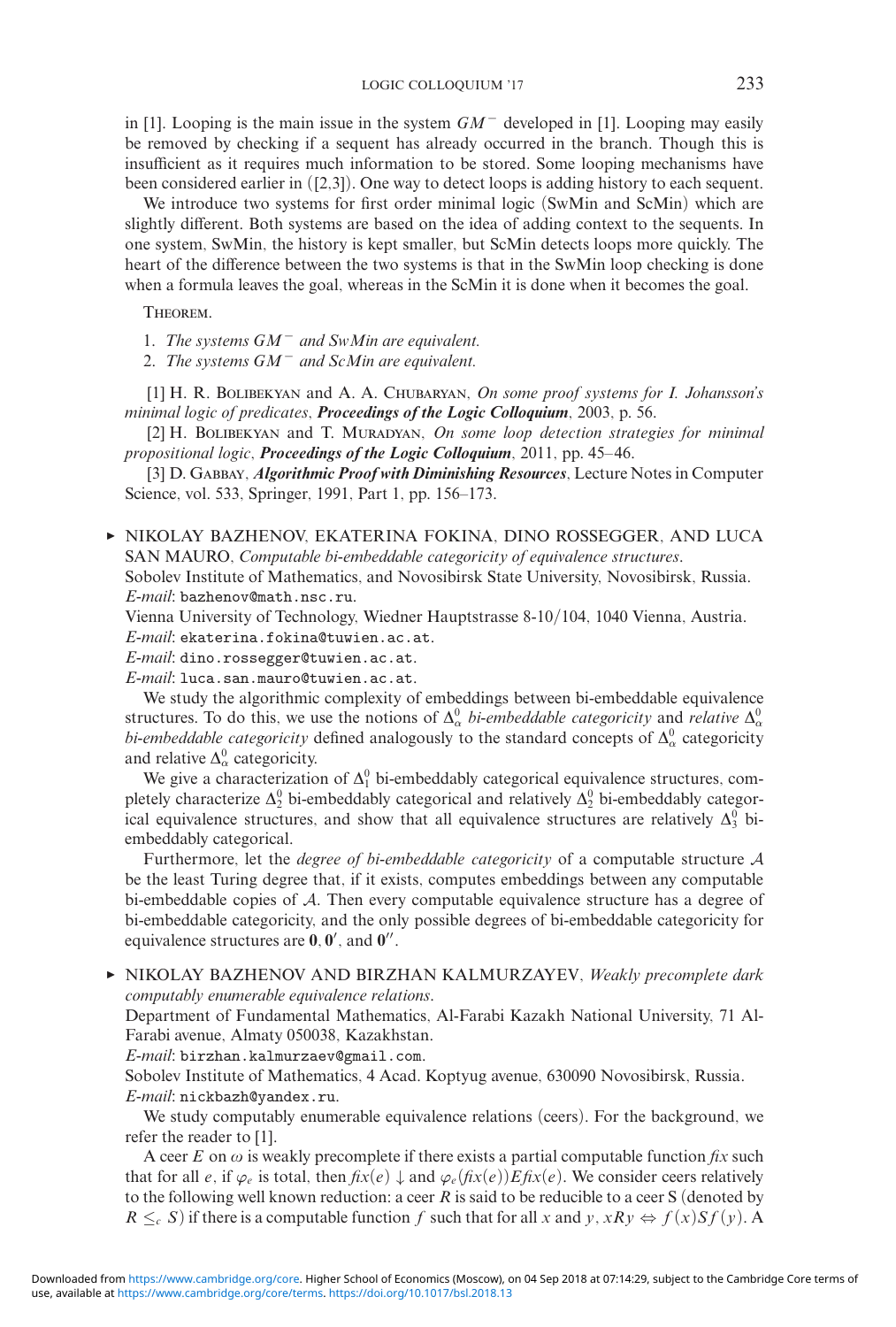in [1]. Looping is the main issue in the system $GM^-$ developed in [1]. Looping may easily be removed by checking if a sequent has already occurred in the branch. Though this is insufficient as it requires much information to be stored. Some looping mechanisms have been considered earlier in ([2,3]). One way to detect loops is adding history to each sequent.

We introduce two systems for first order minimal logic (SwMin and ScMin) which are slightly different. Both systems are based on the idea of adding context to the sequents. In one system, SwMin, the history is kept smaller, but ScMin detects loops more quickly. The heart of the difference between the two systems is that in the SwMin loop checking is done when a formula leaves the goal, whereas in the ScMin it is done when it becomes the goal.

THEOREM.

1. *The systems $GM^-$ and SwMin are equivalent.*
2. *The systems $GM^-$ and ScMin are equivalent.*

[1] H. R. BOLIBEKYAN and A. A. CHUBARYAN, *On some proof systems for I. Johansson's minimal logic of predicates*, ***Proceedings of the Logic Colloquium***, 2003, p. 56.

[2] H. BOLIBEKYAN and T. MURADYAN, *On some loop detection strategies for minimal propositional logic*, ***Proceedings of the Logic Colloquium***, 2011, pp. 45–46.

[3] D. GABBAY, ***Algorithmic Proof with Diminishing Resources***, Lecture Notes in Computer Science, vol. 533, Springer, 1991, Part 1, pp. 156–173.

▸ NIKOLAY BAZHENOV, EKATERINA FOKINA, DINO ROSSEGGER, AND LUCA SAN MAURO, *Computable bi-embeddable categoricity of equivalence structures*.
Sobolev Institute of Mathematics, and Novosibirsk State University, Novosibirsk, Russia.
*E-mail*: bazhenov@math.nsc.ru.
Vienna University of Technology, Wiedner Hauptstrasse 8-10/104, 1040 Vienna, Austria.
*E-mail*: ekaterina.fokina@tuwien.ac.at.
*E-mail*: dino.rossegger@tuwien.ac.at.
*E-mail*: luca.san.mauro@tuwien.ac.at.

We study the algorithmic complexity of embeddings between bi-embeddable equivalence structures. To do this, we use the notions of $\Delta^0_\alpha$ *bi-embeddable categoricity* and *relative* $\Delta^0_\alpha$ *bi-embeddable categoricity* defined analogously to the standard concepts of $\Delta^0_\alpha$ categoricity and relative $\Delta^0_\alpha$ categoricity.

We give a characterization of $\Delta^0_1$ bi-embeddably categorical equivalence structures, completely characterize $\Delta^0_2$ bi-embeddably categorical and relatively $\Delta^0_2$ bi-embeddably categorical equivalence structures, and show that all equivalence structures are relatively $\Delta^0_3$ bi-embeddably categorical.

Furthermore, let the *degree of bi-embeddable categoricity* of a computable structure $\mathcal{A}$ be the least Turing degree that, if it exists, computes embeddings between any computable bi-embeddable copies of $\mathcal{A}$. Then every computable equivalence structure has a degree of bi-embeddable categoricity, and the only possible degrees of bi-embeddable categoricity for equivalence structures are $\mathbf{0}, \mathbf{0}'$, and $\mathbf{0}''$.

▸ NIKOLAY BAZHENOV AND BIRZHAN KALMURZAYEV, *Weakly precomplete dark computably enumerable equivalence relations*.
Department of Fundamental Mathematics, Al-Farabi Kazakh National University, 71 Al-Farabi avenue, Almaty 050038, Kazakhstan.
*E-mail*: birzhan.kalmurzaev@gmail.com.
Sobolev Institute of Mathematics, 4 Acad. Koptyug avenue, 630090 Novosibirsk, Russia.
*E-mail*: nickbazh@yandex.ru.

We study computably enumerable equivalence relations (ceers). For the background, we refer the reader to [1].

A ceer $E$ on $\omega$ is weakly precomplete if there exists a partial computable function *fix* such that for all $e$, if $\varphi_e$ is total, then $fix(e)\downarrow$ and $\varphi_e(fix(e)) E fix(e)$. We consider ceers relatively to the following well known reduction: a ceer $R$ is said to be reducible to a ceer S (denoted by $R \leq_c S$) if there is a computable function $f$ such that for all $x$ and $y$, $xRy \Leftrightarrow f(x)Sf(y)$. A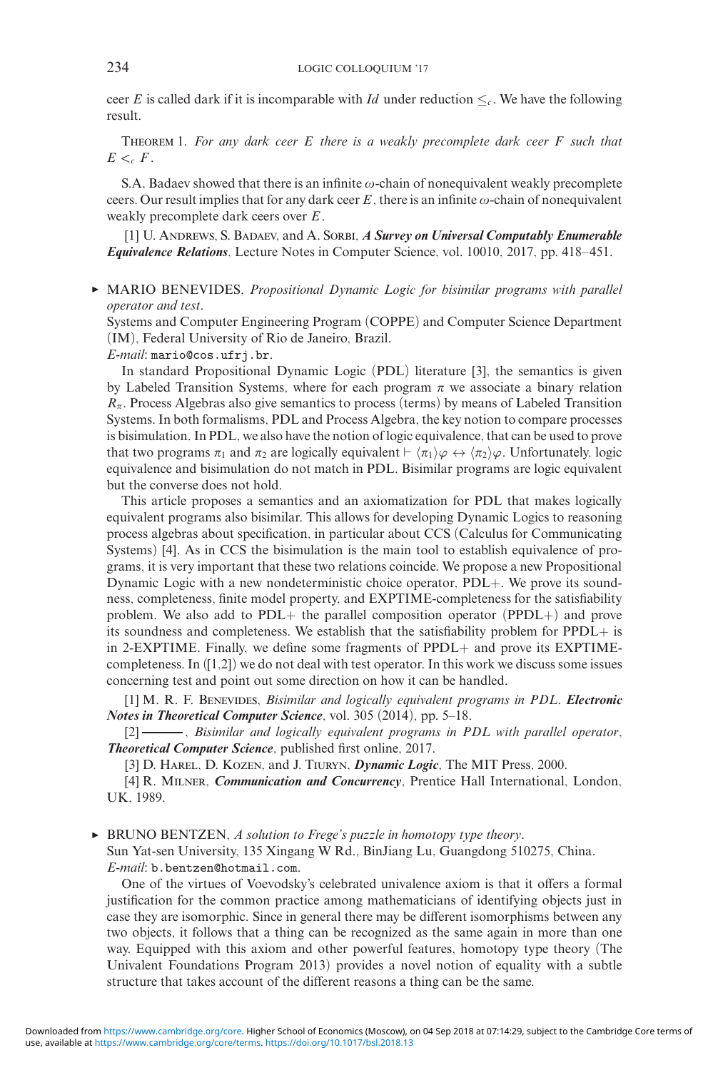ceer $E$ is called dark if it is incomparable with $Id$ under reduction $\leq_c$. We have the following result.

THEOREM 1. *For any dark ceer $E$ there is a weakly precomplete dark ceer $F$ such that $E <_c F$.*

S.A. Badaev showed that there is an infinite $\omega$-chain of nonequivalent weakly precomplete ceers. Our result implies that for any dark ceer $E$, there is an infinite $\omega$-chain of nonequivalent weakly precomplete dark ceers over $E$.

[1] U. Andrews, S. Badaev, and A. Sorbi, ***A Survey on Universal Computably Enumerable Equivalence Relations***, Lecture Notes in Computer Science, vol. 10010, 2017, pp. 418–451.

▸ MARIO BENEVIDES, *Propositional Dynamic Logic for bisimilar programs with parallel operator and test*.
Systems and Computer Engineering Program (COPPE) and Computer Science Department (IM), Federal University of Rio de Janeiro, Brazil.
*E-mail*: mario@cos.ufrj.br.

In standard Propositional Dynamic Logic (PDL) literature [3], the semantics is given by Labeled Transition Systems, where for each program $\pi$ we associate a binary relation $R_\pi$. Process Algebras also give semantics to process (terms) by means of Labeled Transition Systems. In both formalisms, PDL and Process Algebra, the key notion to compare processes is bisimulation. In PDL, we also have the notion of logic equivalence, that can be used to prove that two programs $\pi_1$ and $\pi_2$ are logically equivalent $\vdash \langle\pi_1\rangle\varphi \leftrightarrow \langle\pi_2\rangle\varphi$. Unfortunately, logic equivalence and bisimulation do not match in PDL. Bisimilar programs are logic equivalent but the converse does not hold.

This article proposes a semantics and an axiomatization for PDL that makes logically equivalent programs also bisimilar. This allows for developing Dynamic Logics to reasoning process algebras about specification, in particular about CCS (Calculus for Communicating Systems) [4]. As in CCS the bisimulation is the main tool to establish equivalence of programs, it is very important that these two relations coincide. We propose a new Propositional Dynamic Logic with a new nondeterministic choice operator, PDL+. We prove its soundness, completeness, finite model property, and EXPTIME-completeness for the satisfiability problem. We also add to PDL+ the parallel composition operator (PPDL+) and prove its soundness and completeness. We establish that the satisfiability problem for PPDL+ is in 2-EXPTIME. Finally, we define some fragments of PPDL+ and prove its EXPTIME-completeness. In ([1,2]) we do not deal with test operator. In this work we discuss some issues concerning test and point out some direction on how it can be handled.

[1] M. R. F. Benevides, *Bisimilar and logically equivalent programs in PDL*. ***Electronic Notes in Theoretical Computer Science***, vol. 305 (2014), pp. 5–18.

[2] ———, *Bisimilar and logically equivalent programs in PDL with parallel operator*, ***Theoretical Computer Science***, published first online, 2017.

[3] D. Harel, D. Kozen, and J. Tiuryn, ***Dynamic Logic***, The MIT Press, 2000.

[4] R. Milner, ***Communication and Concurrency***, Prentice Hall International, London, UK, 1989.

▸ BRUNO BENTZEN, *A solution to Frege's puzzle in homotopy type theory*.
Sun Yat-sen University, 135 Xingang W Rd., BinJiang Lu, Guangdong 510275, China.
*E-mail*: b.bentzen@hotmail.com.

One of the virtues of Voevodsky's celebrated univalence axiom is that it offers a formal justification for the common practice among mathematicians of identifying objects just in case they are isomorphic. Since in general there may be different isomorphisms between any two objects, it follows that a thing can be recognized as the same again in more than one way. Equipped with this axiom and other powerful features, homotopy type theory (The Univalent Foundations Program 2013) provides a novel notion of equality with a subtle structure that takes account of the different reasons a thing can be the same.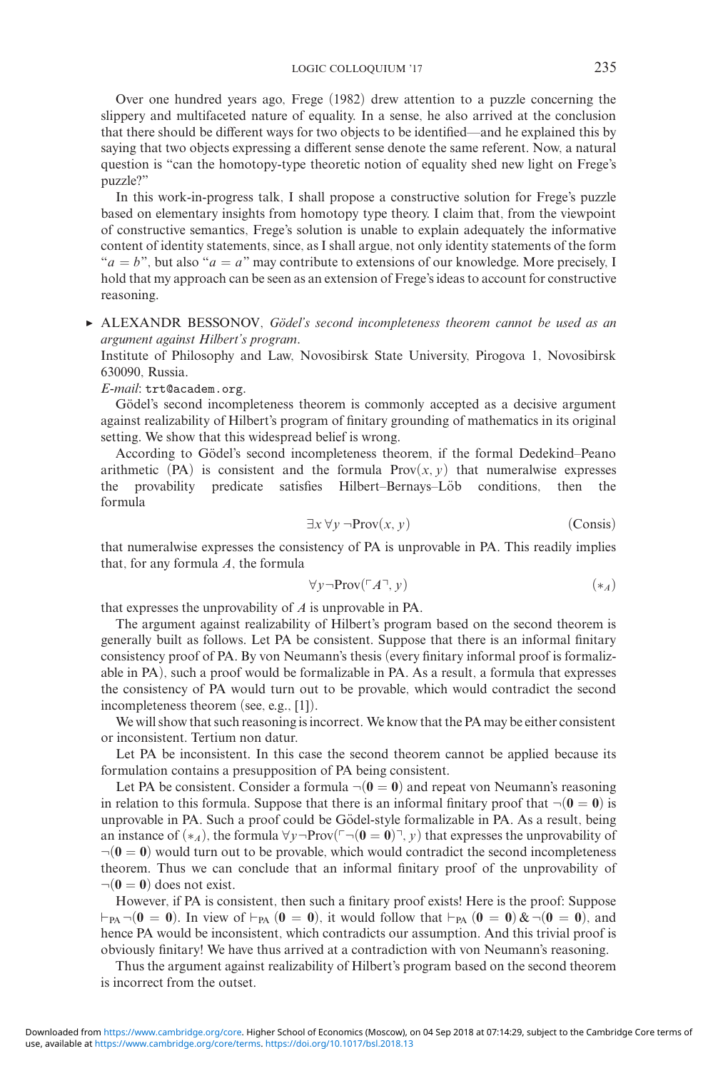Over one hundred years ago, Frege (1982) drew attention to a puzzle concerning the slippery and multifaceted nature of equality. In a sense, he also arrived at the conclusion that there should be different ways for two objects to be identified—and he explained this by saying that two objects expressing a different sense denote the same referent. Now, a natural question is "can the homotopy-type theoretic notion of equality shed new light on Frege's puzzle?"

In this work-in-progress talk, I shall propose a constructive solution for Frege's puzzle based on elementary insights from homotopy type theory. I claim that, from the viewpoint of constructive semantics, Frege's solution is unable to explain adequately the informative content of identity statements, since, as I shall argue, not only identity statements of the form "$a = b$", but also "$a = a$" may contribute to extensions of our knowledge. More precisely, I hold that my approach can be seen as an extension of Frege's ideas to account for constructive reasoning.

► ALEXANDR BESSONOV, *Gödel's second incompleteness theorem cannot be used as an argument against Hilbert's program*.
Institute of Philosophy and Law, Novosibirsk State University, Pirogova 1, Novosibirsk 630090, Russia.
*E-mail*: trt@academ.org.

Gödel's second incompleteness theorem is commonly accepted as a decisive argument against realizability of Hilbert's program of finitary grounding of mathematics in its original setting. We show that this widespread belief is wrong.

According to Gödel's second incompleteness theorem, if the formal Dedekind–Peano arithmetic (PA) is consistent and the formula $\mathrm{Prov}(x, y)$ that numeralwise expresses the provability predicate satisfies Hilbert–Bernays–Löb conditions, then the formula

$$\exists x\, \forall y\, \neg \mathrm{Prov}(x, y) \qquad \text{(Consis)}$$

that numeralwise expresses the consistency of PA is unprovable in PA. This readily implies that, for any formula $A$, the formula

$$\forall y \neg \mathrm{Prov}(\ulcorner A \urcorner, y) \qquad (*_A)$$

that expresses the unprovability of $A$ is unprovable in PA.

The argument against realizability of Hilbert's program based on the second theorem is generally built as follows. Let PA be consistent. Suppose that there is an informal finitary consistency proof of PA. By von Neumann's thesis (every finitary informal proof is formalizable in PA), such a proof would be formalizable in PA. As a result, a formula that expresses the consistency of PA would turn out to be provable, which would contradict the second incompleteness theorem (see, e.g., [1]).

We will show that such reasoning is incorrect. We know that the PA may be either consistent or inconsistent. Tertium non datur.

Let PA be inconsistent. In this case the second theorem cannot be applied because its formulation contains a presupposition of PA being consistent.

Let PA be consistent. Consider a formula $\neg(\mathbf{0} = \mathbf{0})$ and repeat von Neumann's reasoning in relation to this formula. Suppose that there is an informal finitary proof that $\neg(\mathbf{0} = \mathbf{0})$ is unprovable in PA. Such a proof could be Gödel-style formalizable in PA. As a result, being an instance of $(*_A)$, the formula $\forall y \neg \mathrm{Prov}(\ulcorner \neg(\mathbf{0} = \mathbf{0}) \urcorner, y)$ that expresses the unprovability of $\neg(\mathbf{0} = \mathbf{0})$ would turn out to be provable, which would contradict the second incompleteness theorem. Thus we can conclude that an informal finitary proof of the unprovability of $\neg(\mathbf{0} = \mathbf{0})$ does not exist.

However, if PA is consistent, then such a finitary proof exists! Here is the proof: Suppose $\vdash_{\mathrm{PA}} \neg(\mathbf{0} = \mathbf{0})$. In view of $\vdash_{\mathrm{PA}} (\mathbf{0} = \mathbf{0})$, it would follow that $\vdash_{\mathrm{PA}} (\mathbf{0} = \mathbf{0}) \,\&\, \neg(\mathbf{0} = \mathbf{0})$, and hence PA would be inconsistent, which contradicts our assumption. And this trivial proof is obviously finitary! We have thus arrived at a contradiction with von Neumann's reasoning.

Thus the argument against realizability of Hilbert's program based on the second theorem is incorrect from the outset.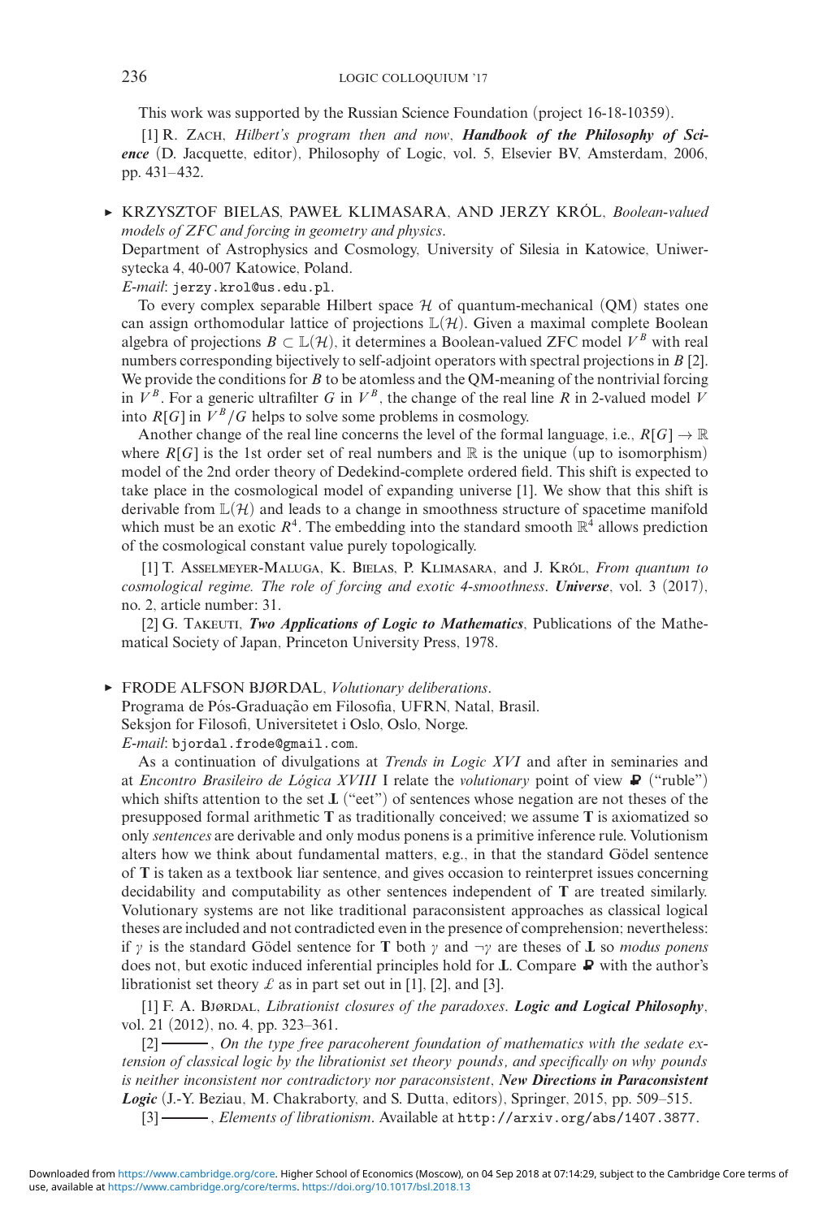This work was supported by the Russian Science Foundation (project 16-18-10359).

[1] R. Zach, *Hilbert's program then and now*, ***Handbook of the Philosophy of Science*** (D. Jacquette, editor), Philosophy of Logic, vol. 5, Elsevier BV, Amsterdam, 2006, pp. 431–432.

▸ KRZYSZTOF BIELAS, PAWEŁ KLIMASARA, AND JERZY KRÓL, *Boolean-valued models of ZFC and forcing in geometry and physics*.
Department of Astrophysics and Cosmology, University of Silesia in Katowice, Uniwersytecka 4, 40-007 Katowice, Poland.
*E-mail*: jerzy.krol@us.edu.pl.

To every complex separable Hilbert space $\mathcal{H}$ of quantum-mechanical (QM) states one can assign orthomodular lattice of projections $\mathbb{L}(\mathcal{H})$. Given a maximal complete Boolean algebra of projections $B \subset \mathbb{L}(\mathcal{H})$, it determines a Boolean-valued ZFC model $V^B$ with real numbers corresponding bijectively to self-adjoint operators with spectral projections in $B$ [2]. We provide the conditions for $B$ to be atomless and the QM-meaning of the nontrivial forcing in $V^B$. For a generic ultrafilter $G$ in $V^B$, the change of the real line $R$ in 2-valued model $V$ into $R[G]$ in $V^B/G$ helps to solve some problems in cosmology.

Another change of the real line concerns the level of the formal language, i.e., $R[G] \to \mathbb{R}$ where $R[G]$ is the 1st order set of real numbers and $\mathbb{R}$ is the unique (up to isomorphism) model of the 2nd order theory of Dedekind-complete ordered field. This shift is expected to take place in the cosmological model of expanding universe [1]. We show that this shift is derivable from $\mathbb{L}(\mathcal{H})$ and leads to a change in smoothness structure of spacetime manifold which must be an exotic $R^4$. The embedding into the standard smooth $\mathbb{R}^4$ allows prediction of the cosmological constant value purely topologically.

[1] T. Asselmeyer-Maluga, K. Bielas, P. Klimasara, and J. Król, *From quantum to cosmological regime. The role of forcing and exotic 4-smoothness*. ***Universe***, vol. 3 (2017), no. 2, article number: 31.

[2] G. Takeuti, ***Two Applications of Logic to Mathematics***, Publications of the Mathematical Society of Japan, Princeton University Press, 1978.

▸ FRODE ALFSON BJØRDAL, *Volutionary deliberations*.
Programa de Pós-Graduação em Filosofia, UFRN, Natal, Brasil.
Seksjon for Filosofi, Universitetet i Oslo, Oslo, Norge.
*E-mail*: bjordal.frode@gmail.com.

As a continuation of divulgations at *Trends in Logic XVI* and after in seminaries and at *Encontro Brasileiro de Lógica XVIII* I relate the *volutionary* point of view ₽ ("ruble") which shifts attention to the set **Ⱡ** ("eet") of sentences whose negation are not theses of the presupposed formal arithmetic **T** as traditionally conceived; we assume **T** is axiomatized so only *sentences* are derivable and only modus ponens is a primitive inference rule. Volutionism alters how we think about fundamental matters, e.g., in that the standard Gödel sentence of **T** is taken as a textbook liar sentence, and gives occasion to reinterpret issues concerning decidability and computability as other sentences independent of **T** are treated similarly. Volutionary systems are not like traditional paraconsistent approaches as classical logical theses are included and not contradicted even in the presence of comprehension; nevertheless: if $\gamma$ is the standard Gödel sentence for **T** both $\gamma$ and $\neg\gamma$ are theses of **Ⱡ** so *modus ponens* does not, but exotic induced inferential principles hold for **Ⱡ**. Compare ₽ with the author's librationist set theory £ as in part set out in [1], [2], and [3].

[1] F. A. Bjørdal, *Librationist closures of the paradoxes*. ***Logic and Logical Philosophy***, vol. 21 (2012), no. 4, pp. 323–361.

[2] ———, *On the type free paracoherent foundation of mathematics with the sedate extension of classical logic by the librationist set theory pounds, and specifically on why pounds is neither inconsistent nor contradictory nor paraconsistent*, ***New Directions in Paraconsistent Logic*** (J.-Y. Beziau, M. Chakraborty, and S. Dutta, editors), Springer, 2015, pp. 509–515.

[3] ———, *Elements of librationism*. Available at http://arxiv.org/abs/1407.3877.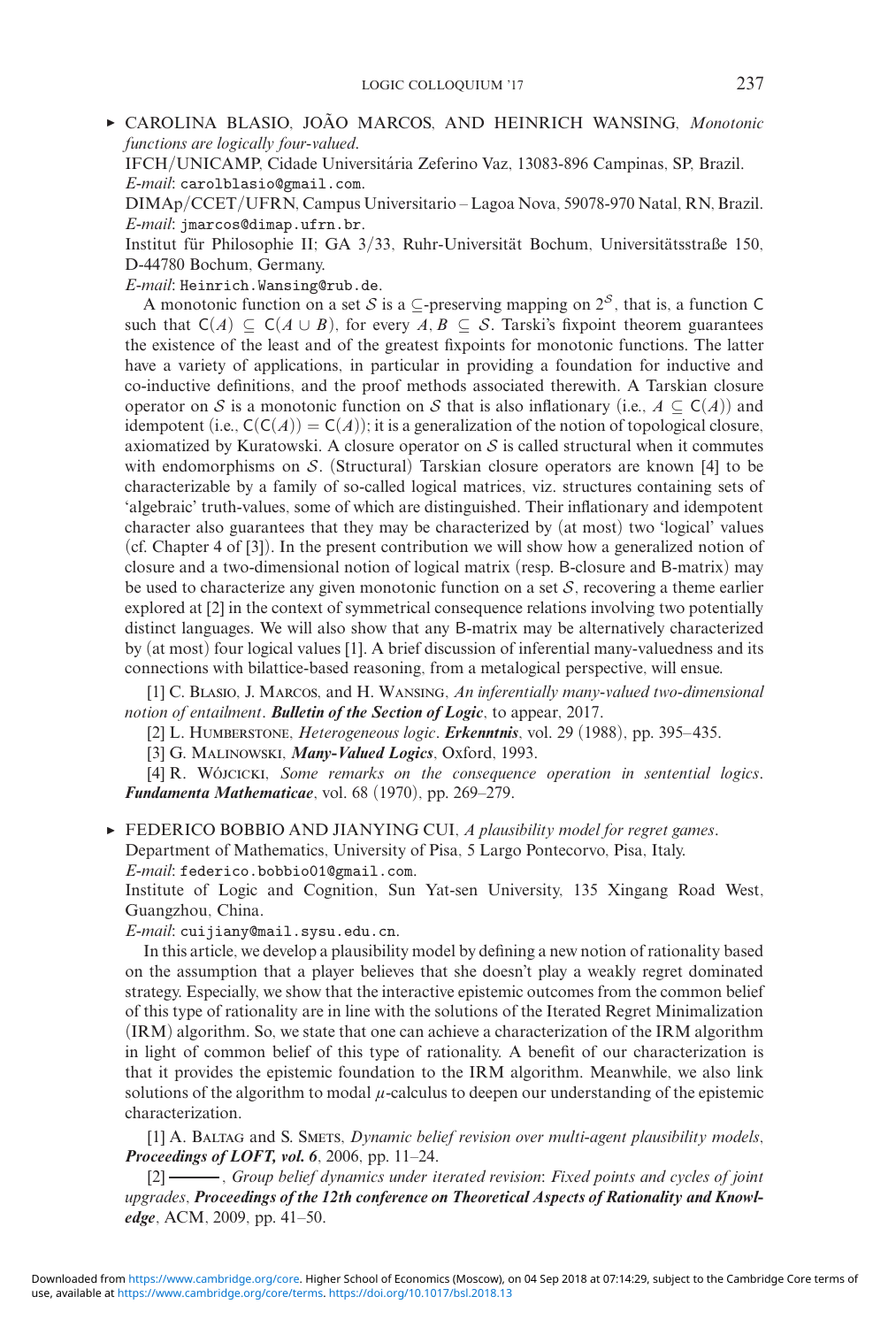▸ CAROLINA BLASIO, JOÃO MARCOS, AND HEINRICH WANSING, *Monotonic functions are logically four-valued*.
IFCH/UNICAMP, Cidade Universitária Zeferino Vaz, 13083-896 Campinas, SP, Brazil.
*E-mail*: carolblasio@gmail.com.
DIMAp/CCET/UFRN, Campus Universitario – Lagoa Nova, 59078-970 Natal, RN, Brazil.
*E-mail*: jmarcos@dimap.ufrn.br.
Institut für Philosophie II; GA 3/33, Ruhr-Universität Bochum, Universitätsstraße 150, D-44780 Bochum, Germany.
*E-mail*: Heinrich.Wansing@rub.de.

A monotonic function on a set $\mathcal{S}$ is a $\subseteq$-preserving mapping on $2^{\mathcal{S}}$, that is, a function $\mathsf{C}$ such that $\mathsf{C}(A) \subseteq \mathsf{C}(A \cup B)$, for every $A, B \subseteq \mathcal{S}$. Tarski's fixpoint theorem guarantees the existence of the least and of the greatest fixpoints for monotonic functions. The latter have a variety of applications, in particular in providing a foundation for inductive and co-inductive definitions, and the proof methods associated therewith. A Tarskian closure operator on $\mathcal{S}$ is a monotonic function on $\mathcal{S}$ that is also inflationary (i.e., $A \subseteq \mathsf{C}(A)$) and idempotent (i.e., $\mathsf{C}(\mathsf{C}(A)) = \mathsf{C}(A)$); it is a generalization of the notion of topological closure, axiomatized by Kuratowski. A closure operator on $\mathcal{S}$ is called structural when it commutes with endomorphisms on $\mathcal{S}$. (Structural) Tarskian closure operators are known [4] to be characterizable by a family of so-called logical matrices, viz. structures containing sets of 'algebraic' truth-values, some of which are distinguished. Their inflationary and idempotent character also guarantees that they may be characterized by (at most) two 'logical' values (cf. Chapter 4 of [3]). In the present contribution we will show how a generalized notion of closure and a two-dimensional notion of logical matrix (resp. B-closure and B-matrix) may be used to characterize any given monotonic function on a set $\mathcal{S}$, recovering a theme earlier explored at [2] in the context of symmetrical consequence relations involving two potentially distinct languages. We will also show that any B-matrix may be alternatively characterized by (at most) four logical values [1]. A brief discussion of inferential many-valuedness and its connections with bilattice-based reasoning, from a metalogical perspective, will ensue.

[1] C. Blasio, J. Marcos, and H. Wansing, *An inferentially many-valued two-dimensional notion of entailment*. ***Bulletin of the Section of Logic***, to appear, 2017.

[2] L. Humberstone, *Heterogeneous logic*. ***Erkenntnis***, vol. 29 (1988), pp. 395–435.

[3] G. Malinowski, ***Many-Valued Logics***, Oxford, 1993.

[4] R. Wójcicki, *Some remarks on the consequence operation in sentential logics*. ***Fundamenta Mathematicae***, vol. 68 (1970), pp. 269–279.

▸ FEDERICO BOBBIO AND JIANYING CUI, *A plausibility model for regret games*.
Department of Mathematics, University of Pisa, 5 Largo Pontecorvo, Pisa, Italy.
*E-mail*: federico.bobbio01@gmail.com.
Institute of Logic and Cognition, Sun Yat-sen University, 135 Xingang Road West, Guangzhou, China.
*E-mail*: cuijiany@mail.sysu.edu.cn.

In this article, we develop a plausibility model by defining a new notion of rationality based on the assumption that a player believes that she doesn't play a weakly regret dominated strategy. Especially, we show that the interactive epistemic outcomes from the common belief of this type of rationality are in line with the solutions of the Iterated Regret Minimalization (IRM) algorithm. So, we state that one can achieve a characterization of the IRM algorithm in light of common belief of this type of rationality. A benefit of our characterization is that it provides the epistemic foundation to the IRM algorithm. Meanwhile, we also link solutions of the algorithm to modal $\mu$-calculus to deepen our understanding of the epistemic characterization.

[1] A. Baltag and S. Smets, *Dynamic belief revision over multi-agent plausibility models*, ***Proceedings of LOFT, vol. 6***, 2006, pp. 11–24.

[2] ———, *Group belief dynamics under iterated revision*: *Fixed points and cycles of joint upgrades*, ***Proceedings of the 12th conference on Theoretical Aspects of Rationality and Knowledge***, ACM, 2009, pp. 41–50.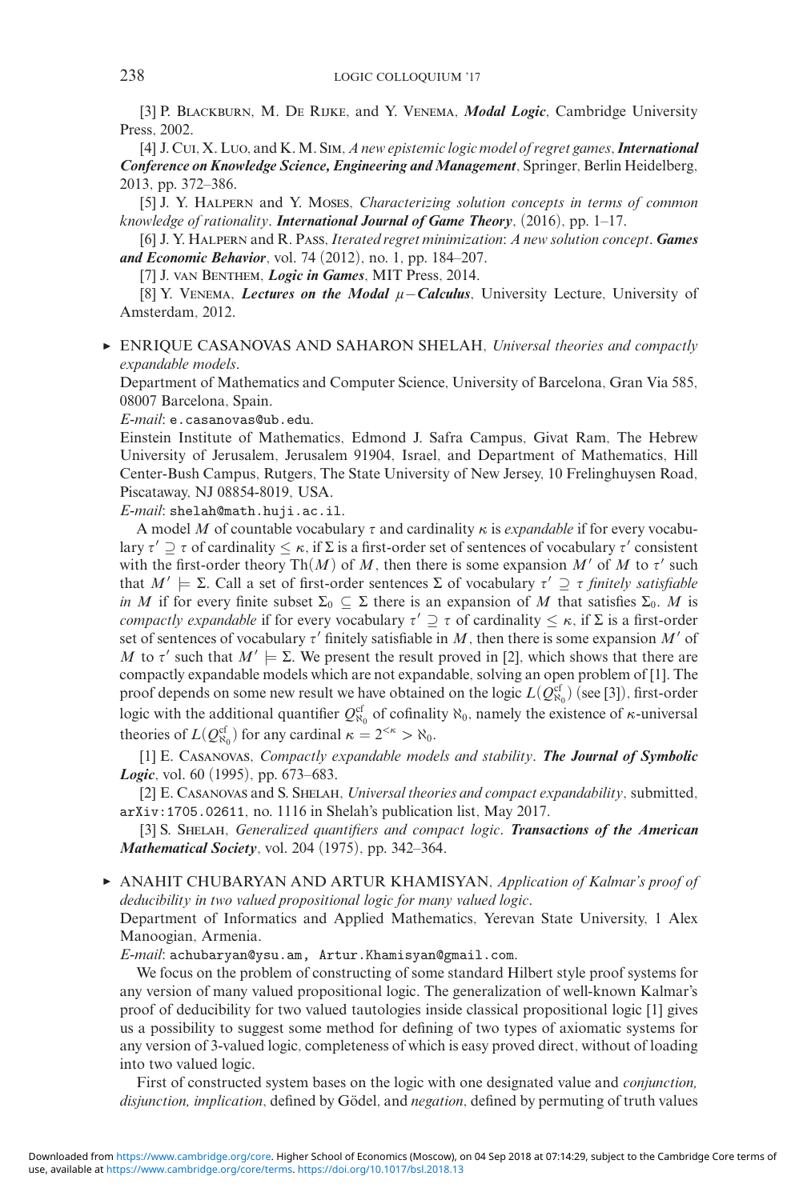[3] P. Blackburn, M. De Rijke, and Y. Venema, ***Modal Logic***, Cambridge University Press, 2002.

[4] J. Cui, X. Luo, and K. M. Sim, *A new epistemic logic model of regret games*, ***International Conference on Knowledge Science, Engineering and Management***, Springer, Berlin Heidelberg, 2013, pp. 372–386.

[5] J. Y. Halpern and Y. Moses, *Characterizing solution concepts in terms of common knowledge of rationality*. ***International Journal of Game Theory***, (2016), pp. 1–17.

[6] J. Y. Halpern and R. Pass, *Iterated regret minimization*: *A new solution concept*. ***Games and Economic Behavior***, vol. 74 (2012), no. 1, pp. 184–207.

[7] J. van Benthem, ***Logic in Games***, MIT Press, 2014.

[8] Y. Venema, ***Lectures on the Modal*** $\mu-$***Calculus***, University Lecture, University of Amsterdam, 2012.

▸ ENRIQUE CASANOVAS AND SAHARON SHELAH, *Universal theories and compactly expandable models*.

Department of Mathematics and Computer Science, University of Barcelona, Gran Via 585, 08007 Barcelona, Spain.

*E-mail*: e.casanovas@ub.edu.

Einstein Institute of Mathematics, Edmond J. Safra Campus, Givat Ram, The Hebrew University of Jerusalem, Jerusalem 91904, Israel, and Department of Mathematics, Hill Center-Bush Campus, Rutgers, The State University of New Jersey, 10 Frelinghuysen Road, Piscataway, NJ 08854-8019, USA.

*E-mail*: shelah@math.huji.ac.il.

A model $M$ of countable vocabulary $\tau$ and cardinality $\kappa$ is *expandable* if for every vocabulary $\tau' \supseteq \tau$ of cardinality $\leq \kappa$, if $\Sigma$ is a first-order set of sentences of vocabulary $\tau'$ consistent with the first-order theory $\mathrm{Th}(M)$ of $M$, then there is some expansion $M'$ of $M$ to $\tau'$ such that $M' \models \Sigma$. Call a set of first-order sentences $\Sigma$ of vocabulary $\tau' \supseteq \tau$ *finitely satisfiable in* $M$ if for every finite subset $\Sigma_0 \subseteq \Sigma$ there is an expansion of $M$ that satisfies $\Sigma_0$. $M$ is *compactly expandable* if for every vocabulary $\tau' \supseteq \tau$ of cardinality $\leq \kappa$, if $\Sigma$ is a first-order set of sentences of vocabulary $\tau'$ finitely satisfiable in $M$, then there is some expansion $M'$ of $M$ to $\tau'$ such that $M' \models \Sigma$. We present the result proved in [2], which shows that there are compactly expandable models which are not expandable, solving an open problem of [1]. The proof depends on some new result we have obtained on the logic $L(Q^{\mathrm{cf}}_{\aleph_0})$ (see [3]), first-order logic with the additional quantifier $Q^{\mathrm{cf}}_{\aleph_0}$ of cofinality $\aleph_0$, namely the existence of $\kappa$-universal theories of $L(Q^{\mathrm{cf}}_{\aleph_0})$ for any cardinal $\kappa = 2^{<\kappa} > \aleph_0$.

[1] E. Casanovas, *Compactly expandable models and stability*. ***The Journal of Symbolic Logic***, vol. 60 (1995), pp. 673–683.

[2] E. Casanovas and S. Shelah, *Universal theories and compact expandability*, submitted, arXiv:1705.02611, no. 1116 in Shelah's publication list, May 2017.

[3] S. Shelah, *Generalized quantifiers and compact logic*. ***Transactions of the American Mathematical Society***, vol. 204 (1975), pp. 342–364.

▸ ANAHIT CHUBARYAN AND ARTUR KHAMISYAN, *Application of Kalmar's proof of deducibility in two valued propositional logic for many valued logic*.

Department of Informatics and Applied Mathematics, Yerevan State University, 1 Alex Manoogian, Armenia.

*E-mail*: achubaryan@ysu.am, Artur.Khamisyan@gmail.com.

We focus on the problem of constructing of some standard Hilbert style proof systems for any version of many valued propositional logic. The generalization of well-known Kalmar's proof of deducibility for two valued tautologies inside classical propositional logic [1] gives us a possibility to suggest some method for defining of two types of axiomatic systems for any version of 3-valued logic, completeness of which is easy proved direct, without of loading into two valued logic.

First of constructed system bases on the logic with one designated value and *conjunction, disjunction, implication*, defined by Gödel, and *negation*, defined by permuting of truth values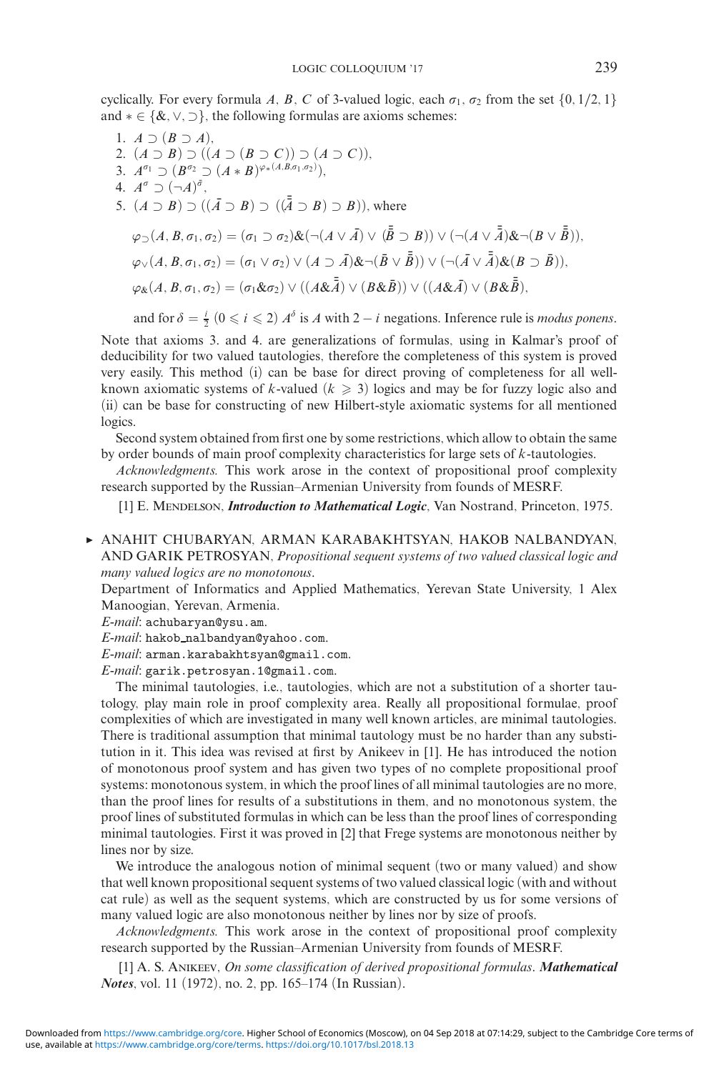cyclically. For every formula $A$, $B$, $C$ of 3-valued logic, each $\sigma_1$, $\sigma_2$ from the set $\{0, 1/2, 1\}$ and $* \in \{\&, \vee, \supset\}$, the following formulas are axioms schemes:

1. $A \supset (B \supset A)$,
2. $(A \supset B) \supset ((A \supset (B \supset C)) \supset (A \supset C))$,
3. $A^{\sigma_1} \supset (B^{\sigma_2} \supset (A * B)^{\varphi_*(A,B,\sigma_1,\sigma_2)})$,
4. $A^{\sigma} \supset (\neg A)^{\bar{\sigma}}$,
5. $(A \supset B) \supset ((\bar{A} \supset B) \supset ((\bar{\bar{A}} \supset B) \supset B))$, where

$$\varphi_{\supset}(A, B, \sigma_1, \sigma_2) = (\sigma_1 \supset \sigma_2)\&(\neg(A \vee \bar{A}) \vee (\bar{\bar{B}} \supset B)) \vee (\neg(A \vee \bar{\bar{A}})\&\neg(B \vee \bar{\bar{B}})),$$

$$\varphi_{\vee}(A, B, \sigma_1, \sigma_2) = (\sigma_1 \vee \sigma_2) \vee (A \supset \bar{A})\&\neg(\bar{B} \vee \bar{\bar{B}})) \vee (\neg(\bar{A} \vee \bar{\bar{A}})\&(B \supset \bar{B})),$$

$$\varphi_{\&}(A, B, \sigma_1, \sigma_2) = (\sigma_1\&\sigma_2) \vee ((A\&\bar{\bar{A}}) \vee (B\&\bar{B})) \vee ((A\&\bar{A}) \vee (B\&\bar{\bar{B}}),$$

and for $\delta = \frac{i}{2}$ $(0 \leqslant i \leqslant 2)$ $A^{\delta}$ is $A$ with $2 - i$ negations. Inference rule is *modus ponens*.

Note that axioms 3. and 4. are generalizations of formulas, using in Kalmar's proof of deducibility for two valued tautologies, therefore the completeness of this system is proved very easily. This method (i) can be base for direct proving of completeness for all well-known axiomatic systems of $k$-valued $(k \geqslant 3)$ logics and may be for fuzzy logic also and (ii) can be base for constructing of new Hilbert-style axiomatic systems for all mentioned logics.

Second system obtained from first one by some restrictions, which allow to obtain the same by order bounds of main proof complexity characteristics for large sets of $k$-tautologies.

*Acknowledgments.* This work arose in the context of propositional proof complexity research supported by the Russian–Armenian University from founds of MESRF.

[1] E. Mendelson, ***Introduction to Mathematical Logic***, Van Nostrand, Princeton, 1975.

▸ ANAHIT CHUBARYAN, ARMAN KARABAKHTSYAN, HAKOB NALBANDYAN, AND GARIK PETROSYAN, *Propositional sequent systems of two valued classical logic and many valued logics are no monotonous*.

Department of Informatics and Applied Mathematics, Yerevan State University, 1 Alex Manoogian, Yerevan, Armenia.

*E-mail*: achubaryan@ysu.am.

*E-mail*: hakob_nalbandyan@yahoo.com.

*E-mail*: arman.karabakhtsyan@gmail.com.

*E-mail*: garik.petrosyan.1@gmail.com.

The minimal tautologies, i.e., tautologies, which are not a substitution of a shorter tautology, play main role in proof complexity area. Really all propositional formulae, proof complexities of which are investigated in many well known articles, are minimal tautologies. There is traditional assumption that minimal tautology must be no harder than any substitution in it. This idea was revised at first by Anikeev in [1]. He has introduced the notion of monotonous proof system and has given two types of no complete propositional proof systems: monotonous system, in which the proof lines of all minimal tautologies are no more, than the proof lines for results of a substitutions in them, and no monotonous system, the proof lines of substituted formulas in which can be less than the proof lines of corresponding minimal tautologies. First it was proved in [2] that Frege systems are monotonous neither by lines nor by size.

We introduce the analogous notion of minimal sequent (two or many valued) and show that well known propositional sequent systems of two valued classical logic (with and without cat rule) as well as the sequent systems, which are constructed by us for some versions of many valued logic are also monotonous neither by lines nor by size of proofs.

*Acknowledgments.* This work arose in the context of propositional proof complexity research supported by the Russian–Armenian University from founds of MESRF.

[1] A. S. Anikeev, *On some classification of derived propositional formulas*. ***Mathematical Notes***, vol. 11 (1972), no. 2, pp. 165–174 (In Russian).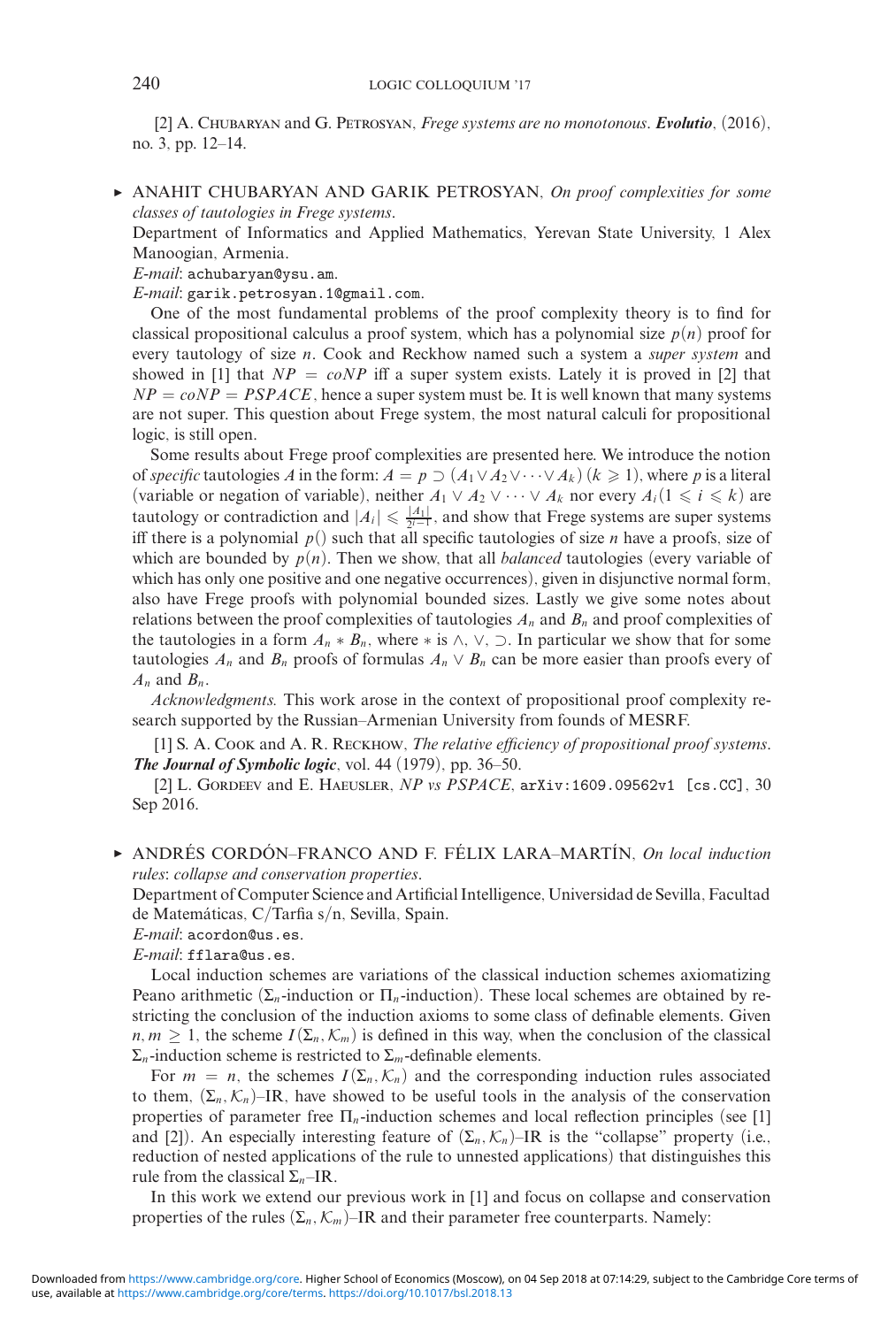[2] A. Chubaryan and G. Petrosyan, *Frege systems are no monotonous*. ***Evolutio***, (2016), no. 3, pp. 12–14.

▸ ANAHIT CHUBARYAN AND GARIK PETROSYAN, *On proof complexities for some classes of tautologies in Frege systems*.
Department of Informatics and Applied Mathematics, Yerevan State University, 1 Alex Manoogian, Armenia.
*E-mail*: achubaryan@ysu.am.
*E-mail*: garik.petrosyan.1@gmail.com.

One of the most fundamental problems of the proof complexity theory is to find for classical propositional calculus a proof system, which has a polynomial size $p(n)$ proof for every tautology of size $n$. Cook and Reckhow named such a system a *super system* and showed in [1] that $NP = coNP$ iff a super system exists. Lately it is proved in [2] that $NP = coNP = PSPACE$, hence a super system must be. It is well known that many systems are not super. This question about Frege system, the most natural calculi for propositional logic, is still open.

Some results about Frege proof complexities are presented here. We introduce the notion of *specific* tautologies $A$ in the form: $A = p \supset (A_1 \vee A_2 \vee \cdots \vee A_k)$ $(k \geqslant 1)$, where $p$ is a literal (variable or negation of variable), neither $A_1 \vee A_2 \vee \cdots \vee A_k$ nor every $A_i (1 \leqslant i \leqslant k)$ are tautology or contradiction and $|A_i| \leqslant \frac{|A_1|}{2^{i-1}}$, and show that Frege systems are super systems iff there is a polynomial $p()$ such that all specific tautologies of size $n$ have a proofs, size of which are bounded by $p(n)$. Then we show, that all *balanced* tautologies (every variable of which has only one positive and one negative occurrences), given in disjunctive normal form, also have Frege proofs with polynomial bounded sizes. Lastly we give some notes about relations between the proof complexities of tautologies $A_n$ and $B_n$ and proof complexities of the tautologies in a form $A_n * B_n$, where $*$ is $\wedge$, $\vee$, $\supset$. In particular we show that for some tautologies $A_n$ and $B_n$ proofs of formulas $A_n \vee B_n$ can be more easier than proofs every of $A_n$ and $B_n$.

*Acknowledgments.* This work arose in the context of propositional proof complexity research supported by the Russian–Armenian University from founds of MESRF.

[1] S. A. Cook and A. R. Reckhow, *The relative efficiency of propositional proof systems*. ***The Journal of Symbolic logic***, vol. 44 (1979), pp. 36–50.

[2] L. Gordeev and E. Haeusler, *NP vs PSPACE*, arXiv:1609.09562v1 [cs.CC], 30 Sep 2016.

▸ ANDRÉS CORDÓN–FRANCO AND F. FÉLIX LARA–MARTÍN, *On local induction rules: collapse and conservation properties*.
Department of Computer Science and Artificial Intelligence, Universidad de Sevilla, Facultad de Matemáticas, C/Tarfia s/n, Sevilla, Spain.
*E-mail*: acordon@us.es.
*E-mail*: fflara@us.es.

Local induction schemes are variations of the classical induction schemes axiomatizing Peano arithmetic ($\Sigma_n$-induction or $\Pi_n$-induction). These local schemes are obtained by restricting the conclusion of the induction axioms to some class of definable elements. Given $n, m \geq 1$, the scheme $I(\Sigma_n, \mathcal{K}_m)$ is defined in this way, when the conclusion of the classical $\Sigma_n$-induction scheme is restricted to $\Sigma_m$-definable elements.

For $m = n$, the schemes $I(\Sigma_n, \mathcal{K}_n)$ and the corresponding induction rules associated to them, $(\Sigma_n, \mathcal{K}_n)$–IR, have showed to be useful tools in the analysis of the conservation properties of parameter free $\Pi_n$-induction schemes and local reflection principles (see [1] and [2]). An especially interesting feature of $(\Sigma_n, \mathcal{K}_n)$–IR is the "collapse" property (i.e., reduction of nested applications of the rule to unnested applications) that distinguishes this rule from the classical $\Sigma_n$–IR.

In this work we extend our previous work in [1] and focus on collapse and conservation properties of the rules $(\Sigma_n, \mathcal{K}_m)$–IR and their parameter free counterparts. Namely: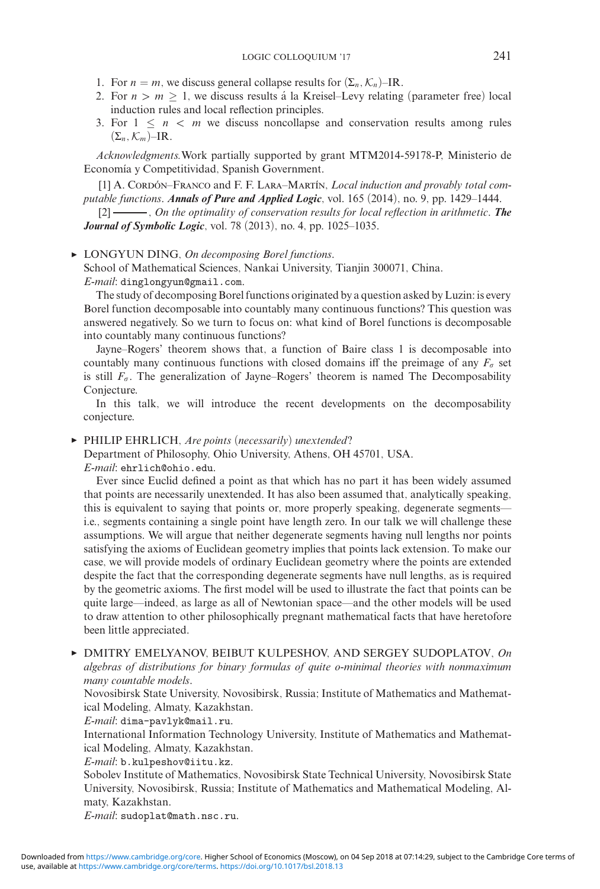1. For $n = m$, we discuss general collapse results for $(\Sigma_n, \mathcal{K}_n)$–IR.
2. For $n > m \geq 1$, we discuss results á la Kreisel–Levy relating (parameter free) local induction rules and local reflection principles.
3. For $1 \leq n < m$ we discuss noncollapse and conservation results among rules $(\Sigma_n, \mathcal{K}_m)$–IR.

*Acknowledgments.* Work partially supported by grant MTM2014-59178-P, Ministerio de Economía y Competitividad, Spanish Government.

[1] A. Cordón–Franco and F. F. Lara–Martín, *Local induction and provably total computable functions*. ***Annals of Pure and Applied Logic***, vol. 165 (2014), no. 9, pp. 1429–1444.

[2] ———, *On the optimality of conservation results for local reflection in arithmetic*. ***The Journal of Symbolic Logic***, vol. 78 (2013), no. 4, pp. 1025–1035.

▸ LONGYUN DING, *On decomposing Borel functions*.
School of Mathematical Sciences, Nankai University, Tianjin 300071, China.
*E-mail*: dinglongyun@gmail.com.

The study of decomposing Borel functions originated by a question asked by Luzin: is every Borel function decomposable into countably many continuous functions? This question was answered negatively. So we turn to focus on: what kind of Borel functions is decomposable into countably many continuous functions?

Jayne–Rogers' theorem shows that, a function of Baire class 1 is decomposable into countably many continuous functions with closed domains iff the preimage of any $F_\sigma$ set is still $F_\sigma$. The generalization of Jayne–Rogers' theorem is named The Decomposability Conjecture.

In this talk, we will introduce the recent developments on the decomposability conjecture.

▸ PHILIP EHRLICH, *Are points (necessarily) unextended?*
Department of Philosophy, Ohio University, Athens, OH 45701, USA.
*E-mail*: ehrlich@ohio.edu.

Ever since Euclid defined a point as that which has no part it has been widely assumed that points are necessarily unextended. It has also been assumed that, analytically speaking, this is equivalent to saying that points or, more properly speaking, degenerate segments—i.e., segments containing a single point have length zero. In our talk we will challenge these assumptions. We will argue that neither degenerate segments having null lengths nor points satisfying the axioms of Euclidean geometry implies that points lack extension. To make our case, we will provide models of ordinary Euclidean geometry where the points are extended despite the fact that the corresponding degenerate segments have null lengths, as is required by the geometric axioms. The first model will be used to illustrate the fact that points can be quite large—indeed, as large as all of Newtonian space—and the other models will be used to draw attention to other philosophically pregnant mathematical facts that have heretofore been little appreciated.

▸ DMITRY EMELYANOV, BEIBUT KULPESHOV, AND SERGEY SUDOPLATOV, *On algebras of distributions for binary formulas of quite o-minimal theories with nonmaximum many countable models*.
Novosibirsk State University, Novosibirsk, Russia; Institute of Mathematics and Mathematical Modeling, Almaty, Kazakhstan.
*E-mail*: dima-pavlyk@mail.ru.
International Information Technology University, Institute of Mathematics and Mathematical Modeling, Almaty, Kazakhstan.
*E-mail*: b.kulpeshov@iitu.kz.
Sobolev Institute of Mathematics, Novosibirsk State Technical University, Novosibirsk State University, Novosibirsk, Russia; Institute of Mathematics and Mathematical Modeling, Almaty, Kazakhstan.
*E-mail*: sudoplat@math.nsc.ru.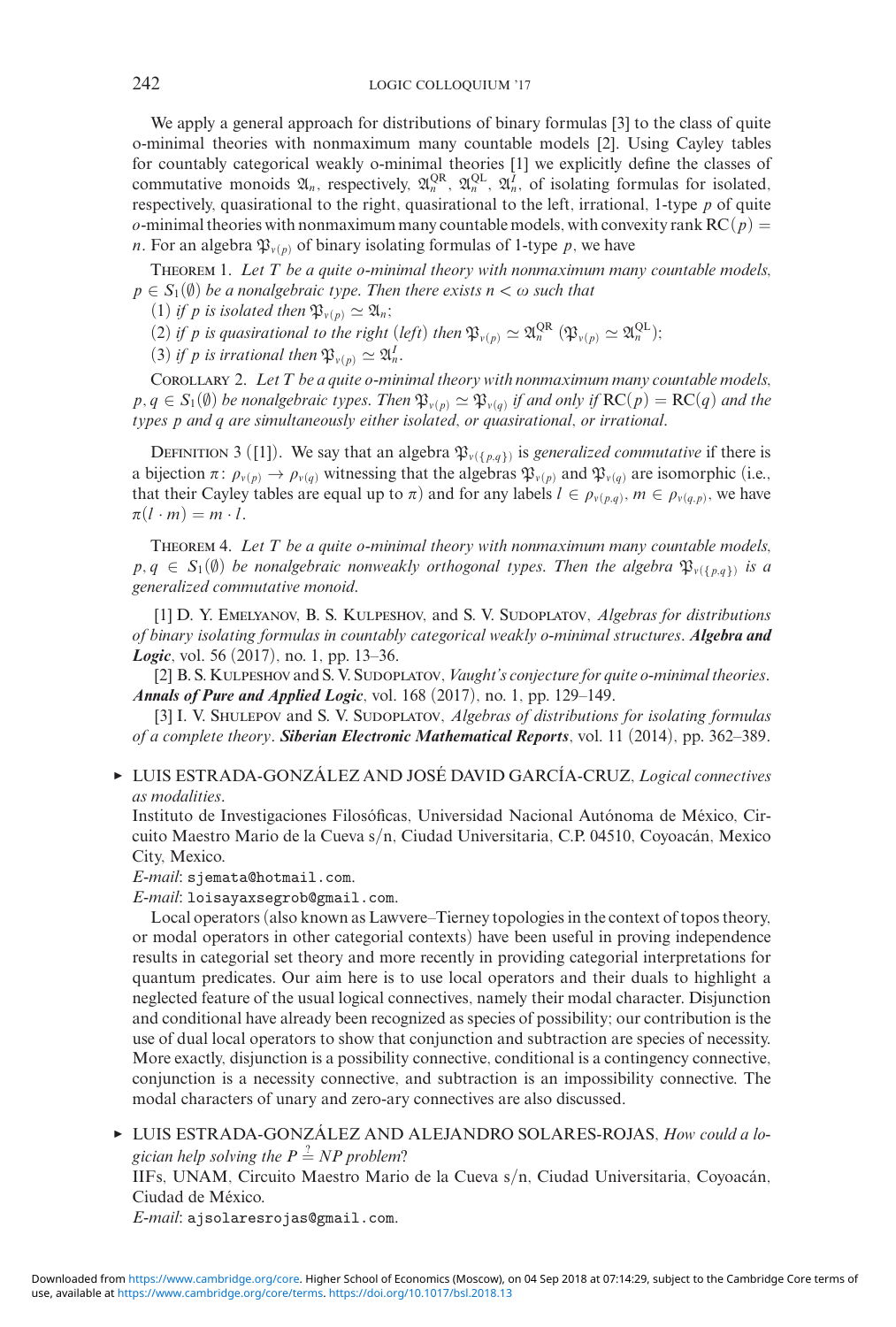We apply a general approach for distributions of binary formulas [3] to the class of quite o-minimal theories with nonmaximum many countable models [2]. Using Cayley tables for countably categorical weakly o-minimal theories [1] we explicitly define the classes of commutative monoids $\mathfrak{A}_n$, respectively, $\mathfrak{A}_n^{\mathrm{QR}}$, $\mathfrak{A}_n^{\mathrm{QL}}$, $\mathfrak{A}_n^{I}$, of isolating formulas for isolated, respectively, quasirational to the right, quasirational to the left, irrational, 1-type $p$ of quite $o$-minimal theories with nonmaximum many countable models, with convexity rank $\mathrm{RC}(p) = n$. For an algebra $\mathfrak{P}_{\nu(p)}$ of binary isolating formulas of 1-type $p$, we have

THEOREM 1. *Let $T$ be a quite o-minimal theory with nonmaximum many countable models, $p \in S_1(\emptyset)$ be a nonalgebraic type. Then there exists $n < \omega$ such that*

(1) *if $p$ is isolated then $\mathfrak{P}_{\nu(p)} \simeq \mathfrak{A}_n$;*

(2) *if $p$ is quasirational to the right (left) then $\mathfrak{P}_{\nu(p)} \simeq \mathfrak{A}_n^{\mathrm{QR}}$ ($\mathfrak{P}_{\nu(p)} \simeq \mathfrak{A}_n^{\mathrm{QL}}$);*

(3) *if $p$ is irrational then $\mathfrak{P}_{\nu(p)} \simeq \mathfrak{A}_n^{I}$.*

COROLLARY 2. *Let $T$ be a quite o-minimal theory with nonmaximum many countable models, $p, q \in S_1(\emptyset)$ be nonalgebraic types. Then $\mathfrak{P}_{\nu(p)} \simeq \mathfrak{P}_{\nu(q)}$ if and only if $\mathrm{RC}(p) = \mathrm{RC}(q)$ and the types $p$ and $q$ are simultaneously either isolated, or quasirational, or irrational.*

DEFINITION 3 ([1]). We say that an algebra $\mathfrak{P}_{\nu(\{p,q\})}$ is *generalized commutative* if there is a bijection $\pi\colon \rho_{\nu(p)} \to \rho_{\nu(q)}$ witnessing that the algebras $\mathfrak{P}_{\nu(p)}$ and $\mathfrak{P}_{\nu(q)}$ are isomorphic (i.e., that their Cayley tables are equal up to $\pi$) and for any labels $l \in \rho_{\nu(p,q)}$, $m \in \rho_{\nu(q,p)}$, we have $\pi(l \cdot m) = m \cdot l$.

THEOREM 4. *Let $T$ be a quite o-minimal theory with nonmaximum many countable models, $p, q \in S_1(\emptyset)$ be nonalgebraic nonweakly orthogonal types. Then the algebra $\mathfrak{P}_{\nu(\{p,q\})}$ is a generalized commutative monoid.*

[1] D. Y. Emelyanov, B. S. Kulpeshov, and S. V. Sudoplatov, *Algebras for distributions of binary isolating formulas in countably categorical weakly o-minimal structures*. ***Algebra and Logic***, vol. 56 (2017), no. 1, pp. 13–36.

[2] B. S. Kulpeshov and S. V. Sudoplatov, *Vaught's conjecture for quite o-minimal theories*. ***Annals of Pure and Applied Logic***, vol. 168 (2017), no. 1, pp. 129–149.

[3] I. V. Shulepov and S. V. Sudoplatov, *Algebras of distributions for isolating formulas of a complete theory*. ***Siberian Electronic Mathematical Reports***, vol. 11 (2014), pp. 362–389.

▸ LUIS ESTRADA-GONZÁLEZ AND JOSÉ DAVID GARCÍA-CRUZ, *Logical connectives as modalities*.

Instituto de Investigaciones Filosóficas, Universidad Nacional Autónoma de México, Circuito Maestro Mario de la Cueva s/n, Ciudad Universitaria, C.P. 04510, Coyoacán, Mexico City, Mexico.

*E-mail*: sjemata@hotmail.com.

*E-mail*: loisayaxsegrob@gmail.com.

Local operators (also known as Lawvere–Tierney topologies in the context of topos theory, or modal operators in other categorial contexts) have been useful in proving independence results in categorial set theory and more recently in providing categorial interpretations for quantum predicates. Our aim here is to use local operators and their duals to highlight a neglected feature of the usual logical connectives, namely their modal character. Disjunction and conditional have already been recognized as species of possibility; our contribution is the use of dual local operators to show that conjunction and subtraction are species of necessity. More exactly, disjunction is a possibility connective, conditional is a contingency connective, conjunction is a necessity connective, and subtraction is an impossibility connective. The modal characters of unary and zero-ary connectives are also discussed.

▸ LUIS ESTRADA-GONZÁLEZ AND ALEJANDRO SOLARES-ROJAS, *How could a logician help solving the $P \stackrel{?}{=} NP$ problem?*

IIFs, UNAM, Circuito Maestro Mario de la Cueva s/n, Ciudad Universitaria, Coyoacán, Ciudad de México.

*E-mail*: ajsolaresrojas@gmail.com.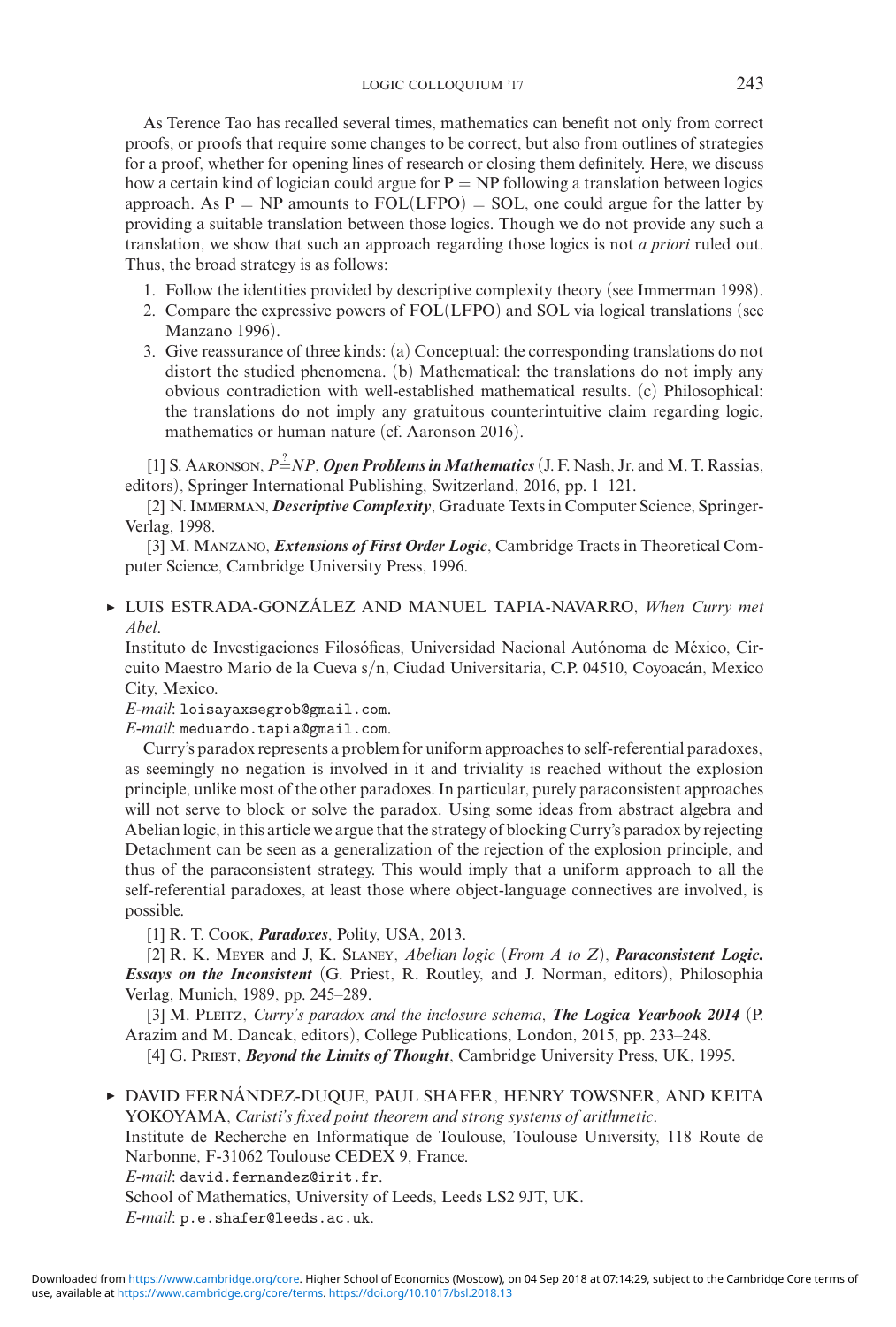As Terence Tao has recalled several times, mathematics can benefit not only from correct proofs, or proofs that require some changes to be correct, but also from outlines of strategies for a proof, whether for opening lines of research or closing them definitely. Here, we discuss how a certain kind of logician could argue for P = NP following a translation between logics approach. As P = NP amounts to FOL(LFPO) = SOL, one could argue for the latter by providing a suitable translation between those logics. Though we do not provide any such a translation, we show that such an approach regarding those logics is not *a priori* ruled out. Thus, the broad strategy is as follows:

1. Follow the identities provided by descriptive complexity theory (see Immerman 1998).
2. Compare the expressive powers of FOL(LFPO) and SOL via logical translations (see Manzano 1996).
3. Give reassurance of three kinds: (a) Conceptual: the corresponding translations do not distort the studied phenomena. (b) Mathematical: the translations do not imply any obvious contradiction with well-established mathematical results. (c) Philosophical: the translations do not imply any gratuitous counterintuitive claim regarding logic, mathematics or human nature (cf. Aaronson 2016).

[1] S. Aaronson, $P \stackrel{?}{=} NP$, ***Open Problems in Mathematics*** (J. F. Nash, Jr. and M. T. Rassias, editors), Springer International Publishing, Switzerland, 2016, pp. 1–121.

[2] N. Immerman, ***Descriptive Complexity***, Graduate Texts in Computer Science, Springer-Verlag, 1998.

[3] M. Manzano, ***Extensions of First Order Logic***, Cambridge Tracts in Theoretical Computer Science, Cambridge University Press, 1996.

▸ LUIS ESTRADA-GONZÁLEZ AND MANUEL TAPIA-NAVARRO, *When Curry met Abel*.
Instituto de Investigaciones Filosóficas, Universidad Nacional Autónoma de México, Circuito Maestro Mario de la Cueva s/n, Ciudad Universitaria, C.P. 04510, Coyoacán, Mexico City, Mexico.
*E-mail*: loisayaxsegrob@gmail.com.
*E-mail*: meduardo.tapia@gmail.com.

Curry's paradox represents a problem for uniform approaches to self-referential paradoxes, as seemingly no negation is involved in it and triviality is reached without the explosion principle, unlike most of the other paradoxes. In particular, purely paraconsistent approaches will not serve to block or solve the paradox. Using some ideas from abstract algebra and Abelian logic, in this article we argue that the strategy of blocking Curry's paradox by rejecting Detachment can be seen as a generalization of the rejection of the explosion principle, and thus of the paraconsistent strategy. This would imply that a uniform approach to all the self-referential paradoxes, at least those where object-language connectives are involved, is possible.

[1] R. T. Cook, ***Paradoxes***, Polity, USA, 2013.

[2] R. K. Meyer and J, K. Slaney, *Abelian logic (From A to Z)*, ***Paraconsistent Logic. Essays on the Inconsistent*** (G. Priest, R. Routley, and J. Norman, editors), Philosophia Verlag, Munich, 1989, pp. 245–289.

[3] M. Pleitz, *Curry's paradox and the inclosure schema*, ***The Logica Yearbook 2014*** (P. Arazim and M. Dancak, editors), College Publications, London, 2015, pp. 233–248.

[4] G. Priest, ***Beyond the Limits of Thought***, Cambridge University Press, UK, 1995.

▸ DAVID FERNÁNDEZ-DUQUE, PAUL SHAFER, HENRY TOWSNER, AND KEITA YOKOYAMA, *Caristi's fixed point theorem and strong systems of arithmetic*.
Institute de Recherche en Informatique de Toulouse, Toulouse University, 118 Route de Narbonne, F-31062 Toulouse CEDEX 9, France.
*E-mail*: david.fernandez@irit.fr.
School of Mathematics, University of Leeds, Leeds LS2 9JT, UK.
*E-mail*: p.e.shafer@leeds.ac.uk.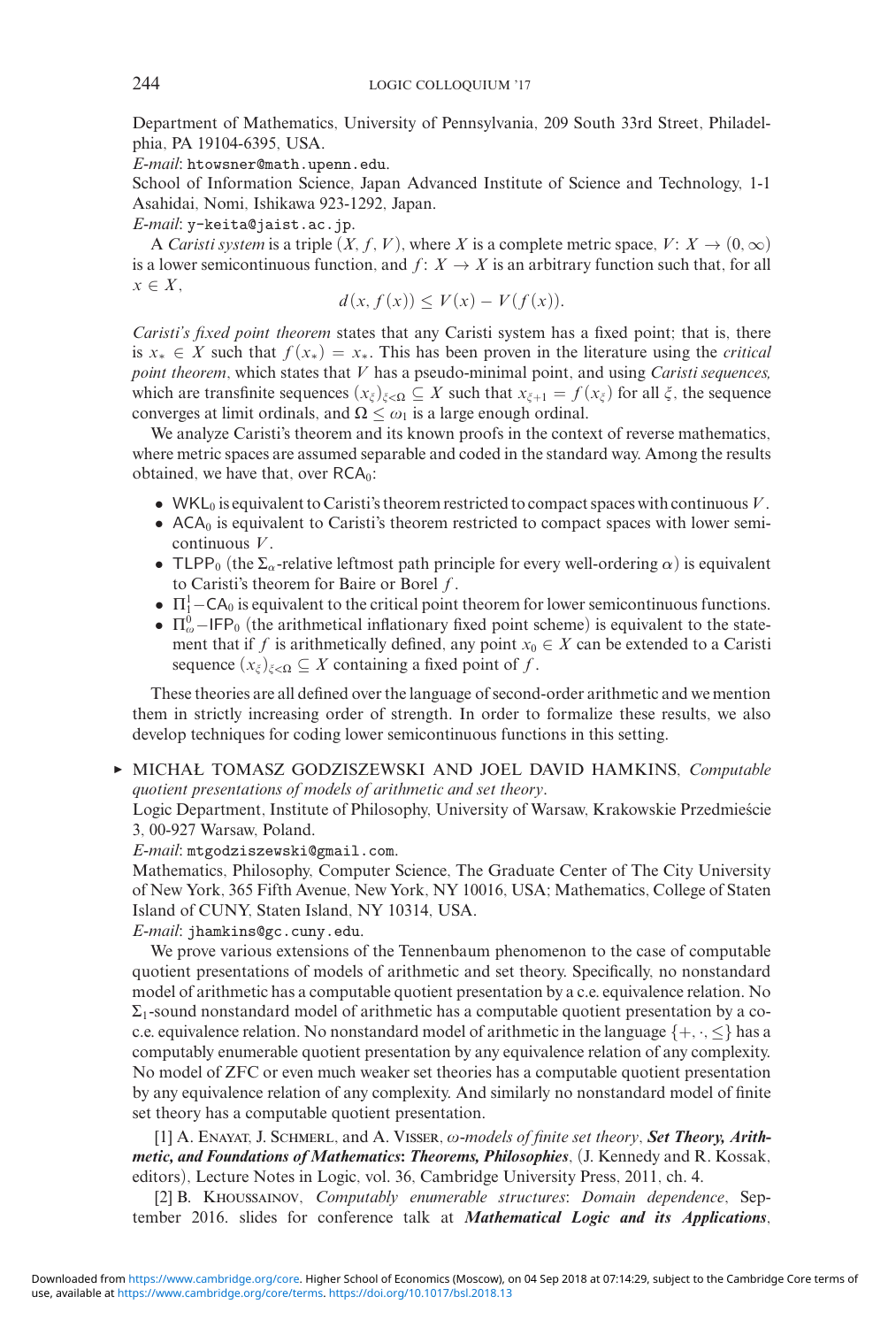Department of Mathematics, University of Pennsylvania, 209 South 33rd Street, Philadelphia, PA 19104-6395, USA.

*E-mail*: htowsner@math.upenn.edu.

School of Information Science, Japan Advanced Institute of Science and Technology, 1-1 Asahidai, Nomi, Ishikawa 923-1292, Japan.

*E-mail*: y-keita@jaist.ac.jp.

A *Caristi system* is a triple $(X, f, V)$, where $X$ is a complete metric space, $V\colon X \to (0, \infty)$ is a lower semicontinuous function, and $f\colon X \to X$ is an arbitrary function such that, for all $x \in X$,

$$d(x, f(x)) \leq V(x) - V(f(x)).$$

*Caristi's fixed point theorem* states that any Caristi system has a fixed point; that is, there is $x_* \in X$ such that $f(x_*) = x_*$. This has been proven in the literature using the *critical point theorem*, which states that $V$ has a pseudo-minimal point, and using *Caristi sequences,* which are transfinite sequences $(x_\xi)_{\xi<\Omega} \subseteq X$ such that $x_{\xi+1} = f(x_\xi)$ for all $\xi$, the sequence converges at limit ordinals, and $\Omega \leq \omega_1$ is a large enough ordinal.

We analyze Caristi's theorem and its known proofs in the context of reverse mathematics, where metric spaces are assumed separable and coded in the standard way. Among the results obtained, we have that, over $\mathsf{RCA}_0$:

- $\mathsf{WKL}_0$ is equivalent to Caristi's theorem restricted to compact spaces with continuous $V$.
- $\mathsf{ACA}_0$ is equivalent to Caristi's theorem restricted to compact spaces with lower semicontinuous $V$.
- $\mathsf{TLPP}_0$ (the $\Sigma_\alpha$-relative leftmost path principle for every well-ordering $\alpha$) is equivalent to Caristi's theorem for Baire or Borel $f$.
- $\Pi^1_1{-}\mathsf{CA}_0$ is equivalent to the critical point theorem for lower semicontinuous functions.
- $\Pi^0_\omega{-}\mathsf{IFP}_0$ (the arithmetical inflationary fixed point scheme) is equivalent to the statement that if $f$ is arithmetically defined, any point $x_0 \in X$ can be extended to a Caristi sequence $(x_\xi)_{\xi<\Omega} \subseteq X$ containing a fixed point of $f$.

These theories are all defined over the language of second-order arithmetic and we mention them in strictly increasing order of strength. In order to formalize these results, we also develop techniques for coding lower semicontinuous functions in this setting.

▸ MICHAŁ TOMASZ GODZISZEWSKI AND JOEL DAVID HAMKINS, *Computable quotient presentations of models of arithmetic and set theory*.

Logic Department, Institute of Philosophy, University of Warsaw, Krakowskie Przedmieście 3, 00-927 Warsaw, Poland.

*E-mail*: mtgodziszewski@gmail.com.

Mathematics, Philosophy, Computer Science, The Graduate Center of The City University of New York, 365 Fifth Avenue, New York, NY 10016, USA; Mathematics, College of Staten Island of CUNY, Staten Island, NY 10314, USA.

*E-mail*: jhamkins@gc.cuny.edu.

We prove various extensions of the Tennenbaum phenomenon to the case of computable quotient presentations of models of arithmetic and set theory. Specifically, no nonstandard model of arithmetic has a computable quotient presentation by a c.e. equivalence relation. No $\Sigma_1$-sound nonstandard model of arithmetic has a computable quotient presentation by a co-c.e. equivalence relation. No nonstandard model of arithmetic in the language $\{+, \cdot, \leq\}$ has a computably enumerable quotient presentation by any equivalence relation of any complexity. No model of ZFC or even much weaker set theories has a computable quotient presentation by any equivalence relation of any complexity. And similarly no nonstandard model of finite set theory has a computable quotient presentation.

[1] A. Enayat, J. Schmerl, and A. Visser, *ω-models of finite set theory*, ***Set Theory, Arithmetic, and Foundations of Mathematics: Theorems, Philosophies***, (J. Kennedy and R. Kossak, editors), Lecture Notes in Logic, vol. 36, Cambridge University Press, 2011, ch. 4.

[2] B. Khoussainov, *Computably enumerable structures: Domain dependence*, September 2016. slides for conference talk at ***Mathematical Logic and its Applications***,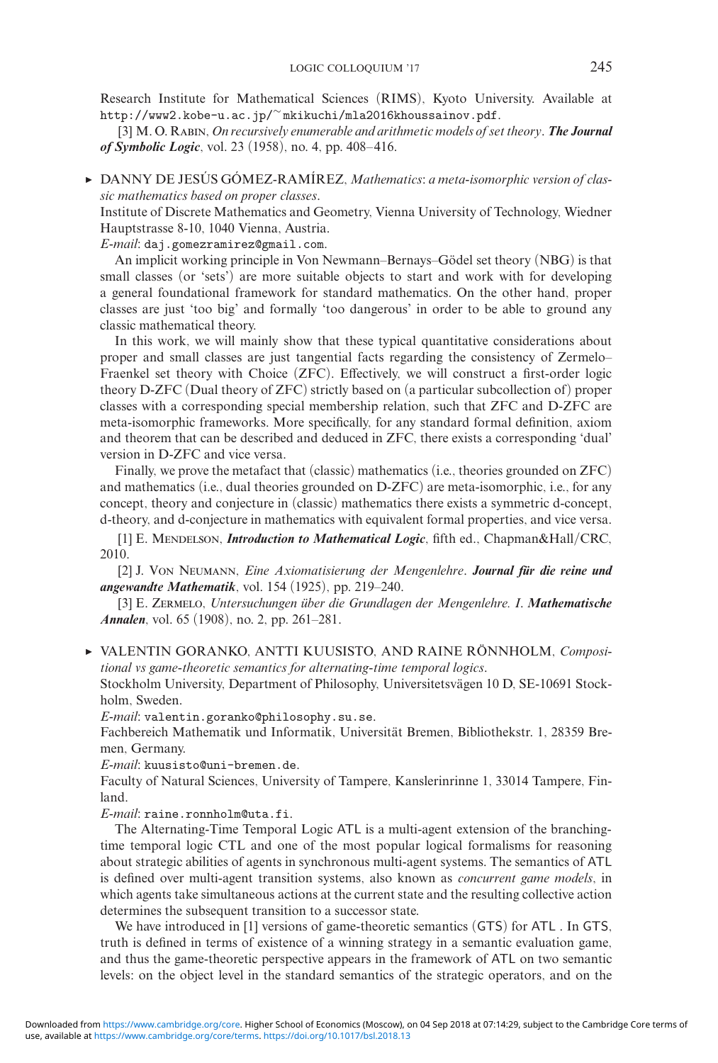Research Institute for Mathematical Sciences (RIMS), Kyoto University. Available at http://www2.kobe-u.ac.jp/~mkikuchi/mla2016khoussainov.pdf.

[3] M. O. Rabin, *On recursively enumerable and arithmetic models of set theory*. ***The Journal of Symbolic Logic***, vol. 23 (1958), no. 4, pp. 408–416.

▸ DANNY DE JESÚS GÓMEZ-RAMÍREZ, *Mathematics: a meta-isomorphic version of classic mathematics based on proper classes*.
Institute of Discrete Mathematics and Geometry, Vienna University of Technology, Wiedner Hauptstrasse 8-10, 1040 Vienna, Austria.
*E-mail*: daj.gomezramirez@gmail.com.

An implicit working principle in Von Newmann–Bernays–Gödel set theory (NBG) is that small classes (or 'sets') are more suitable objects to start and work with for developing a general foundational framework for standard mathematics. On the other hand, proper classes are just 'too big' and formally 'too dangerous' in order to be able to ground any classic mathematical theory.

In this work, we will mainly show that these typical quantitative considerations about proper and small classes are just tangential facts regarding the consistency of Zermelo–Fraenkel set theory with Choice (ZFC). Effectively, we will construct a first-order logic theory D-ZFC (Dual theory of ZFC) strictly based on (a particular subcollection of) proper classes with a corresponding special membership relation, such that ZFC and D-ZFC are meta-isomorphic frameworks. More specifically, for any standard formal definition, axiom and theorem that can be described and deduced in ZFC, there exists a corresponding 'dual' version in D-ZFC and vice versa.

Finally, we prove the metafact that (classic) mathematics (i.e., theories grounded on ZFC) and mathematics (i.e., dual theories grounded on D-ZFC) are meta-isomorphic, i.e., for any concept, theory and conjecture in (classic) mathematics there exists a symmetric d-concept, d-theory, and d-conjecture in mathematics with equivalent formal properties, and vice versa.

[1] E. Mendelson, ***Introduction to Mathematical Logic***, fifth ed., Chapman&Hall/CRC, 2010.

[2] J. Von Neumann, *Eine Axiomatisierung der Mengenlehre*. ***Journal für die reine und angewandte Mathematik***, vol. 154 (1925), pp. 219–240.

[3] E. Zermelo, *Untersuchungen über die Grundlagen der Mengenlehre. I*. ***Mathematische Annalen***, vol. 65 (1908), no. 2, pp. 261–281.

▸ VALENTIN GORANKO, ANTTI KUUSISTO, AND RAINE RÖNNHOLM, *Compositional vs game-theoretic semantics for alternating-time temporal logics*.
Stockholm University, Department of Philosophy, Universitetsvägen 10 D, SE-10691 Stockholm, Sweden.
*E-mail*: valentin.goranko@philosophy.su.se.
Fachbereich Mathematik und Informatik, Universität Bremen, Bibliothekstr. 1, 28359 Bremen, Germany.
*E-mail*: kuusisto@uni-bremen.de.
Faculty of Natural Sciences, University of Tampere, Kanslerinrinne 1, 33014 Tampere, Finland.
*E-mail*: raine.ronnholm@uta.fi.

The Alternating-Time Temporal Logic ATL is a multi-agent extension of the branching-time temporal logic CTL and one of the most popular logical formalisms for reasoning about strategic abilities of agents in synchronous multi-agent systems. The semantics of ATL is defined over multi-agent transition systems, also known as *concurrent game models*, in which agents take simultaneous actions at the current state and the resulting collective action determines the subsequent transition to a successor state.

We have introduced in [1] versions of game-theoretic semantics (GTS) for ATL . In GTS, truth is defined in terms of existence of a winning strategy in a semantic evaluation game, and thus the game-theoretic perspective appears in the framework of ATL on two semantic levels: on the object level in the standard semantics of the strategic operators, and on the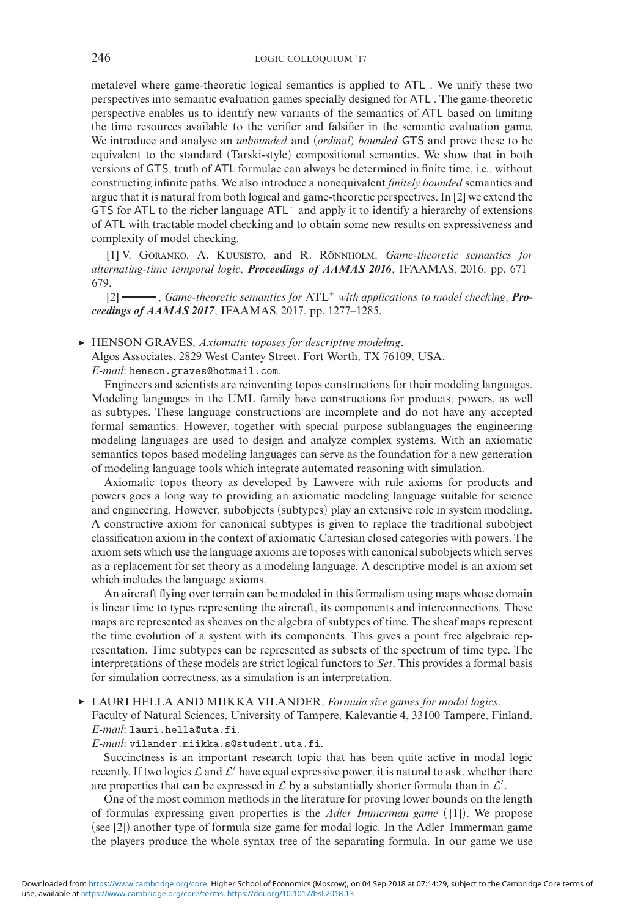metalevel where game-theoretic logical semantics is applied to ATL . We unify these two perspectives into semantic evaluation games specially designed for ATL . The game-theoretic perspective enables us to identify new variants of the semantics of ATL based on limiting the time resources available to the verifier and falsifier in the semantic evaluation game. We introduce and analyse an *unbounded* and (*ordinal*) *bounded* GTS and prove these to be equivalent to the standard (Tarski-style) compositional semantics. We show that in both versions of GTS, truth of ATL formulae can always be determined in finite time, i.e., without constructing infinite paths. We also introduce a nonequivalent *finitely bounded* semantics and argue that it is natural from both logical and game-theoretic perspectives. In [2] we extend the GTS for ATL to the richer language $\mathsf{ATL}^+$ and apply it to identify a hierarchy of extensions of ATL with tractable model checking and to obtain some new results on expressiveness and complexity of model checking.

[1] V. Goranko, A. Kuusisto, and R. Rönnholm, *Game-theoretic semantics for alternating-time temporal logic*, ***Proceedings of AAMAS 2016***, IFAAMAS, 2016, pp. 671–679.

[2] ———, *Game-theoretic semantics for* $\mathrm{ATL}^+$ *with applications to model checking*, ***Proceedings of AAMAS 2017***, IFAAMAS, 2017, pp. 1277–1285.

▸ HENSON GRAVES, *Axiomatic toposes for descriptive modeling*.
Algos Associates, 2829 West Cantey Street, Fort Worth, TX 76109, USA.
*E-mail*: henson.graves@hotmail.com.

Engineers and scientists are reinventing topos constructions for their modeling languages. Modeling languages in the UML family have constructions for products, powers, as well as subtypes. These language constructions are incomplete and do not have any accepted formal semantics. However, together with special purpose sublanguages the engineering modeling languages are used to design and analyze complex systems. With an axiomatic semantics topos based modeling languages can serve as the foundation for a new generation of modeling language tools which integrate automated reasoning with simulation.

Axiomatic topos theory as developed by Lawvere with rule axioms for products and powers goes a long way to providing an axiomatic modeling language suitable for science and engineering. However, subobjects (subtypes) play an extensive role in system modeling. A constructive axiom for canonical subtypes is given to replace the traditional subobject classification axiom in the context of axiomatic Cartesian closed categories with powers. The axiom sets which use the language axioms are toposes with canonical subobjects which serves as a replacement for set theory as a modeling language. A descriptive model is an axiom set which includes the language axioms.

An aircraft flying over terrain can be modeled in this formalism using maps whose domain is linear time to types representing the aircraft, its components and interconnections. These maps are represented as sheaves on the algebra of subtypes of time. The sheaf maps represent the time evolution of a system with its components. This gives a point free algebraic representation. Time subtypes can be represented as subsets of the spectrum of time type. The interpretations of these models are strict logical functors to *Set*. This provides a formal basis for simulation correctness, as a simulation is an interpretation.

▸ LAURI HELLA AND MIIKKA VILANDER, *Formula size games for modal logics*.
Faculty of Natural Sciences, University of Tampere, Kalevantie 4, 33100 Tampere, Finland.
*E-mail*: lauri.hella@uta.fi.
*E-mail*: vilander.miikka.s@student.uta.fi.

Succinctness is an important research topic that has been quite active in modal logic recently. If two logics $\mathcal{L}$ and $\mathcal{L}'$ have equal expressive power, it is natural to ask, whether there are properties that can be expressed in $\mathcal{L}$ by a substantially shorter formula than in $\mathcal{L}'$.

One of the most common methods in the literature for proving lower bounds on the length of formulas expressing given properties is the *Adler–Immerman game* ([1]). We propose (see [2]) another type of formula size game for modal logic. In the Adler–Immerman game the players produce the whole syntax tree of the separating formula. In our game we use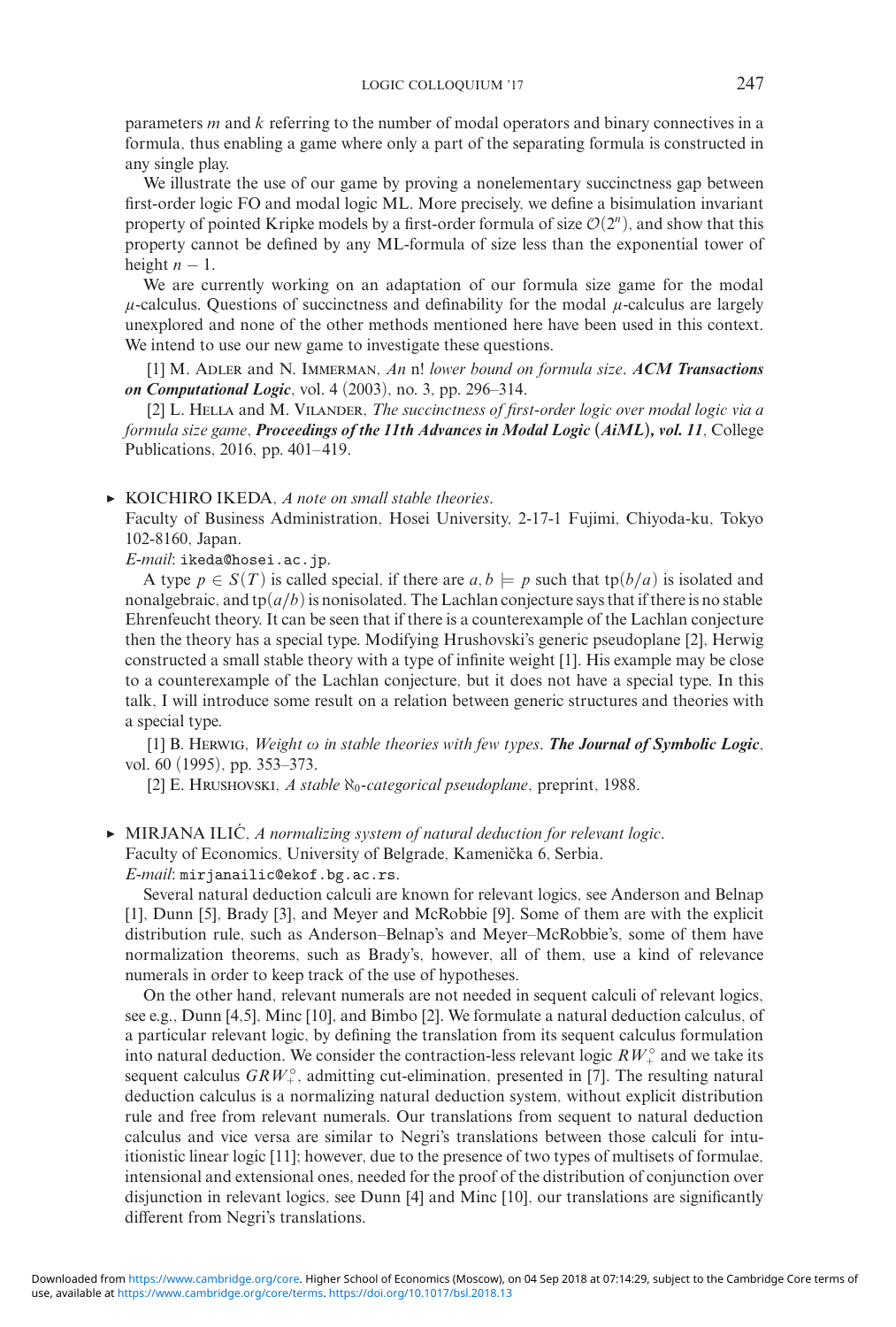parameters $m$ and $k$ referring to the number of modal operators and binary connectives in a formula, thus enabling a game where only a part of the separating formula is constructed in any single play.

We illustrate the use of our game by proving a nonelementary succinctness gap between first-order logic FO and modal logic ML. More precisely, we define a bisimulation invariant property of pointed Kripke models by a first-order formula of size $\mathcal{O}(2^n)$, and show that this property cannot be defined by any ML-formula of size less than the exponential tower of height $n-1$.

We are currently working on an adaptation of our formula size game for the modal $\mu$-calculus. Questions of succinctness and definability for the modal $\mu$-calculus are largely unexplored and none of the other methods mentioned here have been used in this context. We intend to use our new game to investigate these questions.

[1] M. Adler and N. Immerman, *An* n! *lower bound on formula size*. ***ACM Transactions on Computational Logic***, vol. 4 (2003), no. 3, pp. 296–314.

[2] L. Hella and M. Vilander, *The succinctness of first-order logic over modal logic via a formula size game*, ***Proceedings of the 11th Advances in Modal Logic (AiML), vol. 11***, College Publications, 2016, pp. 401–419.

► KOICHIRO IKEDA, *A note on small stable theories*.
Faculty of Business Administration, Hosei University, 2-17-1 Fujimi, Chiyoda-ku, Tokyo 102-8160, Japan.
*E-mail*: ikeda@hosei.ac.jp.

A type $p \in S(T)$ is called special, if there are $a, b \models p$ such that $\mathrm{tp}(b/a)$ is isolated and nonalgebraic, and $\mathrm{tp}(a/b)$ is nonisolated. The Lachlan conjecture says that if there is no stable Ehrenfeucht theory. It can be seen that if there is a counterexample of the Lachlan conjecture then the theory has a special type. Modifying Hrushovski's generic pseudoplane [2], Herwig constructed a small stable theory with a type of infinite weight [1]. His example may be close to a counterexample of the Lachlan conjecture, but it does not have a special type. In this talk, I will introduce some result on a relation between generic structures and theories with a special type.

[1] B. Herwig, *Weight ω in stable theories with few types*. ***The Journal of Symbolic Logic***, vol. 60 (1995), pp. 353–373.

[2] E. Hrushovski, *A stable $\aleph_0$-categorical pseudoplane*, preprint, 1988.

► MIRJANA ILIĆ, *A normalizing system of natural deduction for relevant logic*.
Faculty of Economics, University of Belgrade, Kamenička 6, Serbia.
*E-mail*: mirjanailic@ekof.bg.ac.rs.

Several natural deduction calculi are known for relevant logics, see Anderson and Belnap [1], Dunn [5], Brady [3], and Meyer and McRobbie [9]. Some of them are with the explicit distribution rule, such as Anderson–Belnap's and Meyer–McRobbie's, some of them have normalization theorems, such as Brady's, however, all of them, use a kind of relevance numerals in order to keep track of the use of hypotheses.

On the other hand, relevant numerals are not needed in sequent calculi of relevant logics, see e.g., Dunn [4,5], Minc [10], and Bimbo [2]. We formulate a natural deduction calculus, of a particular relevant logic, by defining the translation from its sequent calculus formulation into natural deduction. We consider the contraction-less relevant logic $RW_+^\circ$ and we take its sequent calculus $GRW_+^\circ$, admitting cut-elimination, presented in [7]. The resulting natural deduction calculus is a normalizing natural deduction system, without explicit distribution rule and free from relevant numerals. Our translations from sequent to natural deduction calculus and vice versa are similar to Negri's translations between those calculi for intuitionistic linear logic [11]; however, due to the presence of two types of multisets of formulae, intensional and extensional ones, needed for the proof of the distribution of conjunction over disjunction in relevant logics, see Dunn [4] and Minc [10], our translations are significantly different from Negri's translations.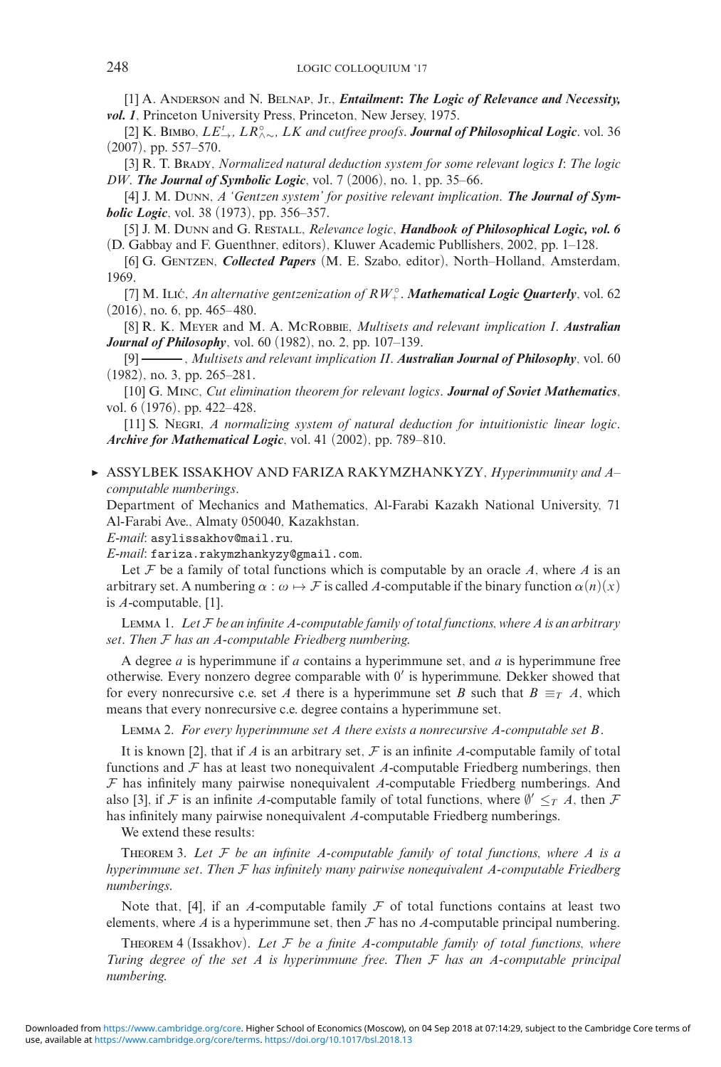[1] A. Anderson and N. Belnap, Jr., ***Entailment: The Logic of Relevance and Necessity, vol. 1***, Princeton University Press, Princeton, New Jersey, 1975.

[2] K. Bimbó, *$LE^t_{\to}$, $LR^{\circ}_{\wedge\sim}$, LK and cutfree proofs*. ***Journal of Philosophical Logic***. vol. 36 (2007), pp. 557–570.

[3] R. T. Brady, *Normalized natural deduction system for some relevant logics I: The logic DW*. ***The Journal of Symbolic Logic***, vol. 7 (2006), no. 1, pp. 35–66.

[4] J. M. Dunn, *A 'Gentzen system' for positive relevant implication*. ***The Journal of Symbolic Logic***, vol. 38 (1973), pp. 356–357.

[5] J. M. Dunn and G. Restall, *Relevance logic*, ***Handbook of Philosophical Logic, vol. 6*** (D. Gabbay and F. Guenthner, editors), Kluwer Academic Publlishers, 2002, pp. 1–128.

[6] G. Gentzen, ***Collected Papers*** (M. E. Szabo, editor), North–Holland, Amsterdam, 1969.

[7] M. Ilić, *An alternative gentzenization of $RW^{\circ}_{+}$*. ***Mathematical Logic Quarterly***, vol. 62 (2016), no. 6, pp. 465–480.

[8] R. K. Meyer and M. A. McRobbie, *Multisets and relevant implication I*. ***Australian Journal of Philosophy***, vol. 60 (1982), no. 2, pp. 107–139.

[9] ———, *Multisets and relevant implication II*. ***Australian Journal of Philosophy***, vol. 60 (1982), no. 3, pp. 265–281.

[10] G. Minc, *Cut elimination theorem for relevant logics*. ***Journal of Soviet Mathematics***, vol. 6 (1976), pp. 422–428.

[11] S. Negri, *A normalizing system of natural deduction for intuitionistic linear logic*. ***Archive for Mathematical Logic***, vol. 41 (2002), pp. 789–810.

▸ ASSYLBEK ISSAKHOV AND FARIZA RAKYMZHANKYZY, *Hyperimmunity and A–computable numberings*.

Department of Mechanics and Mathematics, Al-Farabi Kazakh National University, 71 Al-Farabi Ave., Almaty 050040, Kazakhstan.

*E-mail*: asylissakhov@mail.ru.

*E-mail*: fariza.rakymzhankyzy@gmail.com.

Let $\mathcal{F}$ be a family of total functions which is computable by an oracle $A$, where $A$ is an arbitrary set. A numbering $\alpha : \omega \mapsto \mathcal{F}$ is called $A$-computable if the binary function $\alpha(n)(x)$ is $A$-computable, [1].

Lemma 1. *Let $\mathcal{F}$ be an infinite A-computable family of total functions, where A is an arbitrary set. Then $\mathcal{F}$ has an A-computable Friedberg numbering.*

A degree $a$ is hyperimmune if $a$ contains a hyperimmune set, and $a$ is hyperimmune free otherwise. Every nonzero degree comparable with $0'$ is hyperimmune. Dekker showed that for every nonrecursive c.e. set $A$ there is a hyperimmune set $B$ such that $B \equiv_T A$, which means that every nonrecursive c.e. degree contains a hyperimmune set.

Lemma 2. *For every hyperimmune set A there exists a nonrecursive A-computable set B.*

It is known [2], that if $A$ is an arbitrary set, $\mathcal{F}$ is an infinite $A$-computable family of total functions and $\mathcal{F}$ has at least two nonequivalent $A$-computable Friedberg numberings, then $\mathcal{F}$ has infinitely many pairwise nonequivalent $A$-computable Friedberg numberings. And also [3], if $\mathcal{F}$ is an infinite $A$-computable family of total functions, where $\emptyset' \leq_T A$, then $\mathcal{F}$ has infinitely many pairwise nonequivalent $A$-computable Friedberg numberings.

We extend these results:

Theorem 3. *Let $\mathcal{F}$ be an infinite A-computable family of total functions, where A is a hyperimmune set. Then $\mathcal{F}$ has infinitely many pairwise nonequivalent A-computable Friedberg numberings.*

Note that, [4], if an $A$-computable family $\mathcal{F}$ of total functions contains at least two elements, where $A$ is a hyperimmune set, then $\mathcal{F}$ has no $A$-computable principal numbering.

Theorem 4 (Issakhov). *Let $\mathcal{F}$ be a finite A-computable family of total functions, where Turing degree of the set A is hyperimmune free. Then $\mathcal{F}$ has an A-computable principal numbering.*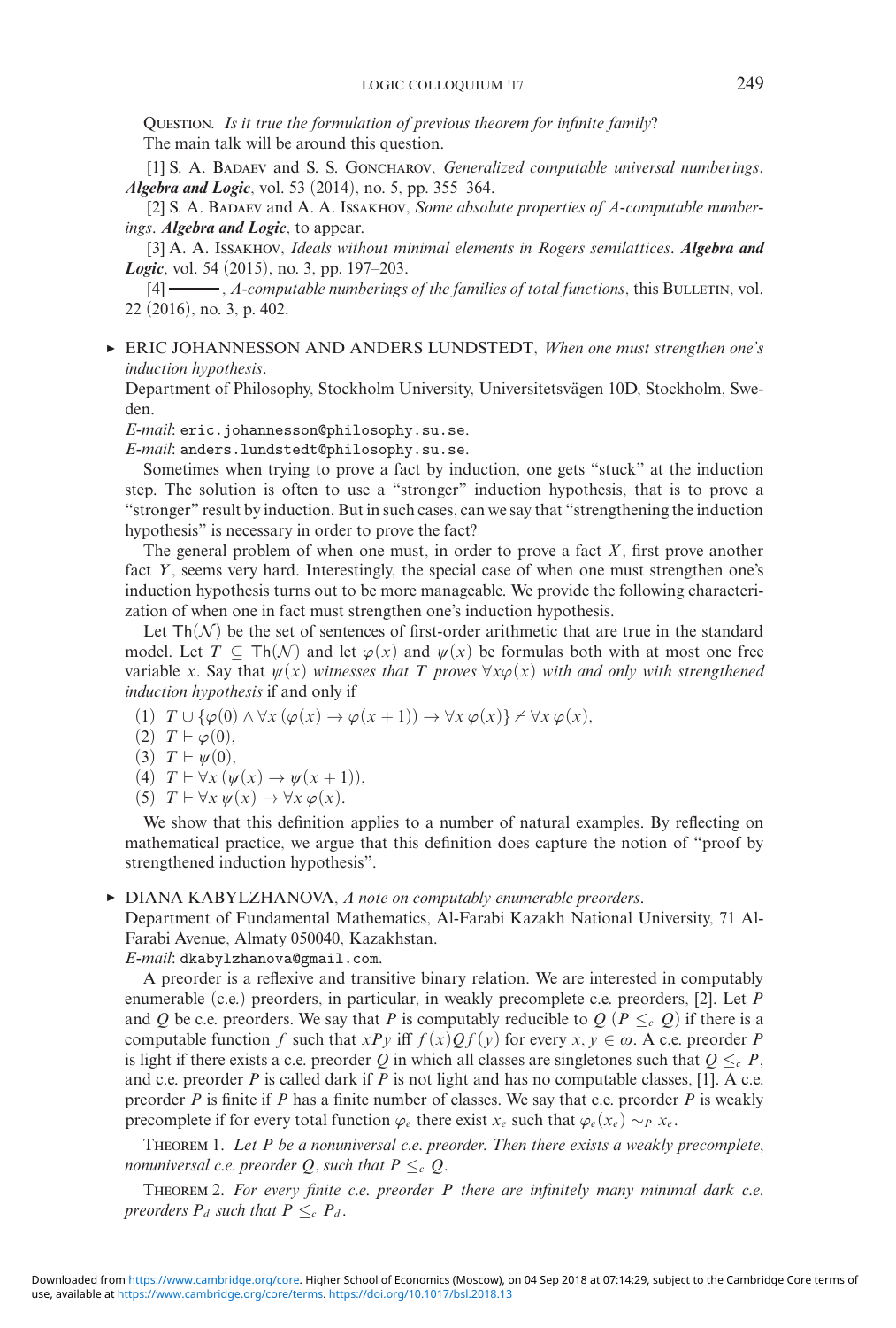QUESTION. *Is it true the formulation of previous theorem for infinite family*?
The main talk will be around this question.

[1] S. A. BADAEV and S. S. GONCHAROV, *Generalized computable universal numberings*. ***Algebra and Logic***, vol. 53 (2014), no. 5, pp. 355–364.

[2] S. A. BADAEV and A. A. ISSAKHOV, *Some absolute properties of A-computable numberings*. ***Algebra and Logic***, to appear.

[3] A. A. ISSAKHOV, *Ideals without minimal elements in Rogers semilattices*. ***Algebra and Logic***, vol. 54 (2015), no. 3, pp. 197–203.

[4] ———, *A-computable numberings of the families of total functions*, this BULLETIN, vol. 22 (2016), no. 3, p. 402.

▸ ERIC JOHANNESSON AND ANDERS LUNDSTEDT, *When one must strengthen one's induction hypothesis*.
Department of Philosophy, Stockholm University, Universitetsvägen 10D, Stockholm, Sweden.
*E-mail*: eric.johannesson@philosophy.su.se.
*E-mail*: anders.lundstedt@philosophy.su.se.

Sometimes when trying to prove a fact by induction, one gets "stuck" at the induction step. The solution is often to use a "stronger" induction hypothesis, that is to prove a "stronger" result by induction. But in such cases, can we say that "strengthening the induction hypothesis" is necessary in order to prove the fact?

The general problem of when one must, in order to prove a fact $X$, first prove another fact $Y$, seems very hard. Interestingly, the special case of when one must strengthen one's induction hypothesis turns out to be more manageable. We provide the following characterization of when one in fact must strengthen one's induction hypothesis.

Let $\mathsf{Th}(\mathcal{N})$ be the set of sentences of first-order arithmetic that are true in the standard model. Let $T \subseteq \mathsf{Th}(\mathcal{N})$ and let $\varphi(x)$ and $\psi(x)$ be formulas both with at most one free variable $x$. Say that $\psi(x)$ *witnesses that* $T$ *proves* $\forall x \varphi(x)$ *with and only with strengthened induction hypothesis* if and only if

(1) $T \cup \{\varphi(0) \wedge \forall x\, (\varphi(x) \to \varphi(x+1)) \to \forall x\, \varphi(x)\} \nvdash \forall x\, \varphi(x)$,
(2) $T \vdash \varphi(0)$,
(3) $T \vdash \psi(0)$,
(4) $T \vdash \forall x\, (\psi(x) \to \psi(x+1))$,
(5) $T \vdash \forall x\, \psi(x) \to \forall x\, \varphi(x)$.

We show that this definition applies to a number of natural examples. By reflecting on mathematical practice, we argue that this definition does capture the notion of "proof by strengthened induction hypothesis".

▸ DIANA KABYLZHANOVA, *A note on computably enumerable preorders*.
Department of Fundamental Mathematics, Al-Farabi Kazakh National University, 71 Al-Farabi Avenue, Almaty 050040, Kazakhstan.
*E-mail*: dkabylzhanova@gmail.com.

A preorder is a reflexive and transitive binary relation. We are interested in computably enumerable (c.e.) preorders, in particular, in weakly precomplete c.e. preorders, [2]. Let $P$ and $Q$ be c.e. preorders. We say that $P$ is computably reducible to $Q$ ($P \leq_c Q$) if there is a computable function $f$ such that $xPy$ iff $f(x)Qf(y)$ for every $x, y \in \omega$. A c.e. preorder $P$ is light if there exists a c.e. preorder $Q$ in which all classes are singletons such that $Q \leq_c P$, and c.e. preorder $P$ is called dark if $P$ is not light and has no computable classes, [1]. A c.e. preorder $P$ is finite if $P$ has a finite number of classes. We say that c.e. preorder $P$ is weakly precomplete if for every total function $\varphi_e$ there exist $x_e$ such that $\varphi_e(x_e) \sim_P x_e$.

THEOREM 1. *Let $P$ be a nonuniversal c.e. preorder. Then there exists a weakly precomplete, nonuniversal c.e. preorder $Q$, such that $P \leq_c Q$.*

THEOREM 2. *For every finite c.e. preorder $P$ there are infinitely many minimal dark c.e. preorders $P_d$ such that $P \leq_c P_d$.*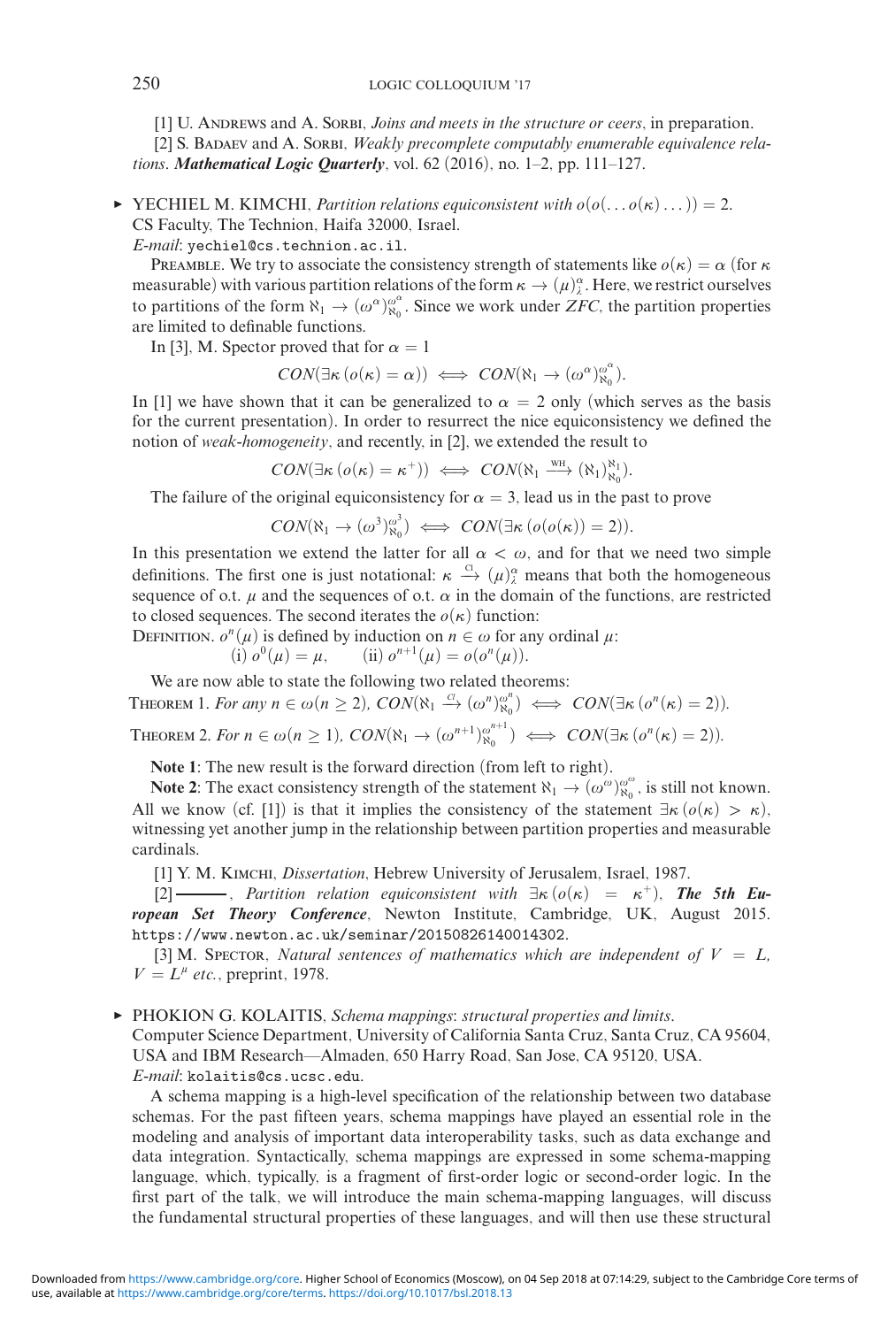[1] U. Andrews and A. Sorbi, *Joins and meets in the structure or ceers*, in preparation.

[2] S. Badaev and A. Sorbi, *Weakly precomplete computably enumerable equivalence relations*. ***Mathematical Logic Quarterly***, vol. 62 (2016), no. 1–2, pp. 111–127.

▸ YECHIEL M. KIMCHI, *Partition relations equiconsistent with $o(o(\ldots o(\kappa)\ldots)) = 2$.*
CS Faculty, The Technion, Haifa 32000, Israel.
*E-mail*: yechiel@cs.technion.ac.il.

Preamble. We try to associate the consistency strength of statements like $o(\kappa) = \alpha$ (for $\kappa$ measurable) with various partition relations of the form $\kappa \to (\mu)^{\alpha}_{\lambda}$. Here, we restrict ourselves to partitions of the form $\aleph_1 \to (\omega^{\alpha})^{\omega^{\alpha}}_{\aleph_0}$. Since we work under *ZFC*, the partition properties are limited to definable functions.

In [3], M. Spector proved that for $\alpha = 1$

$$CON(\exists\kappa\,(o(\kappa) = \alpha)) \iff CON(\aleph_1 \to (\omega^{\alpha})^{\omega^{\alpha}}_{\aleph_0}).$$

In [1] we have shown that it can be generalized to $\alpha = 2$ only (which serves as the basis for the current presentation). In order to resurrect the nice equiconsistency we defined the notion of *weak-homogeneity*, and recently, in [2], we extended the result to

$$CON(\exists\kappa\,(o(\kappa) = \kappa^{+})) \iff CON(\aleph_1 \xrightarrow{\text{WH}} (\aleph_1)^{\aleph_1}_{\aleph_0}).$$

The failure of the original equiconsistency for $\alpha = 3$, lead us in the past to prove

$$CON(\aleph_1 \to (\omega^{3})^{\omega^{3}}_{\aleph_0}) \iff CON(\exists\kappa\,(o(o(\kappa)) = 2)).$$

In this presentation we extend the latter for all $\alpha < \omega$, and for that we need two simple definitions. The first one is just notational: $\kappa \xrightarrow{\text{Cl}} (\mu)^{\alpha}_{\lambda}$ means that both the homogeneous sequence of o.t. $\mu$ and the sequences of o.t. $\alpha$ in the domain of the functions, are restricted to closed sequences. The second iterates the $o(\kappa)$ function:

Definition. $o^{n}(\mu)$ is defined by induction on $n \in \omega$ for any ordinal $\mu$:
(i) $o^{0}(\mu) = \mu$, (ii) $o^{n+1}(\mu) = o(o^{n}(\mu))$.

We are now able to state the following two related theorems:

Theorem 1. *For any $n \in \omega (n \geq 2)$, $CON(\aleph_1 \xrightarrow{\text{Cl}} (\omega^{n})^{\omega^{n}}_{\aleph_0}) \iff CON(\exists\kappa\,(o^{n}(\kappa) = 2))$.*

Theorem 2. *For $n \in \omega (n \geq 1)$, $CON(\aleph_1 \to (\omega^{n+1})^{\omega^{n+1}}_{\aleph_0}) \iff CON(\exists\kappa\,(o^{n}(\kappa) = 2))$.*

**Note 1**: The new result is the forward direction (from left to right).

**Note 2**: The exact consistency strength of the statement $\aleph_1 \to (\omega^{\omega})^{\omega^{\omega}}_{\aleph_0}$, is still not known. All we know (cf. [1]) is that it implies the consistency of the statement $\exists\kappa\,(o(\kappa) > \kappa)$, witnessing yet another jump in the relationship between partition properties and measurable cardinals.

[1] Y. M. Kimchi, *Dissertation*, Hebrew University of Jerusalem, Israel, 1987.

[2] ———, *Partition relation equiconsistent with $\exists\kappa\,(o(\kappa) = \kappa^{+})$*, ***The 5th European Set Theory Conference***, Newton Institute, Cambridge, UK, August 2015. https://www.newton.ac.uk/seminar/20150826140014302.

[3] M. Spector, *Natural sentences of mathematics which are independent of $V = L$, $V = L^{\mu}$ etc.*, preprint, 1978.

▸ PHOKION G. KOLAITIS, *Schema mappings: structural properties and limits*.
Computer Science Department, University of California Santa Cruz, Santa Cruz, CA 95604, USA and IBM Research—Almaden, 650 Harry Road, San Jose, CA 95120, USA.
*E-mail*: kolaitis@cs.ucsc.edu.

A schema mapping is a high-level specification of the relationship between two database schemas. For the past fifteen years, schema mappings have played an essential role in the modeling and analysis of important data interoperability tasks, such as data exchange and data integration. Syntactically, schema mappings are expressed in some schema-mapping language, which, typically, is a fragment of first-order logic or second-order logic. In the first part of the talk, we will introduce the main schema-mapping languages, will discuss the fundamental structural properties of these languages, and will then use these structural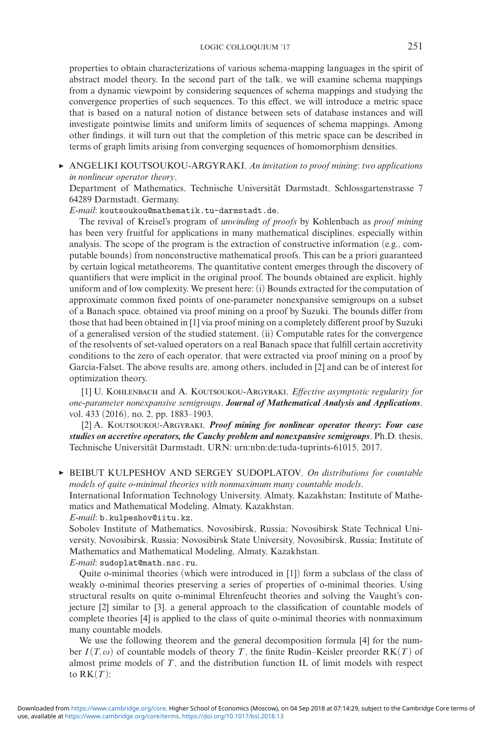properties to obtain characterizations of various schema-mapping languages in the spirit of abstract model theory. In the second part of the talk, we will examine schema mappings from a dynamic viewpoint by considering sequences of schema mappings and studying the convergence properties of such sequences. To this effect, we will introduce a metric space that is based on a natural notion of distance between sets of database instances and will investigate pointwise limits and uniform limits of sequences of schema mappings. Among other findings, it will turn out that the completion of this metric space can be described in terms of graph limits arising from converging sequences of homomorphism densities.

▸ ANGELIKI KOUTSOUKOU-ARGYRAKI, *An invitation to proof mining: two applications in nonlinear operator theory*.
Department of Mathematics, Technische Universität Darmstadt, Schlossgartenstrasse 7 64289 Darmstadt, Germany.
*E-mail*: koutsoukou@mathematik.tu-darmstadt.de.

The revival of Kreisel's program of *unwinding of proofs* by Kohlenbach as *proof mining* has been very fruitful for applications in many mathematical disciplines, especially within analysis. The scope of the program is the extraction of constructive information (e.g., computable bounds) from nonconstructive mathematical proofs. This can be a priori guaranteed by certain logical metatheorems. The quantitative content emerges through the discovery of quantifiers that were implicit in the original proof. The bounds obtained are explicit, highly uniform and of low complexity. We present here: (i) Bounds extracted for the computation of approximate common fixed points of one-parameter nonexpansive semigroups on a subset of a Banach space, obtained via proof mining on a proof by Suzuki. The bounds differ from those that had been obtained in [1] via proof mining on a completely different proof by Suzuki of a generalised version of the studied statement. (ii) Computable rates for the convergence of the resolvents of set-valued operators on a real Banach space that fulfill certain accretivity conditions to the zero of each operator, that were extracted via proof mining on a proof by García-Falset. The above results are, among others, included in [2] and can be of interest for optimization theory.

[1] U. Kohlenbach and A. Koutsoukou-Argyraki, *Effective asymptotic regularity for one-parameter nonexpansive semigroups*. ***Journal of Mathematical Analysis and Applications***, vol. 433 (2016), no. 2, pp. 1883–1903.

[2] A. Koutsoukou-Argyraki, ***Proof mining for nonlinear operator theory: Four case studies on accretive operators, the Cauchy problem and nonexpansive semigroups***, Ph.D. thesis, Technische Universität Darmstadt, URN: urn:nbn:de:tuda-tuprints-61015, 2017.

▸ BEIBUT KULPESHOV AND SERGEY SUDOPLATOV, *On distributions for countable models of quite o-minimal theories with nonmaximum many countable models*.
International Information Technology University, Almaty, Kazakhstan; Institute of Mathematics and Mathematical Modeling, Almaty, Kazakhstan.
*E-mail*: b.kulpeshov@iitu.kz.
Sobolev Institute of Mathematics, Novosibirsk, Russia; Novosibirsk State Technical University, Novosibirsk, Russia; Novosibirsk State University, Novosibirsk, Russia; Institute of Mathematics and Mathematical Modeling, Almaty, Kazakhstan.
*E-mail*: sudoplat@math.nsc.ru.

Quite o-minimal theories (which were introduced in [1]) form a subclass of the class of weakly o-minimal theories preserving a series of properties of o-minimal theories. Using structural results on quite o-minimal Ehrenfeucht theories and solving the Vaught's conjecture [2] similar to [3], a general approach to the classification of countable models of complete theories [4] is applied to the class of quite o-minimal theories with nonmaximum many countable models.

We use the following theorem and the general decomposition formula [4] for the number $I(T, \omega)$ of countable models of theory $T$, the finite Rudin–Keisler preorder $\mathrm{RK}(T)$ of almost prime models of $T$, and the distribution function IL of limit models with respect to $\mathrm{RK}(T)$: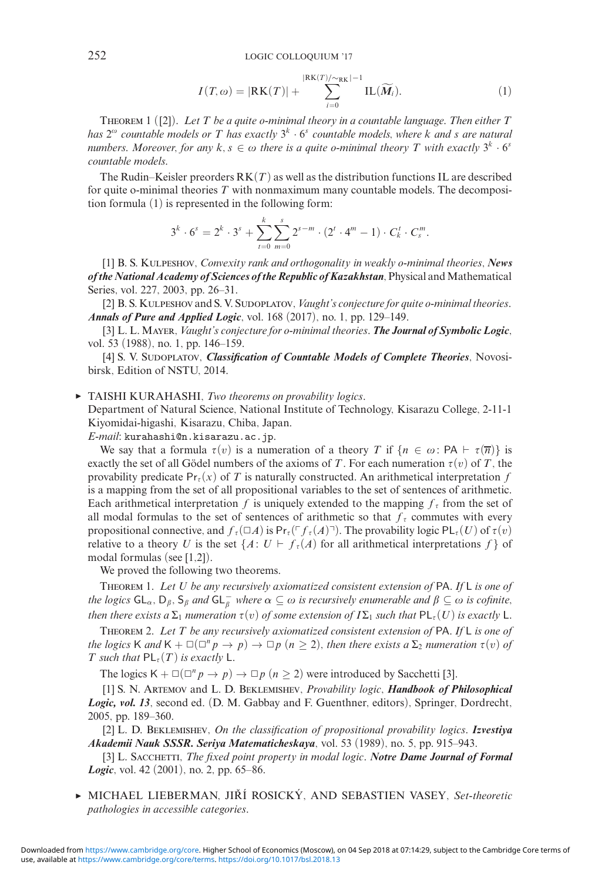$$I(T, \omega) = |\mathrm{RK}(T)| + \sum_{i=0}^{|\mathrm{RK}(T)/\sim_{\mathrm{RK}}|-1} \mathrm{IL}(\widetilde{M}_i). \tag{1}$$

Theorem 1 ([2]). *Let $T$ be a quite o-minimal theory in a countable language. Then either $T$ has $2^{\omega}$ countable models or $T$ has exactly $3^k \cdot 6^s$ countable models, where $k$ and $s$ are natural numbers. Moreover, for any $k, s \in \omega$ there is a quite o-minimal theory $T$ with exactly $3^k \cdot 6^s$ countable models.*

The Rudin–Keisler preorders $\mathrm{RK}(T)$ as well as the distribution functions IL are described for quite o-minimal theories $T$ with nonmaximum many countable models. The decomposition formula (1) is represented in the following form:

$$3^k \cdot 6^s = 2^k \cdot 3^s + \sum_{t=0}^{k} \sum_{m=0}^{s} 2^{s-m} \cdot (2^t \cdot 4^m - 1) \cdot C_k^t \cdot C_s^m.$$

[1] B. S. Kulpeshov, *Convexity rank and orthogonality in weakly o-minimal theories*, ***News of the National Academy of Sciences of the Republic of Kazakhstan***, Physical and Mathematical Series, vol. 227, 2003, pp. 26–31.

[2] B. S. Kulpeshov and S. V. Sudoplatov, *Vaught's conjecture for quite o-minimal theories*. ***Annals of Pure and Applied Logic***, vol. 168 (2017), no. 1, pp. 129–149.

[3] L. L. Mayer, *Vaught's conjecture for o-minimal theories*. ***The Journal of Symbolic Logic***, vol. 53 (1988), no. 1, pp. 146–159.

[4] S. V. Sudoplatov, ***Classification of Countable Models of Complete Theories***, Novosibirsk, Edition of NSTU, 2014.

► TAISHI KURAHASHI, *Two theorems on provability logics*.
Department of Natural Science, National Institute of Technology, Kisarazu College, 2-11-1 Kiyomidai-higashi, Kisarazu, Chiba, Japan.
*E-mail*: kurahashi@n.kisarazu.ac.jp.

We say that a formula $\tau(v)$ is a numeration of a theory $T$ if $\{n \in \omega : \mathsf{PA} \vdash \tau(\overline{n})\}$ is exactly the set of all Gödel numbers of the axioms of $T$. For each numeration $\tau(v)$ of $T$, the provability predicate $\mathsf{Pr}_\tau(x)$ of $T$ is naturally constructed. An arithmetical interpretation $f$ is a mapping from the set of all propositional variables to the set of sentences of arithmetic. Each arithmetical interpretation $f$ is uniquely extended to the mapping $f_\tau$ from the set of all modal formulas to the set of sentences of arithmetic so that $f_\tau$ commutes with every propositional connective, and $f_\tau(\Box A)$ is $\mathsf{Pr}_\tau(\ulcorner f_\tau(A) \urcorner)$. The provability logic $\mathsf{PL}_\tau(U)$ of $\tau(v)$ relative to a theory $U$ is the set $\{A : U \vdash f_\tau(A)$ for all arithmetical interpretations $f\}$ of modal formulas (see [1,2]).

We proved the following two theorems.

Theorem 1. *Let $U$ be any recursively axiomatized consistent extension of $\mathsf{PA}$. If $\mathsf{L}$ is one of the logics $\mathsf{GL}_\alpha$, $\mathsf{D}_\beta$, $\mathsf{S}_\beta$ and $\mathsf{GL}_\beta^-$ where $\alpha \subseteq \omega$ is recursively enumerable and $\beta \subseteq \omega$ is cofinite, then there exists a $\Sigma_1$ numeration $\tau(v)$ of some extension of $I\Sigma_1$ such that $\mathsf{PL}_\tau(U)$ is exactly $\mathsf{L}$.*

Theorem 2. *Let $T$ be any recursively axiomatized consistent extension of $\mathsf{PA}$. If $\mathsf{L}$ is one of the logics $\mathsf{K}$ and $\mathsf{K} + \Box(\Box^n p \to p) \to \Box p$ $(n \geq 2)$, then there exists a $\Sigma_2$ numeration $\tau(v)$ of $T$ such that $\mathsf{PL}_\tau(T)$ is exactly $\mathsf{L}$.*

The logics $\mathsf{K} + \Box(\Box^n p \to p) \to \Box p$ $(n \geq 2)$ were introduced by Sacchetti [3].

[1] S. N. Artemov and L. D. Beklemishev, *Provability logic*, ***Handbook of Philosophical Logic, vol. 13***, second ed. (D. M. Gabbay and F. Guenthner, editors), Springer, Dordrecht, 2005, pp. 189–360.

[2] L. D. Beklemishev, *On the classification of propositional provability logics*. ***Izvestiya Akademii Nauk SSSR. Seriya Matematicheskaya***, vol. 53 (1989), no. 5, pp. 915–943.

[3] L. Sacchetti, *The fixed point property in modal logic*. ***Notre Dame Journal of Formal Logic***, vol. 42 (2001), no. 2, pp. 65–86.

► MICHAEL LIEBERMAN, JIŘÍ ROSICKÝ, AND SEBASTIEN VASEY, *Set-theoretic pathologies in accessible categories*.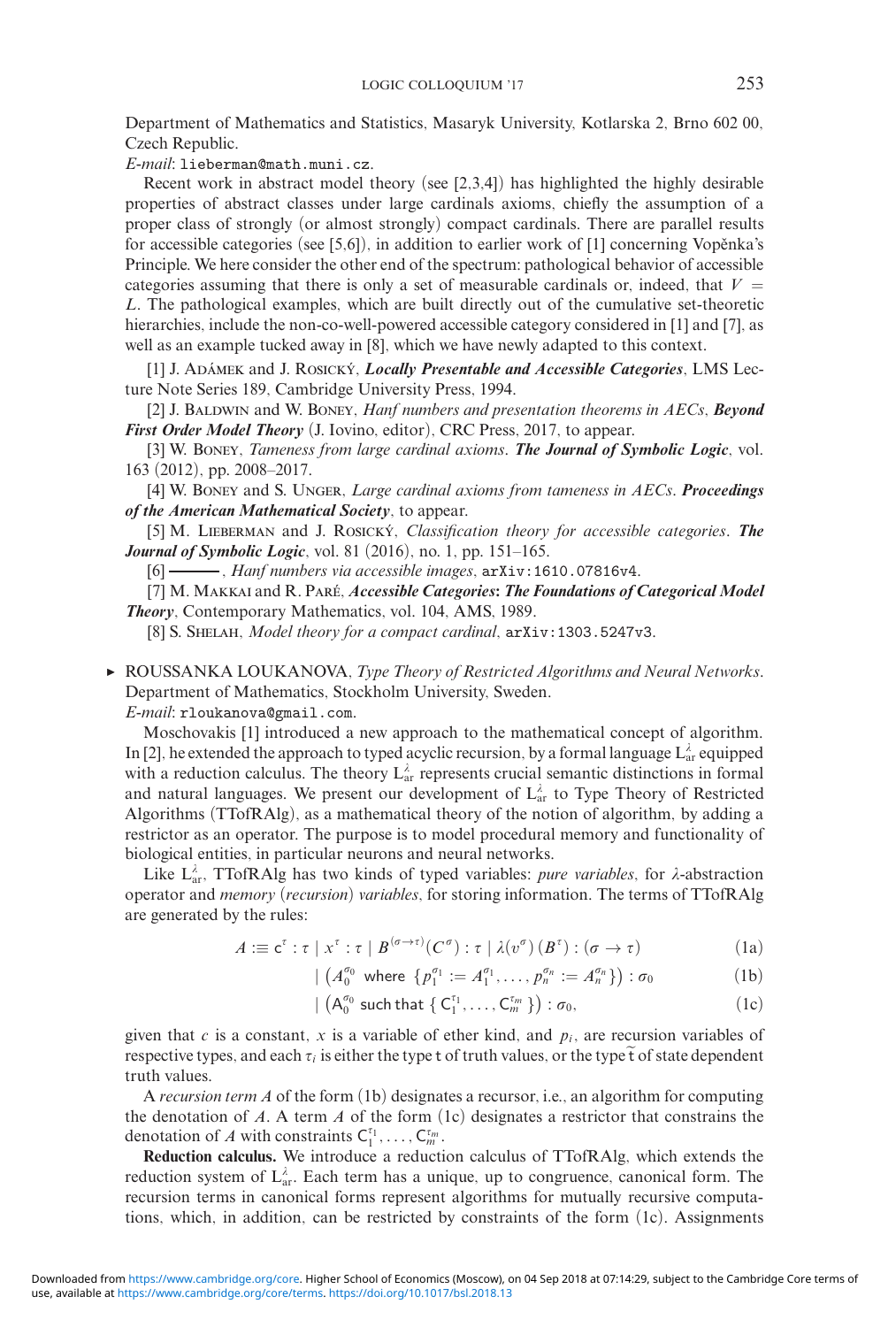Department of Mathematics and Statistics, Masaryk University, Kotlarska 2, Brno 602 00, Czech Republic.

*E-mail*: lieberman@math.muni.cz.

Recent work in abstract model theory (see [2,3,4]) has highlighted the highly desirable properties of abstract classes under large cardinals axioms, chiefly the assumption of a proper class of strongly (or almost strongly) compact cardinals. There are parallel results for accessible categories (see [5,6]), in addition to earlier work of [1] concerning Vopěnka's Principle. We here consider the other end of the spectrum: pathological behavior of accessible categories assuming that there is only a set of measurable cardinals or, indeed, that $V = L$. The pathological examples, which are built directly out of the cumulative set-theoretic hierarchies, include the non-co-well-powered accessible category considered in [1] and [7], as well as an example tucked away in [8], which we have newly adapted to this context.

[1] J. Adámek and J. Rosický, ***Locally Presentable and Accessible Categories***, LMS Lecture Note Series 189, Cambridge University Press, 1994.

[2] J. Baldwin and W. Boney, *Hanf numbers and presentation theorems in AECs*, ***Beyond First Order Model Theory*** (J. Iovino, editor), CRC Press, 2017, to appear.

[3] W. Boney, *Tameness from large cardinal axioms*. ***The Journal of Symbolic Logic***, vol. 163 (2012), pp. 2008–2017.

[4] W. Boney and S. Unger, *Large cardinal axioms from tameness in AECs*. ***Proceedings of the American Mathematical Society***, to appear.

[5] M. Lieberman and J. Rosický, *Classification theory for accessible categories*. ***The Journal of Symbolic Logic***, vol. 81 (2016), no. 1, pp. 151–165.

[6] ———, *Hanf numbers via accessible images*, arXiv:1610.07816v4.

[7] M. Makkai and R. Paré, ***Accessible Categories: The Foundations of Categorical Model Theory***, Contemporary Mathematics, vol. 104, AMS, 1989.

[8] S. Shelah, *Model theory for a compact cardinal*, arXiv:1303.5247v3.

▸ ROUSSANKA LOUKANOVA, *Type Theory of Restricted Algorithms and Neural Networks*.
Department of Mathematics, Stockholm University, Sweden.

*E-mail*: rloukanova@gmail.com.

Moschovakis [1] introduced a new approach to the mathematical concept of algorithm. In [2], he extended the approach to typed acyclic recursion, by a formal language $L^{\lambda}_{ar}$ equipped with a reduction calculus. The theory $L^{\lambda}_{ar}$ represents crucial semantic distinctions in formal and natural languages. We present our development of $L^{\lambda}_{ar}$ to Type Theory of Restricted Algorithms (TTofRAlg), as a mathematical theory of the notion of algorithm, by adding a restrictor as an operator. The purpose is to model procedural memory and functionality of biological entities, in particular neurons and neural networks.

Like $L^{\lambda}_{ar}$, TTofRAlg has two kinds of typed variables: *pure variables*, for $\lambda$-abstraction operator and *memory* (*recursion*) *variables*, for storing information. The terms of TTofRAlg are generated by the rules:

$$A :\equiv \mathsf{c}^{\tau} : \tau \mid x^{\tau} : \tau \mid B^{(\sigma\to\tau)}(C^{\sigma}) : \tau \mid \lambda(v^{\sigma})\,(B^{\tau}) : (\sigma \to \tau) \tag{1a}$$

$$\mid \left(A_0^{\sigma_0} \text{ where } \{p_1^{\sigma_1} := A_1^{\sigma_1}, \dots, p_n^{\sigma_n} := A_n^{\sigma_n}\}\right) : \sigma_0 \tag{1b}$$

$$\mid \left(\mathsf{A}_0^{\sigma_0} \text{ such that } \{\,\mathsf{C}_1^{\tau_1}, \dots, \mathsf{C}_m^{\tau_m}\,\}\right) : \sigma_0, \tag{1c}$$

given that $c$ is a constant, $x$ is a variable of ether kind, and $p_i$, are recursion variables of respective types, and each $\tau_i$ is either the type $\mathsf{t}$ of truth values, or the type $\widetilde{\mathsf{t}}$ of state dependent truth values.

A *recursion term* $A$ of the form (1b) designates a recursor, i.e., an algorithm for computing the denotation of $A$. A term $A$ of the form (1c) designates a restrictor that constrains the denotation of $A$ with constraints $\mathsf{C}_1^{\tau_1}, \dots, \mathsf{C}_m^{\tau_m}$.

**Reduction calculus.** We introduce a reduction calculus of TTofRAlg, which extends the reduction system of $L^{\lambda}_{ar}$. Each term has a unique, up to congruence, canonical form. The recursion terms in canonical forms represent algorithms for mutually recursive computations, which, in addition, can be restricted by constraints of the form (1c). Assignments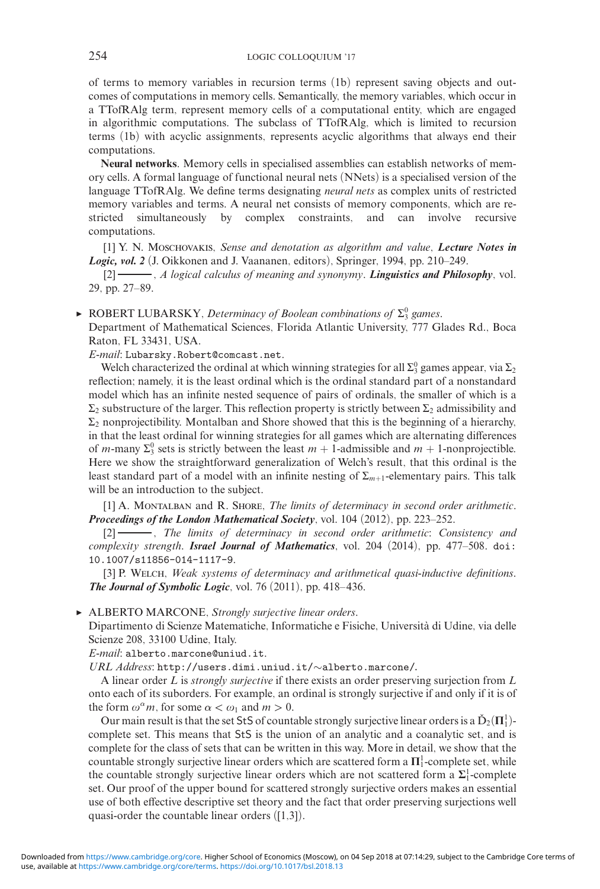of terms to memory variables in recursion terms (1b) represent saving objects and outcomes of computations in memory cells. Semantically, the memory variables, which occur in a TTofRAlg term, represent memory cells of a computational entity, which are engaged in algorithmic computations. The subclass of TTofRAlg, which is limited to recursion terms (1b) with acyclic assignments, represents acyclic algorithms that always end their computations.

**Neural networks**. Memory cells in specialised assemblies can establish networks of memory cells. A formal language of functional neural nets (NNets) is a specialised version of the language TTofRAlg. We define terms designating *neural nets* as complex units of restricted memory variables and terms. A neural net consists of memory components, which are restricted simultaneously by complex constraints, and can involve recursive computations.

[1] Y. N. Moschovakis, *Sense and denotation as algorithm and value*, ***Lecture Notes in Logic, vol. 2*** (J. Oikkonen and J. Vaananen, editors), Springer, 1994, pp. 210–249.

[2] ———, *A logical calculus of meaning and synonymy*. ***Linguistics and Philosophy***, vol. 29, pp. 27–89.

▸ ROBERT LUBARSKY, *Determinacy of Boolean combinations of $\Sigma^0_3$ games*.
Department of Mathematical Sciences, Florida Atlantic University, 777 Glades Rd., Boca Raton, FL 33431, USA.
*E-mail*: Lubarsky.Robert@comcast.net.

Welch characterized the ordinal at which winning strategies for all $\Sigma^0_3$ games appear, via $\Sigma_2$ reflection; namely, it is the least ordinal which is the ordinal standard part of a nonstandard model which has an infinite nested sequence of pairs of ordinals, the smaller of which is a $\Sigma_2$ substructure of the larger. This reflection property is strictly between $\Sigma_2$ admissibility and $\Sigma_2$ nonprojectibility. Montalban and Shore showed that this is the beginning of a hierarchy, in that the least ordinal for winning strategies for all games which are alternating differences of $m$-many $\Sigma^0_3$ sets is strictly between the least $m+1$-admissible and $m+1$-nonprojectible. Here we show the straightforward generalization of Welch's result, that this ordinal is the least standard part of a model with an infinite nesting of $\Sigma_{m+1}$-elementary pairs. This talk will be an introduction to the subject.

[1] A. Montalban and R. Shore, *The limits of determinacy in second order arithmetic*. ***Proceedings of the London Mathematical Society***, vol. 104 (2012), pp. 223–252.

[2] ———, *The limits of determinacy in second order arithmetic: Consistency and complexity strength*. ***Israel Journal of Mathematics***, vol. 204 (2014), pp. 477–508. doi: 10.1007/s11856-014-1117-9.

[3] P. Welch, *Weak systems of determinacy and arithmetical quasi-inductive definitions*. ***The Journal of Symbolic Logic***, vol. 76 (2011), pp. 418–436.

▸ ALBERTO MARCONE, *Strongly surjective linear orders*.
Dipartimento di Scienze Matematiche, Informatiche e Fisiche, Università di Udine, via delle Scienze 208, 33100 Udine, Italy.
*E-mail*: alberto.marcone@uniud.it.
*URL Address*: http://users.dimi.uniud.it/∼alberto.marcone/.

A linear order $L$ is *strongly surjective* if there exists an order preserving surjection from $L$ onto each of its suborders. For example, an ordinal is strongly surjective if and only if it is of the form $\omega^\alpha m$, for some $\alpha < \omega_1$ and $m > 0$.

Our main result is that the set StS of countable strongly surjective linear orders is a $\check{D}_2(\boldsymbol{\Pi}^1_1)$-complete set. This means that StS is the union of an analytic and a coanalytic set, and is complete for the class of sets that can be written in this way. More in detail, we show that the countable strongly surjective linear orders which are scattered form a $\boldsymbol{\Pi}^1_1$-complete set, while the countable strongly surjective linear orders which are not scattered form a $\boldsymbol{\Sigma}^1_1$-complete set. Our proof of the upper bound for scattered strongly surjective orders makes an essential use of both effective descriptive set theory and the fact that order preserving surjections well quasi-order the countable linear orders ([1,3]).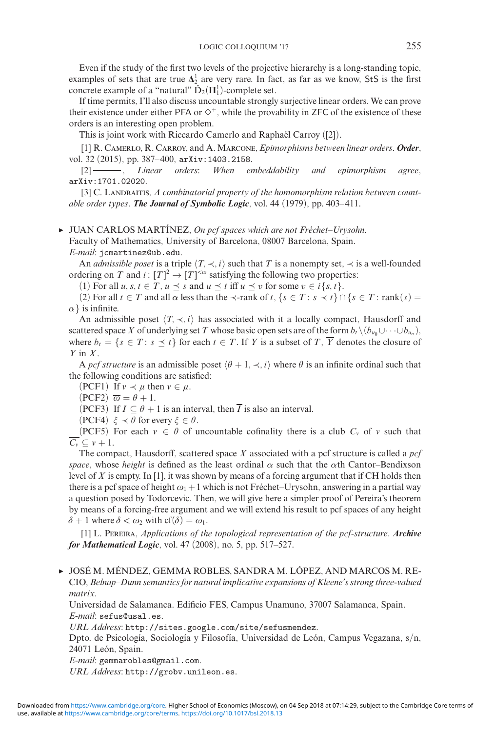Even if the study of the first two levels of the projective hierarchy is a long-standing topic, examples of sets that are true $\mathbf{\Delta}^1_2$ are very rare. In fact, as far as we know, StS is the first concrete example of a "natural" $\check{\mathrm{D}}_2(\mathbf{\Pi}^1_1)$-complete set.

If time permits, I'll also discuss uncountable strongly surjective linear orders. We can prove their existence under either PFA or $\diamondsuit^+$, while the provability in ZFC of the existence of these orders is an interesting open problem.

This is joint work with Riccardo Camerlo and Raphaël Carroy ([2]).

[1] R. Camerlo, R. Carroy, and A. Marcone, *Epimorphisms between linear orders*. ***Order***, vol. 32 (2015), pp. 387–400, arXiv:1403.2158.

[2] ———, *Linear orders: When embeddability and epimorphism agree*, arXiv:1701.02020.

[3] C. Landraitis, *A combinatorial property of the homomorphism relation between countable order types*. ***The Journal of Symbolic Logic***, vol. 44 (1979), pp. 403–411.

▶ JUAN CARLOS MARTÍNEZ, *On pcf spaces which are not Fréchet–Urysohn*.
Faculty of Mathematics, University of Barcelona, 08007 Barcelona, Spain.
*E-mail*: jcmartinez@ub.edu.

An *admissible poset* is a triple $\langle T, \prec, i\rangle$ such that $T$ is a nonempty set, $\prec$ is a well-founded ordering on $T$ and $i: [T]^2 \to [T]^{<\omega}$ satisfying the following two properties:

(1) For all $u, s, t \in T$, $u \preceq s$ and $u \preceq t$ iff $u \preceq v$ for some $v \in i\{s, t\}$.

(2) For all $t \in T$ and all $\alpha$ less than the $\prec$-rank of $t$, $\{s \in T : s \prec t\} \cap \{s \in T : \text{rank}(s) = \alpha\}$ is infinite.

An admissible poset $\langle T, \prec, i\rangle$ has associated with it a locally compact, Hausdorff and scattered space $X$ of underlying set $T$ whose basic open sets are of the form $b_t \setminus (b_{u_0} \cup \cdots \cup b_{u_n})$, where $b_t = \{s \in T : s \preceq t\}$ for each $t \in T$. If $Y$ is a subset of $T$, $\overline{Y}$ denotes the closure of $Y$ in $X$.

A *pcf structure* is an admissible poset $\langle \theta + 1, \prec, i\rangle$ where $\theta$ is an infinite ordinal such that the following conditions are satisfied:

(PCF1) If $\nu \prec \mu$ then $\nu \in \mu$.

(PCF2) $\overline{\varpi} = \theta + 1$.

(PCF3) If $I \subseteq \theta + 1$ is an interval, then $\overline{I}$ is also an interval.

(PCF4) $\xi \prec \theta$ for every $\xi \in \theta$.

(PCF5) For each $\nu \in \theta$ of uncountable cofinality there is a club $C_\nu$ of $\nu$ such that $\overline{C_\nu} \subseteq \nu + 1$.

The compact, Hausdorff, scattered space $X$ associated with a pcf structure is called a *pcf space*, whose *height* is defined as the least ordinal $\alpha$ such that the $\alpha$th Cantor–Bendixson level of $X$ is empty. In [1], it was shown by means of a forcing argument that if CH holds then there is a pcf space of height $\omega_1 + 1$ which is not Fréchet–Urysohn, answering in a partial way a question posed by Todorcevic. Then, we will give here a simpler proof of Pereira's theorem by means of a forcing-free argument and we will extend his result to pcf spaces of any height $\delta + 1$ where $\delta < \omega_2$ with $\text{cf}(\delta) = \omega_1$.

[1] L. Pereira, *Applications of the topological representation of the pcf-structure*. ***Archive for Mathematical Logic***, vol. 47 (2008), no. 5, pp. 517–527.

▶ JOSÉ M. MÉNDEZ, GEMMA ROBLES, SANDRA M. LÓPEZ, AND MARCOS M. RECIO, *Belnap–Dunn semantics for natural implicative expansions of Kleene's strong three-valued matrix*.
Universidad de Salamanca. Edificio FES, Campus Unamuno, 37007 Salamanca, Spain.
*E-mail*: sefus@usal.es.
*URL Address*: http://sites.google.com/site/sefusmendez.
Dpto. de Psicología, Sociología y Filosofía, Universidad de León, Campus Vegazana, s/n, 24071 León, Spain.
*E-mail*: gemmarobles@gmail.com.
*URL Address*: http://grobv.unileon.es.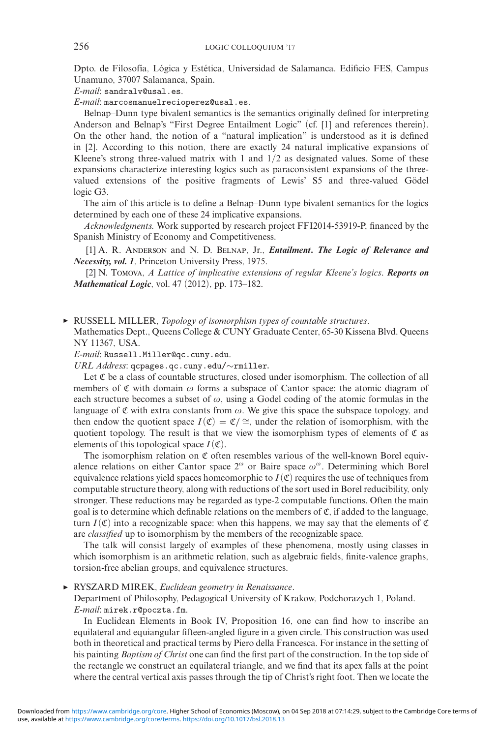Dpto. de Filosofía, Lógica y Estética, Universidad de Salamanca. Edificio FES, Campus Unamuno, 37007 Salamanca, Spain.

*E-mail*: sandralv@usal.es.

*E-mail*: marcosmanuelrecioperez@usal.es.

Belnap–Dunn type bivalent semantics is the semantics originally defined for interpreting Anderson and Belnap's "First Degree Entailment Logic" (cf. [1] and references therein). On the other hand, the notion of a "natural implication" is understood as it is defined in [2]. According to this notion, there are exactly 24 natural implicative expansions of Kleene's strong three-valued matrix with 1 and $1/2$ as designated values. Some of these expansions characterize interesting logics such as paraconsistent expansions of the three-valued extensions of the positive fragments of Lewis' S5 and three-valued Gödel logic G3.

The aim of this article is to define a Belnap–Dunn type bivalent semantics for the logics determined by each one of these 24 implicative expansions.

*Acknowledgments.* Work supported by research project FFI2014-53919-P, financed by the Spanish Ministry of Economy and Competitiveness.

[1] A. R. Anderson and N. D. Belnap, Jr., ***Entailment. The Logic of Relevance and Necessity, vol. 1***, Princeton University Press, 1975.

[2] N. Tomova, *A Lattice of implicative extensions of regular Kleene's logics*. ***Reports on Mathematical Logic***, vol. 47 (2012), pp. 173–182.

▶ RUSSELL MILLER, *Topology of isomorphism types of countable structures*.
Mathematics Dept., Queens College & CUNY Graduate Center, 65-30 Kissena Blvd. Queens NY 11367, USA.

*E-mail*: Russell.Miller@qc.cuny.edu.

*URL Address*: qcpages.qc.cuny.edu/∼rmiller.

Let $\mathfrak{C}$ be a class of countable structures, closed under isomorphism. The collection of all members of $\mathfrak{C}$ with domain $\omega$ forms a subspace of Cantor space: the atomic diagram of each structure becomes a subset of $\omega$, using a Godel coding of the atomic formulas in the language of $\mathfrak{C}$ with extra constants from $\omega$. We give this space the subspace topology, and then endow the quotient space $I(\mathfrak{C}) = \mathfrak{C}/\cong$, under the relation of isomorphism, with the quotient topology. The result is that we view the isomorphism types of elements of $\mathfrak{C}$ as elements of this topological space $I(\mathfrak{C})$.

The isomorphism relation on $\mathfrak{C}$ often resembles various of the well-known Borel equivalence relations on either Cantor space $2^\omega$ or Baire space $\omega^\omega$. Determining which Borel equivalence relations yield spaces homeomorphic to $I(\mathfrak{C})$ requires the use of techniques from computable structure theory, along with reductions of the sort used in Borel reducibility, only stronger. These reductions may be regarded as type-2 computable functions. Often the main goal is to determine which definable relations on the members of $\mathfrak{C}$, if added to the language, turn $I(\mathfrak{C})$ into a recognizable space: when this happens, we may say that the elements of $\mathfrak{C}$ are *classified* up to isomorphism by the members of the recognizable space.

The talk will consist largely of examples of these phenomena, mostly using classes in which isomorphism is an arithmetic relation, such as algebraic fields, finite-valence graphs, torsion-free abelian groups, and equivalence structures.

▶ RYSZARD MIREK, *Euclidean geometry in Renaissance*.
Department of Philosophy, Pedagogical University of Krakow, Podchorazych 1, Poland.

*E-mail*: mirek.r@poczta.fm.

In Euclidean Elements in Book IV, Proposition 16, one can find how to inscribe an equilateral and equiangular fifteen-angled figure in a given circle. This construction was used both in theoretical and practical terms by Piero della Francesca. For instance in the setting of his painting *Baptism of Christ* one can find the first part of the construction. In the top side of the rectangle we construct an equilateral triangle, and we find that its apex falls at the point where the central vertical axis passes through the tip of Christ's right foot. Then we locate the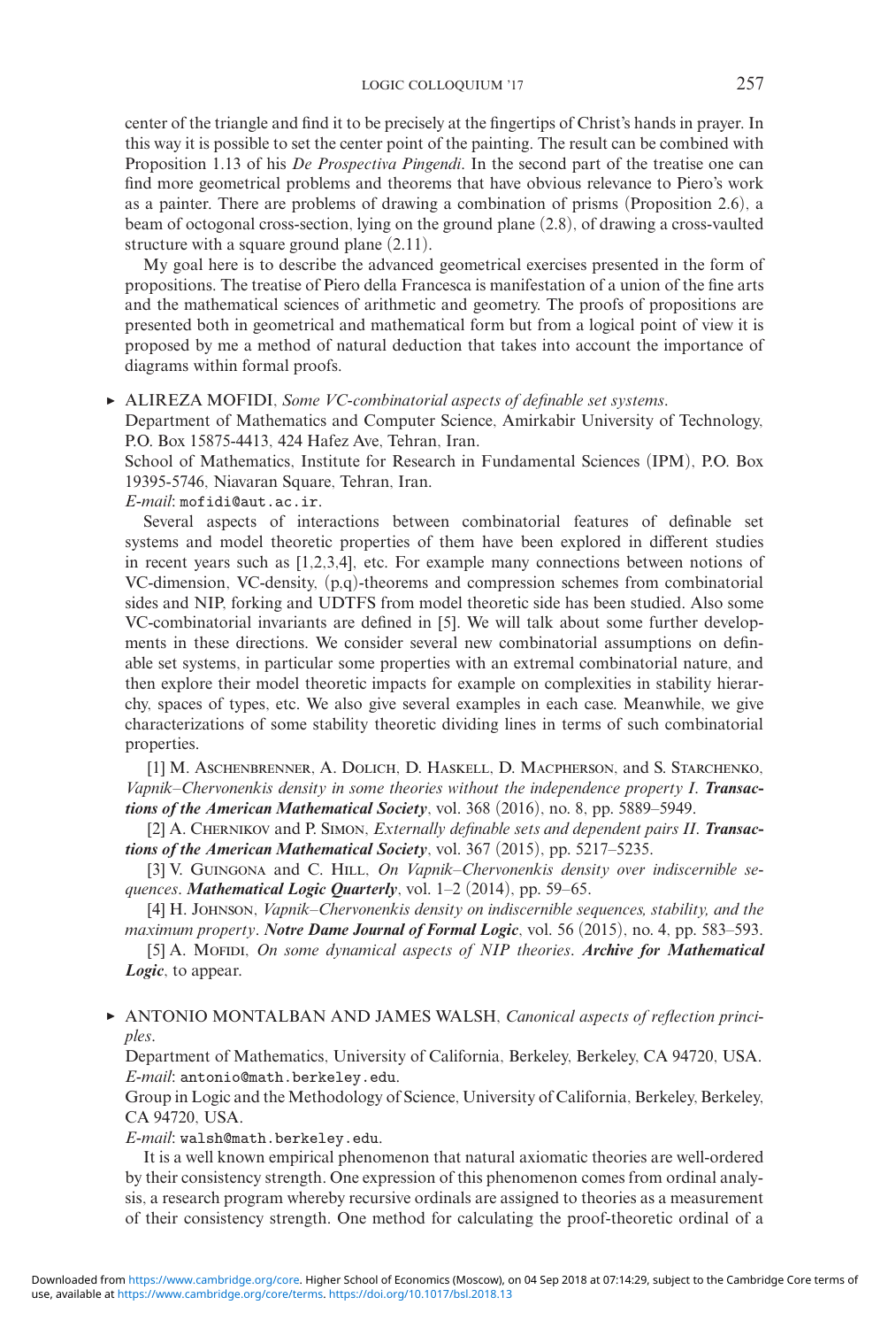center of the triangle and find it to be precisely at the fingertips of Christ's hands in prayer. In this way it is possible to set the center point of the painting. The result can be combined with Proposition 1.13 of his *De Prospectiva Pingendi*. In the second part of the treatise one can find more geometrical problems and theorems that have obvious relevance to Piero's work as a painter. There are problems of drawing a combination of prisms (Proposition 2.6), a beam of octogonal cross-section, lying on the ground plane (2.8), of drawing a cross-vaulted structure with a square ground plane (2.11).

My goal here is to describe the advanced geometrical exercises presented in the form of propositions. The treatise of Piero della Francesca is manifestation of a union of the fine arts and the mathematical sciences of arithmetic and geometry. The proofs of propositions are presented both in geometrical and mathematical form but from a logical point of view it is proposed by me a method of natural deduction that takes into account the importance of diagrams within formal proofs.

▶ ALIREZA MOFIDI, *Some VC-combinatorial aspects of definable set systems*.
Department of Mathematics and Computer Science, Amirkabir University of Technology, P.O. Box 15875-4413, 424 Hafez Ave, Tehran, Iran.
School of Mathematics, Institute for Research in Fundamental Sciences (IPM), P.O. Box 19395-5746, Niavaran Square, Tehran, Iran.
*E-mail*: mofidi@aut.ac.ir.

Several aspects of interactions between combinatorial features of definable set systems and model theoretic properties of them have been explored in different studies in recent years such as [1,2,3,4], etc. For example many connections between notions of VC-dimension, VC-density, (p,q)-theorems and compression schemes from combinatorial sides and NIP, forking and UDTFS from model theoretic side has been studied. Also some VC-combinatorial invariants are defined in [5]. We will talk about some further developments in these directions. We consider several new combinatorial assumptions on definable set systems, in particular some properties with an extremal combinatorial nature, and then explore their model theoretic impacts for example on complexities in stability hierarchy, spaces of types, etc. We also give several examples in each case. Meanwhile, we give characterizations of some stability theoretic dividing lines in terms of such combinatorial properties.

[1] M. Aschenbrenner, A. Dolich, D. Haskell, D. Macpherson, and S. Starchenko, *Vapnik–Chervonenkis density in some theories without the independence property I*. ***Transactions of the American Mathematical Society***, vol. 368 (2016), no. 8, pp. 5889–5949.

[2] A. Chernikov and P. Simon, *Externally definable sets and dependent pairs II*. ***Transactions of the American Mathematical Society***, vol. 367 (2015), pp. 5217–5235.

[3] V. Guingona and C. Hill, *On Vapnik–Chervonenkis density over indiscernible sequences*. ***Mathematical Logic Quarterly***, vol. 1–2 (2014), pp. 59–65.

[4] H. Johnson, *Vapnik–Chervonenkis density on indiscernible sequences, stability, and the maximum property*. ***Notre Dame Journal of Formal Logic***, vol. 56 (2015), no. 4, pp. 583–593.

[5] A. Mofidi, *On some dynamical aspects of NIP theories*. ***Archive for Mathematical Logic***, to appear.

▶ ANTONIO MONTALBAN AND JAMES WALSH, *Canonical aspects of reflection principles*.
Department of Mathematics, University of California, Berkeley, Berkeley, CA 94720, USA.
*E-mail*: antonio@math.berkeley.edu.
Group in Logic and the Methodology of Science, University of California, Berkeley, Berkeley, CA 94720, USA.
*E-mail*: walsh@math.berkeley.edu.

It is a well known empirical phenomenon that natural axiomatic theories are well-ordered by their consistency strength. One expression of this phenomenon comes from ordinal analysis, a research program whereby recursive ordinals are assigned to theories as a measurement of their consistency strength. One method for calculating the proof-theoretic ordinal of a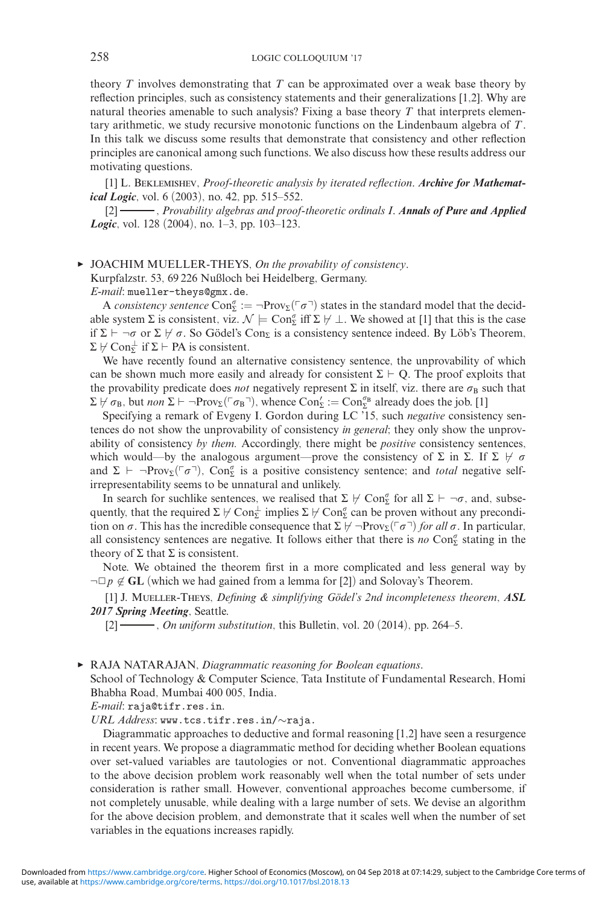theory $T$ involves demonstrating that $T$ can be approximated over a weak base theory by reflection principles, such as consistency statements and their generalizations [1,2]. Why are natural theories amenable to such analysis? Fixing a base theory $T$ that interprets elementary arithmetic, we study recursive monotonic functions on the Lindenbaum algebra of $T$. In this talk we discuss some results that demonstrate that consistency and other reflection principles are canonical among such functions. We also discuss how these results address our motivating questions.

[1] L. Beklemishev, *Proof-theoretic analysis by iterated reflection*. ***Archive for Mathematical Logic***, vol. 6 (2003), no. 42, pp. 515–552.

[2] ———, *Provability algebras and proof-theoretic ordinals I*. ***Annals of Pure and Applied Logic***, vol. 128 (2004), no. 1–3, pp. 103–123.

▸ JOACHIM MUELLER-THEYS, *On the provability of consistency*.
Kurpfalzstr. 53, 69 226 Nußloch bei Heidelberg, Germany.
*E-mail*: mueller-theys@gmx.de.

A *consistency sentence* $\mathrm{Con}^\sigma_\Sigma := \neg\mathrm{Prov}_\Sigma(\ulcorner\sigma\urcorner)$ states in the standard model that the decidable system $\Sigma$ is consistent, viz. $\mathcal{N} \models \mathrm{Con}^\sigma_\Sigma$ iff $\Sigma \nvdash \bot$. We showed at [1] that this is the case if $\Sigma \vdash \neg\sigma$ or $\Sigma \nvdash \sigma$. So Gödel's $\mathrm{Con}_\Sigma$ is a consistency sentence indeed. By Löb's Theorem, $\Sigma \nvdash \mathrm{Con}^\bot_\Sigma$ if $\Sigma \vdash \mathrm{PA}$ is consistent.

We have recently found an alternative consistency sentence, the unprovability of which can be shown much more easily and already for consistent $\Sigma \vdash \mathrm{Q}$. The proof exploits that the provability predicate does *not* negatively represent $\Sigma$ in itself, viz. there are $\sigma_\mathrm{B}$ such that $\Sigma \nvdash \sigma_\mathrm{B}$, but *non* $\Sigma \vdash \neg\mathrm{Prov}_\Sigma(\ulcorner\sigma_\mathrm{B}\urcorner)$, whence $\mathrm{Con}'_\Sigma := \mathrm{Con}^{\sigma_\mathrm{B}}_\Sigma$ already does the job. [1]

Specifying a remark of Evgeny I. Gordon during LC '15, such *negative* consistency sentences do not show the unprovability of consistency *in general*; they only show the unprovability of consistency *by them*. Accordingly, there might be *positive* consistency sentences, which would—by the analogous argument—prove the consistency of $\Sigma$ in $\Sigma$. If $\Sigma \nvdash \sigma$ and $\Sigma \vdash \neg\mathrm{Prov}_\Sigma(\ulcorner\sigma\urcorner)$, $\mathrm{Con}^\sigma_\Sigma$ is a positive consistency sentence; and *total* negative self-irrepresentability seems to be unnatural and unlikely.

In search for suchlike sentences, we realised that $\Sigma \nvdash \mathrm{Con}^\sigma_\Sigma$ for all $\Sigma \vdash \neg\sigma$, and, subsequently, that the required $\Sigma \nvdash \mathrm{Con}^\bot_\Sigma$ implies $\Sigma \nvdash \mathrm{Con}^\sigma_\Sigma$ can be proven without any precondition on $\sigma$. This has the incredible consequence that $\Sigma \nvdash \neg\mathrm{Prov}_\Sigma(\ulcorner\sigma\urcorner)$ *for all* $\sigma$. In particular, all consistency sentences are negative. It follows either that there is *no* $\mathrm{Con}^\sigma_\Sigma$ stating in the theory of $\Sigma$ that $\Sigma$ is consistent.

Note. We obtained the theorem first in a more complicated and less general way by $\neg\Box p \notin \mathbf{GL}$ (which we had gained from a lemma for [2]) and Solovay's Theorem.

[1] J. Mueller-Theys, *Defining & simplifying Gödel's 2nd incompleteness theorem*, ***ASL 2017 Spring Meeting***, Seattle.

[2] ———, *On uniform substitution*, this Bulletin, vol. 20 (2014), pp. 264–5.

▸ RAJA NATARAJAN, *Diagrammatic reasoning for Boolean equations*.
School of Technology & Computer Science, Tata Institute of Fundamental Research, Homi Bhabha Road, Mumbai 400 005, India.
*E-mail*: raja@tifr.res.in.
*URL Address*: www.tcs.tifr.res.in/∼raja.

Diagrammatic approaches to deductive and formal reasoning [1,2] have seen a resurgence in recent years. We propose a diagrammatic method for deciding whether Boolean equations over set-valued variables are tautologies or not. Conventional diagrammatic approaches to the above decision problem work reasonably well when the total number of sets under consideration is rather small. However, conventional approaches become cumbersome, if not completely unusable, while dealing with a large number of sets. We devise an algorithm for the above decision problem, and demonstrate that it scales well when the number of set variables in the equations increases rapidly.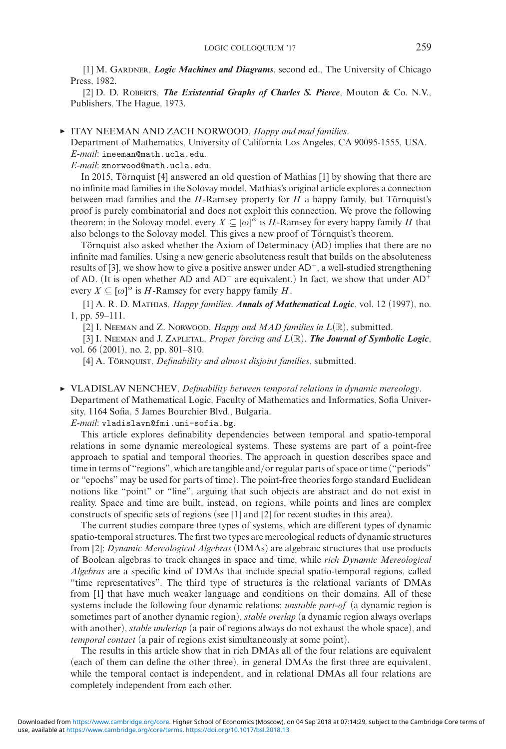[1] M. Gardner, ***Logic Machines and Diagrams***, second ed., The University of Chicago Press, 1982.

[2] D. D. Roberts, ***The Existential Graphs of Charles S. Pierce***, Mouton & Co. N.V., Publishers, The Hague, 1973.

▸ ITAY NEEMAN AND ZACH NORWOOD, *Happy and mad families*.
Department of Mathematics, University of California Los Angeles, CA 90095-1555, USA.
*E-mail*: ineeman@math.ucla.edu.
*E-mail*: znorwood@math.ucla.edu.

In 2015, Törnquist [4] answered an old question of Mathias [1] by showing that there are no infinite mad families in the Solovay model. Mathias's original article explores a connection between mad families and the $H$-Ramsey property for $H$ a happy family, but Törnquist's proof is purely combinatorial and does not exploit this connection. We prove the following theorem: in the Solovay model, every $X \subseteq [\omega]^\omega$ is $H$-Ramsey for every happy family $H$ that also belongs to the Solovay model. This gives a new proof of Törnquist's theorem.

Törnquist also asked whether the Axiom of Determinacy (AD) implies that there are no infinite mad families. Using a new generic absoluteness result that builds on the absoluteness results of [3], we show how to give a positive answer under $\mathsf{AD}^+$, a well-studied strengthening of AD. (It is open whether AD and $\mathsf{AD}^+$ are equivalent.) In fact, we show that under $\mathsf{AD}^+$ every $X \subseteq [\omega]^\omega$ is $H$-Ramsey for every happy family $H$.

[1] A. R. D. Mathias, *Happy families*. ***Annals of Mathematical Logic***, vol. 12 (1997), no. 1, pp. 59–111.

[2] I. Neeman and Z. Norwood, *Happy and MAD families in* $L(\mathbb{R})$, submitted.

[3] I. Neeman and J. Zapletal, *Proper forcing and* $L(\mathbb{R})$. ***The Journal of Symbolic Logic***, vol. 66 (2001), no. 2, pp. 801–810.

[4] A. Törnquist, *Definability and almost disjoint families*, submitted.

▸ VLADISLAV NENCHEV, *Definability between temporal relations in dynamic mereology*.
Department of Mathematical Logic, Faculty of Mathematics and Informatics, Sofia University, 1164 Sofia, 5 James Bourchier Blvd., Bulgaria.
*E-mail*: vladislavn@fmi.uni-sofia.bg.

This article explores definability dependencies between temporal and spatio-temporal relations in some dynamic mereological systems. These systems are part of a point-free approach to spatial and temporal theories. The approach in question describes space and time in terms of "regions", which are tangible and/or regular parts of space or time ("periods" or "epochs" may be used for parts of time). The point-free theories forgo standard Euclidean notions like "point" or "line", arguing that such objects are abstract and do not exist in reality. Space and time are built, instead, on regions, while points and lines are complex constructs of specific sets of regions (see [1] and [2] for recent studies in this area).

The current studies compare three types of systems, which are different types of dynamic spatio-temporal structures. The first two types are mereological reducts of dynamic structures from [2]: *Dynamic Mereological Algebras* (DMAs) are algebraic structures that use products of Boolean algebras to track changes in space and time, while *rich Dynamic Mereological Algebras* are a specific kind of DMAs that include special spatio-temporal regions, called "time representatives". The third type of structures is the relational variants of DMAs from [1] that have much weaker language and conditions on their domains. All of these systems include the following four dynamic relations: *unstable part-of* (a dynamic region is sometimes part of another dynamic region), *stable overlap* (a dynamic region always overlaps with another), *stable underlap* (a pair of regions always do not exhaust the whole space), and *temporal contact* (a pair of regions exist simultaneously at some point).

The results in this article show that in rich DMAs all of the four relations are equivalent (each of them can define the other three), in general DMAs the first three are equivalent, while the temporal contact is independent, and in relational DMAs all four relations are completely independent from each other.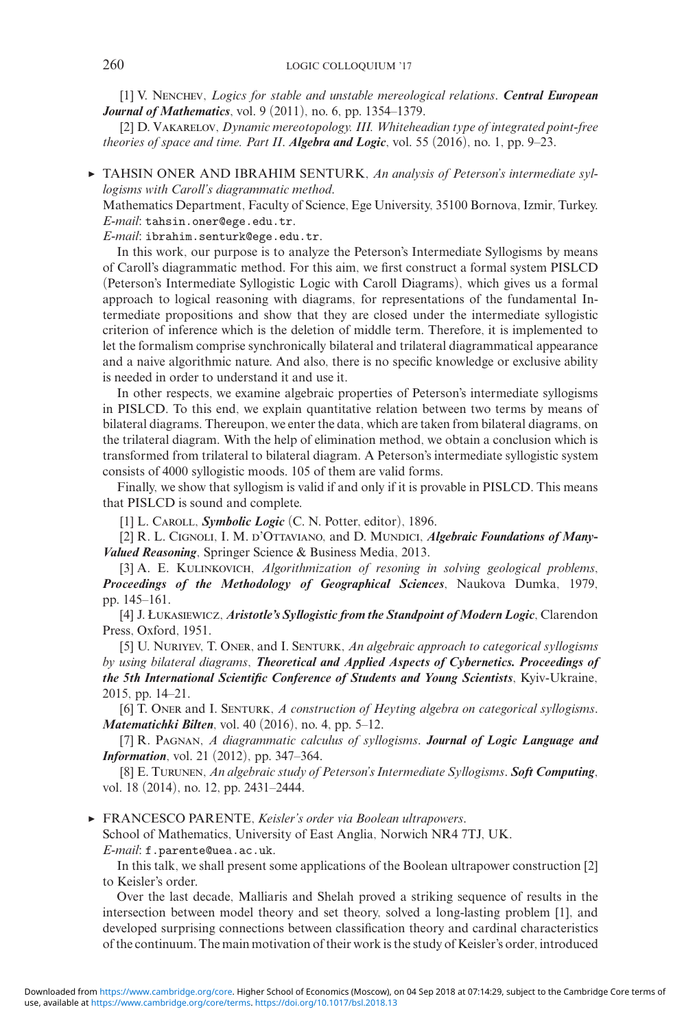[1] V. Nenchev, *Logics for stable and unstable mereological relations*. ***Central European Journal of Mathematics***, vol. 9 (2011), no. 6, pp. 1354–1379.

[2] D. Vakarelov, *Dynamic mereotopology. III. Whiteheadian type of integrated point-free theories of space and time. Part II*. ***Algebra and Logic***, vol. 55 (2016), no. 1, pp. 9–23.

▸ TAHSIN ONER AND IBRAHIM SENTURK, *An analysis of Peterson's intermediate syllogisms with Caroll's diagrammatic method*.

Mathematics Department, Faculty of Science, Ege University, 35100 Bornova, Izmir, Turkey.
*E-mail*: tahsin.oner@ege.edu.tr.
*E-mail*: ibrahim.senturk@ege.edu.tr.

In this work, our purpose is to analyze the Peterson's Intermediate Syllogisms by means of Caroll's diagrammatic method. For this aim, we first construct a formal system PISLCD (Peterson's Intermediate Syllogistic Logic with Caroll Diagrams), which gives us a formal approach to logical reasoning with diagrams, for representations of the fundamental Intermediate propositions and show that they are closed under the intermediate syllogistic criterion of inference which is the deletion of middle term. Therefore, it is implemented to let the formalism comprise synchronically bilateral and trilateral diagrammatical appearance and a naive algorithmic nature. And also, there is no specific knowledge or exclusive ability is needed in order to understand it and use it.

In other respects, we examine algebraic properties of Peterson's intermediate syllogisms in PISLCD. To this end, we explain quantitative relation between two terms by means of bilateral diagrams. Thereupon, we enter the data, which are taken from bilateral diagrams, on the trilateral diagram. With the help of elimination method, we obtain a conclusion which is transformed from trilateral to bilateral diagram. A Peterson's intermediate syllogistic system consists of 4000 syllogistic moods. 105 of them are valid forms.

Finally, we show that syllogism is valid if and only if it is provable in PISLCD. This means that PISLCD is sound and complete.

[1] L. Caroll, ***Symbolic Logic*** (C. N. Potter, editor), 1896.

[2] R. L. Cignoli, I. M. d'Ottaviano, and D. Mundici, ***Algebraic Foundations of Many-Valued Reasoning***, Springer Science & Business Media, 2013.

[3] A. E. Kulinkovich, *Algorithmization of resoning in solving geological problems*, ***Proceedings of the Methodology of Geographical Sciences***, Naukova Dumka, 1979, pp. 145–161.

[4] J. Łukasiewicz, ***Aristotle's Syllogistic from the Standpoint of Modern Logic***, Clarendon Press, Oxford, 1951.

[5] U. Nuriyev, T. Oner, and I. Senturk, *An algebraic approach to categorical syllogisms by using bilateral diagrams*, ***Theoretical and Applied Aspects of Cybernetics. Proceedings of the 5th International Scientific Conference of Students and Young Scientists***, Kyiv-Ukraine, 2015, pp. 14–21.

[6] T. Oner and I. Senturk, *A construction of Heyting algebra on categorical syllogisms*. ***Matematichki Bilten***, vol. 40 (2016), no. 4, pp. 5–12.

[7] R. Pagnan, *A diagrammatic calculus of syllogisms*. ***Journal of Logic Language and Information***, vol. 21 (2012), pp. 347–364.

[8] E. Turunen, *An algebraic study of Peterson's Intermediate Syllogisms*. ***Soft Computing***, vol. 18 (2014), no. 12, pp. 2431–2444.

▸ FRANCESCO PARENTE, *Keisler's order via Boolean ultrapowers*.

School of Mathematics, University of East Anglia, Norwich NR4 7TJ, UK.
*E-mail*: f.parente@uea.ac.uk.

In this talk, we shall present some applications of the Boolean ultrapower construction [2] to Keisler's order.

Over the last decade, Malliaris and Shelah proved a striking sequence of results in the intersection between model theory and set theory, solved a long-lasting problem [1], and developed surprising connections between classification theory and cardinal characteristics of the continuum. The main motivation of their work is the study of Keisler's order, introduced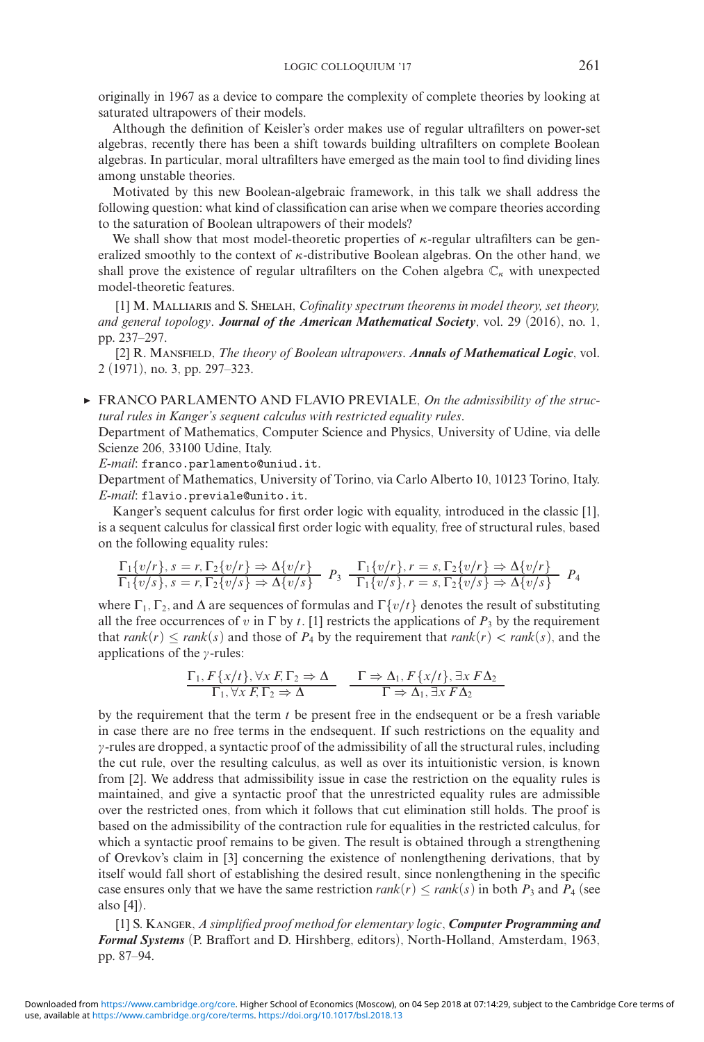originally in 1967 as a device to compare the complexity of complete theories by looking at saturated ultrapowers of their models.

Although the definition of Keisler's order makes use of regular ultrafilters on power-set algebras, recently there has been a shift towards building ultrafilters on complete Boolean algebras. In particular, moral ultrafilters have emerged as the main tool to find dividing lines among unstable theories.

Motivated by this new Boolean-algebraic framework, in this talk we shall address the following question: what kind of classification can arise when we compare theories according to the saturation of Boolean ultrapowers of their models?

We shall show that most model-theoretic properties of $\kappa$-regular ultrafilters can be generalized smoothly to the context of $\kappa$-distributive Boolean algebras. On the other hand, we shall prove the existence of regular ultrafilters on the Cohen algebra $\mathbb{C}_\kappa$ with unexpected model-theoretic features.

[1] M. Malliaris and S. Shelah, *Cofinality spectrum theorems in model theory, set theory, and general topology*. ***Journal of the American Mathematical Society***, vol. 29 (2016), no. 1, pp. 237–297.

[2] R. Mansfield, *The theory of Boolean ultrapowers*. ***Annals of Mathematical Logic***, vol. 2 (1971), no. 3, pp. 297–323.

▸ FRANCO PARLAMENTO AND FLAVIO PREVIALE, *On the admissibility of the structural rules in Kanger's sequent calculus with restricted equality rules*.
Department of Mathematics, Computer Science and Physics, University of Udine, via delle Scienze 206, 33100 Udine, Italy.
*E-mail*: franco.parlamento@uniud.it.
Department of Mathematics, University of Torino, via Carlo Alberto 10, 10123 Torino, Italy.
*E-mail*: flavio.previale@unito.it.

Kanger's sequent calculus for first order logic with equality, introduced in the classic [1], is a sequent calculus for classical first order logic with equality, free of structural rules, based on the following equality rules:

$$\frac{\Gamma_1\{v/r\}, s = r, \Gamma_2\{v/r\} \Rightarrow \Delta\{v/r\}}{\Gamma_1\{v/s\}, s = r, \Gamma_2\{v/s\} \Rightarrow \Delta\{v/s\}}\ P_3 \quad \frac{\Gamma_1\{v/r\}, r = s, \Gamma_2\{v/r\} \Rightarrow \Delta\{v/r\}}{\Gamma_1\{v/s\}, r = s, \Gamma_2\{v/s\} \Rightarrow \Delta\{v/s\}}\ P_4$$

where $\Gamma_1$, $\Gamma_2$, and $\Delta$ are sequences of formulas and $\Gamma\{v/t\}$ denotes the result of substituting all the free occurrences of $v$ in $\Gamma$ by $t$. [1] restricts the applications of $P_3$ by the requirement that $rank(r) \leq rank(s)$ and those of $P_4$ by the requirement that $rank(r) < rank(s)$, and the applications of the $\gamma$-rules:

$$\frac{\Gamma_1, F\{x/t\}, \forall x\, F, \Gamma_2 \Rightarrow \Delta}{\Gamma_1, \forall x\, F, \Gamma_2 \Rightarrow \Delta} \quad \frac{\Gamma \Rightarrow \Delta_1, F\{x/t\}, \exists x\, F \Delta_2}{\Gamma \Rightarrow \Delta_1, \exists x\, F \Delta_2}$$

by the requirement that the term $t$ be present free in the endsequent or be a fresh variable in case there are no free terms in the endsequent. If such restrictions on the equality and $\gamma$-rules are dropped, a syntactic proof of the admissibility of all the structural rules, including the cut rule, over the resulting calculus, as well as over its intuitionistic version, is known from [2]. We address that admissibility issue in case the restriction on the equality rules is maintained, and give a syntactic proof that the unrestricted equality rules are admissible over the restricted ones, from which it follows that cut elimination still holds. The proof is based on the admissibility of the contraction rule for equalities in the restricted calculus, for which a syntactic proof remains to be given. The result is obtained through a strengthening of Orevkov's claim in [3] concerning the existence of nonlengthening derivations, that by itself would fall short of establishing the desired result, since nonlengthening in the specific case ensures only that we have the same restriction $rank(r) \leq rank(s)$ in both $P_3$ and $P_4$ (see also [4]).

[1] S. Kanger, *A simplified proof method for elementary logic*, ***Computer Programming and Formal Systems*** (P. Braffort and D. Hirshberg, editors), North-Holland, Amsterdam, 1963, pp. 87–94.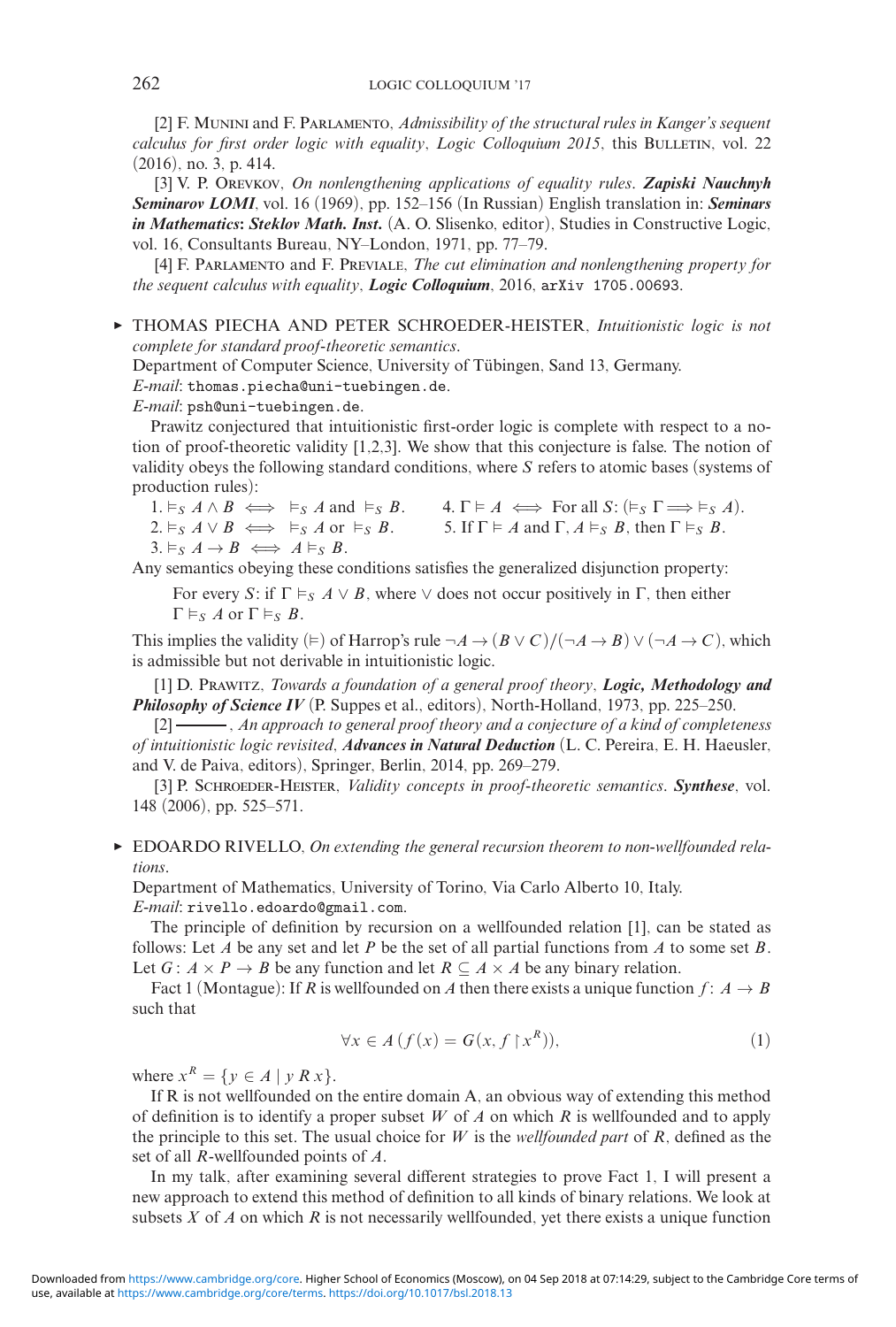[2] F. Munini and F. Parlamento, *Admissibility of the structural rules in Kanger's sequent calculus for first order logic with equality*, *Logic Colloquium 2015*, this Bulletin, vol. 22 (2016), no. 3, p. 414.

[3] V. P. Orevkov, *On nonlengthening applications of equality rules*. ***Zapiski Nauchnyh Seminarov LOMI***, vol. 16 (1969), pp. 152–156 (In Russian) English translation in: ***Seminars in Mathematics: Steklov Math. Inst.*** (A. O. Slisenko, editor), Studies in Constructive Logic, vol. 16, Consultants Bureau, NY–London, 1971, pp. 77–79.

[4] F. Parlamento and F. Previale, *The cut elimination and nonlengthening property for the sequent calculus with equality*, ***Logic Colloquium***, 2016, `arXiv 1705.00693`.

▸ THOMAS PIECHA AND PETER SCHROEDER-HEISTER, *Intuitionistic logic is not complete for standard proof-theoretic semantics*.
Department of Computer Science, University of Tübingen, Sand 13, Germany.
*E-mail*: `thomas.piecha@uni-tuebingen.de`.
*E-mail*: `psh@uni-tuebingen.de`.

Prawitz conjectured that intuitionistic first-order logic is complete with respect to a notion of proof-theoretic validity [1,2,3]. We show that this conjecture is false. The notion of validity obeys the following standard conditions, where $S$ refers to atomic bases (systems of production rules):

1. $\vDash_S A \wedge B \iff \vDash_S A$ and $\vDash_S B$.
2. $\vDash_S A \vee B \iff \vDash_S A$ or $\vDash_S B$.
3. $\vDash_S A \rightarrow B \iff A \vDash_S B$.
4. $\Gamma \vDash A \iff$ For all $S$: ($\vDash_S \Gamma \Longrightarrow \vDash_S A$).
5. If $\Gamma \vDash A$ and $\Gamma, A \vDash_S B$, then $\Gamma \vDash_S B$.

Any semantics obeying these conditions satisfies the generalized disjunction property:

For every $S$: if $\Gamma \vDash_S A \vee B$, where $\vee$ does not occur positively in $\Gamma$, then either $\Gamma \vDash_S A$ or $\Gamma \vDash_S B$.

This implies the validity ($\vDash$) of Harrop's rule $\neg A \rightarrow (B \vee C)/(\neg A \rightarrow B) \vee (\neg A \rightarrow C)$, which is admissible but not derivable in intuitionistic logic.

[1] D. Prawitz, *Towards a foundation of a general proof theory*, ***Logic, Methodology and Philosophy of Science IV*** (P. Suppes et al., editors), North-Holland, 1973, pp. 225–250.

[2] ———, *An approach to general proof theory and a conjecture of a kind of completeness of intuitionistic logic revisited*, ***Advances in Natural Deduction*** (L. C. Pereira, E. H. Haeusler, and V. de Paiva, editors), Springer, Berlin, 2014, pp. 269–279.

[3] P. Schroeder-Heister, *Validity concepts in proof-theoretic semantics*. ***Synthese***, vol. 148 (2006), pp. 525–571.

▸ EDOARDO RIVELLO, *On extending the general recursion theorem to non-wellfounded relations*.
Department of Mathematics, University of Torino, Via Carlo Alberto 10, Italy.
*E-mail*: `rivello.edoardo@gmail.com`.

The principle of definition by recursion on a wellfounded relation [1], can be stated as follows: Let $A$ be any set and let $P$ be the set of all partial functions from $A$ to some set $B$. Let $G\colon A \times P \rightarrow B$ be any function and let $R \subseteq A \times A$ be any binary relation.

Fact 1 (Montague): If $R$ is wellfounded on $A$ then there exists a unique function $f\colon A \rightarrow B$ such that

$$\forall x \in A\,(f(x) = G(x, f \upharpoonright x^R)), \tag{1}$$

where $x^R = \{y \in A \mid y\,R\,x\}$.

If R is not wellfounded on the entire domain A, an obvious way of extending this method of definition is to identify a proper subset $W$ of $A$ on which $R$ is wellfounded and to apply the principle to this set. The usual choice for $W$ is the *wellfounded part* of $R$, defined as the set of all $R$-wellfounded points of $A$.

In my talk, after examining several different strategies to prove Fact 1, I will present a new approach to extend this method of definition to all kinds of binary relations. We look at subsets $X$ of $A$ on which $R$ is not necessarily wellfounded, yet there exists a unique function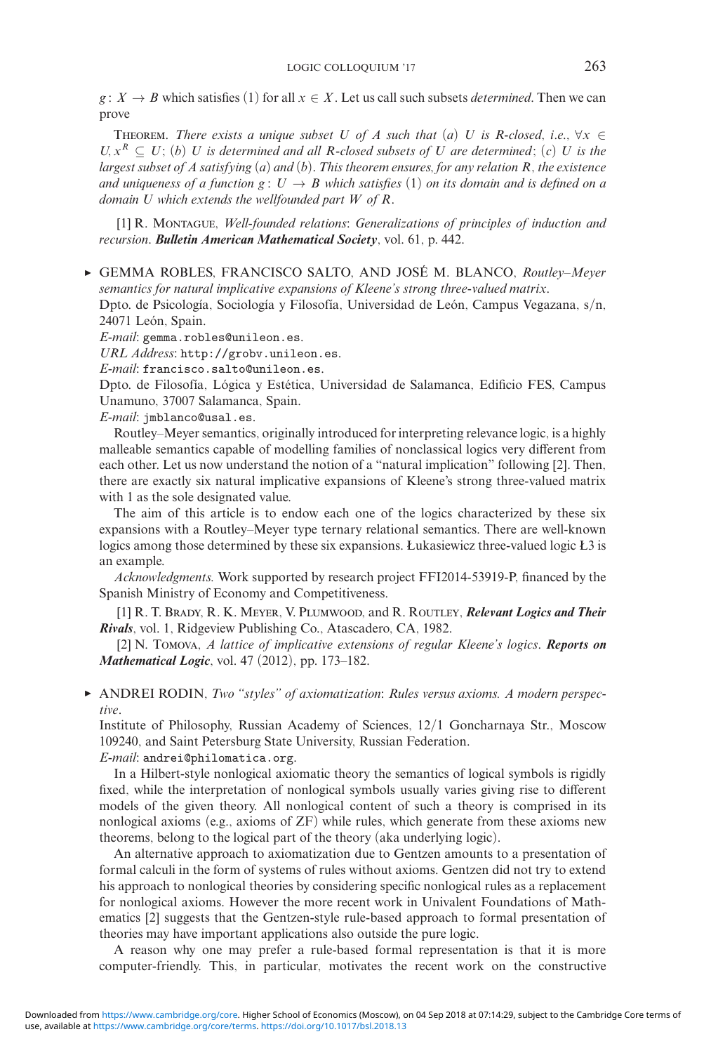$g: X \to B$ which satisfies (1) for all $x \in X$. Let us call such subsets *determined*. Then we can prove

THEOREM. *There exists a unique subset $U$ of $A$ such that (a) $U$ is $R$-closed, i.e., $\forall x \in U, x^R \subseteq U$; (b) $U$ is determined and all $R$-closed subsets of $U$ are determined; (c) $U$ is the largest subset of $A$ satisfying (a) and (b). This theorem ensures, for any relation $R$, the existence and uniqueness of a function $g: U \to B$ which satisfies (1) on its domain and is defined on a domain $U$ which extends the wellfounded part $W$ of $R$.*

[1] R. MONTAGUE, *Well-founded relations: Generalizations of principles of induction and recursion*. ***Bulletin American Mathematical Society***, vol. 61, p. 442.

▸ GEMMA ROBLES, FRANCISCO SALTO, AND JOSÉ M. BLANCO, *Routley–Meyer semantics for natural implicative expansions of Kleene's strong three-valued matrix*.

Dpto. de Psicología, Sociología y Filosofía, Universidad de León, Campus Vegazana, s/n, 24071 León, Spain.

*E-mail*: gemma.robles@unileon.es.

*URL Address*: http://grobv.unileon.es.

*E-mail*: francisco.salto@unileon.es.

Dpto. de Filosofía, Lógica y Estética, Universidad de Salamanca, Edificio FES, Campus Unamuno, 37007 Salamanca, Spain.

*E-mail*: jmblanco@usal.es.

Routley–Meyer semantics, originally introduced for interpreting relevance logic, is a highly malleable semantics capable of modelling families of nonclassical logics very different from each other. Let us now understand the notion of a "natural implication" following [2]. Then, there are exactly six natural implicative expansions of Kleene's strong three-valued matrix with 1 as the sole designated value.

The aim of this article is to endow each one of the logics characterized by these six expansions with a Routley–Meyer type ternary relational semantics. There are well-known logics among those determined by these six expansions. Łukasiewicz three-valued logic Ł3 is an example.

*Acknowledgments.* Work supported by research project FFI2014-53919-P, financed by the Spanish Ministry of Economy and Competitiveness.

[1] R. T. BRADY, R. K. MEYER, V. PLUMWOOD, and R. ROUTLEY, ***Relevant Logics and Their Rivals***, vol. 1, Ridgeview Publishing Co., Atascadero, CA, 1982.

[2] N. TOMOVA, *A lattice of implicative extensions of regular Kleene's logics*. ***Reports on Mathematical Logic***, vol. 47 (2012), pp. 173–182.

▸ ANDREI RODIN, *Two "styles" of axiomatization: Rules versus axioms. A modern perspective*.

Institute of Philosophy, Russian Academy of Sciences, 12/1 Goncharnaya Str., Moscow 109240, and Saint Petersburg State University, Russian Federation.

*E-mail*: andrei@philomatica.org.

In a Hilbert-style nonlogical axiomatic theory the semantics of logical symbols is rigidly fixed, while the interpretation of nonlogical symbols usually varies giving rise to different models of the given theory. All nonlogical content of such a theory is comprised in its nonlogical axioms (e.g., axioms of ZF) while rules, which generate from these axioms new theorems, belong to the logical part of the theory (aka underlying logic).

An alternative approach to axiomatization due to Gentzen amounts to a presentation of formal calculi in the form of systems of rules without axioms. Gentzen did not try to extend his approach to nonlogical theories by considering specific nonlogical rules as a replacement for nonlogical axioms. However the more recent work in Univalent Foundations of Mathematics [2] suggests that the Gentzen-style rule-based approach to formal presentation of theories may have important applications also outside the pure logic.

A reason why one may prefer a rule-based formal representation is that it is more computer-friendly. This, in particular, motivates the recent work on the constructive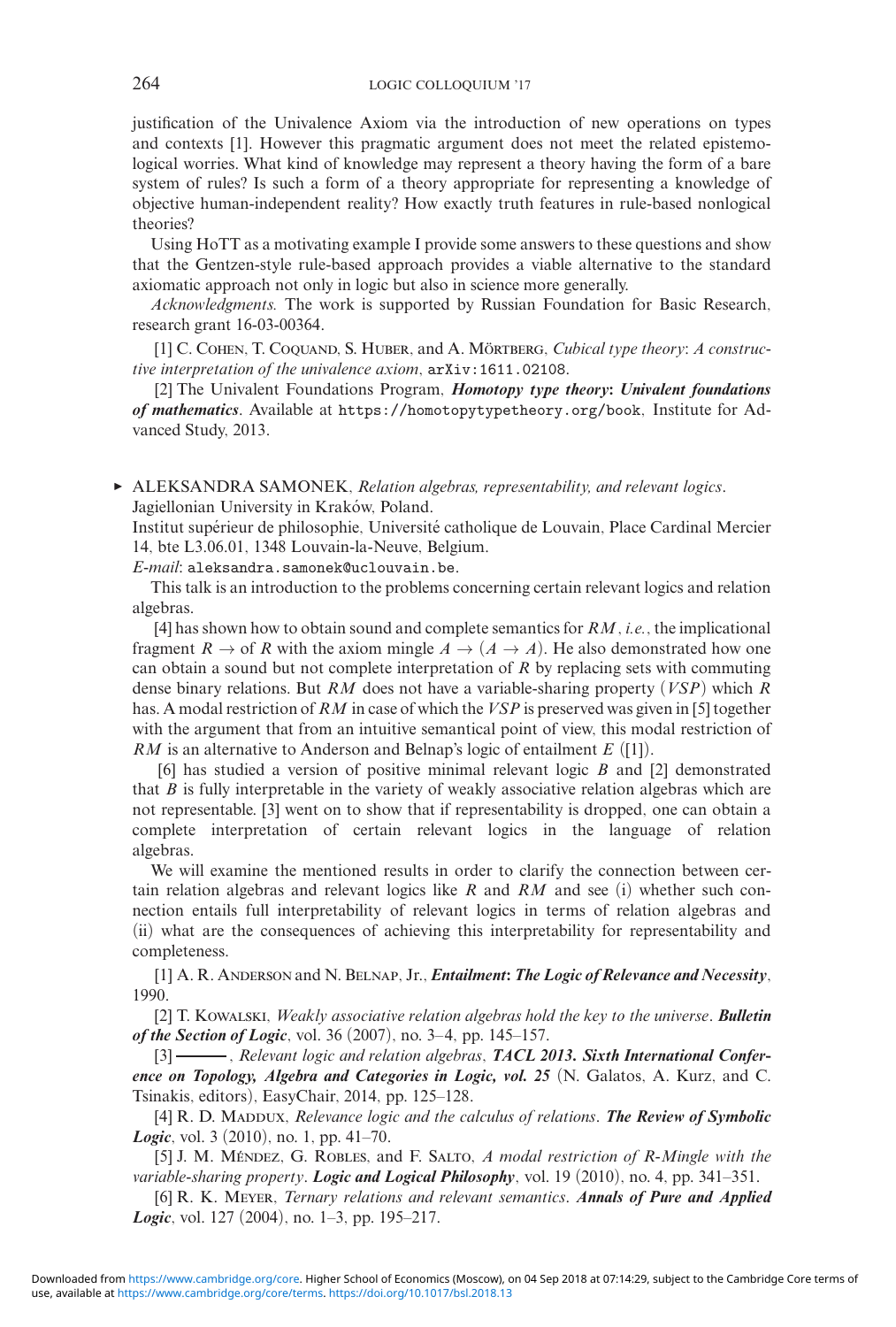justification of the Univalence Axiom via the introduction of new operations on types and contexts [1]. However this pragmatic argument does not meet the related epistemological worries. What kind of knowledge may represent a theory having the form of a bare system of rules? Is such a form of a theory appropriate for representing a knowledge of objective human-independent reality? How exactly truth features in rule-based nonlogical theories?

Using HoTT as a motivating example I provide some answers to these questions and show that the Gentzen-style rule-based approach provides a viable alternative to the standard axiomatic approach not only in logic but also in science more generally.

*Acknowledgments.* The work is supported by Russian Foundation for Basic Research, research grant 16-03-00364.

[1] C. Cohen, T. Coquand, S. Huber, and A. Mörtberg, *Cubical type theory*: *A constructive interpretation of the univalence axiom*, arXiv:1611.02108.

[2] The Univalent Foundations Program, ***Homotopy type theory*: *Univalent foundations of mathematics***. Available at https://homotopytypetheory.org/book, Institute for Advanced Study, 2013.

▶ ALEKSANDRA SAMONEK, *Relation algebras, representability, and relevant logics*.
Jagiellonian University in Kraków, Poland.
Institut supérieur de philosophie, Université catholique de Louvain, Place Cardinal Mercier 14, bte L3.06.01, 1348 Louvain-la-Neuve, Belgium.
*E-mail*: aleksandra.samonek@uclouvain.be.

This talk is an introduction to the problems concerning certain relevant logics and relation algebras.

[4] has shown how to obtain sound and complete semantics for $RM$, *i.e.*, the implicational fragment $R \rightarrow$ of $R$ with the axiom mingle $A \rightarrow (A \rightarrow A)$. He also demonstrated how one can obtain a sound but not complete interpretation of $R$ by replacing sets with commuting dense binary relations. But $RM$ does not have a variable-sharing property ($VSP$) which $R$ has. A modal restriction of $RM$ in case of which the $VSP$ is preserved was given in [5] together with the argument that from an intuitive semantical point of view, this modal restriction of $RM$ is an alternative to Anderson and Belnap's logic of entailment $E$ ([1]).

[6] has studied a version of positive minimal relevant logic $B$ and [2] demonstrated that $B$ is fully interpretable in the variety of weakly associative relation algebras which are not representable. [3] went on to show that if representability is dropped, one can obtain a complete interpretation of certain relevant logics in the language of relation algebras.

We will examine the mentioned results in order to clarify the connection between certain relation algebras and relevant logics like $R$ and $RM$ and see (i) whether such connection entails full interpretability of relevant logics in terms of relation algebras and (ii) what are the consequences of achieving this interpretability for representability and completeness.

[1] A. R. Anderson and N. Belnap, Jr., ***Entailment*: *The Logic of Relevance and Necessity***, 1990.

[2] T. Kowalski, *Weakly associative relation algebras hold the key to the universe*. ***Bulletin of the Section of Logic***, vol. 36 (2007), no. 3–4, pp. 145–157.

[3] ———, *Relevant logic and relation algebras*, ***TACL 2013. Sixth International Conference on Topology, Algebra and Categories in Logic, vol. 25*** (N. Galatos, A. Kurz, and C. Tsinakis, editors), EasyChair, 2014, pp. 125–128.

[4] R. D. Maddux, *Relevance logic and the calculus of relations*. ***The Review of Symbolic Logic***, vol. 3 (2010), no. 1, pp. 41–70.

[5] J. M. Méndez, G. Robles, and F. Salto, *A modal restriction of R-Mingle with the variable-sharing property*. ***Logic and Logical Philosophy***, vol. 19 (2010), no. 4, pp. 341–351.

[6] R. K. Meyer, *Ternary relations and relevant semantics*. ***Annals of Pure and Applied Logic***, vol. 127 (2004), no. 1–3, pp. 195–217.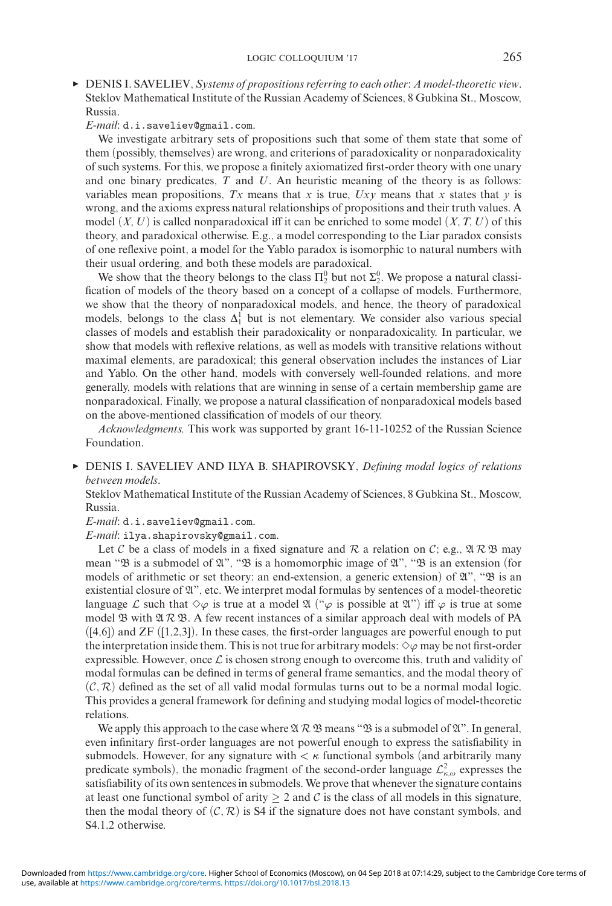▸ DENIS I. SAVELIEV, *Systems of propositions referring to each other*: *A model-theoretic view*.
Steklov Mathematical Institute of the Russian Academy of Sciences, 8 Gubkina St., Moscow, Russia.

*E-mail*: d.i.saveliev@gmail.com.

We investigate arbitrary sets of propositions such that some of them state that some of them (possibly, themselves) are wrong, and criterions of paradoxicality or nonparadoxicality of such systems. For this, we propose a finitely axiomatized first-order theory with one unary and one binary predicates, $T$ and $U$. An heuristic meaning of the theory is as follows: variables mean propositions, $Tx$ means that $x$ is true, $Uxy$ means that $x$ states that $y$ is wrong, and the axioms express natural relationships of propositions and their truth values. A model $(X, U)$ is called nonparadoxical iff it can be enriched to some model $(X, T, U)$ of this theory, and paradoxical otherwise. E.g., a model corresponding to the Liar paradox consists of one reflexive point, a model for the Yablo paradox is isomorphic to natural numbers with their usual ordering, and both these models are paradoxical.

We show that the theory belongs to the class $\Pi^0_2$ but not $\Sigma^0_2$. We propose a natural classification of models of the theory based on a concept of a collapse of models. Furthermore, we show that the theory of nonparadoxical models, and hence, the theory of paradoxical models, belongs to the class $\Delta^1_1$ but is not elementary. We consider also various special classes of models and establish their paradoxicality or nonparadoxicality. In particular, we show that models with reflexive relations, as well as models with transitive relations without maximal elements, are paradoxical; this general observation includes the instances of Liar and Yablo. On the other hand, models with conversely well-founded relations, and more generally, models with relations that are winning in sense of a certain membership game are nonparadoxical. Finally, we propose a natural classification of nonparadoxical models based on the above-mentioned classification of models of our theory.

*Acknowledgments.* This work was supported by grant 16-11-10252 of the Russian Science Foundation.

▸ DENIS I. SAVELIEV AND ILYA B. SHAPIROVSKY, *Defining modal logics of relations between models*.
Steklov Mathematical Institute of the Russian Academy of Sciences, 8 Gubkina St., Moscow, Russia.

*E-mail*: d.i.saveliev@gmail.com.

*E-mail*: ilya.shapirovsky@gmail.com.

Let $\mathcal{C}$ be a class of models in a fixed signature and $\mathcal{R}$ a relation on $\mathcal{C}$; e.g., $\mathfrak{A}\,\mathcal{R}\,\mathfrak{B}$ may mean "$\mathfrak{B}$ is a submodel of $\mathfrak{A}$", "$\mathfrak{B}$ is a homomorphic image of $\mathfrak{A}$", "$\mathfrak{B}$ is an extension (for models of arithmetic or set theory: an end-extension, a generic extension) of $\mathfrak{A}$", "$\mathfrak{B}$ is an existential closure of $\mathfrak{A}$", etc. We interpret modal formulas by sentences of a model-theoretic language $\mathcal{L}$ such that $\Diamond\varphi$ is true at a model $\mathfrak{A}$ ("$\varphi$ is possible at $\mathfrak{A}$") iff $\varphi$ is true at some model $\mathfrak{B}$ with $\mathfrak{A}\,\mathcal{R}\,\mathfrak{B}$. A few recent instances of a similar approach deal with models of PA ([4,6]) and ZF ([1,2,3]). In these cases, the first-order languages are powerful enough to put the interpretation inside them. This is not true for arbitrary models: $\Diamond\varphi$ may be not first-order expressible. However, once $\mathcal{L}$ is chosen strong enough to overcome this, truth and validity of modal formulas can be defined in terms of general frame semantics, and the modal theory of $(\mathcal{C}, \mathcal{R})$ defined as the set of all valid modal formulas turns out to be a normal modal logic. This provides a general framework for defining and studying modal logics of model-theoretic relations.

We apply this approach to the case where $\mathfrak{A}\,\mathcal{R}\,\mathfrak{B}$ means "$\mathfrak{B}$ is a submodel of $\mathfrak{A}$". In general, even infinitary first-order languages are not powerful enough to express the satisfiability in submodels. However, for any signature with $< \kappa$ functional symbols (and arbitrarily many predicate symbols), the monadic fragment of the second-order language $\mathcal{L}^2_{\kappa,\omega}$ expresses the satisfiability of its own sentences in submodels. We prove that whenever the signature contains at least one functional symbol of arity $\geq 2$ and $\mathcal{C}$ is the class of all models in this signature, then the modal theory of $(\mathcal{C}, \mathcal{R})$ is S4 if the signature does not have constant symbols, and S4.1.2 otherwise.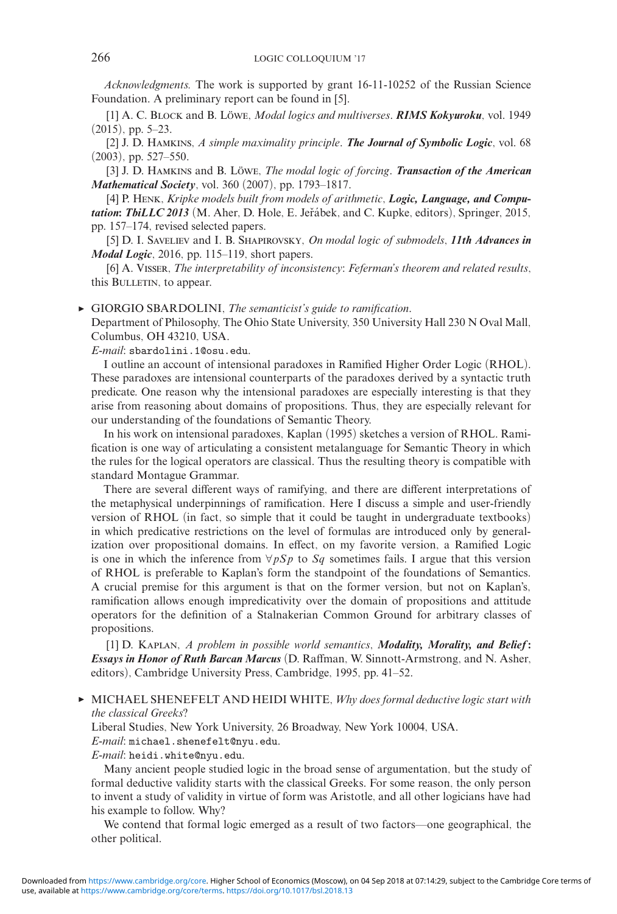*Acknowledgments.* The work is supported by grant 16-11-10252 of the Russian Science Foundation. A preliminary report can be found in [5].

[1] A. C. Block and B. Löwe, *Modal logics and multiverses*. ***RIMS Kokyuroku***, vol. 1949 (2015), pp. 5–23.

[2] J. D. Hamkins, *A simple maximality principle*. ***The Journal of Symbolic Logic***, vol. 68 (2003), pp. 527–550.

[3] J. D. Hamkins and B. Löwe, *The modal logic of forcing*. ***Transaction of the American Mathematical Society***, vol. 360 (2007), pp. 1793–1817.

[4] P. Henk, *Kripke models built from models of arithmetic*, ***Logic, Language, and Computation: TbiLLC 2013*** (M. Aher, D. Hole, E. Jeřábek, and C. Kupke, editors), Springer, 2015, pp. 157–174, revised selected papers.

[5] D. I. Saveliev and I. B. Shapirovsky, *On modal logic of submodels*, ***11th Advances in Modal Logic***, 2016, pp. 115–119, short papers.

[6] A. Visser, *The interpretability of inconsistency: Feferman's theorem and related results*, this Bulletin, to appear.

► GIORGIO SBARDOLINI, *The semanticist's guide to ramification*.
Department of Philosophy, The Ohio State University, 350 University Hall 230 N Oval Mall, Columbus, OH 43210, USA.
*E-mail*: sbardolini.1@osu.edu.

I outline an account of intensional paradoxes in Ramified Higher Order Logic (RHOL). These paradoxes are intensional counterparts of the paradoxes derived by a syntactic truth predicate. One reason why the intensional paradoxes are especially interesting is that they arise from reasoning about domains of propositions. Thus, they are especially relevant for our understanding of the foundations of Semantic Theory.

In his work on intensional paradoxes, Kaplan (1995) sketches a version of RHOL. Ramification is one way of articulating a consistent metalanguage for Semantic Theory in which the rules for the logical operators are classical. Thus the resulting theory is compatible with standard Montague Grammar.

There are several different ways of ramifying, and there are different interpretations of the metaphysical underpinnings of ramification. Here I discuss a simple and user-friendly version of RHOL (in fact, so simple that it could be taught in undergraduate textbooks) in which predicative restrictions on the level of formulas are introduced only by generalization over propositional domains. In effect, on my favorite version, a Ramified Logic is one in which the inference from $\forall p S p$ to $Sq$ sometimes fails. I argue that this version of RHOL is preferable to Kaplan's form the standpoint of the foundations of Semantics. A crucial premise for this argument is that on the former version, but not on Kaplan's, ramification allows enough impredicativity over the domain of propositions and attitude operators for the definition of a Stalnakerian Common Ground for arbitrary classes of propositions.

[1] D. Kaplan, *A problem in possible world semantics*, ***Modality, Morality, and Belief: Essays in Honor of Ruth Barcan Marcus*** (D. Raffman, W. Sinnott-Armstrong, and N. Asher, editors), Cambridge University Press, Cambridge, 1995, pp. 41–52.

► MICHAEL SHENEFELT AND HEIDI WHITE, *Why does formal deductive logic start with the classical Greeks?*
Liberal Studies, New York University, 26 Broadway, New York 10004, USA.
*E-mail*: michael.shenefelt@nyu.edu.
*E-mail*: heidi.white@nyu.edu.

Many ancient people studied logic in the broad sense of argumentation, but the study of formal deductive validity starts with the classical Greeks. For some reason, the only person to invent a study of validity in virtue of form was Aristotle, and all other logicians have had his example to follow. Why?

We contend that formal logic emerged as a result of two factors—one geographical, the other political.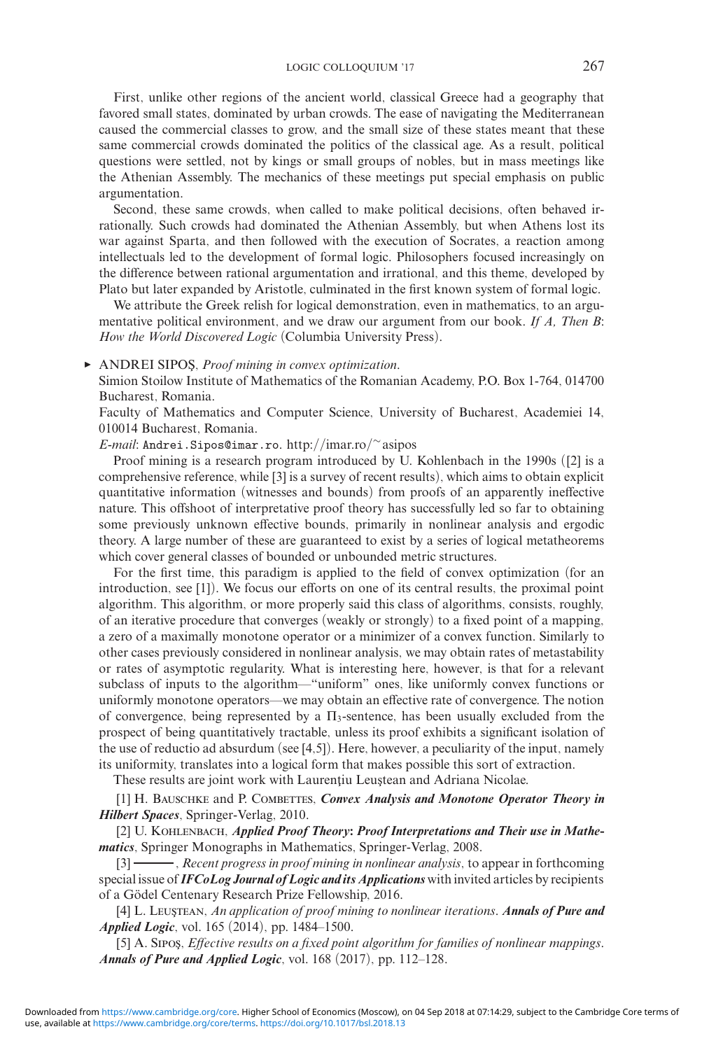First, unlike other regions of the ancient world, classical Greece had a geography that favored small states, dominated by urban crowds. The ease of navigating the Mediterranean caused the commercial classes to grow, and the small size of these states meant that these same commercial crowds dominated the politics of the classical age. As a result, political questions were settled, not by kings or small groups of nobles, but in mass meetings like the Athenian Assembly. The mechanics of these meetings put special emphasis on public argumentation.

Second, these same crowds, when called to make political decisions, often behaved irrationally. Such crowds had dominated the Athenian Assembly, but when Athens lost its war against Sparta, and then followed with the execution of Socrates, a reaction among intellectuals led to the development of formal logic. Philosophers focused increasingly on the difference between rational argumentation and irrational, and this theme, developed by Plato but later expanded by Aristotle, culminated in the first known system of formal logic.

We attribute the Greek relish for logical demonstration, even in mathematics, to an argumentative political environment, and we draw our argument from our book. *If A, Then B: How the World Discovered Logic* (Columbia University Press).

► ANDREI SIPOŞ, *Proof mining in convex optimization*.
Simion Stoilow Institute of Mathematics of the Romanian Academy, P.O. Box 1-764, 014700 Bucharest, Romania.
Faculty of Mathematics and Computer Science, University of Bucharest, Academiei 14, 010014 Bucharest, Romania.
*E-mail*: Andrei.Sipos@imar.ro. http://imar.ro/~asipos

Proof mining is a research program introduced by U. Kohlenbach in the 1990s ([2] is a comprehensive reference, while [3] is a survey of recent results), which aims to obtain explicit quantitative information (witnesses and bounds) from proofs of an apparently ineffective nature. This offshoot of interpretative proof theory has successfully led so far to obtaining some previously unknown effective bounds, primarily in nonlinear analysis and ergodic theory. A large number of these are guaranteed to exist by a series of logical metatheorems which cover general classes of bounded or unbounded metric structures.

For the first time, this paradigm is applied to the field of convex optimization (for an introduction, see [1]). We focus our efforts on one of its central results, the proximal point algorithm. This algorithm, or more properly said this class of algorithms, consists, roughly, of an iterative procedure that converges (weakly or strongly) to a fixed point of a mapping, a zero of a maximally monotone operator or a minimizer of a convex function. Similarly to other cases previously considered in nonlinear analysis, we may obtain rates of metastability or rates of asymptotic regularity. What is interesting here, however, is that for a relevant subclass of inputs to the algorithm—"uniform" ones, like uniformly convex functions or uniformly monotone operators—we may obtain an effective rate of convergence. The notion of convergence, being represented by a $\Pi_3$-sentence, has been usually excluded from the prospect of being quantitatively tractable, unless its proof exhibits a significant isolation of the use of reductio ad absurdum (see [4,5]). Here, however, a peculiarity of the input, namely its uniformity, translates into a logical form that makes possible this sort of extraction.

These results are joint work with Laurenţiu Leuştean and Adriana Nicolae.

[1] H. Bauschke and P. Combettes, ***Convex Analysis and Monotone Operator Theory in Hilbert Spaces***, Springer-Verlag, 2010.

[2] U. Kohlenbach, ***Applied Proof Theory: Proof Interpretations and Their use in Mathematics***, Springer Monographs in Mathematics, Springer-Verlag, 2008.

[3] ———, *Recent progress in proof mining in nonlinear analysis*, to appear in forthcoming special issue of ***IFCoLog Journal of Logic and its Applications*** with invited articles by recipients of a Gödel Centenary Research Prize Fellowship, 2016.

[4] L. Leuştean, *An application of proof mining to nonlinear iterations*. ***Annals of Pure and Applied Logic***, vol. 165 (2014), pp. 1484–1500.

[5] A. Sipoş, *Effective results on a fixed point algorithm for families of nonlinear mappings*. ***Annals of Pure and Applied Logic***, vol. 168 (2017), pp. 112–128.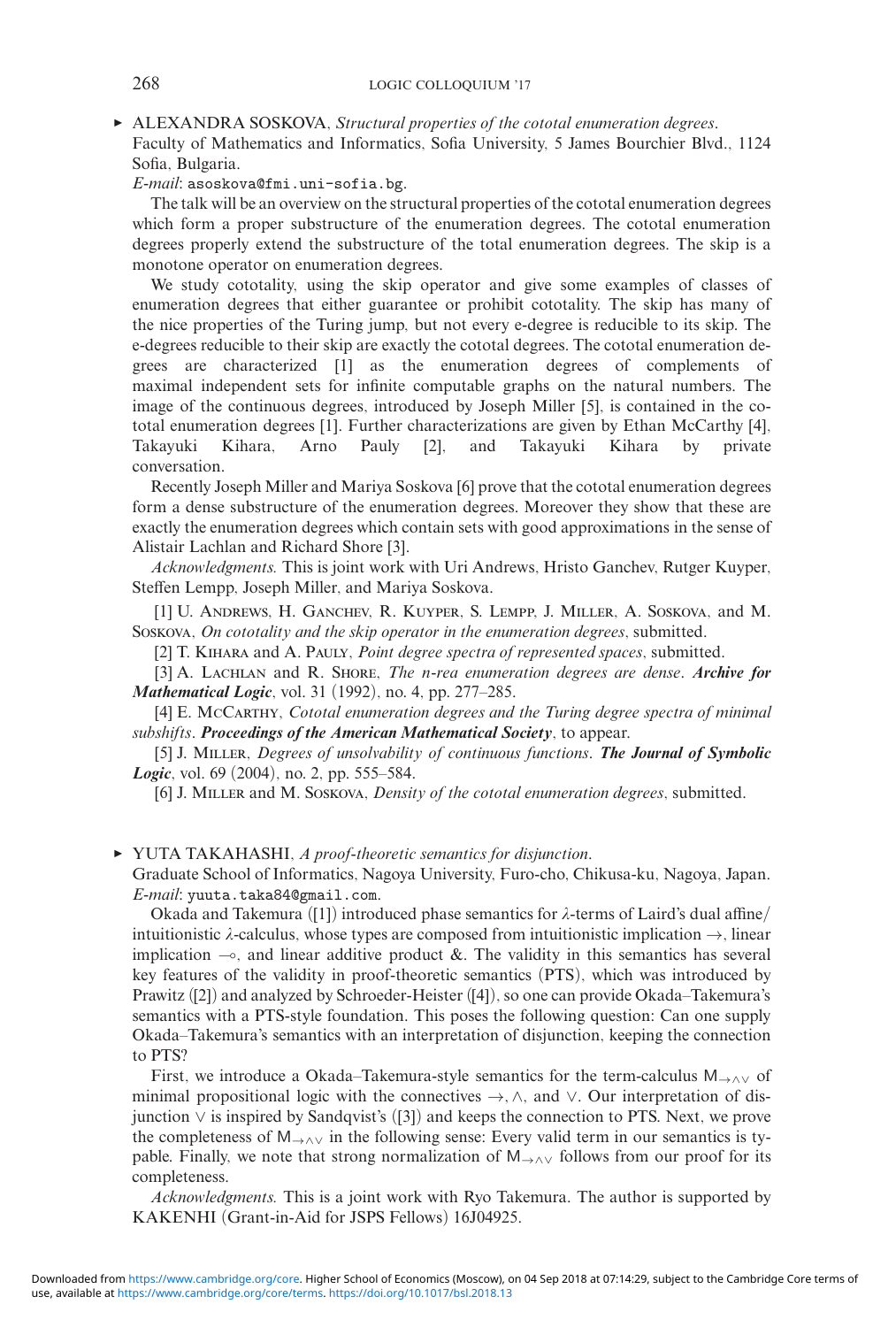▸ ALEXANDRA SOSKOVA, *Structural properties of the cototal enumeration degrees*.
Faculty of Mathematics and Informatics, Sofia University, 5 James Bourchier Blvd., 1124 Sofia, Bulgaria.
*E-mail*: asoskova@fmi.uni-sofia.bg.

The talk will be an overview on the structural properties of the cototal enumeration degrees which form a proper substructure of the enumeration degrees. The cototal enumeration degrees properly extend the substructure of the total enumeration degrees. The skip is a monotone operator on enumeration degrees.

We study cototality, using the skip operator and give some examples of classes of enumeration degrees that either guarantee or prohibit cototality. The skip has many of the nice properties of the Turing jump, but not every e-degree is reducible to its skip. The e-degrees reducible to their skip are exactly the cototal degrees. The cototal enumeration degrees are characterized [1] as the enumeration degrees of complements of maximal independent sets for infinite computable graphs on the natural numbers. The image of the continuous degrees, introduced by Joseph Miller [5], is contained in the cototal enumeration degrees [1]. Further characterizations are given by Ethan McCarthy [4], Takayuki Kihara, Arno Pauly [2], and Takayuki Kihara by private conversation.

Recently Joseph Miller and Mariya Soskova [6] prove that the cototal enumeration degrees form a dense substructure of the enumeration degrees. Moreover they show that these are exactly the enumeration degrees which contain sets with good approximations in the sense of Alistair Lachlan and Richard Shore [3].

*Acknowledgments.* This is joint work with Uri Andrews, Hristo Ganchev, Rutger Kuyper, Steffen Lempp, Joseph Miller, and Mariya Soskova.

[1] U. Andrews, H. Ganchev, R. Kuyper, S. Lempp, J. Miller, A. Soskova, and M. Soskova, *On cototality and the skip operator in the enumeration degrees*, submitted.

[2] T. Kihara and A. Pauly, *Point degree spectra of represented spaces*, submitted.

[3] A. Lachlan and R. Shore, *The n-rea enumeration degrees are dense*. ***Archive for Mathematical Logic***, vol. 31 (1992), no. 4, pp. 277–285.

[4] E. McCarthy, *Cototal enumeration degrees and the Turing degree spectra of minimal subshifts*. ***Proceedings of the American Mathematical Society***, to appear.

[5] J. Miller, *Degrees of unsolvability of continuous functions*. ***The Journal of Symbolic Logic***, vol. 69 (2004), no. 2, pp. 555–584.

[6] J. Miller and M. Soskova, *Density of the cototal enumeration degrees*, submitted.

▸ YUTA TAKAHASHI, *A proof-theoretic semantics for disjunction*.
Graduate School of Informatics, Nagoya University, Furo-cho, Chikusa-ku, Nagoya, Japan.
*E-mail*: yuuta.taka84@gmail.com.

Okada and Takemura ([1]) introduced phase semantics for $\lambda$-terms of Laird's dual affine/intuitionistic $\lambda$-calculus, whose types are composed from intuitionistic implication $\rightarrow$, linear implication $\multimap$, and linear additive product &. The validity in this semantics has several key features of the validity in proof-theoretic semantics (PTS), which was introduced by Prawitz ([2]) and analyzed by Schroeder-Heister ([4]), so one can provide Okada–Takemura's semantics with a PTS-style foundation. This poses the following question: Can one supply Okada–Takemura's semantics with an interpretation of disjunction, keeping the connection to PTS?

First, we introduce a Okada–Takemura-style semantics for the term-calculus $\mathsf{M}_{\rightarrow\wedge\vee}$ of minimal propositional logic with the connectives $\rightarrow, \wedge$, and $\vee$. Our interpretation of disjunction $\vee$ is inspired by Sandqvist's ([3]) and keeps the connection to PTS. Next, we prove the completeness of $\mathsf{M}_{\rightarrow\wedge\vee}$ in the following sense: Every valid term in our semantics is typable. Finally, we note that strong normalization of $\mathsf{M}_{\rightarrow\wedge\vee}$ follows from our proof for its completeness.

*Acknowledgments.* This is a joint work with Ryo Takemura. The author is supported by KAKENHI (Grant-in-Aid for JSPS Fellows) 16J04925.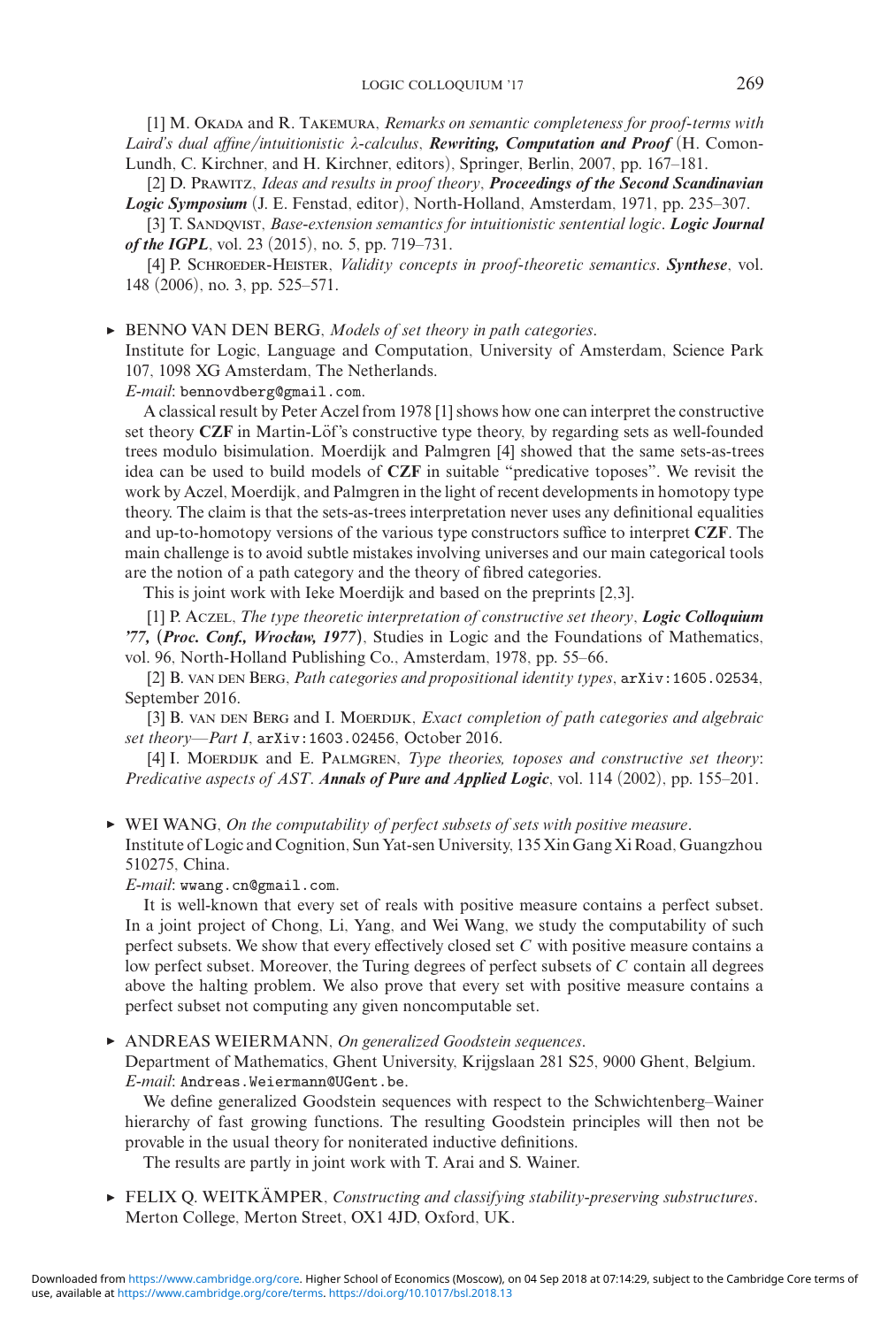[1] M. Okada and R. Takemura, *Remarks on semantic completeness for proof-terms with Laird's dual affine/intuitionistic λ-calculus*, ***Rewriting, Computation and Proof*** (H. Comon-Lundh, C. Kirchner, and H. Kirchner, editors), Springer, Berlin, 2007, pp. 167–181.

[2] D. Prawitz, *Ideas and results in proof theory*, ***Proceedings of the Second Scandinavian Logic Symposium*** (J. E. Fenstad, editor), North-Holland, Amsterdam, 1971, pp. 235–307.

[3] T. Sandqvist, *Base-extension semantics for intuitionistic sentential logic*. ***Logic Journal of the IGPL***, vol. 23 (2015), no. 5, pp. 719–731.

[4] P. Schroeder-Heister, *Validity concepts in proof-theoretic semantics*. ***Synthese***, vol. 148 (2006), no. 3, pp. 525–571.

▸ BENNO VAN DEN BERG, *Models of set theory in path categories*.
Institute for Logic, Language and Computation, University of Amsterdam, Science Park 107, 1098 XG Amsterdam, The Netherlands.
*E-mail*: bennovdberg@gmail.com.

A classical result by Peter Aczel from 1978 [1] shows how one can interpret the constructive set theory **CZF** in Martin-Löf's constructive type theory, by regarding sets as well-founded trees modulo bisimulation. Moerdijk and Palmgren [4] showed that the same sets-as-trees idea can be used to build models of **CZF** in suitable "predicative toposes". We revisit the work by Aczel, Moerdijk, and Palmgren in the light of recent developments in homotopy type theory. The claim is that the sets-as-trees interpretation never uses any definitional equalities and up-to-homotopy versions of the various type constructors suffice to interpret **CZF**. The main challenge is to avoid subtle mistakes involving universes and our main categorical tools are the notion of a path category and the theory of fibred categories.

This is joint work with Ieke Moerdijk and based on the preprints [2,3].

[1] P. Aczel, *The type theoretic interpretation of constructive set theory*, ***Logic Colloquium '77, (Proc. Conf., Wrocław, 1977)***, Studies in Logic and the Foundations of Mathematics, vol. 96, North-Holland Publishing Co., Amsterdam, 1978, pp. 55–66.

[2] B. van den Berg, *Path categories and propositional identity types*, arXiv:1605.02534, September 2016.

[3] B. van den Berg and I. Moerdijk, *Exact completion of path categories and algebraic set theory—Part I*, arXiv:1603.02456, October 2016.

[4] I. Moerdijk and E. Palmgren, *Type theories, toposes and constructive set theory*: *Predicative aspects of AST*. ***Annals of Pure and Applied Logic***, vol. 114 (2002), pp. 155–201.

▸ WEI WANG, *On the computability of perfect subsets of sets with positive measure*.
Institute of Logic and Cognition, Sun Yat-sen University, 135 Xin Gang Xi Road, Guangzhou 510275, China.
*E-mail*: wwang.cn@gmail.com.

It is well-known that every set of reals with positive measure contains a perfect subset. In a joint project of Chong, Li, Yang, and Wei Wang, we study the computability of such perfect subsets. We show that every effectively closed set $C$ with positive measure contains a low perfect subset. Moreover, the Turing degrees of perfect subsets of $C$ contain all degrees above the halting problem. We also prove that every set with positive measure contains a perfect subset not computing any given noncomputable set.

▸ ANDREAS WEIERMANN, *On generalized Goodstein sequences*.
Department of Mathematics, Ghent University, Krijgslaan 281 S25, 9000 Ghent, Belgium.
*E-mail*: Andreas.Weiermann@UGent.be.

We define generalized Goodstein sequences with respect to the Schwichtenberg–Wainer hierarchy of fast growing functions. The resulting Goodstein principles will then not be provable in the usual theory for noniterated inductive definitions.

The results are partly in joint work with T. Arai and S. Wainer.

▸ FELIX Q. WEITKÄMPER, *Constructing and classifying stability-preserving substructures*.
Merton College, Merton Street, OX1 4JD, Oxford, UK.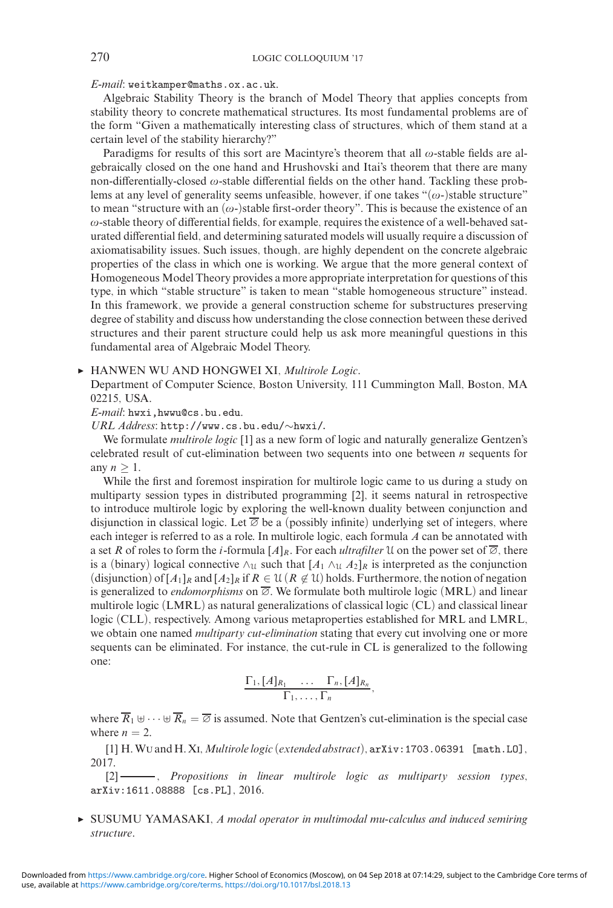*E-mail*: weitkamper@maths.ox.ac.uk.

Algebraic Stability Theory is the branch of Model Theory that applies concepts from stability theory to concrete mathematical structures. Its most fundamental problems are of the form "Given a mathematically interesting class of structures, which of them stand at a certain level of the stability hierarchy?"

Paradigms for results of this sort are Macintyre's theorem that all $\omega$-stable fields are algebraically closed on the one hand and Hrushovski and Itai's theorem that there are many non-differentially-closed $\omega$-stable differential fields on the other hand. Tackling these problems at any level of generality seems unfeasible, however, if one takes "($\omega$-)stable structure" to mean "structure with an ($\omega$-)stable first-order theory". This is because the existence of an $\omega$-stable theory of differential fields, for example, requires the existence of a well-behaved saturated differential field, and determining saturated models will usually require a discussion of axiomatisability issues. Such issues, though, are highly dependent on the concrete algebraic properties of the class in which one is working. We argue that the more general context of Homogeneous Model Theory provides a more appropriate interpretation for questions of this type, in which "stable structure" is taken to mean "stable homogeneous structure" instead. In this framework, we provide a general construction scheme for substructures preserving degree of stability and discuss how understanding the close connection between these derived structures and their parent structure could help us ask more meaningful questions in this fundamental area of Algebraic Model Theory.

► HANWEN WU AND HONGWEI XI, *Multirole Logic*.
Department of Computer Science, Boston University, 111 Cummington Mall, Boston, MA 02215, USA.
*E-mail*: hwxi,hwwu@cs.bu.edu.
*URL Address*: http://www.cs.bu.edu/~hwxi/.

We formulate *multirole logic* [1] as a new form of logic and naturally generalize Gentzen's celebrated result of cut-elimination between two sequents into one between $n$ sequents for any $n \geq 1$.

While the first and foremost inspiration for multirole logic came to us during a study on multiparty session types in distributed programming [2], it seems natural in retrospective to introduce multirole logic by exploring the well-known duality between conjunction and disjunction in classical logic. Let $\overline{\varnothing}$ be a (possibly infinite) underlying set of integers, where each integer is referred to as a role. In multirole logic, each formula $A$ can be annotated with a set $R$ of roles to form the $i$-formula $[A]_R$. For each *ultrafilter* $\mathcal{U}$ on the power set of $\overline{\varnothing}$, there is a (binary) logical connective $\wedge_{\mathcal{U}}$ such that $[A_1 \wedge_{\mathcal{U}} A_2]_R$ is interpreted as the conjunction (disjunction) of $[A_1]_R$ and $[A_2]_R$ if $R \in \mathcal{U}$ ($R \notin \mathcal{U}$) holds. Furthermore, the notion of negation is generalized to *endomorphisms* on $\overline{\varnothing}$. We formulate both multirole logic (MRL) and linear multirole logic (LMRL) as natural generalizations of classical logic (CL) and classical linear logic (CLL), respectively. Among various metaproperties established for MRL and LMRL, we obtain one named *multiparty cut-elimination* stating that every cut involving one or more sequents can be eliminated. For instance, the cut-rule in CL is generalized to the following one:

$$\frac{\Gamma_1, [A]_{R_1} \quad \ldots \quad \Gamma_n, [A]_{R_n}}{\Gamma_1, \ldots, \Gamma_n},$$

where $\overline{R}_1 \uplus \cdots \uplus \overline{R}_n = \overline{\varnothing}$ is assumed. Note that Gentzen's cut-elimination is the special case where $n = 2$.

[1] H. Wu and H. Xi, *Multirole logic (extended abstract)*, arXiv:1703.06391 [math.LO], 2017.

[2] ———, *Propositions in linear multirole logic as multiparty session types*, arXiv:1611.08888 [cs.PL], 2016.

► SUSUMU YAMASAKI, *A modal operator in multimodal mu-calculus and induced semiring structure*.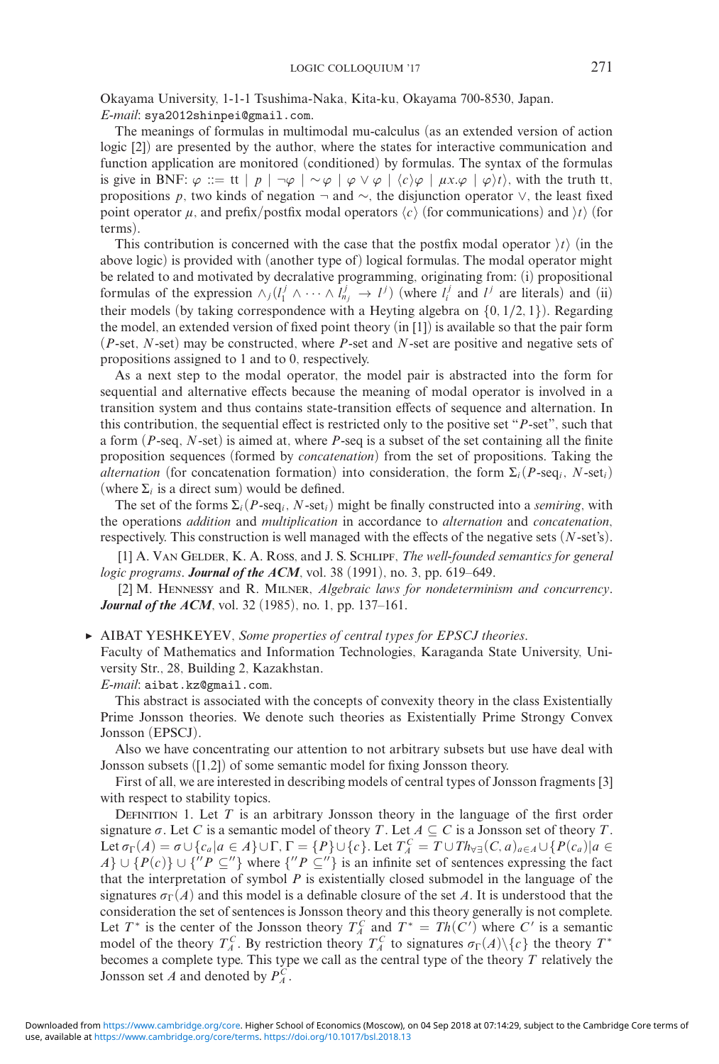Okayama University, 1-1-1 Tsushima-Naka, Kita-ku, Okayama 700-8530, Japan.
*E-mail*: sya2012shinpei@gmail.com.

The meanings of formulas in multimodal mu-calculus (as an extended version of action logic [2]) are presented by the author, where the states for interactive communication and function application are monitored (conditioned) by formulas. The syntax of the formulas is give in BNF: $\varphi ::= \mathrm{tt} \mid p \mid \neg\varphi \mid \sim\varphi \mid \varphi \vee \varphi \mid \langle c\rangle\varphi \mid \mu x.\varphi \mid \varphi\rangle t\rangle$, with the truth tt, propositions $p$, two kinds of negation $\neg$ and $\sim$, the disjunction operator $\vee$, the least fixed point operator $\mu$, and prefix/postfix modal operators $\langle c\rangle$ (for communications) and $\rangle t\rangle$ (for terms).

This contribution is concerned with the case that the postfix modal operator $\rangle t\rangle$ (in the above logic) is provided with (another type of) logical formulas. The modal operator might be related to and motivated by decralative programming, originating from: (i) propositional formulas of the expression $\wedge_j(l_1^j \wedge \cdots \wedge l_{n_j}^j \rightarrow l^j)$ (where $l_i^j$ and $l^j$ are literals) and (ii) their models (by taking correspondence with a Heyting algebra on $\{0, 1/2, 1\}$). Regarding the model, an extended version of fixed point theory (in [1]) is available so that the pair form ($P$-set, $N$-set) may be constructed, where $P$-set and $N$-set are positive and negative sets of propositions assigned to 1 and to 0, respectively.

As a next step to the modal operator, the model pair is abstracted into the form for sequential and alternative effects because the meaning of modal operator is involved in a transition system and thus contains state-transition effects of sequence and alternation. In this contribution, the sequential effect is restricted only to the positive set "$P$-set", such that a form ($P$-seq, $N$-set) is aimed at, where $P$-seq is a subset of the set containing all the finite proposition sequences (formed by *concatenation*) from the set of propositions. Taking the *alternation* (for concatenation formation) into consideration, the form $\Sigma_i(P\text{-seq}_i,\ N\text{-set}_i)$ (where $\Sigma_i$ is a direct sum) would be defined.

The set of the forms $\Sigma_i(P\text{-seq}_i,\ N\text{-set}_i)$ might be finally constructed into a *semiring*, with the operations *addition* and *multiplication* in accordance to *alternation* and *concatenation*, respectively. This construction is well managed with the effects of the negative sets ($N$-set's).

[1] A. Van Gelder, K. A. Ross, and J. S. Schlipf, *The well-founded semantics for general logic programs*. ***Journal of the ACM***, vol. 38 (1991), no. 3, pp. 619–649.

[2] M. Hennessy and R. Milner, *Algebraic laws for nondeterminism and concurrency*. ***Journal of the ACM***, vol. 32 (1985), no. 1, pp. 137–161.

► AIBAT YESHKEYEV, *Some properties of central types for EPSCJ theories*.
Faculty of Mathematics and Information Technologies, Karaganda State University, University Str., 28, Building 2, Kazakhstan.
*E-mail*: aibat.kz@gmail.com.

This abstract is associated with the concepts of convexity theory in the class Existentially Prime Jonsson theories. We denote such theories as Existentially Prime Strongy Convex Jonsson (EPSCJ).

Also we have concentrating our attention to not arbitrary subsets but use have deal with Jonsson subsets ([1,2]) of some semantic model for fixing Jonsson theory.

First of all, we are interested in describing models of central types of Jonsson fragments [3] with respect to stability topics.

Definition 1. Let $T$ is an arbitrary Jonsson theory in the language of the first order signature $\sigma$. Let $C$ is a semantic model of theory $T$. Let $A \subseteq C$ is a Jonsson set of theory $T$. Let $\sigma_\Gamma(A) = \sigma \cup \{c_a | a \in A\} \cup \Gamma$, $\Gamma = \{P\} \cup \{c\}$. Let $T_A^C = T \cup Th_{\forall\exists}(C, a)_{a \in A} \cup \{P(c_a) | a \in A\} \cup \{P(c)\} \cup \{''P \subseteq''\}$ where $\{''P \subseteq''\}$ is an infinite set of sentences expressing the fact that the interpretation of symbol $P$ is existentially closed submodel in the language of the signatures $\sigma_\Gamma(A)$ and this model is a definable closure of the set $A$. It is understood that the consideration the set of sentences is Jonsson theory and this theory generally is not complete. Let $T^*$ is the center of the Jonsson theory $T_A^C$ and $T^* = Th(C')$ where $C'$ is a semantic model of the theory $T_A^C$. By restriction theory $T_A^C$ to signatures $\sigma_\Gamma(A)\backslash\{c\}$ the theory $T^*$ becomes a complete type. This type we call as the central type of the theory $T$ relatively the Jonsson set $A$ and denoted by $P_A^C$.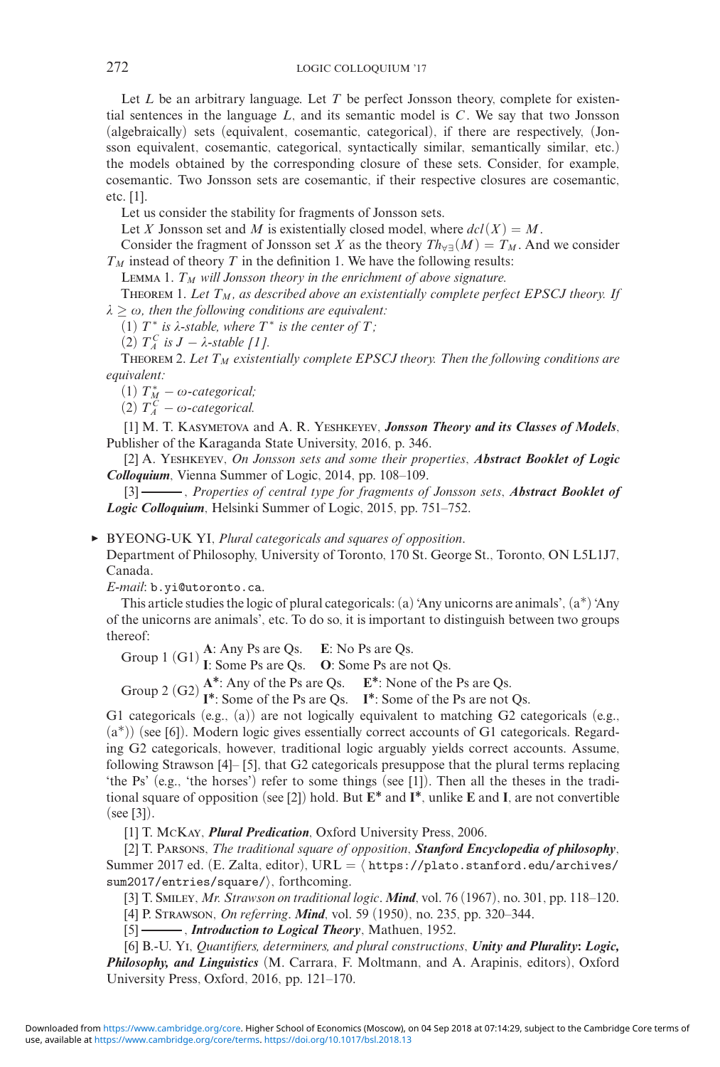Let $L$ be an arbitrary language. Let $T$ be perfect Jonsson theory, complete for existential sentences in the language $L$, and its semantic model is $C$. We say that two Jonsson (algebraically) sets (equivalent, cosemantic, categorical), if there are respectively, (Jonsson equivalent, cosemantic, categorical, syntactically similar, semantically similar, etc.) the models obtained by the corresponding closure of these sets. Consider, for example, cosemantic. Two Jonsson sets are cosemantic, if their respective closures are cosemantic, etc. [1].

Let us consider the stability for fragments of Jonsson sets.

Let $X$ Jonsson set and $M$ is existentially closed model, where $dcl(X) = M$.

Consider the fragment of Jonsson set $X$ as the theory $Th_{\forall\exists}(M) = T_M$. And we consider $T_M$ instead of theory $T$ in the definition 1. We have the following results:

Lemma 1. *$T_M$ will Jonsson theory in the enrichment of above signature.*

Theorem 1. *Let $T_M$, as described above an existentially complete perfect EPSCJ theory. If $\lambda \geq \omega$, then the following conditions are equivalent:*

*(1) $T^*$ is $\lambda$-stable, where $T^*$ is the center of $T$;*

*(2) $T_A^C$ is $J - \lambda$-stable [1].*

Theorem 2. *Let $T_M$ existentially complete EPSCJ theory. Then the following conditions are equivalent:*

*(1) $T_M^* - \omega$-categorical;*

*(2) $T_A^C - \omega$-categorical.*

[1] M. T. Kasymetova and A. R. Yeshkeyev, ***Jonsson Theory and its Classes of Models***, Publisher of the Karaganda State University, 2016, p. 346.

[2] A. Yeshkeyev, *On Jonsson sets and some their properties*, ***Abstract Booklet of Logic Colloquium***, Vienna Summer of Logic, 2014, pp. 108–109.

[3] ———, *Properties of central type for fragments of Jonsson sets*, ***Abstract Booklet of Logic Colloquium***, Helsinki Summer of Logic, 2015, pp. 751–752.

► BYEONG-UK YI, *Plural categoricals and squares of opposition*.
Department of Philosophy, University of Toronto, 170 St. George St., Toronto, ON L5L1J7, Canada.
*E-mail*: b.yi@utoronto.ca.

This article studies the logic of plural categoricals: (a) 'Any unicorns are animals', (a*) 'Any of the unicorns are animals', etc. To do so, it is important to distinguish between two groups thereof:

Group 1 (G1) **A**: Any Ps are Qs. **E**: No Ps are Qs.
**I**: Some Ps are Qs. **O**: Some Ps are not Qs.

Group 2 (G2) **A***: Any of the Ps are Qs. **E***: None of the Ps are Qs.
**I***: Some of the Ps are Qs. **I***: Some of the Ps are not Qs.

G1 categoricals (e.g., (a)) are not logically equivalent to matching G2 categoricals (e.g., (a*)) (see [6]). Modern logic gives essentially correct accounts of G1 categoricals. Regarding G2 categoricals, however, traditional logic arguably yields correct accounts. Assume, following Strawson [4]–[5], that G2 categoricals presuppose that the plural terms replacing 'the Ps' (e.g., 'the horses') refer to some things (see [1]). Then all the theses in the traditional square of opposition (see [2]) hold. But **E*** and **I***, unlike **E** and **I**, are not convertible (see [3]).

[1] T. McKay, ***Plural Predication***, Oxford University Press, 2006.

[2] T. Parsons, *The traditional square of opposition*, ***Stanford Encyclopedia of philosophy***, Summer 2017 ed. (E. Zalta, editor), URL = ⟨ https://plato.stanford.edu/archives/sum2017/entries/square/⟩, forthcoming.

[3] T. Smiley, *Mr. Strawson on traditional logic*. ***Mind***, vol. 76 (1967), no. 301, pp. 118–120.

[4] P. Strawson, *On referring*. ***Mind***, vol. 59 (1950), no. 235, pp. 320–344.

[5] ———, ***Introduction to Logical Theory***, Mathuen, 1952.

[6] B.-U. Yi, *Quantifiers, determiners, and plural constructions*, ***Unity and Plurality: Logic, Philosophy, and Linguistics*** (M. Carrara, F. Moltmann, and A. Arapinis, editors), Oxford University Press, Oxford, 2016, pp. 121–170.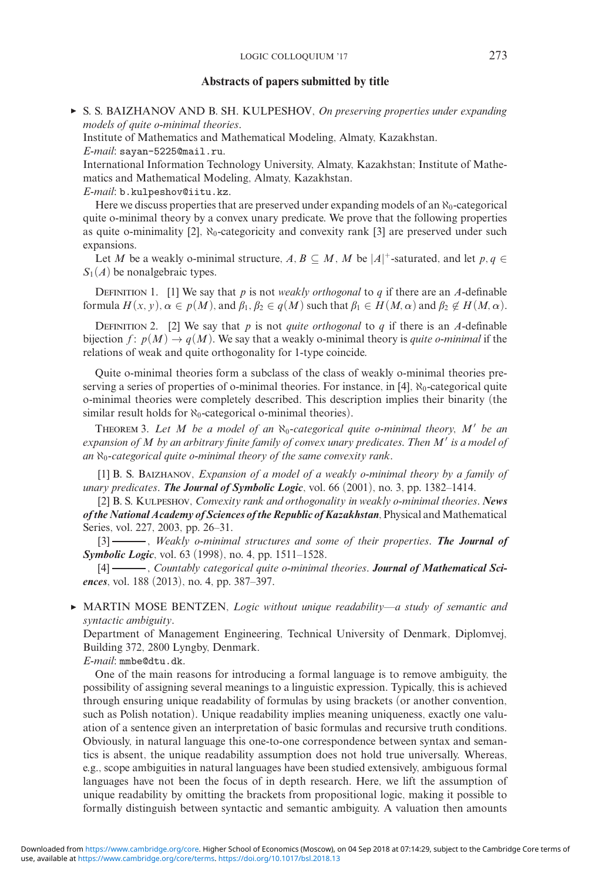## Abstracts of papers submitted by title

▶ S. S. BAIZHANOV AND B. SH. KULPESHOV, *On preserving properties under expanding models of quite o-minimal theories*.
Institute of Mathematics and Mathematical Modeling, Almaty, Kazakhstan.
*E-mail*: sayan-5225@mail.ru.
International Information Technology University, Almaty, Kazakhstan; Institute of Mathematics and Mathematical Modeling, Almaty, Kazakhstan.
*E-mail*: b.kulpeshov@iitu.kz.

Here we discuss properties that are preserved under expanding models of an $\aleph_0$-categorical quite o-minimal theory by a convex unary predicate. We prove that the following properties as quite o-minimality [2], $\aleph_0$-categoricity and convexity rank [3] are preserved under such expansions.

Let $M$ be a weakly o-minimal structure, $A, B \subseteq M$, $M$ be $|A|^+$-saturated, and let $p, q \in S_1(A)$ be nonalgebraic types.

Definition 1. [1] We say that $p$ is not *weakly orthogonal* to $q$ if there are an $A$-definable formula $H(x, y)$, $\alpha \in p(M)$, and $\beta_1, \beta_2 \in q(M)$ such that $\beta_1 \in H(M, \alpha)$ and $\beta_2 \notin H(M, \alpha)$.

Definition 2. [2] We say that $p$ is not *quite orthogonal* to $q$ if there is an $A$-definable bijection $f : p(M) \to q(M)$. We say that a weakly o-minimal theory is *quite o-minimal* if the relations of weak and quite orthogonality for 1-type coincide.

Quite o-minimal theories form a subclass of the class of weakly o-minimal theories preserving a series of properties of o-minimal theories. For instance, in [4], $\aleph_0$-categorical quite o-minimal theories were completely described. This description implies their binarity (the similar result holds for $\aleph_0$-categorical o-minimal theories).

Theorem 3. *Let $M$ be a model of an $\aleph_0$-categorical quite o-minimal theory, $M'$ be an expansion of $M$ by an arbitrary finite family of convex unary predicates. Then $M'$ is a model of an $\aleph_0$-categorical quite o-minimal theory of the same convexity rank.*

[1] B. S. Baizhanov, *Expansion of a model of a weakly o-minimal theory by a family of unary predicates*. ***The Journal of Symbolic Logic***, vol. 66 (2001), no. 3, pp. 1382–1414.

[2] B. S. Kulpeshov, *Convexity rank and orthogonality in weakly o-minimal theories*. ***News of the National Academy of Sciences of the Republic of Kazakhstan***, Physical and Mathematical Series, vol. 227, 2003, pp. 26–31.

[3] ———, *Weakly o-minimal structures and some of their properties*. ***The Journal of Symbolic Logic***, vol. 63 (1998), no. 4, pp. 1511–1528.

[4] ———, *Countably categorical quite o-minimal theories*. ***Journal of Mathematical Sciences***, vol. 188 (2013), no. 4, pp. 387–397.

▶ MARTIN MOSE BENTZEN, *Logic without unique readability—a study of semantic and syntactic ambiguity*.
Department of Management Engineering, Technical University of Denmark, Diplomvej, Building 372, 2800 Lyngby, Denmark.
*E-mail*: mmbe@dtu.dk.

One of the main reasons for introducing a formal language is to remove ambiguity, the possibility of assigning several meanings to a linguistic expression. Typically, this is achieved through ensuring unique readability of formulas by using brackets (or another convention, such as Polish notation). Unique readability implies meaning uniqueness, exactly one valuation of a sentence given an interpretation of basic formulas and recursive truth conditions. Obviously, in natural language this one-to-one correspondence between syntax and semantics is absent, the unique readability assumption does not hold true universally. Whereas, e.g., scope ambiguities in natural languages have been studied extensively, ambiguous formal languages have not been the focus of in depth research. Here, we lift the assumption of unique readability by omitting the brackets from propositional logic, making it possible to formally distinguish between syntactic and semantic ambiguity. A valuation then amounts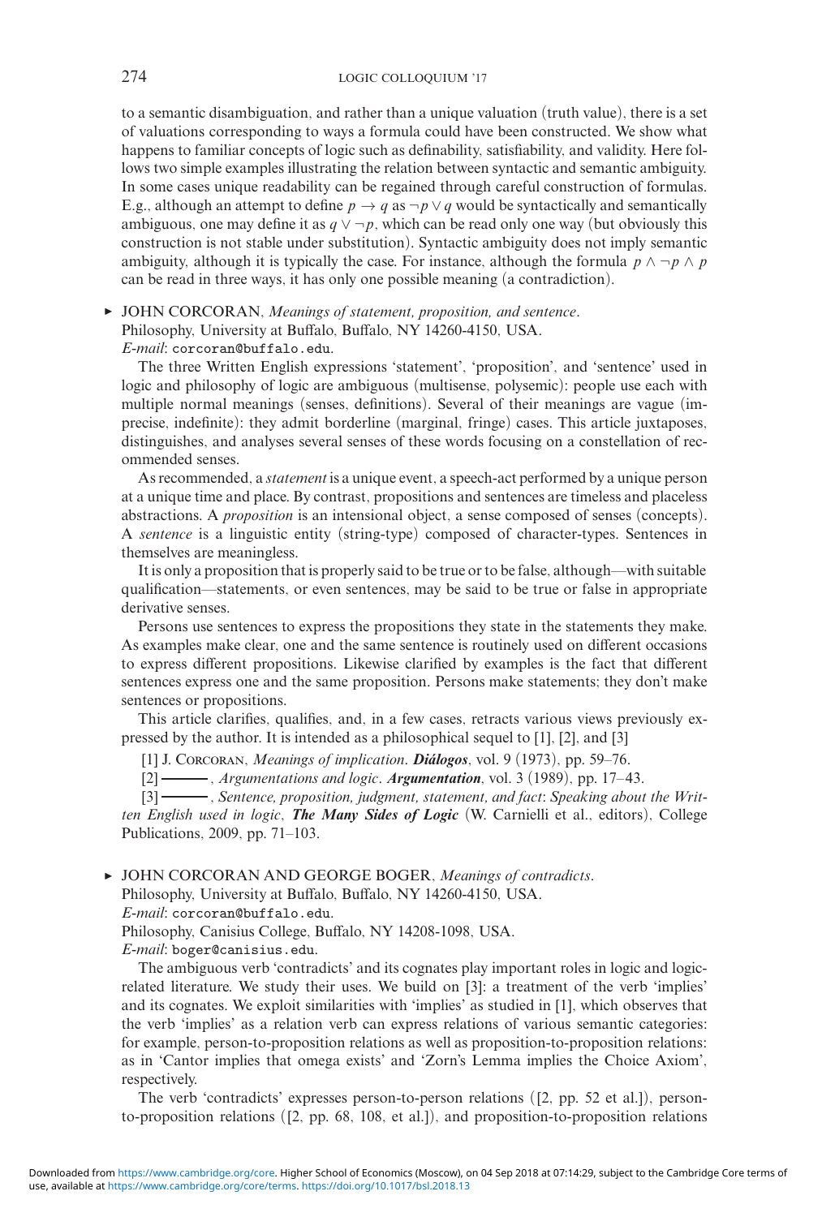to a semantic disambiguation, and rather than a unique valuation (truth value), there is a set of valuations corresponding to ways a formula could have been constructed. We show what happens to familiar concepts of logic such as definability, satisfiability, and validity. Here follows two simple examples illustrating the relation between syntactic and semantic ambiguity. In some cases unique readability can be regained through careful construction of formulas. E.g., although an attempt to define $p \to q$ as $\neg p \vee q$ would be syntactically and semantically ambiguous, one may define it as $q \vee \neg p$, which can be read only one way (but obviously this construction is not stable under substitution). Syntactic ambiguity does not imply semantic ambiguity, although it is typically the case. For instance, although the formula $p \wedge \neg p \wedge p$ can be read in three ways, it has only one possible meaning (a contradiction).

► JOHN CORCORAN, *Meanings of statement, proposition, and sentence*.
Philosophy, University at Buffalo, Buffalo, NY 14260-4150, USA.
*E-mail*: corcoran@buffalo.edu.

The three Written English expressions 'statement', 'proposition', and 'sentence' used in logic and philosophy of logic are ambiguous (multisense, polysemic): people use each with multiple normal meanings (senses, definitions). Several of their meanings are vague (imprecise, indefinite): they admit borderline (marginal, fringe) cases. This article juxtaposes, distinguishes, and analyses several senses of these words focusing on a constellation of recommended senses.

As recommended, a *statement* is a unique event, a speech-act performed by a unique person at a unique time and place. By contrast, propositions and sentences are timeless and placeless abstractions. A *proposition* is an intensional object, a sense composed of senses (concepts). A *sentence* is a linguistic entity (string-type) composed of character-types. Sentences in themselves are meaningless.

It is only a proposition that is properly said to be true or to be false, although—with suitable qualification—statements, or even sentences, may be said to be true or false in appropriate derivative senses.

Persons use sentences to express the propositions they state in the statements they make. As examples make clear, one and the same sentence is routinely used on different occasions to express different propositions. Likewise clarified by examples is the fact that different sentences express one and the same proposition. Persons make statements; they don't make sentences or propositions.

This article clarifies, qualifies, and, in a few cases, retracts various views previously expressed by the author. It is intended as a philosophical sequel to [1], [2], and [3]

[1] J. Corcoran, *Meanings of implication*. ***Diálogos***, vol. 9 (1973), pp. 59–76.

[2] ———, *Argumentations and logic*. ***Argumentation***, vol. 3 (1989), pp. 17–43.

[3] ———, *Sentence, proposition, judgment, statement, and fact*: *Speaking about the Written English used in logic*, ***The Many Sides of Logic*** (W. Carnielli et al., editors), College Publications, 2009, pp. 71–103.

► JOHN CORCORAN AND GEORGE BOGER, *Meanings of contradicts*.
Philosophy, University at Buffalo, Buffalo, NY 14260-4150, USA.
*E-mail*: corcoran@buffalo.edu.
Philosophy, Canisius College, Buffalo, NY 14208-1098, USA.
*E-mail*: boger@canisius.edu.

The ambiguous verb 'contradicts' and its cognates play important roles in logic and logic-related literature. We study their uses. We build on [3]: a treatment of the verb 'implies' and its cognates. We exploit similarities with 'implies' as studied in [1], which observes that the verb 'implies' as a relation verb can express relations of various semantic categories: for example, person-to-proposition relations as well as proposition-to-proposition relations: as in 'Cantor implies that omega exists' and 'Zorn's Lemma implies the Choice Axiom', respectively.

The verb 'contradicts' expresses person-to-person relations ([2, pp. 52 et al.]), person-to-proposition relations ([2, pp. 68, 108, et al.]), and proposition-to-proposition relations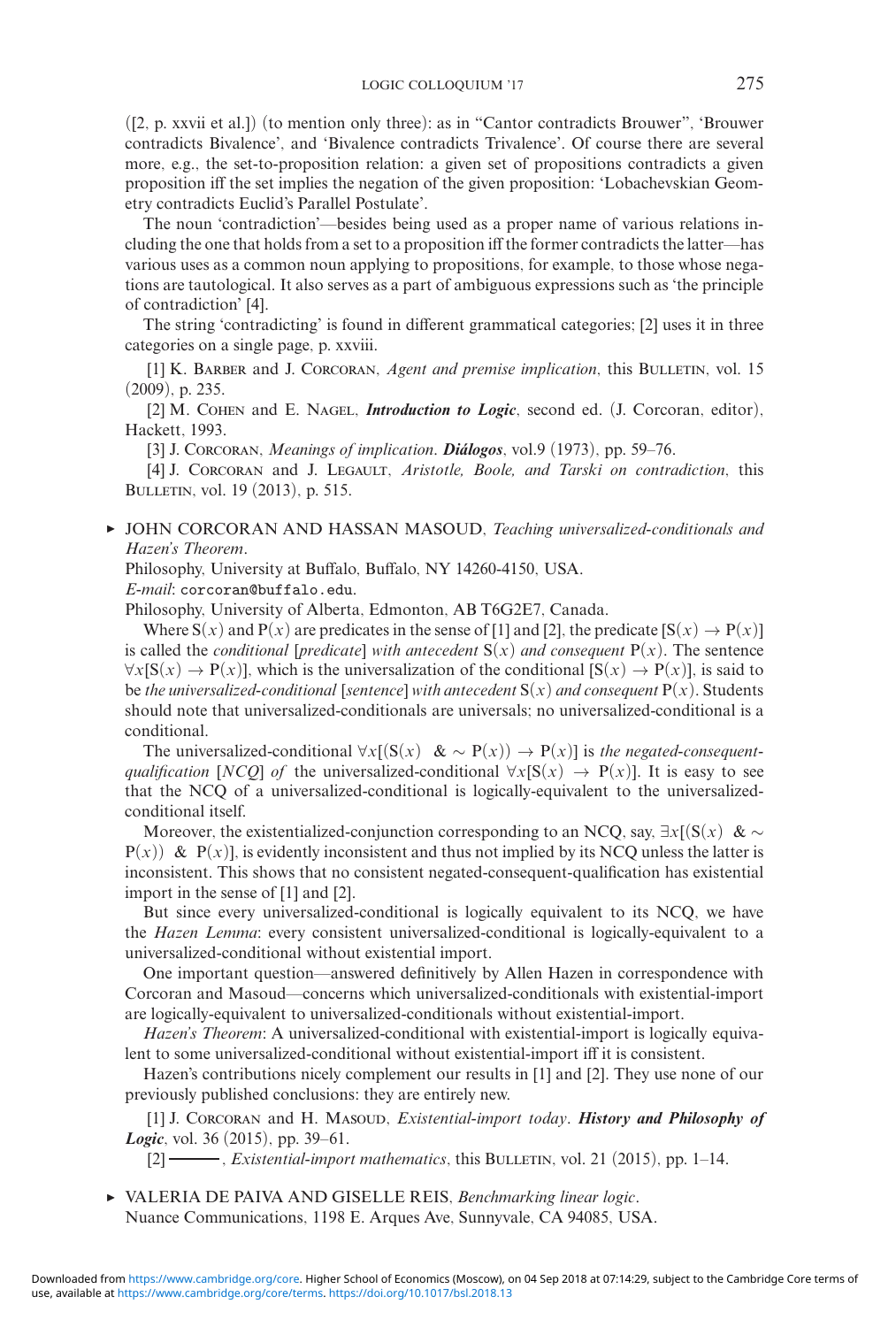([2, p. xxvii et al.]) (to mention only three): as in "Cantor contradicts Brouwer", 'Brouwer contradicts Bivalence', and 'Bivalence contradicts Trivalence'. Of course there are several more, e.g., the set-to-proposition relation: a given set of propositions contradicts a given proposition iff the set implies the negation of the given proposition: 'Lobachevskian Geometry contradicts Euclid's Parallel Postulate'.

The noun 'contradiction'—besides being used as a proper name of various relations including the one that holds from a set to a proposition iff the former contradicts the latter—has various uses as a common noun applying to propositions, for example, to those whose negations are tautological. It also serves as a part of ambiguous expressions such as 'the principle of contradiction' [4].

The string 'contradicting' is found in different grammatical categories; [2] uses it in three categories on a single page, p. xxviii.

[1] K. Barber and J. Corcoran, *Agent and premise implication*, this Bulletin, vol. 15 (2009), p. 235.

[2] M. Cohen and E. Nagel, ***Introduction to Logic***, second ed. (J. Corcoran, editor), Hackett, 1993.

[3] J. Corcoran, *Meanings of implication*. ***Diálogos***, vol.9 (1973), pp. 59–76.

[4] J. Corcoran and J. Legault, *Aristotle, Boole, and Tarski on contradiction*, this Bulletin, vol. 19 (2013), p. 515.

▸ JOHN CORCORAN AND HASSAN MASOUD, *Teaching universalized-conditionals and Hazen's Theorem*.

Philosophy, University at Buffalo, Buffalo, NY 14260-4150, USA.

*E-mail*: corcoran@buffalo.edu.

Philosophy, University of Alberta, Edmonton, AB T6G2E7, Canada.

Where $S(x)$ and $P(x)$ are predicates in the sense of [1] and [2], the predicate $[S(x) \rightarrow P(x)]$ is called the *conditional* [*predicate*] *with antecedent* $S(x)$ *and consequent* $P(x)$. The sentence $\forall x[S(x) \rightarrow P(x)]$, which is the universalization of the conditional $[S(x) \rightarrow P(x)]$, is said to be *the universalized-conditional* [*sentence*] *with antecedent* $S(x)$ *and consequent* $P(x)$. Students should note that universalized-conditionals are universals; no universalized-conditional is a conditional.

The universalized-conditional $\forall x[(S(x) \;\&\; \sim P(x)) \rightarrow P(x)]$ is *the negated-consequent-qualification* [*NCQ*] *of* the universalized-conditional $\forall x[S(x) \rightarrow P(x)]$. It is easy to see that the NCQ of a universalized-conditional is logically-equivalent to the universalized-conditional itself.

Moreover, the existentialized-conjunction corresponding to an NCQ, say, $\exists x[(S(x) \;\&\; \sim P(x)) \;\&\; P(x)]$, is evidently inconsistent and thus not implied by its NCQ unless the latter is inconsistent. This shows that no consistent negated-consequent-qualification has existential import in the sense of [1] and [2].

But since every universalized-conditional is logically equivalent to its NCQ, we have the *Hazen Lemma*: every consistent universalized-conditional is logically-equivalent to a universalized-conditional without existential import.

One important question—answered definitively by Allen Hazen in correspondence with Corcoran and Masoud—concerns which universalized-conditionals with existential-import are logically-equivalent to universalized-conditionals without existential-import.

*Hazen's Theorem*: A universalized-conditional with existential-import is logically equivalent to some universalized-conditional without existential-import iff it is consistent.

Hazen's contributions nicely complement our results in [1] and [2]. They use none of our previously published conclusions: they are entirely new.

[1] J. Corcoran and H. Masoud, *Existential-import today*. ***History and Philosophy of Logic***, vol. 36 (2015), pp. 39–61.

[2] ———, *Existential-import mathematics*, this Bulletin, vol. 21 (2015), pp. 1–14.

▸ VALERIA DE PAIVA AND GISELLE REIS, *Benchmarking linear logic*.

Nuance Communications, 1198 E. Arques Ave, Sunnyvale, CA 94085, USA.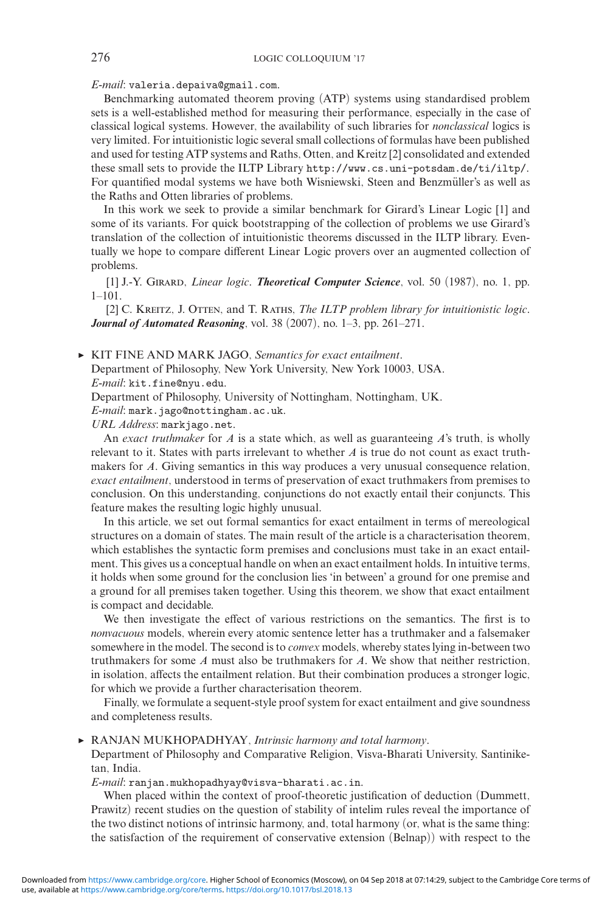*E-mail*: valeria.depaiva@gmail.com.

Benchmarking automated theorem proving (ATP) systems using standardised problem sets is a well-established method for measuring their performance, especially in the case of classical logical systems. However, the availability of such libraries for *nonclassical* logics is very limited. For intuitionistic logic several small collections of formulas have been published and used for testing ATP systems and Raths, Otten, and Kreitz [2] consolidated and extended these small sets to provide the ILTP Library http://www.cs.uni-potsdam.de/ti/iltp/. For quantified modal systems we have both Wisniewski, Steen and Benzmüller's as well as the Raths and Otten libraries of problems.

In this work we seek to provide a similar benchmark for Girard's Linear Logic [1] and some of its variants. For quick bootstrapping of the collection of problems we use Girard's translation of the collection of intuitionistic theorems discussed in the ILTP library. Eventually we hope to compare different Linear Logic provers over an augmented collection of problems.

[1] J.-Y. Girard, *Linear logic*. ***Theoretical Computer Science***, vol. 50 (1987), no. 1, pp. 1–101.

[2] C. Kreitz, J. Otten, and T. Raths, *The ILTP problem library for intuitionistic logic*. ***Journal of Automated Reasoning***, vol. 38 (2007), no. 1–3, pp. 261–271.

► KIT FINE AND MARK JAGO, *Semantics for exact entailment*.

Department of Philosophy, New York University, New York 10003, USA.

*E-mail*: kit.fine@nyu.edu.

Department of Philosophy, University of Nottingham, Nottingham, UK.

*E-mail*: mark.jago@nottingham.ac.uk.

*URL Address*: markjago.net.

An *exact truthmaker* for $A$ is a state which, as well as guaranteeing $A$'s truth, is wholly relevant to it. States with parts irrelevant to whether $A$ is true do not count as exact truthmakers for $A$. Giving semantics in this way produces a very unusual consequence relation, *exact entailment*, understood in terms of preservation of exact truthmakers from premises to conclusion. On this understanding, conjunctions do not exactly entail their conjuncts. This feature makes the resulting logic highly unusual.

In this article, we set out formal semantics for exact entailment in terms of mereological structures on a domain of states. The main result of the article is a characterisation theorem, which establishes the syntactic form premises and conclusions must take in an exact entailment. This gives us a conceptual handle on when an exact entailment holds. In intuitive terms, it holds when some ground for the conclusion lies 'in between' a ground for one premise and a ground for all premises taken together. Using this theorem, we show that exact entailment is compact and decidable.

We then investigate the effect of various restrictions on the semantics. The first is to *nonvacuous* models, wherein every atomic sentence letter has a truthmaker and a falsemaker somewhere in the model. The second is to *convex* models, whereby states lying in-between two truthmakers for some $A$ must also be truthmakers for $A$. We show that neither restriction, in isolation, affects the entailment relation. But their combination produces a stronger logic, for which we provide a further characterisation theorem.

Finally, we formulate a sequent-style proof system for exact entailment and give soundness and completeness results.

► RANJAN MUKHOPADHYAY, *Intrinsic harmony and total harmony*.

Department of Philosophy and Comparative Religion, Visva-Bharati University, Santiniketan, India.

*E-mail*: ranjan.mukhopadhyay@visva-bharati.ac.in.

When placed within the context of proof-theoretic justification of deduction (Dummett, Prawitz) recent studies on the question of stability of intelim rules reveal the importance of the two distinct notions of intrinsic harmony, and, total harmony (or, what is the same thing: the satisfaction of the requirement of conservative extension (Belnap)) with respect to the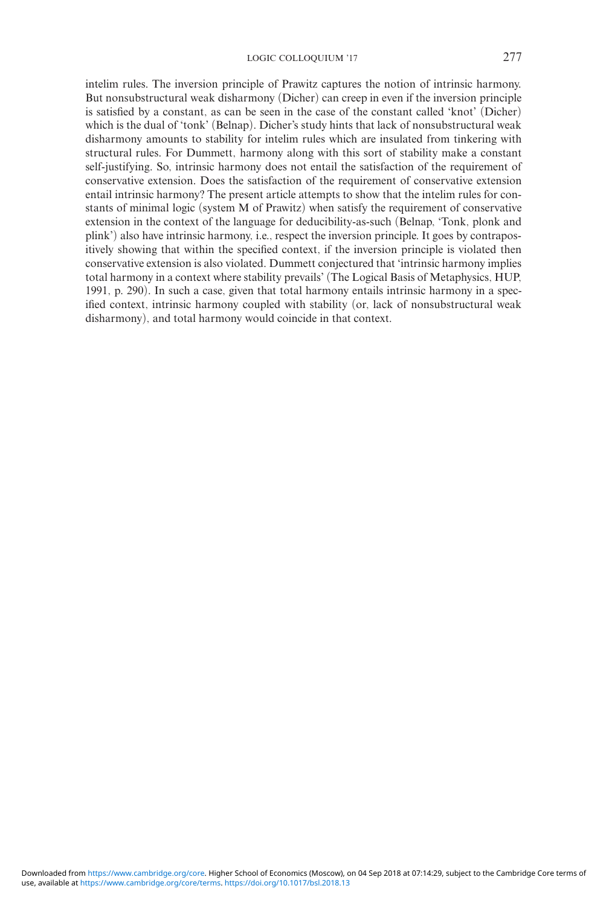intelim rules. The inversion principle of Prawitz captures the notion of intrinsic harmony. But nonsubstructural weak disharmony (Dicher) can creep in even if the inversion principle is satisfied by a constant, as can be seen in the case of the constant called 'knot' (Dicher) which is the dual of 'tonk' (Belnap). Dicher's study hints that lack of nonsubstructural weak disharmony amounts to stability for intelim rules which are insulated from tinkering with structural rules. For Dummett, harmony along with this sort of stability make a constant self-justifying. So, intrinsic harmony does not entail the satisfaction of the requirement of conservative extension. Does the satisfaction of the requirement of conservative extension entail intrinsic harmony? The present article attempts to show that the intelim rules for constants of minimal logic (system M of Prawitz) when satisfy the requirement of conservative extension in the context of the language for deducibility-as-such (Belnap, 'Tonk, plonk and plink') also have intrinsic harmony, i.e., respect the inversion principle. It goes by contrapositively showing that within the specified context, if the inversion principle is violated then conservative extension is also violated. Dummett conjectured that 'intrinsic harmony implies total harmony in a context where stability prevails' (The Logical Basis of Metaphysics, HUP, 1991, p. 290). In such a case, given that total harmony entails intrinsic harmony in a specified context, intrinsic harmony coupled with stability (or, lack of nonsubstructural weak disharmony), and total harmony would coincide in that context.